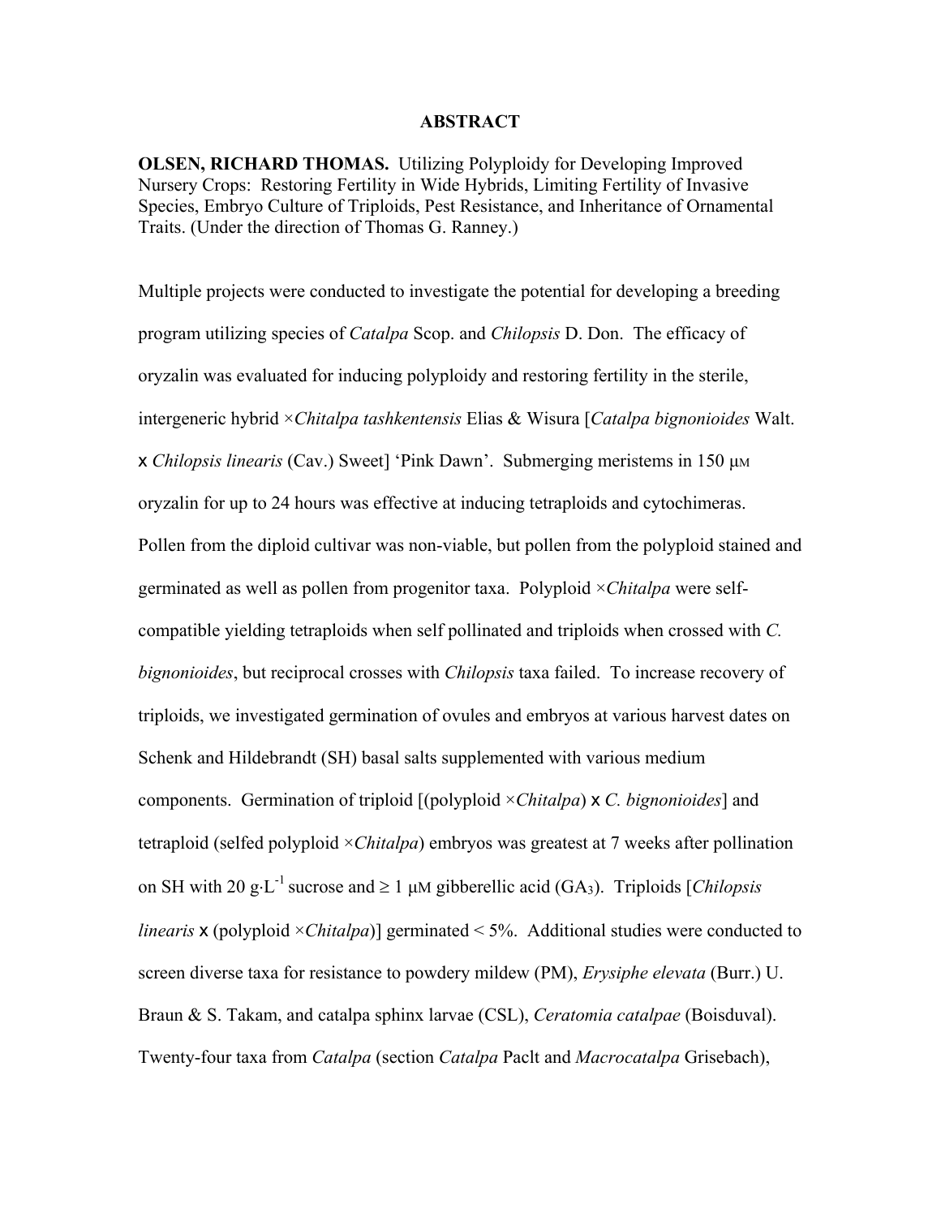# ABSTRACT

**OLSEN, RICHARD THOMAS.** Utilizing Polyploidy for Developing Improved Nursery Crops: Restoring Fertility in Wide Hybrids, Limiting Fertility of Invasive Species, Embryo Culture of Triploids, Pest Resistance, and Inheritance of Ornamental Traits. (Under the direction of Thomas G. Ranney.)

Multiple projects were conducted to investigate the potential for developing a breeding program utilizing species of *Catalpa* Scop. and *Chilopsis* D. Don. The efficacy of oryzalin was evaluated for inducing polyploidy and restoring fertility in the sterile, intergeneric hybrid ×*Chitalpa tashkentensis* Elias & Wisura [*Catalpa bignonioides* Walt. x *Chilopsis linearis* (Cav.) Sweet] 'Pink Dawn'. Submerging meristems in 150 μM oryzalin for up to 24 hours was effective at inducing tetraploids and cytochimeras. Pollen from the diploid cultivar was non-viable, but pollen from the polyploid stained and germinated as well as pollen from progenitor taxa. Polyploid ×*Chitalpa* were self-compatible yielding tetraploids when self pollinated and triploids when crossed with *C. bignonioides*, but reciprocal crosses with *Chilopsis* taxa failed. To increase recovery of triploids, we investigated germination of ovules and embryos at various harvest dates on Schenk and Hildebrandt (SH) basal salts supplemented with various medium components. Germination of triploid [(polyploid ×*Chitalpa*) x *C. bignonioides*] and tetraploid (selfed polyploid ×*Chitalpa*) embryos was greatest at 7 weeks after pollination on SH with 20 $g \cdot L^{-1}$ sucrose and ≥ 1 μM gibberellic acid ($GA_3$). Triploids [*Chilopsis linearis* x (polyploid ×*Chitalpa*)] germinated < 5%. Additional studies were conducted to screen diverse taxa for resistance to powdery mildew (PM), *Erysiphe elevata* (Burr.) U. Braun & S. Takam, and catalpa sphinx larvae (CSL), *Ceratomia catalpae* (Boisduval). Twenty-four taxa from *Catalpa* (section *Catalpa* Paclt and *Macrocatalpa* Grisebach),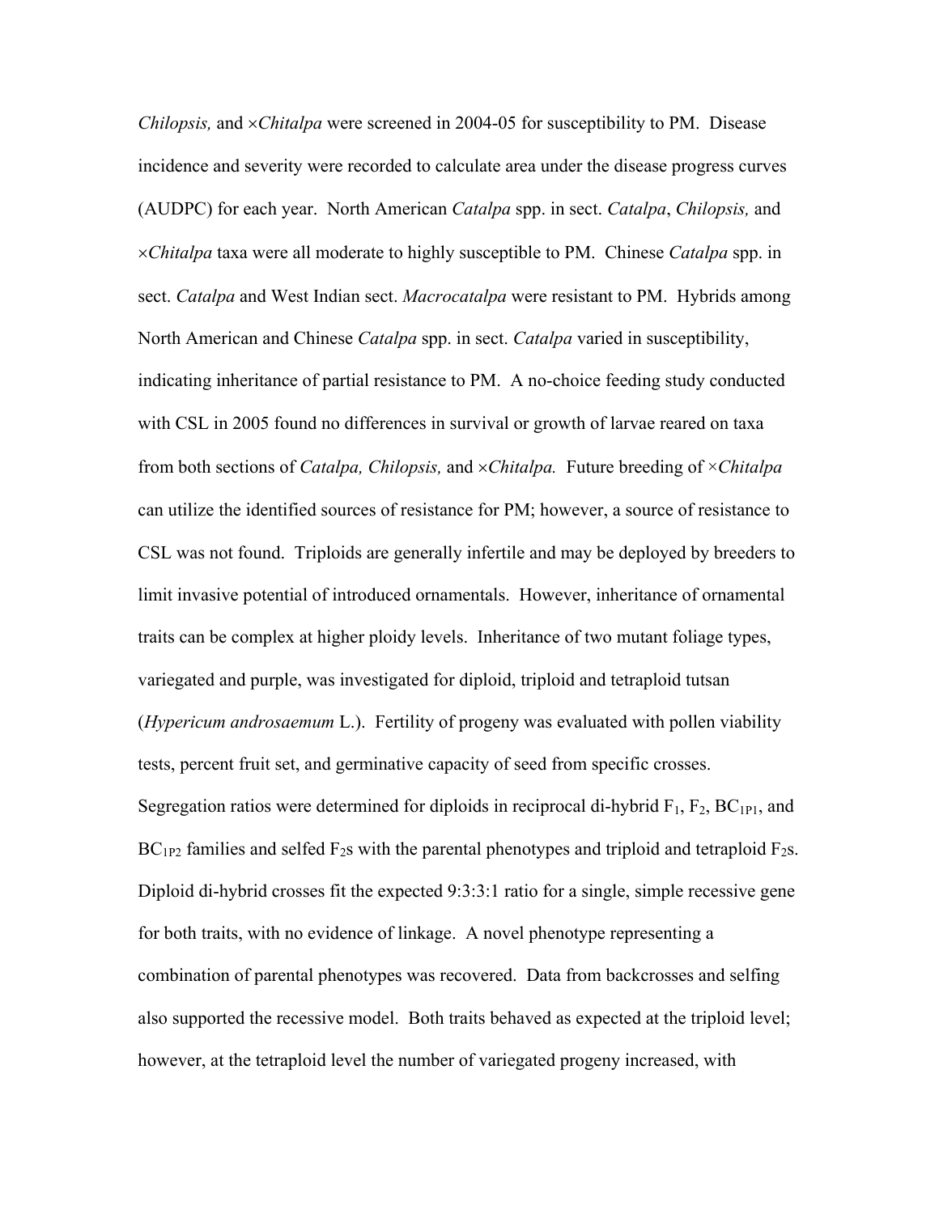*Chilopsis,* and ×*Chitalpa* were screened in 2004-05 for susceptibility to PM. Disease incidence and severity were recorded to calculate area under the disease progress curves (AUDPC) for each year. North American *Catalpa* spp. in sect. *Catalpa*, *Chilopsis,* and ×*Chitalpa* taxa were all moderate to highly susceptible to PM. Chinese *Catalpa* spp. in sect. *Catalpa* and West Indian sect. *Macrocatalpa* were resistant to PM. Hybrids among North American and Chinese *Catalpa* spp. in sect. *Catalpa* varied in susceptibility, indicating inheritance of partial resistance to PM. A no-choice feeding study conducted with CSL in 2005 found no differences in survival or growth of larvae reared on taxa from both sections of *Catalpa, Chilopsis,* and ×*Chitalpa.* Future breeding of ×*Chitalpa* can utilize the identified sources of resistance for PM; however, a source of resistance to CSL was not found. Triploids are generally infertile and may be deployed by breeders to limit invasive potential of introduced ornamentals. However, inheritance of ornamental traits can be complex at higher ploidy levels. Inheritance of two mutant foliage types, variegated and purple, was investigated for diploid, triploid and tetraploid tutsan (*Hypericum androsaemum* L.). Fertility of progeny was evaluated with pollen viability tests, percent fruit set, and germinative capacity of seed from specific crosses. Segregation ratios were determined for diploids in reciprocal di-hybrid $F_1$, $F_2$, $BC_{1P1}$, and $BC_{1P2}$ families and selfed $F_2$s with the parental phenotypes and triploid and tetraploid $F_2$s. Diploid di-hybrid crosses fit the expected 9:3:3:1 ratio for a single, simple recessive gene for both traits, with no evidence of linkage. A novel phenotype representing a combination of parental phenotypes was recovered. Data from backcrosses and selfing also supported the recessive model. Both traits behaved as expected at the triploid level; however, at the tetraploid level the number of variegated progeny increased, with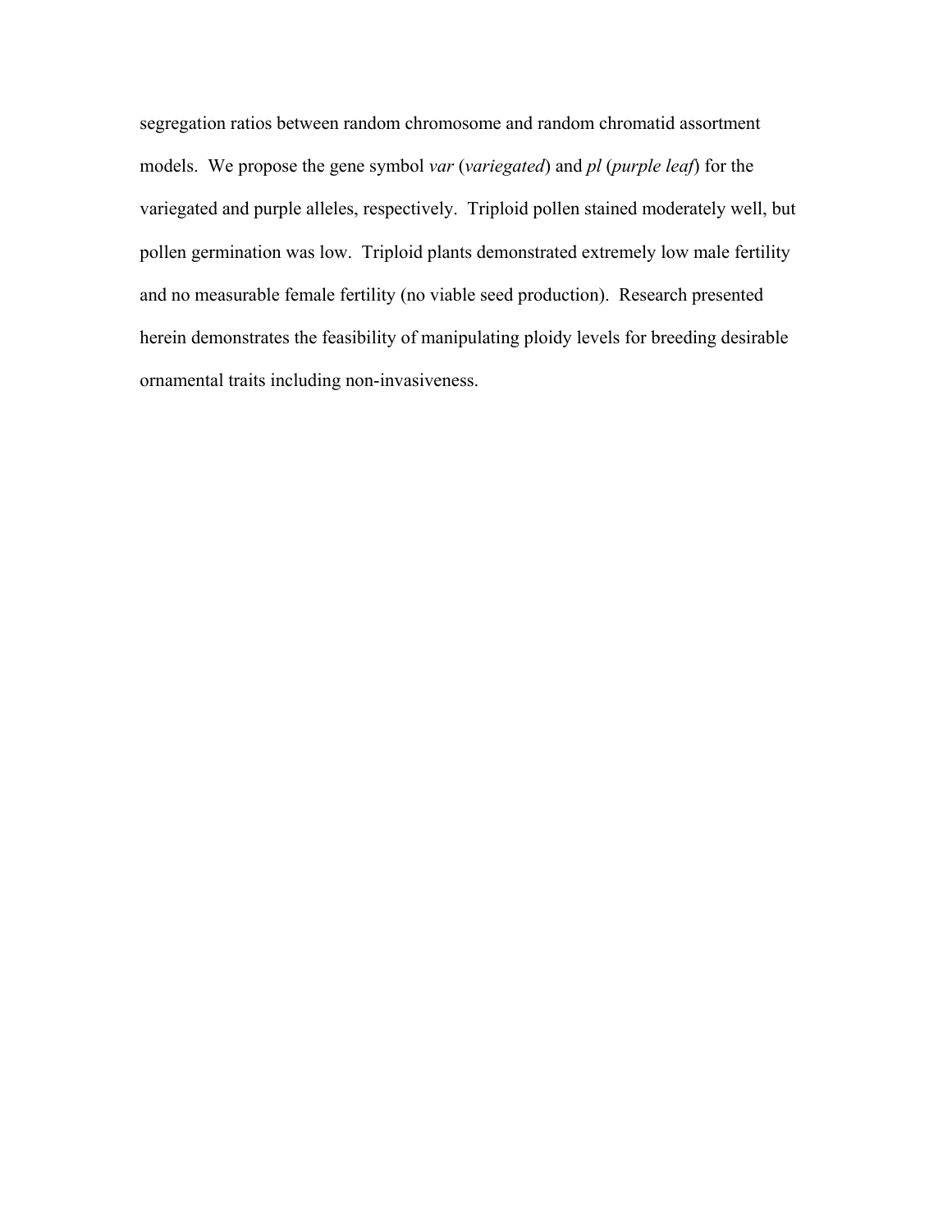segregation ratios between random chromosome and random chromatid assortment models. We propose the gene symbol *var* (*variegated*) and *pl* (*purple leaf*) for the variegated and purple alleles, respectively. Triploid pollen stained moderately well, but pollen germination was low. Triploid plants demonstrated extremely low male fertility and no measurable female fertility (no viable seed production). Research presented herein demonstrates the feasibility of manipulating ploidy levels for breeding desirable ornamental traits including non-invasiveness.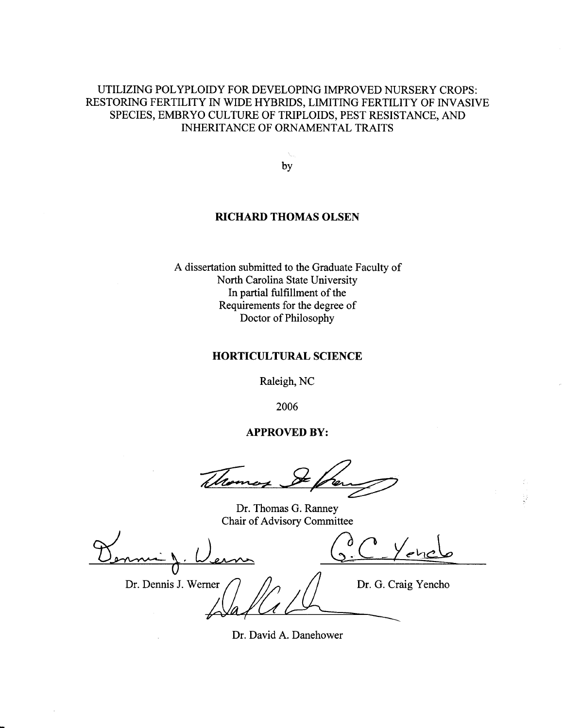UTILIZING POLYPLOIDY FOR DEVELOPING IMPROVED NURSERY CROPS: RESTORING FERTILITY IN WIDE HYBRIDS, LIMITING FERTILITY OF INVASIVE SPECIES, EMBRYO CULTURE OF TRIPLOIDS, PEST RESISTANCE, AND INHERITANCE OF ORNAMENTAL TRAITS

by

**RICHARD THOMAS OLSEN**

A dissertation submitted to the Graduate Faculty of
North Carolina State University
In partial fulfillment of the
Requirements for the degree of
Doctor of Philosophy

**HORTICULTURAL SCIENCE**

Raleigh, NC

2006

**APPROVED BY:**

Dr. Thomas G. Ranney
Chair of Advisory Committee

Dr. Dennis J. Werner

Dr. G. Craig Yencho

Dr. David A. Danehower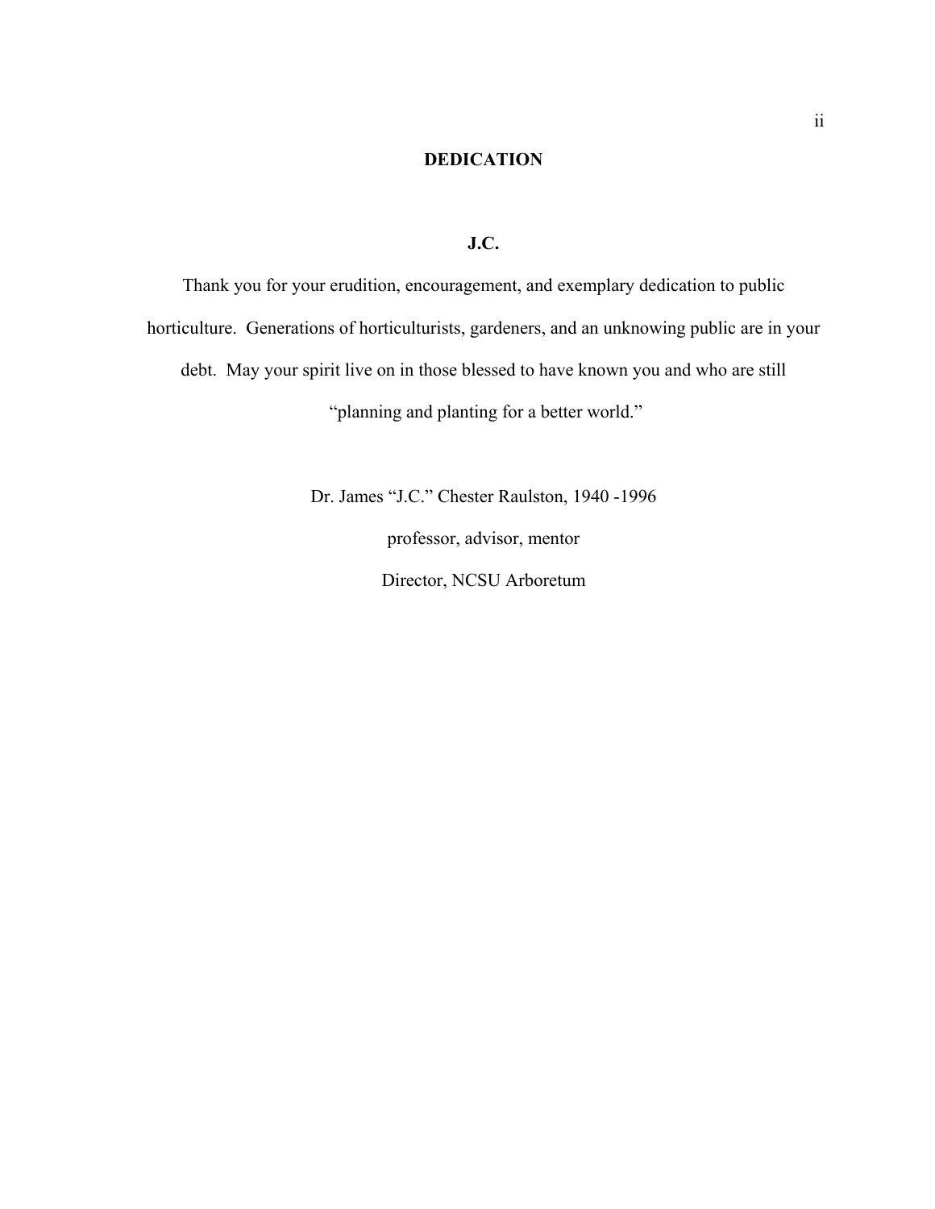# DEDICATION

**J.C.**

Thank you for your erudition, encouragement, and exemplary dedication to public horticulture. Generations of horticulturists, gardeners, and an unknowing public are in your debt. May your spirit live on in those blessed to have known you and who are still "planning and planting for a better world."

Dr. James "J.C." Chester Raulston, 1940 -1996

professor, advisor, mentor

Director, NCSU Arboretum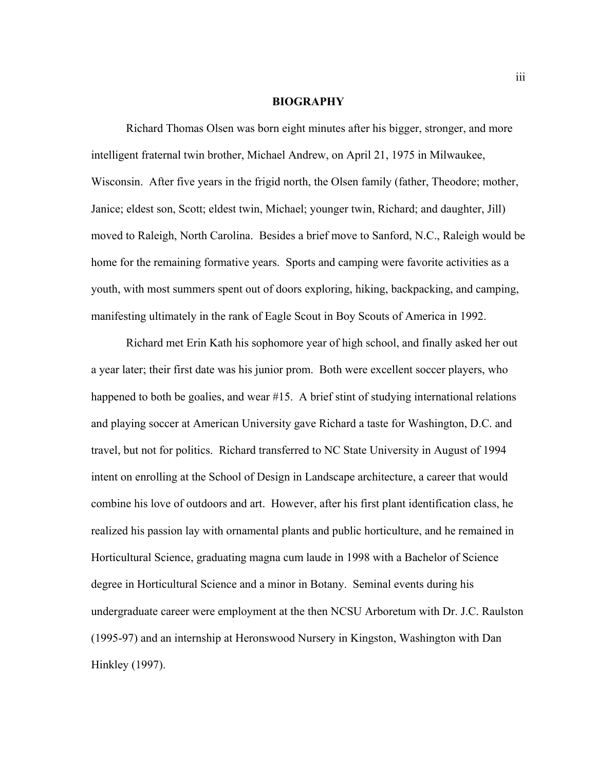# BIOGRAPHY

Richard Thomas Olsen was born eight minutes after his bigger, stronger, and more intelligent fraternal twin brother, Michael Andrew, on April 21, 1975 in Milwaukee, Wisconsin. After five years in the frigid north, the Olsen family (father, Theodore; mother, Janice; eldest son, Scott; eldest twin, Michael; younger twin, Richard; and daughter, Jill) moved to Raleigh, North Carolina. Besides a brief move to Sanford, N.C., Raleigh would be home for the remaining formative years. Sports and camping were favorite activities as a youth, with most summers spent out of doors exploring, hiking, backpacking, and camping, manifesting ultimately in the rank of Eagle Scout in Boy Scouts of America in 1992.

Richard met Erin Kath his sophomore year of high school, and finally asked her out a year later; their first date was his junior prom. Both were excellent soccer players, who happened to both be goalies, and wear #15. A brief stint of studying international relations and playing soccer at American University gave Richard a taste for Washington, D.C. and travel, but not for politics. Richard transferred to NC State University in August of 1994 intent on enrolling at the School of Design in Landscape architecture, a career that would combine his love of outdoors and art. However, after his first plant identification class, he realized his passion lay with ornamental plants and public horticulture, and he remained in Horticultural Science, graduating magna cum laude in 1998 with a Bachelor of Science degree in Horticultural Science and a minor in Botany. Seminal events during his undergraduate career were employment at the then NCSU Arboretum with Dr. J.C. Raulston (1995-97) and an internship at Heronswood Nursery in Kingston, Washington with Dan Hinkley (1997).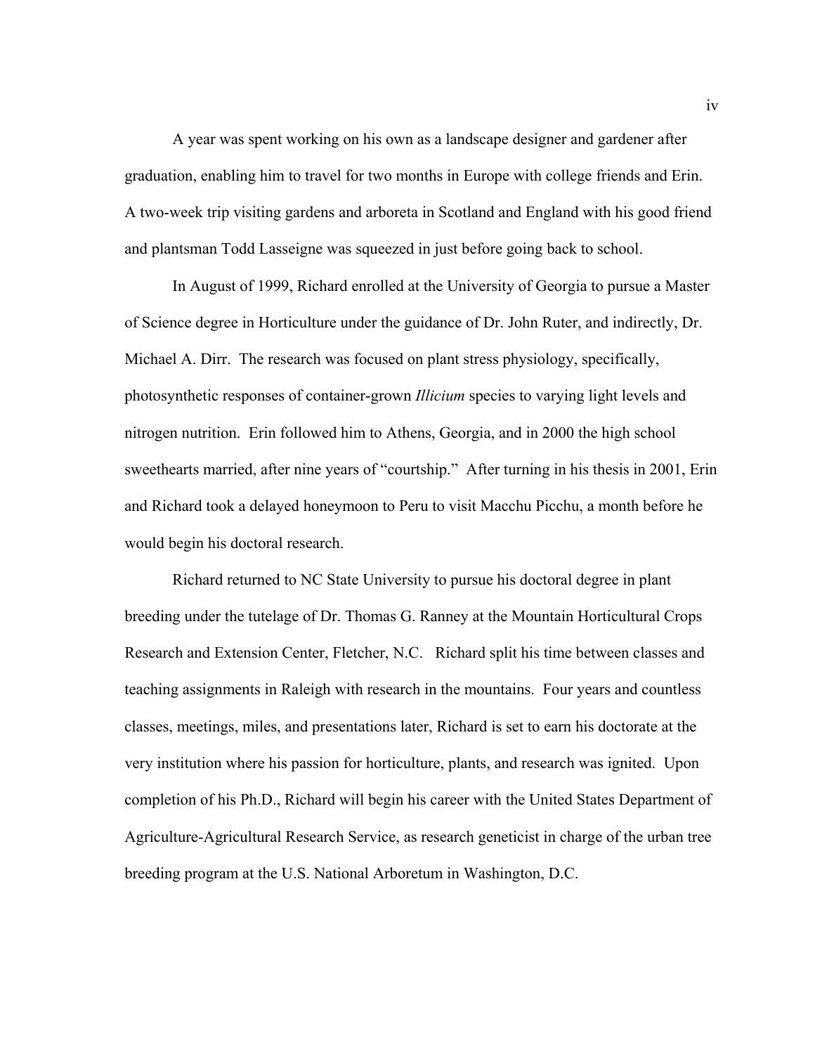A year was spent working on his own as a landscape designer and gardener after graduation, enabling him to travel for two months in Europe with college friends and Erin. A two-week trip visiting gardens and arboreta in Scotland and England with his good friend and plantsman Todd Lasseigne was squeezed in just before going back to school.

In August of 1999, Richard enrolled at the University of Georgia to pursue a Master of Science degree in Horticulture under the guidance of Dr. John Ruter, and indirectly, Dr. Michael A. Dirr. The research was focused on plant stress physiology, specifically, photosynthetic responses of container-grown *Illicium* species to varying light levels and nitrogen nutrition. Erin followed him to Athens, Georgia, and in 2000 the high school sweethearts married, after nine years of "courtship." After turning in his thesis in 2001, Erin and Richard took a delayed honeymoon to Peru to visit Macchu Picchu, a month before he would begin his doctoral research.

Richard returned to NC State University to pursue his doctoral degree in plant breeding under the tutelage of Dr. Thomas G. Ranney at the Mountain Horticultural Crops Research and Extension Center, Fletcher, N.C. Richard split his time between classes and teaching assignments in Raleigh with research in the mountains. Four years and countless classes, meetings, miles, and presentations later, Richard is set to earn his doctorate at the very institution where his passion for horticulture, plants, and research was ignited. Upon completion of his Ph.D., Richard will begin his career with the United States Department of Agriculture-Agricultural Research Service, as research geneticist in charge of the urban tree breeding program at the U.S. National Arboretum in Washington, D.C.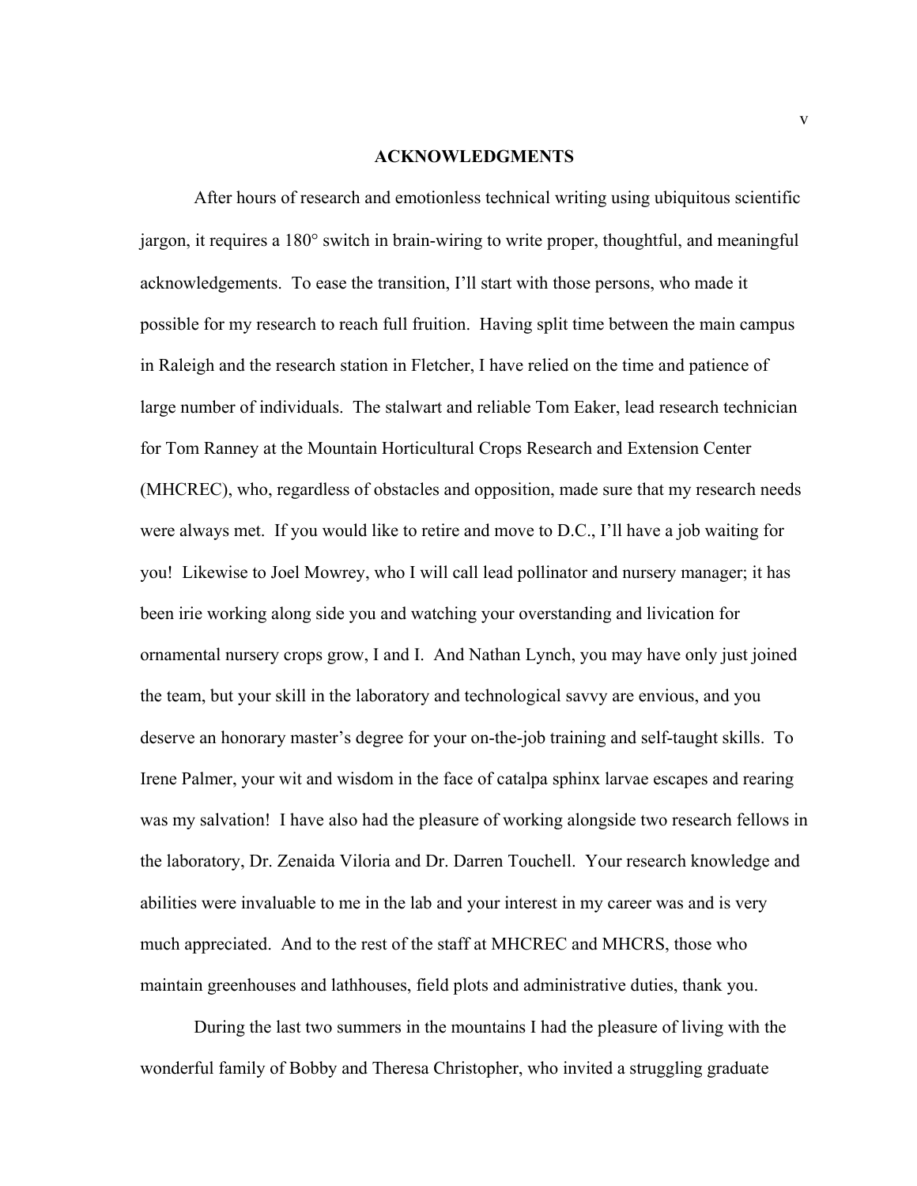## ACKNOWLEDGMENTS

After hours of research and emotionless technical writing using ubiquitous scientific jargon, it requires a 180° switch in brain-wiring to write proper, thoughtful, and meaningful acknowledgements. To ease the transition, I'll start with those persons, who made it possible for my research to reach full fruition. Having split time between the main campus in Raleigh and the research station in Fletcher, I have relied on the time and patience of large number of individuals. The stalwart and reliable Tom Eaker, lead research technician for Tom Ranney at the Mountain Horticultural Crops Research and Extension Center (MHCREC), who, regardless of obstacles and opposition, made sure that my research needs were always met. If you would like to retire and move to D.C., I'll have a job waiting for you! Likewise to Joel Mowrey, who I will call lead pollinator and nursery manager; it has been irie working along side you and watching your overstanding and livication for ornamental nursery crops grow, I and I. And Nathan Lynch, you may have only just joined the team, but your skill in the laboratory and technological savvy are envious, and you deserve an honorary master's degree for your on-the-job training and self-taught skills. To Irene Palmer, your wit and wisdom in the face of catalpa sphinx larvae escapes and rearing was my salvation! I have also had the pleasure of working alongside two research fellows in the laboratory, Dr. Zenaida Viloria and Dr. Darren Touchell. Your research knowledge and abilities were invaluable to me in the lab and your interest in my career was and is very much appreciated. And to the rest of the staff at MHCREC and MHCRS, those who maintain greenhouses and lathhouses, field plots and administrative duties, thank you.

During the last two summers in the mountains I had the pleasure of living with the wonderful family of Bobby and Theresa Christopher, who invited a struggling graduate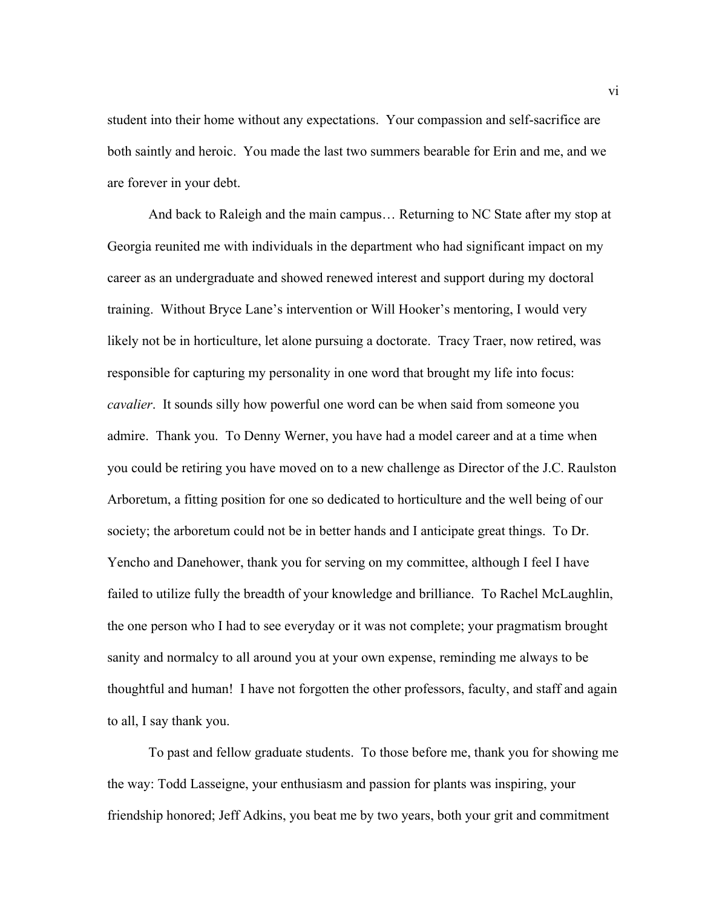student into their home without any expectations. Your compassion and self-sacrifice are both saintly and heroic. You made the last two summers bearable for Erin and me, and we are forever in your debt.

And back to Raleigh and the main campus… Returning to NC State after my stop at Georgia reunited me with individuals in the department who had significant impact on my career as an undergraduate and showed renewed interest and support during my doctoral training. Without Bryce Lane's intervention or Will Hooker's mentoring, I would very likely not be in horticulture, let alone pursuing a doctorate. Tracy Traer, now retired, was responsible for capturing my personality in one word that brought my life into focus: *cavalier*. It sounds silly how powerful one word can be when said from someone you admire. Thank you. To Denny Werner, you have had a model career and at a time when you could be retiring you have moved on to a new challenge as Director of the J.C. Raulston Arboretum, a fitting position for one so dedicated to horticulture and the well being of our society; the arboretum could not be in better hands and I anticipate great things. To Dr. Yencho and Danehower, thank you for serving on my committee, although I feel I have failed to utilize fully the breadth of your knowledge and brilliance. To Rachel McLaughlin, the one person who I had to see everyday or it was not complete; your pragmatism brought sanity and normalcy to all around you at your own expense, reminding me always to be thoughtful and human! I have not forgotten the other professors, faculty, and staff and again to all, I say thank you.

To past and fellow graduate students. To those before me, thank you for showing me the way: Todd Lasseigne, your enthusiasm and passion for plants was inspiring, your friendship honored; Jeff Adkins, you beat me by two years, both your grit and commitment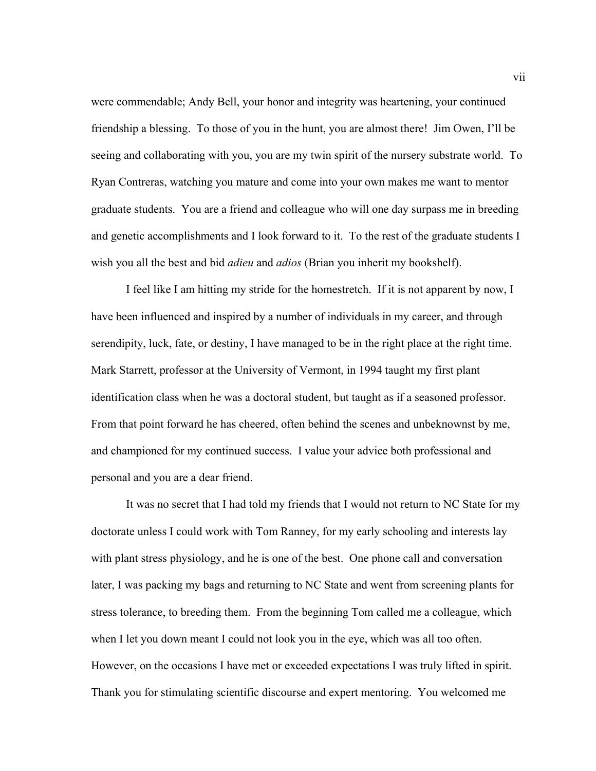were commendable; Andy Bell, your honor and integrity was heartening, your continued friendship a blessing. To those of you in the hunt, you are almost there! Jim Owen, I'll be seeing and collaborating with you, you are my twin spirit of the nursery substrate world. To Ryan Contreras, watching you mature and come into your own makes me want to mentor graduate students. You are a friend and colleague who will one day surpass me in breeding and genetic accomplishments and I look forward to it. To the rest of the graduate students I wish you all the best and bid *adieu* and *adios* (Brian you inherit my bookshelf).

I feel like I am hitting my stride for the homestretch. If it is not apparent by now, I have been influenced and inspired by a number of individuals in my career, and through serendipity, luck, fate, or destiny, I have managed to be in the right place at the right time. Mark Starrett, professor at the University of Vermont, in 1994 taught my first plant identification class when he was a doctoral student, but taught as if a seasoned professor. From that point forward he has cheered, often behind the scenes and unbeknownst by me, and championed for my continued success. I value your advice both professional and personal and you are a dear friend.

It was no secret that I had told my friends that I would not return to NC State for my doctorate unless I could work with Tom Ranney, for my early schooling and interests lay with plant stress physiology, and he is one of the best. One phone call and conversation later, I was packing my bags and returning to NC State and went from screening plants for stress tolerance, to breeding them. From the beginning Tom called me a colleague, which when I let you down meant I could not look you in the eye, which was all too often. However, on the occasions I have met or exceeded expectations I was truly lifted in spirit. Thank you for stimulating scientific discourse and expert mentoring. You welcomed me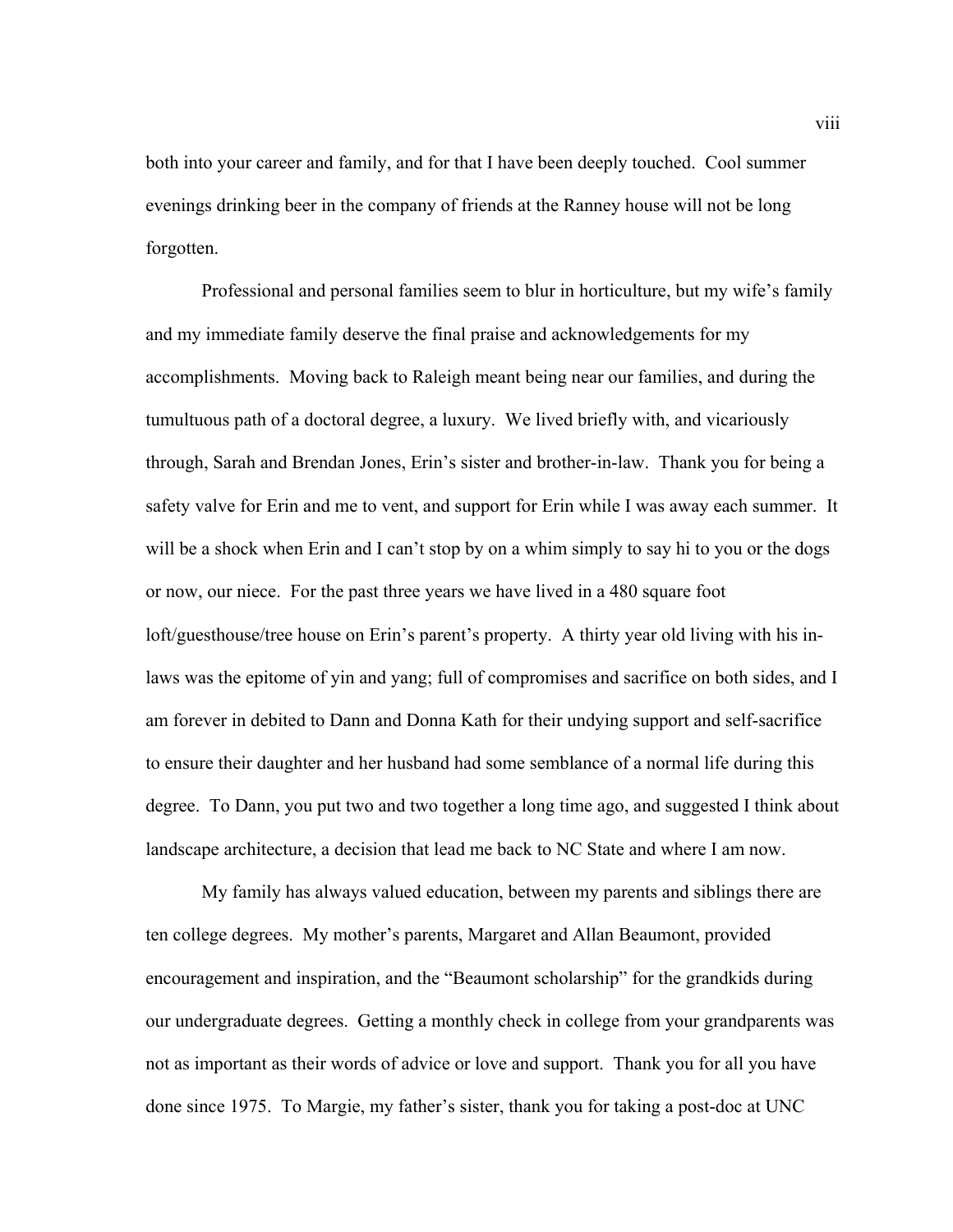both into your career and family, and for that I have been deeply touched. Cool summer evenings drinking beer in the company of friends at the Ranney house will not be long forgotten.

Professional and personal families seem to blur in horticulture, but my wife's family and my immediate family deserve the final praise and acknowledgements for my accomplishments. Moving back to Raleigh meant being near our families, and during the tumultuous path of a doctoral degree, a luxury. We lived briefly with, and vicariously through, Sarah and Brendan Jones, Erin's sister and brother-in-law. Thank you for being a safety valve for Erin and me to vent, and support for Erin while I was away each summer. It will be a shock when Erin and I can't stop by on a whim simply to say hi to you or the dogs or now, our niece. For the past three years we have lived in a 480 square foot loft/guesthouse/tree house on Erin's parent's property. A thirty year old living with his in-laws was the epitome of yin and yang; full of compromises and sacrifice on both sides, and I am forever in debited to Dann and Donna Kath for their undying support and self-sacrifice to ensure their daughter and her husband had some semblance of a normal life during this degree. To Dann, you put two and two together a long time ago, and suggested I think about landscape architecture, a decision that lead me back to NC State and where I am now.

My family has always valued education, between my parents and siblings there are ten college degrees. My mother's parents, Margaret and Allan Beaumont, provided encouragement and inspiration, and the "Beaumont scholarship" for the grandkids during our undergraduate degrees. Getting a monthly check in college from your grandparents was not as important as their words of advice or love and support. Thank you for all you have done since 1975. To Margie, my father's sister, thank you for taking a post-doc at UNC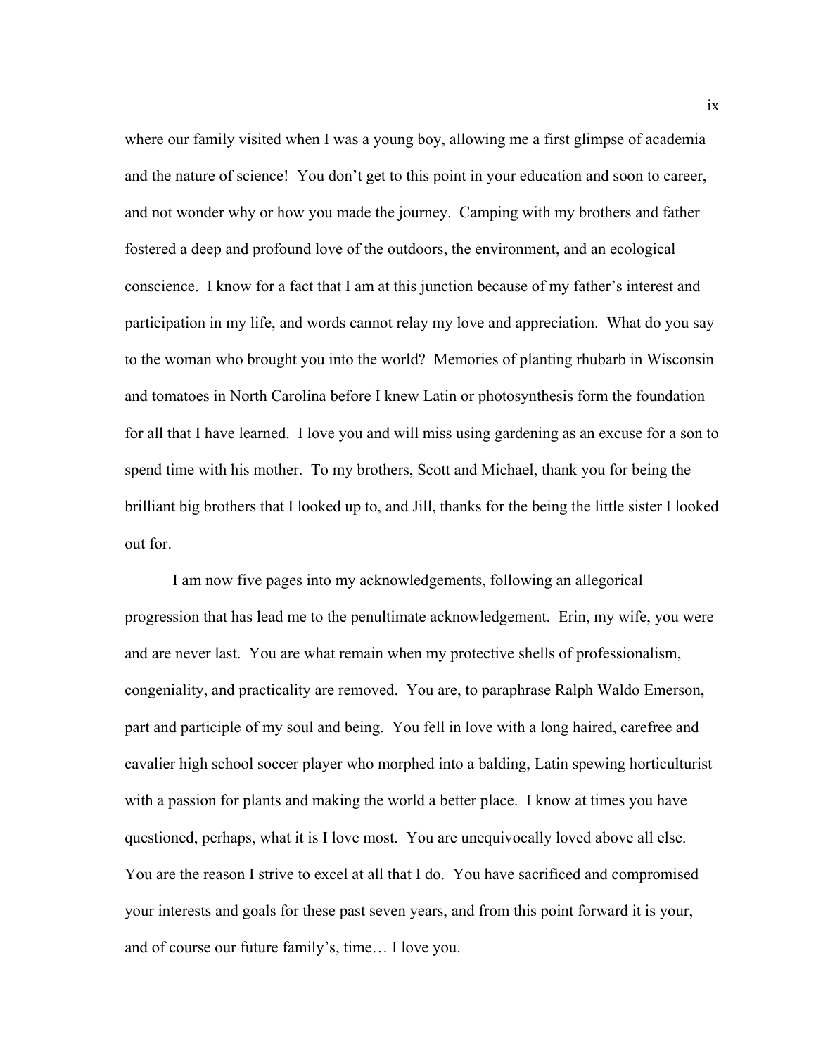where our family visited when I was a young boy, allowing me a first glimpse of academia and the nature of science! You don't get to this point in your education and soon to career, and not wonder why or how you made the journey. Camping with my brothers and father fostered a deep and profound love of the outdoors, the environment, and an ecological conscience. I know for a fact that I am at this junction because of my father's interest and participation in my life, and words cannot relay my love and appreciation. What do you say to the woman who brought you into the world? Memories of planting rhubarb in Wisconsin and tomatoes in North Carolina before I knew Latin or photosynthesis form the foundation for all that I have learned. I love you and will miss using gardening as an excuse for a son to spend time with his mother. To my brothers, Scott and Michael, thank you for being the brilliant big brothers that I looked up to, and Jill, thanks for the being the little sister I looked out for.

I am now five pages into my acknowledgements, following an allegorical progression that has lead me to the penultimate acknowledgement. Erin, my wife, you were and are never last. You are what remain when my protective shells of professionalism, congeniality, and practicality are removed. You are, to paraphrase Ralph Waldo Emerson, part and participle of my soul and being. You fell in love with a long haired, carefree and cavalier high school soccer player who morphed into a balding, Latin spewing horticulturist with a passion for plants and making the world a better place. I know at times you have questioned, perhaps, what it is I love most. You are unequivocally loved above all else. You are the reason I strive to excel at all that I do. You have sacrificed and compromised your interests and goals for these past seven years, and from this point forward it is your, and of course our future family's, time… I love you.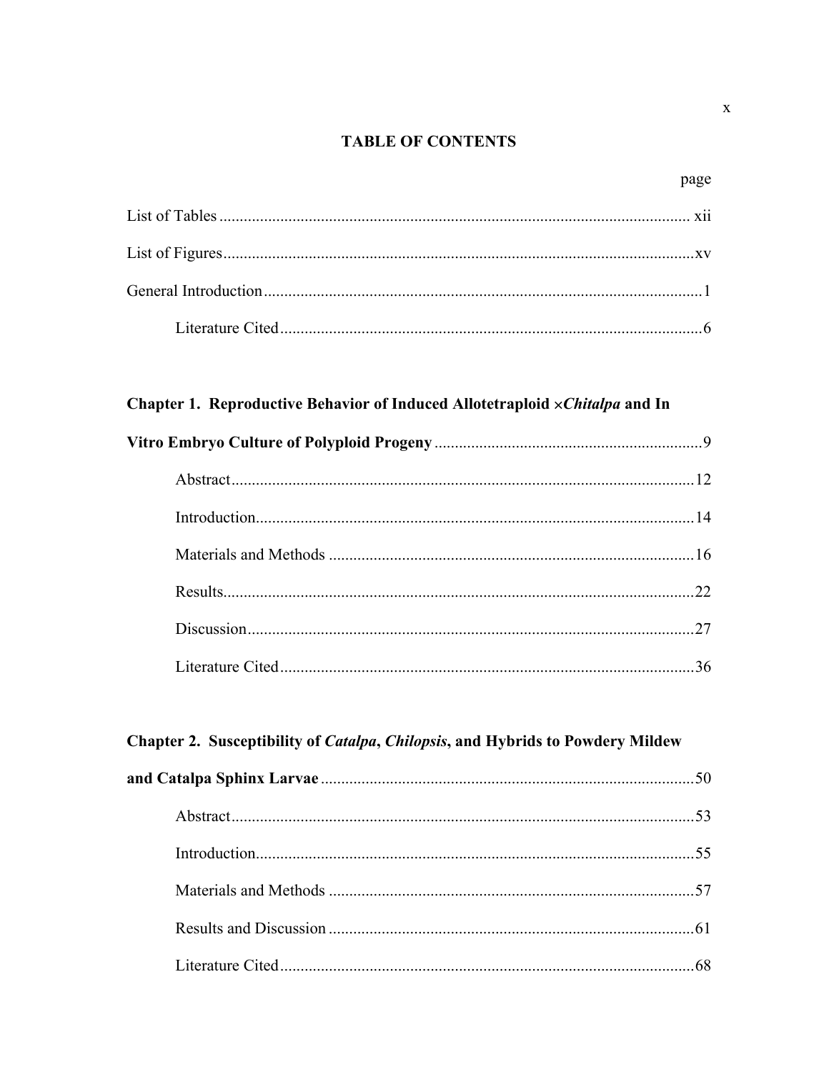# TABLE OF CONTENTS

page

List of Tables .................................................................................................................... xii

List of Figures....................................................................................................................xv

General Introduction ...........................................................................................................1

Literature Cited .......................................................................................................6

**Chapter 1. Reproductive Behavior of Induced Allotetraploid ×*Chitalpa* and In Vitro Embryo Culture of Polyploid Progeny** ..................................................................9

Abstract..................................................................................................................12

Introduction............................................................................................................14

Materials and Methods ..........................................................................................16

Results....................................................................................................................22

Discussion..............................................................................................................27

Literature Cited ......................................................................................................36

**Chapter 2. Susceptibility of *Catalpa*, *Chilopsis*, and Hybrids to Powdery Mildew and Catalpa Sphinx Larvae** ............................................................................................50

Abstract..................................................................................................................53

Introduction............................................................................................................55

Materials and Methods ..........................................................................................57

Results and Discussion ..........................................................................................61

Literature Cited ......................................................................................................68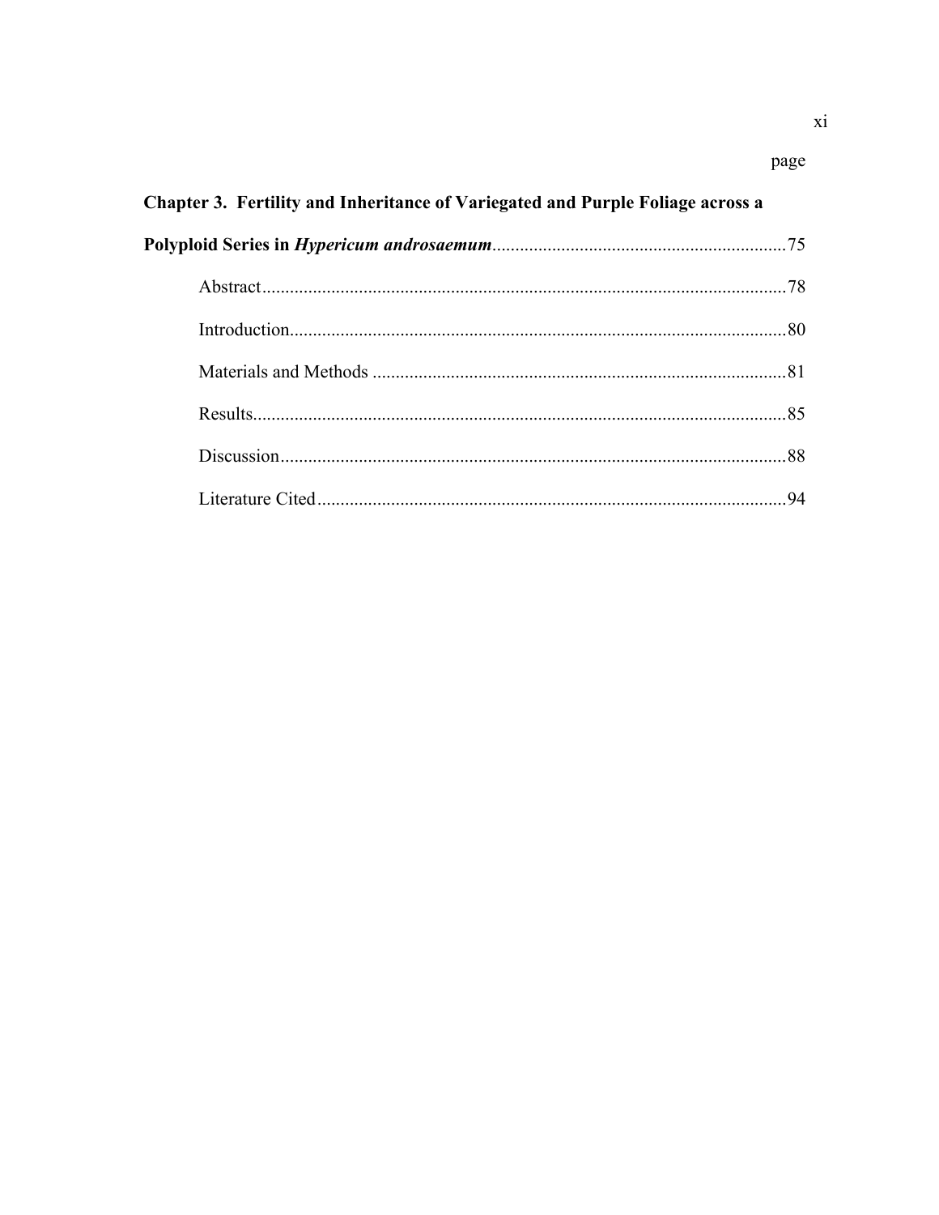page

**Chapter 3. Fertility and Inheritance of Variegated and Purple Foliage across a Polyploid Series in *Hypericum androsaemum***................................................................75

Abstract..................................................................................................................78

Introduction...........................................................................................................80

Materials and Methods .........................................................................................81

Results....................................................................................................................85

Discussion..............................................................................................................88

Literature Cited......................................................................................................94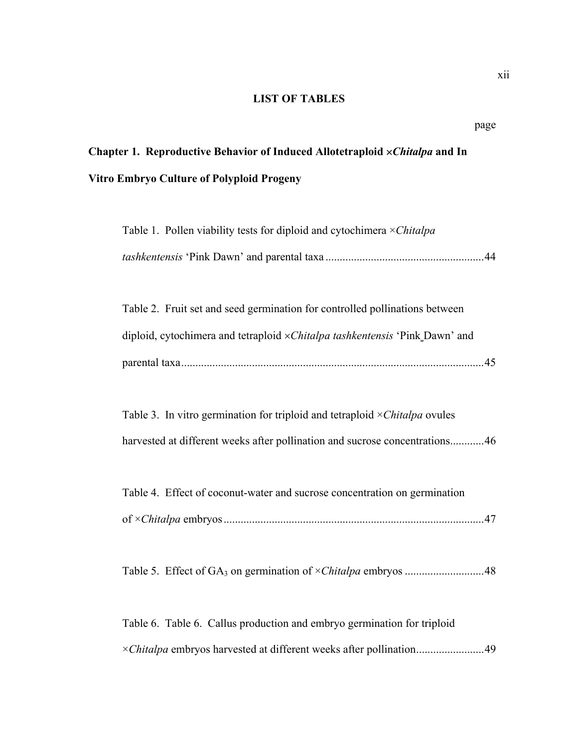# LIST OF TABLES

page

## Chapter 1. Reproductive Behavior of Induced Allotetraploid ×*Chitalpa* and In Vitro Embryo Culture of Polyploid Progeny

Table 1. Pollen viability tests for diploid and cytochimera ×*Chitalpa tashkentensis* 'Pink Dawn' and parental taxa ........................................................44

Table 2. Fruit set and seed germination for controlled pollinations between diploid, cytochimera and tetraploid ×*Chitalpa tashkentensis* 'Pink Dawn' and parental taxa..........................................................................................................45

Table 3. In vitro germination for triploid and tetraploid ×*Chitalpa* ovules harvested at different weeks after pollination and sucrose concentrations............46

Table 4. Effect of coconut-water and sucrose concentration on germination of ×*Chitalpa* embryos...........................................................................................47

Table 5. Effect of $GA_3$ on germination of ×*Chitalpa* embryos ...........................48

Table 6. Table 6. Callus production and embryo germination for triploid ×*Chitalpa* embryos harvested at different weeks after pollination........................49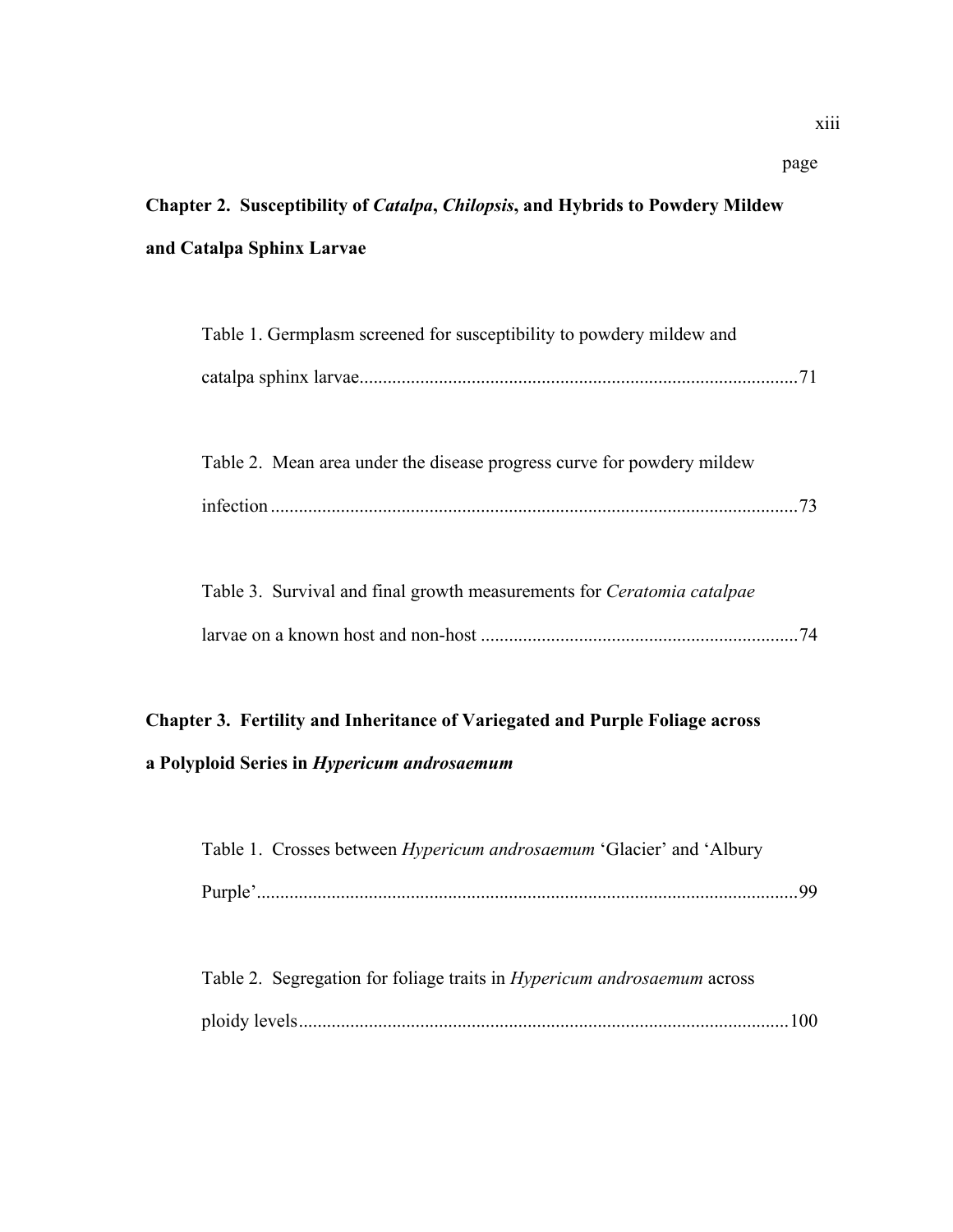page

**Chapter 2. Susceptibility of *Catalpa*, *Chilopsis*, and Hybrids to Powdery Mildew and Catalpa Sphinx Larvae**

Table 1. Germplasm screened for susceptibility to powdery mildew and catalpa sphinx larvae............................................................................................71

Table 2. Mean area under the disease progress curve for powdery mildew infection................................................................................................................73

Table 3. Survival and final growth measurements for *Ceratomia catalpae* larvae on a known host and non-host ....................................................................74

**Chapter 3. Fertility and Inheritance of Variegated and Purple Foliage across a Polyploid Series in *Hypericum androsaemum***

Table 1. Crosses between *Hypericum androsaemum* 'Glacier' and 'Albury Purple'...................................................................................................................99

Table 2. Segregation for foliage traits in *Hypericum androsaemum* across ploidy levels........................................................................................................100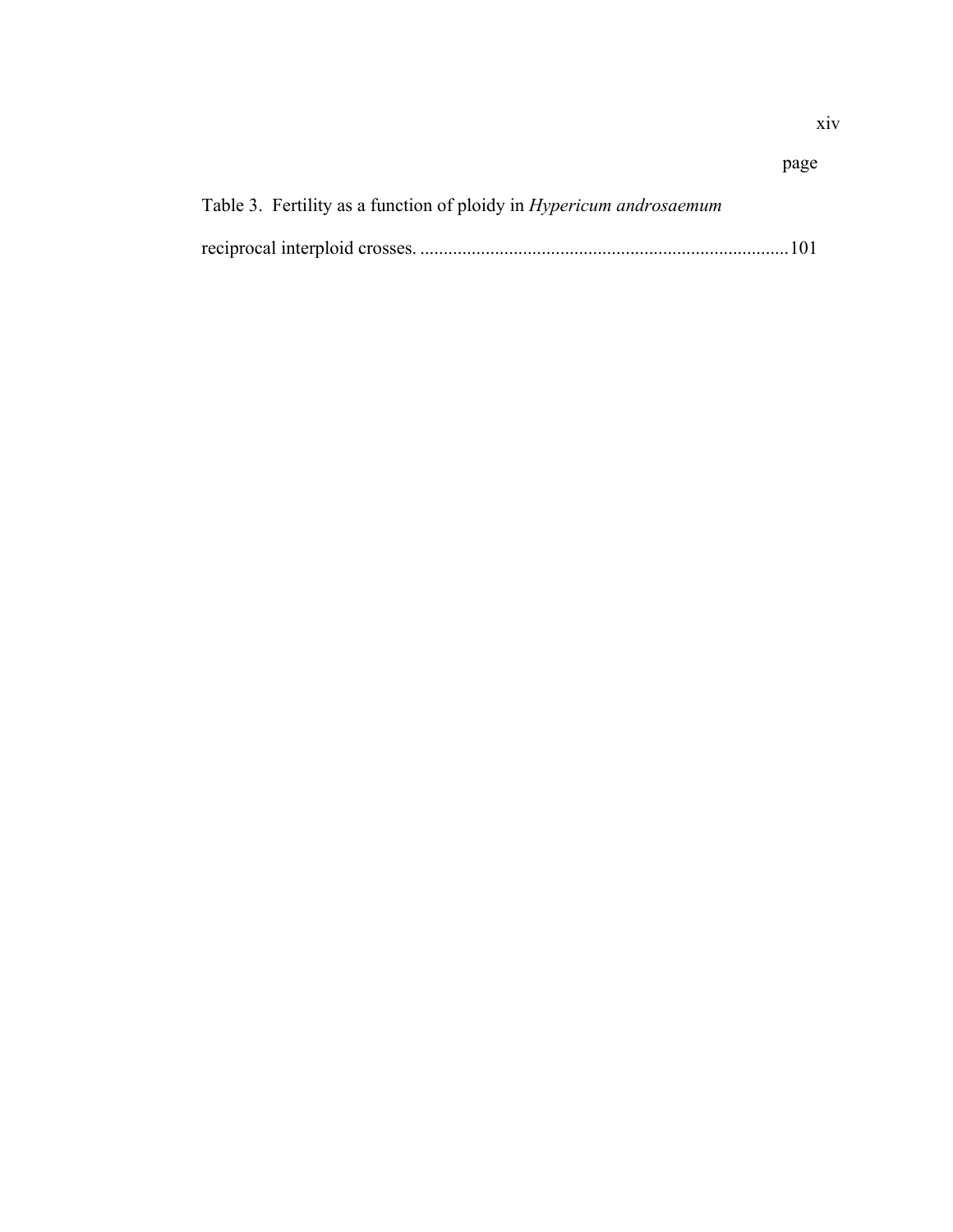page

Table 3. Fertility as a function of ploidy in *Hypericum androsaemum* reciprocal interploid crosses. ............................................................................... 101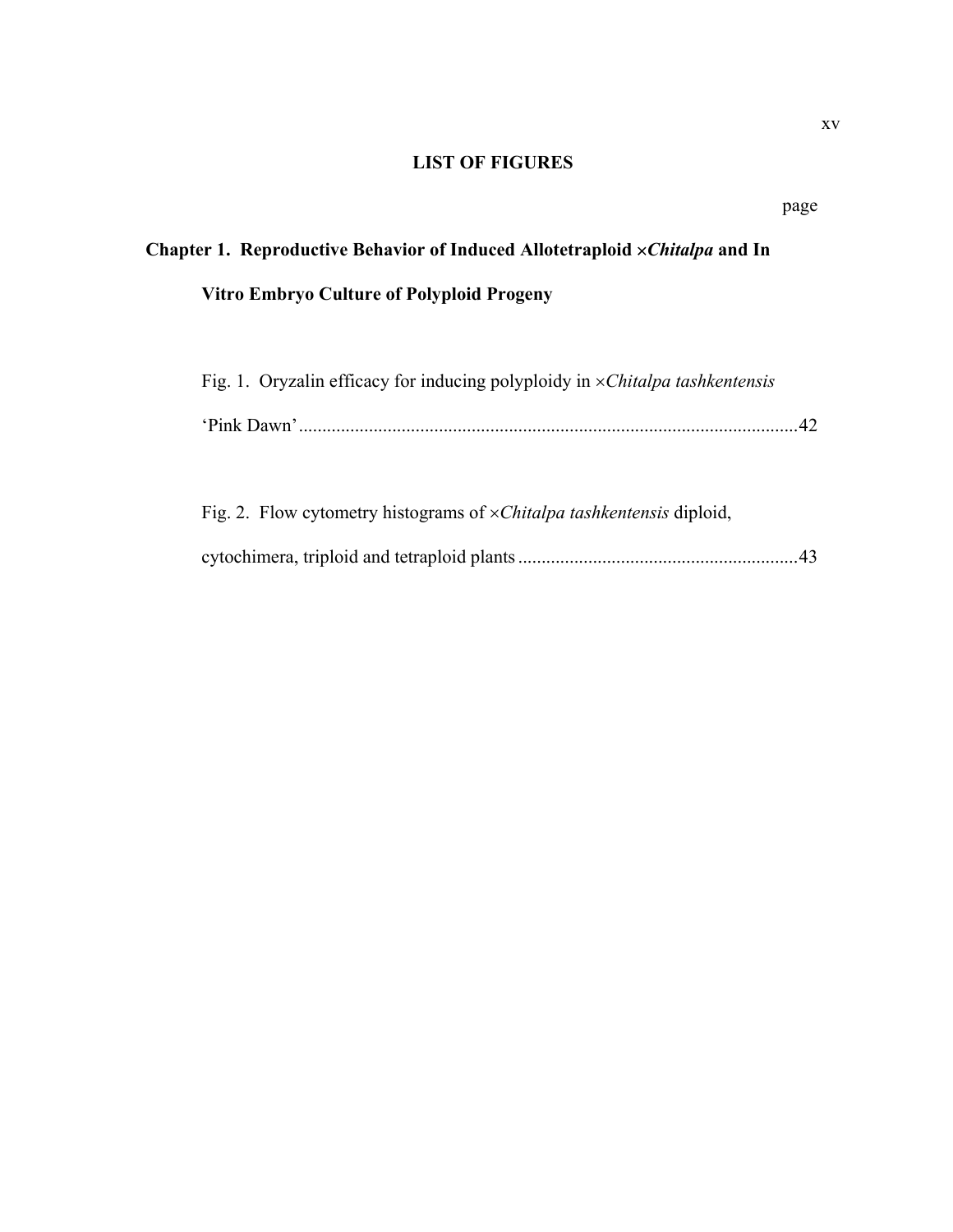# LIST OF FIGURES

page

**Chapter 1. Reproductive Behavior of Induced Allotetraploid ×*Chitalpa* and In Vitro Embryo Culture of Polyploid Progeny**

Fig. 1. Oryzalin efficacy for inducing polyploidy in ×*Chitalpa tashkentensis* ‘Pink Dawn’ ........................................................................................................... 42

Fig. 2. Flow cytometry histograms of ×*Chitalpa tashkentensis* diploid, cytochimera, triploid and tetraploid plants ........................................................... 43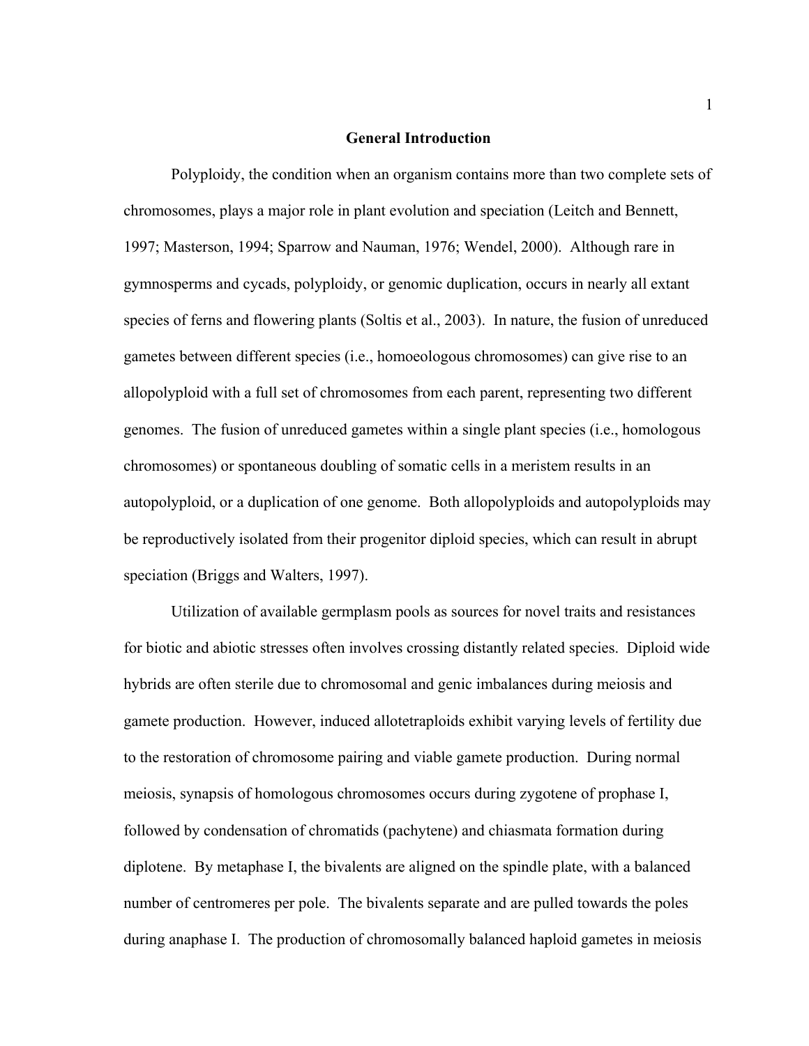# General Introduction

Polyploidy, the condition when an organism contains more than two complete sets of chromosomes, plays a major role in plant evolution and speciation (Leitch and Bennett, 1997; Masterson, 1994; Sparrow and Nauman, 1976; Wendel, 2000). Although rare in gymnosperms and cycads, polyploidy, or genomic duplication, occurs in nearly all extant species of ferns and flowering plants (Soltis et al., 2003). In nature, the fusion of unreduced gametes between different species (i.e., homoeologous chromosomes) can give rise to an allopolyploid with a full set of chromosomes from each parent, representing two different genomes. The fusion of unreduced gametes within a single plant species (i.e., homologous chromosomes) or spontaneous doubling of somatic cells in a meristem results in an autopolyploid, or a duplication of one genome. Both allopolyploids and autopolyploids may be reproductively isolated from their progenitor diploid species, which can result in abrupt speciation (Briggs and Walters, 1997).

Utilization of available germplasm pools as sources for novel traits and resistances for biotic and abiotic stresses often involves crossing distantly related species. Diploid wide hybrids are often sterile due to chromosomal and genic imbalances during meiosis and gamete production. However, induced allotetraploids exhibit varying levels of fertility due to the restoration of chromosome pairing and viable gamete production. During normal meiosis, synapsis of homologous chromosomes occurs during zygotene of prophase I, followed by condensation of chromatids (pachytene) and chiasmata formation during diplotene. By metaphase I, the bivalents are aligned on the spindle plate, with a balanced number of centromeres per pole. The bivalents separate and are pulled towards the poles during anaphase I. The production of chromosomally balanced haploid gametes in meiosis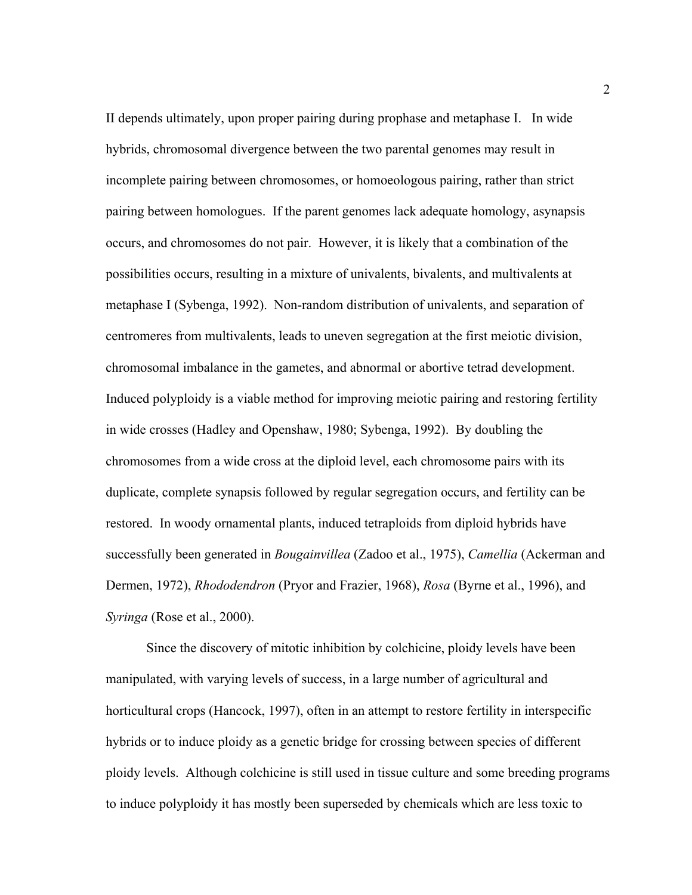II depends ultimately, upon proper pairing during prophase and metaphase I. In wide hybrids, chromosomal divergence between the two parental genomes may result in incomplete pairing between chromosomes, or homoeologous pairing, rather than strict pairing between homologues. If the parent genomes lack adequate homology, asynapsis occurs, and chromosomes do not pair. However, it is likely that a combination of the possibilities occurs, resulting in a mixture of univalents, bivalents, and multivalents at metaphase I (Sybenga, 1992). Non-random distribution of univalents, and separation of centromeres from multivalents, leads to uneven segregation at the first meiotic division, chromosomal imbalance in the gametes, and abnormal or abortive tetrad development. Induced polyploidy is a viable method for improving meiotic pairing and restoring fertility in wide crosses (Hadley and Openshaw, 1980; Sybenga, 1992). By doubling the chromosomes from a wide cross at the diploid level, each chromosome pairs with its duplicate, complete synapsis followed by regular segregation occurs, and fertility can be restored. In woody ornamental plants, induced tetraploids from diploid hybrids have successfully been generated in *Bougainvillea* (Zadoo et al., 1975), *Camellia* (Ackerman and Dermen, 1972), *Rhododendron* (Pryor and Frazier, 1968), *Rosa* (Byrne et al., 1996), and *Syringa* (Rose et al., 2000).

Since the discovery of mitotic inhibition by colchicine, ploidy levels have been manipulated, with varying levels of success, in a large number of agricultural and horticultural crops (Hancock, 1997), often in an attempt to restore fertility in interspecific hybrids or to induce ploidy as a genetic bridge for crossing between species of different ploidy levels. Although colchicine is still used in tissue culture and some breeding programs to induce polyploidy it has mostly been superseded by chemicals which are less toxic to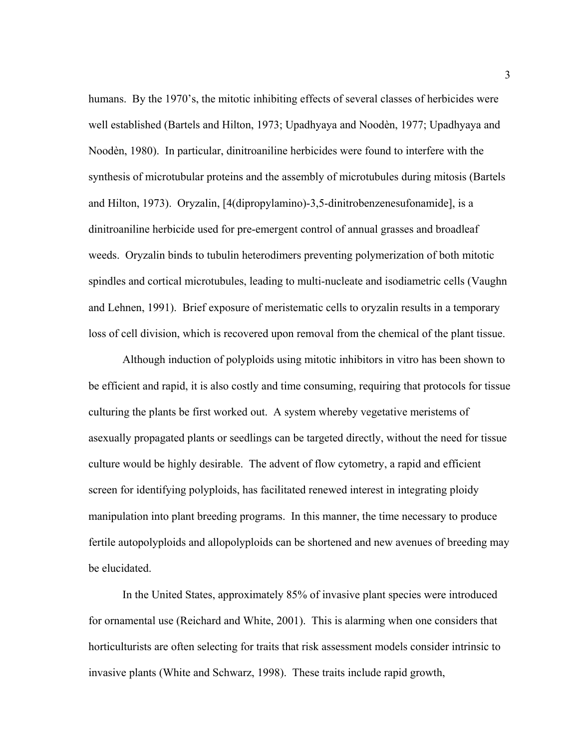humans. By the 1970's, the mitotic inhibiting effects of several classes of herbicides were well established (Bartels and Hilton, 1973; Upadhyaya and Noodèn, 1977; Upadhyaya and Noodèn, 1980). In particular, dinitroaniline herbicides were found to interfere with the synthesis of microtubular proteins and the assembly of microtubules during mitosis (Bartels and Hilton, 1973). Oryzalin, [4(dipropylamino)-3,5-dinitrobenzenesufonamide], is a dinitroaniline herbicide used for pre-emergent control of annual grasses and broadleaf weeds. Oryzalin binds to tubulin heterodimers preventing polymerization of both mitotic spindles and cortical microtubules, leading to multi-nucleate and isodiametric cells (Vaughn and Lehnen, 1991). Brief exposure of meristematic cells to oryzalin results in a temporary loss of cell division, which is recovered upon removal from the chemical of the plant tissue.

Although induction of polyploids using mitotic inhibitors in vitro has been shown to be efficient and rapid, it is also costly and time consuming, requiring that protocols for tissue culturing the plants be first worked out. A system whereby vegetative meristems of asexually propagated plants or seedlings can be targeted directly, without the need for tissue culture would be highly desirable. The advent of flow cytometry, a rapid and efficient screen for identifying polyploids, has facilitated renewed interest in integrating ploidy manipulation into plant breeding programs. In this manner, the time necessary to produce fertile autopolyploids and allopolyploids can be shortened and new avenues of breeding may be elucidated.

In the United States, approximately 85% of invasive plant species were introduced for ornamental use (Reichard and White, 2001). This is alarming when one considers that horticulturists are often selecting for traits that risk assessment models consider intrinsic to invasive plants (White and Schwarz, 1998). These traits include rapid growth,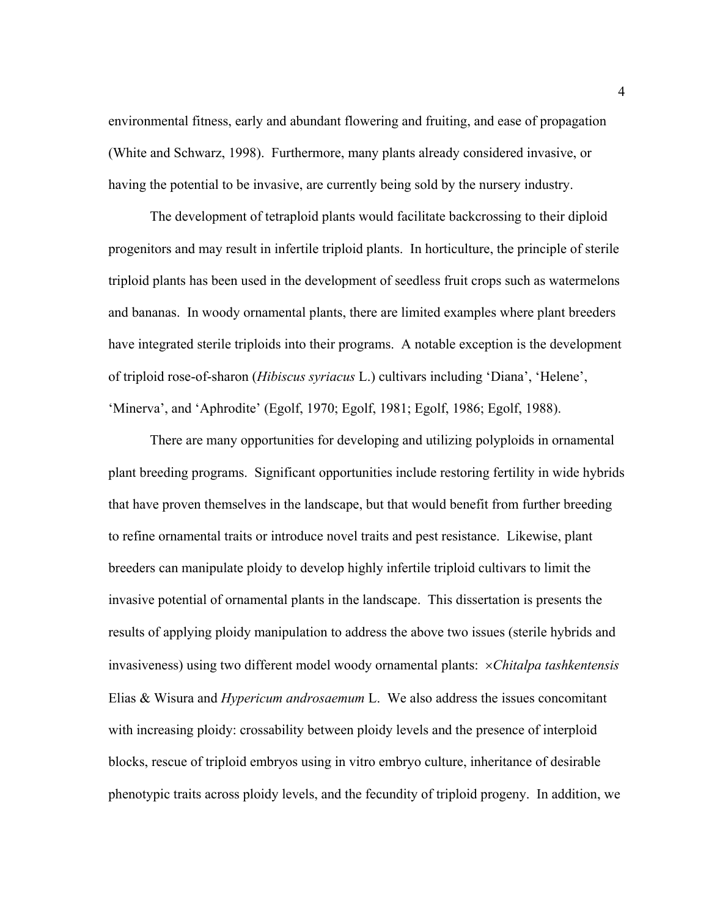environmental fitness, early and abundant flowering and fruiting, and ease of propagation (White and Schwarz, 1998). Furthermore, many plants already considered invasive, or having the potential to be invasive, are currently being sold by the nursery industry.

The development of tetraploid plants would facilitate backcrossing to their diploid progenitors and may result in infertile triploid plants. In horticulture, the principle of sterile triploid plants has been used in the development of seedless fruit crops such as watermelons and bananas. In woody ornamental plants, there are limited examples where plant breeders have integrated sterile triploids into their programs. A notable exception is the development of triploid rose-of-sharon (*Hibiscus syriacus* L.) cultivars including 'Diana', 'Helene', 'Minerva', and 'Aphrodite' (Egolf, 1970; Egolf, 1981; Egolf, 1986; Egolf, 1988).

There are many opportunities for developing and utilizing polyploids in ornamental plant breeding programs. Significant opportunities include restoring fertility in wide hybrids that have proven themselves in the landscape, but that would benefit from further breeding to refine ornamental traits or introduce novel traits and pest resistance. Likewise, plant breeders can manipulate ploidy to develop highly infertile triploid cultivars to limit the invasive potential of ornamental plants in the landscape. This dissertation is presents the results of applying ploidy manipulation to address the above two issues (sterile hybrids and invasiveness) using two different model woody ornamental plants: ×*Chitalpa tashkentensis* Elias & Wisura and *Hypericum androsaemum* L. We also address the issues concomitant with increasing ploidy: crossability between ploidy levels and the presence of interploid blocks, rescue of triploid embryos using in vitro embryo culture, inheritance of desirable phenotypic traits across ploidy levels, and the fecundity of triploid progeny. In addition, we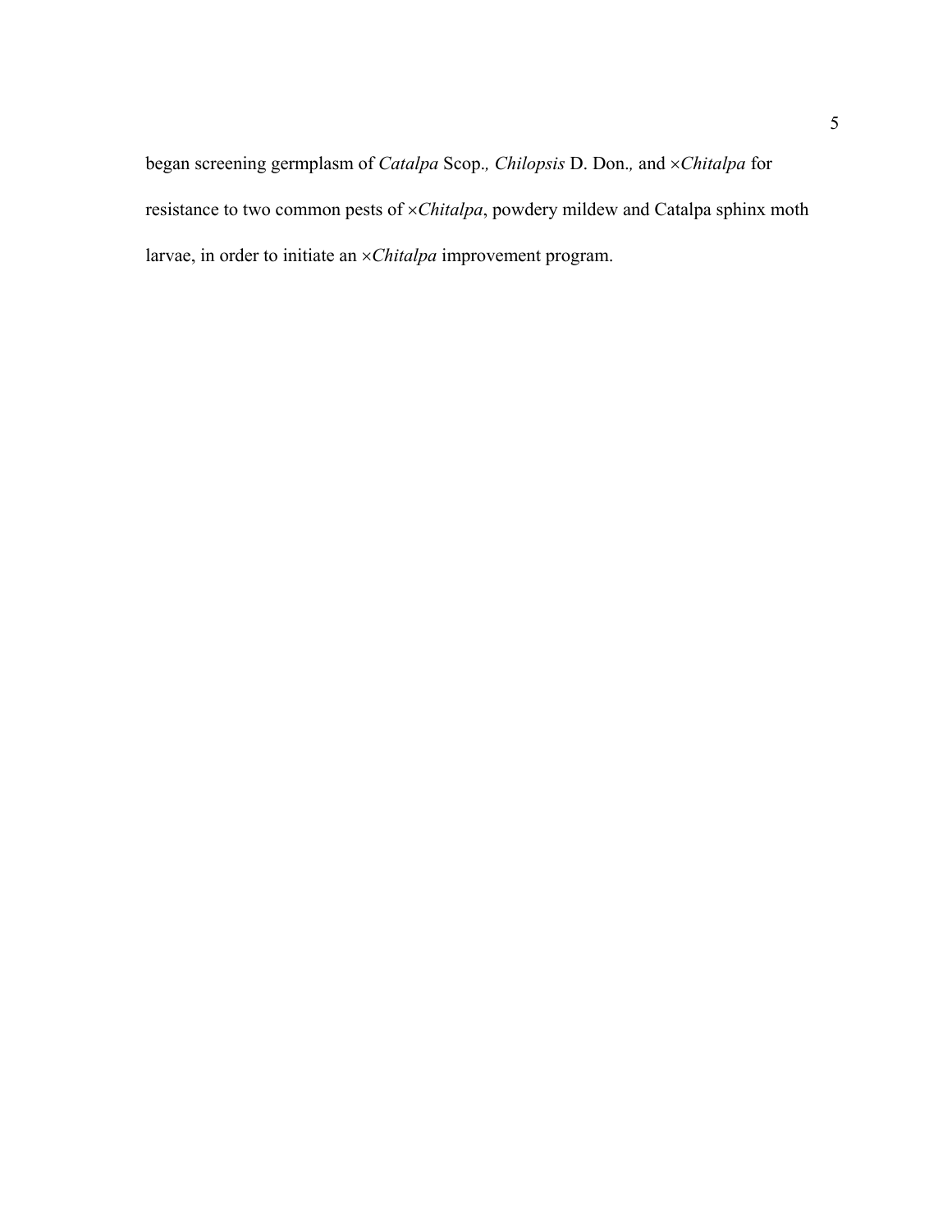began screening germplasm of *Catalpa* Scop.*,* *Chilopsis* D. Don.*,* and ×*Chitalpa* for resistance to two common pests of ×*Chitalpa*, powdery mildew and Catalpa sphinx moth larvae, in order to initiate an ×*Chitalpa* improvement program.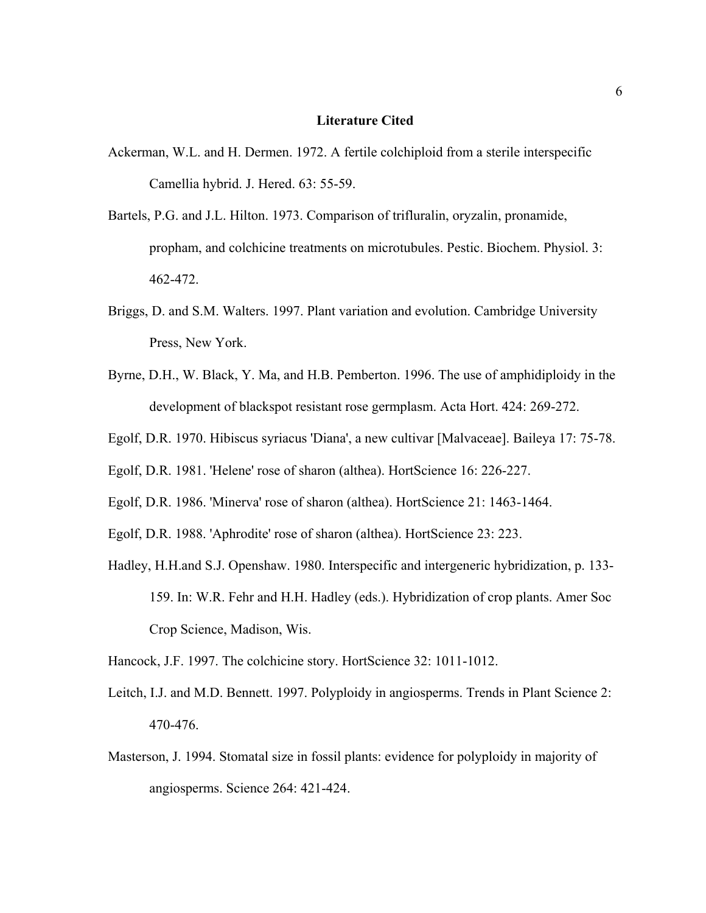## Literature Cited

Ackerman, W.L. and H. Dermen. 1972. A fertile colchiploid from a sterile interspecific Camellia hybrid. J. Hered. 63: 55-59.

Bartels, P.G. and J.L. Hilton. 1973. Comparison of trifluralin, oryzalin, pronamide, propham, and colchicine treatments on microtubules. Pestic. Biochem. Physiol. 3: 462-472.

Briggs, D. and S.M. Walters. 1997. Plant variation and evolution. Cambridge University Press, New York.

Byrne, D.H., W. Black, Y. Ma, and H.B. Pemberton. 1996. The use of amphidiploidy in the development of blackspot resistant rose germplasm. Acta Hort. 424: 269-272.

Egolf, D.R. 1970. Hibiscus syriacus 'Diana', a new cultivar [Malvaceae]. Baileya 17: 75-78.

Egolf, D.R. 1981. 'Helene' rose of sharon (althea). HortScience 16: 226-227.

Egolf, D.R. 1986. 'Minerva' rose of sharon (althea). HortScience 21: 1463-1464.

Egolf, D.R. 1988. 'Aphrodite' rose of sharon (althea). HortScience 23: 223.

Hadley, H.H.and S.J. Openshaw. 1980. Interspecific and intergeneric hybridization, p. 133-159. In: W.R. Fehr and H.H. Hadley (eds.). Hybridization of crop plants. Amer Soc Crop Science, Madison, Wis.

Hancock, J.F. 1997. The colchicine story. HortScience 32: 1011-1012.

Leitch, I.J. and M.D. Bennett. 1997. Polyploidy in angiosperms. Trends in Plant Science 2: 470-476.

Masterson, J. 1994. Stomatal size in fossil plants: evidence for polyploidy in majority of angiosperms. Science 264: 421-424.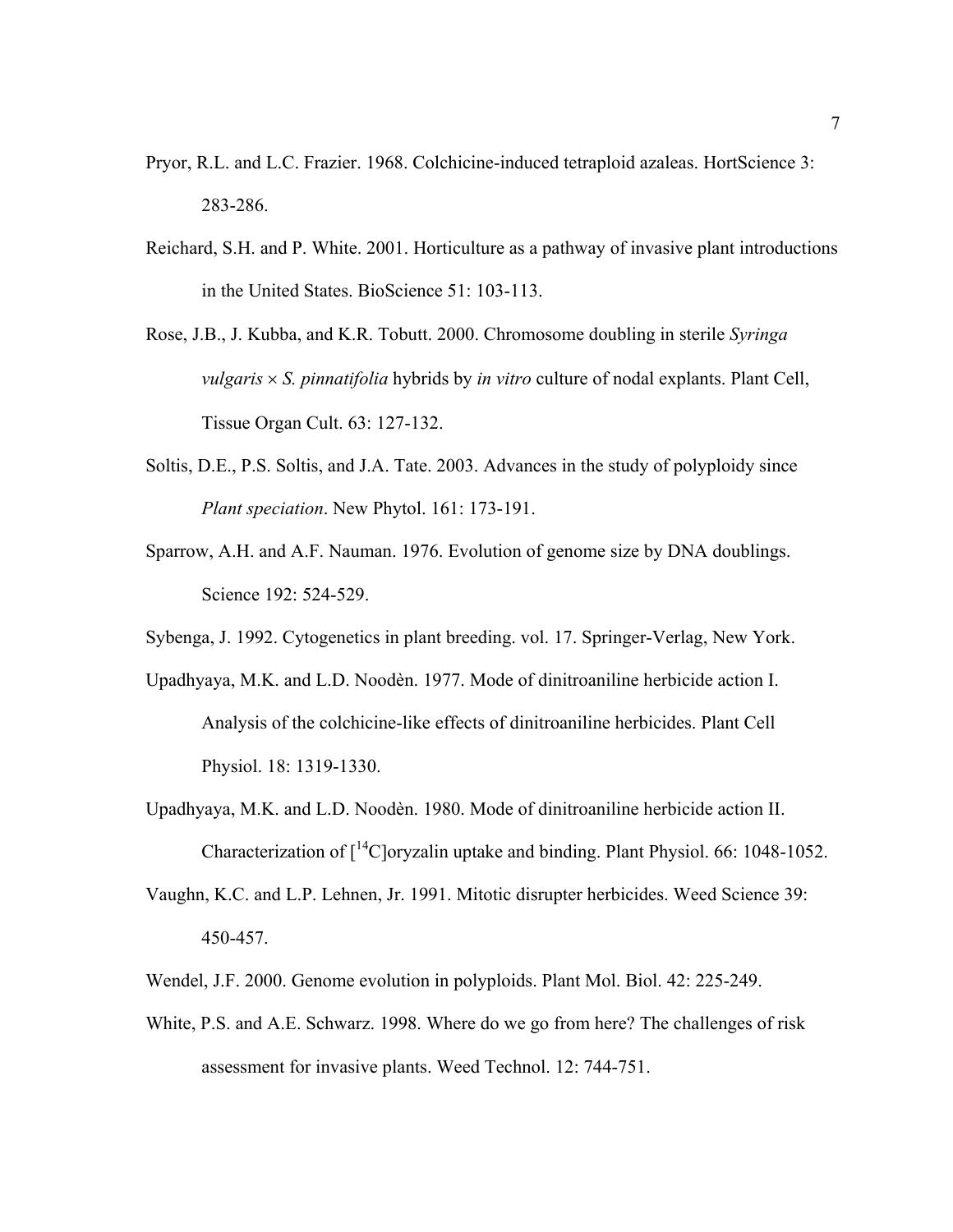Pryor, R.L. and L.C. Frazier. 1968. Colchicine-induced tetraploid azaleas. HortScience 3: 283-286.

Reichard, S.H. and P. White. 2001. Horticulture as a pathway of invasive plant introductions in the United States. BioScience 51: 103-113.

Rose, J.B., J. Kubba, and K.R. Tobutt. 2000. Chromosome doubling in sterile *Syringa vulgaris* × *S. pinnatifolia* hybrids by *in vitro* culture of nodal explants. Plant Cell, Tissue Organ Cult. 63: 127-132.

Soltis, D.E., P.S. Soltis, and J.A. Tate. 2003. Advances in the study of polyploidy since *Plant speciation*. New Phytol. 161: 173-191.

Sparrow, A.H. and A.F. Nauman. 1976. Evolution of genome size by DNA doublings. Science 192: 524-529.

Sybenga, J. 1992. Cytogenetics in plant breeding. vol. 17. Springer-Verlag, New York.

Upadhyaya, M.K. and L.D. Noodèn. 1977. Mode of dinitroaniline herbicide action I. Analysis of the colchicine-like effects of dinitroaniline herbicides. Plant Cell Physiol. 18: 1319-1330.

Upadhyaya, M.K. and L.D. Noodèn. 1980. Mode of dinitroaniline herbicide action II. Characterization of [$^{14}$C]oryzalin uptake and binding. Plant Physiol. 66: 1048-1052.

Vaughn, K.C. and L.P. Lehnen, Jr. 1991. Mitotic disrupter herbicides. Weed Science 39: 450-457.

Wendel, J.F. 2000. Genome evolution in polyploids. Plant Mol. Biol. 42: 225-249.

White, P.S. and A.E. Schwarz. 1998. Where do we go from here? The challenges of risk assessment for invasive plants. Weed Technol. 12: 744-751.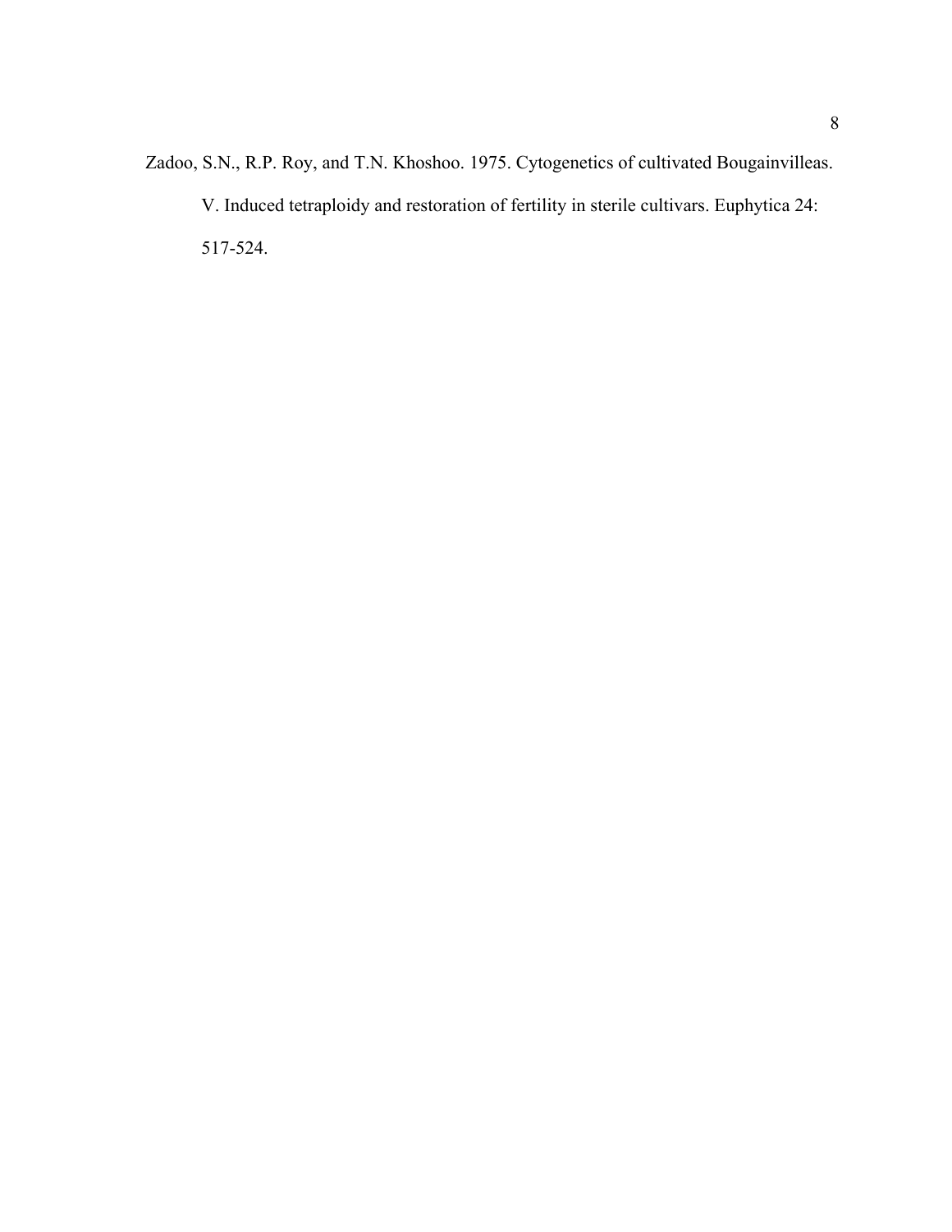Zadoo, S.N., R.P. Roy, and T.N. Khoshoo. 1975. Cytogenetics of cultivated Bougainvilleas. V. Induced tetraploidy and restoration of fertility in sterile cultivars. Euphytica 24: 517-524.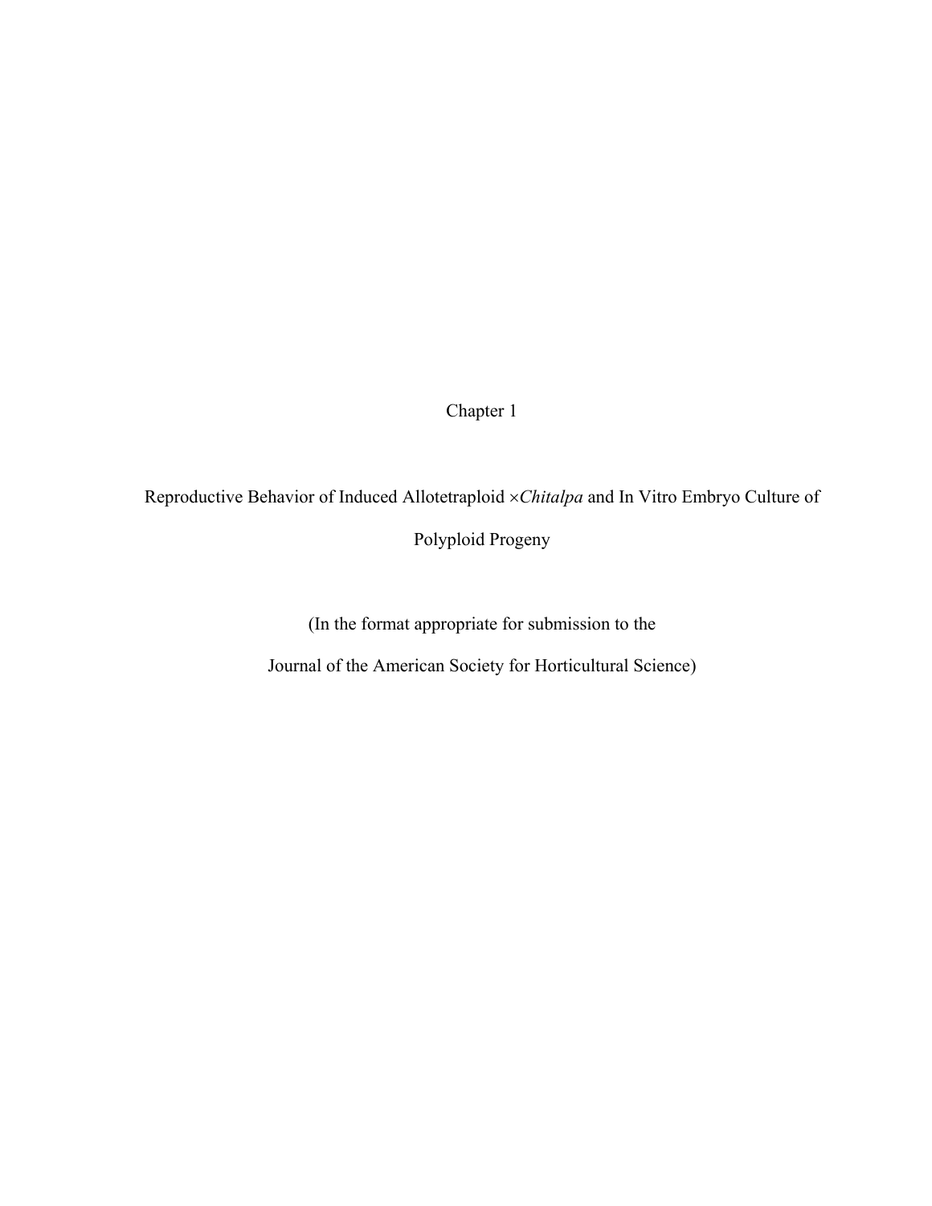# Chapter 1

## Reproductive Behavior of Induced Allotetraploid ×*Chitalpa* and In Vitro Embryo Culture of Polyploid Progeny

(In the format appropriate for submission to the

Journal of the American Society for Horticultural Science)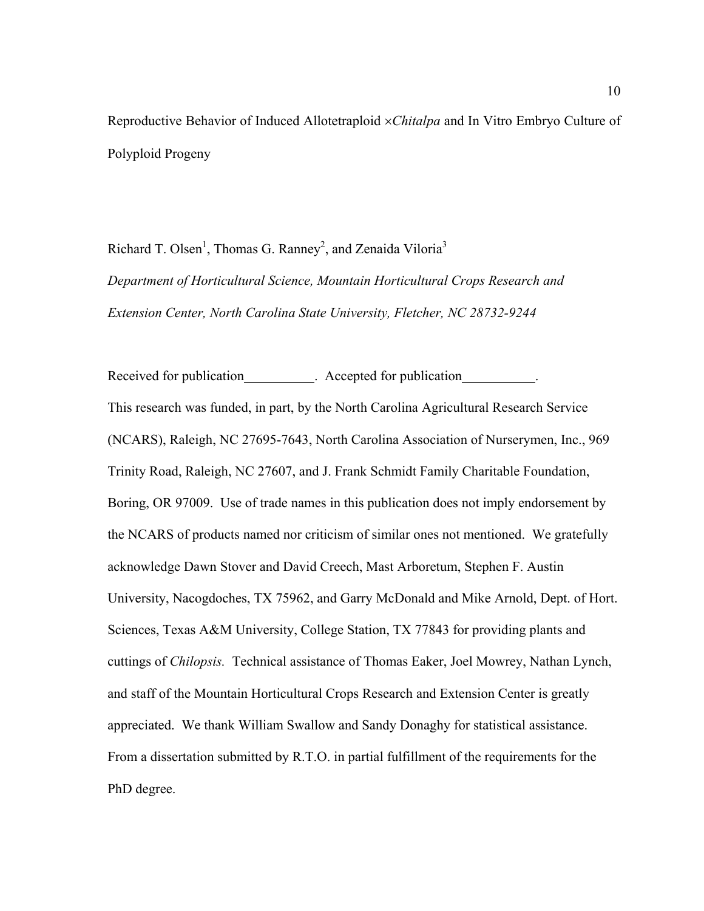# Reproductive Behavior of Induced Allotetraploid ×*Chitalpa* and In Vitro Embryo Culture of Polyploid Progeny

Richard T. Olsen[1], Thomas G. Ranney[2], and Zenaida Viloria[3]

*Department of Horticultural Science, Mountain Horticultural Crops Research and Extension Center, North Carolina State University, Fletcher, NC 28732-9244*

Received for publication__________. Accepted for publication__________.

This research was funded, in part, by the North Carolina Agricultural Research Service (NCARS), Raleigh, NC 27695-7643, North Carolina Association of Nurserymen, Inc., 969 Trinity Road, Raleigh, NC 27607, and J. Frank Schmidt Family Charitable Foundation, Boring, OR 97009. Use of trade names in this publication does not imply endorsement by the NCARS of products named nor criticism of similar ones not mentioned. We gratefully acknowledge Dawn Stover and David Creech, Mast Arboretum, Stephen F. Austin University, Nacogdoches, TX 75962, and Garry McDonald and Mike Arnold, Dept. of Hort. Sciences, Texas A&M University, College Station, TX 77843 for providing plants and cuttings of *Chilopsis.* Technical assistance of Thomas Eaker, Joel Mowrey, Nathan Lynch, and staff of the Mountain Horticultural Crops Research and Extension Center is greatly appreciated. We thank William Swallow and Sandy Donaghy for statistical assistance. From a dissertation submitted by R.T.O. in partial fulfillment of the requirements for the PhD degree.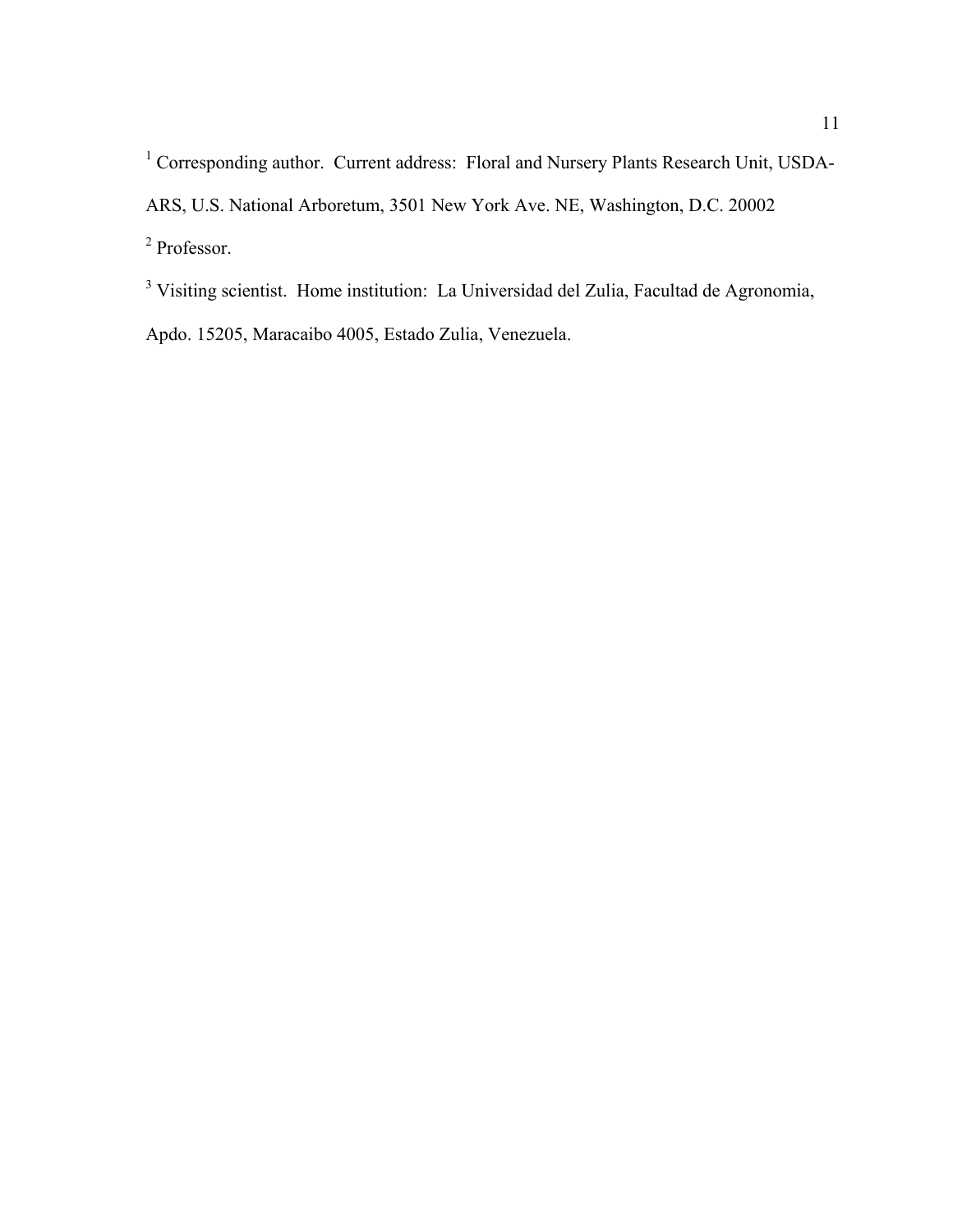[1] Corresponding author. Current address: Floral and Nursery Plants Research Unit, USDA-ARS, U.S. National Arboretum, 3501 New York Ave. NE, Washington, D.C. 20002

[2] Professor.

[3] Visiting scientist. Home institution: La Universidad del Zulia, Facultad de Agronomia, Apdo. 15205, Maracaibo 4005, Estado Zulia, Venezuela.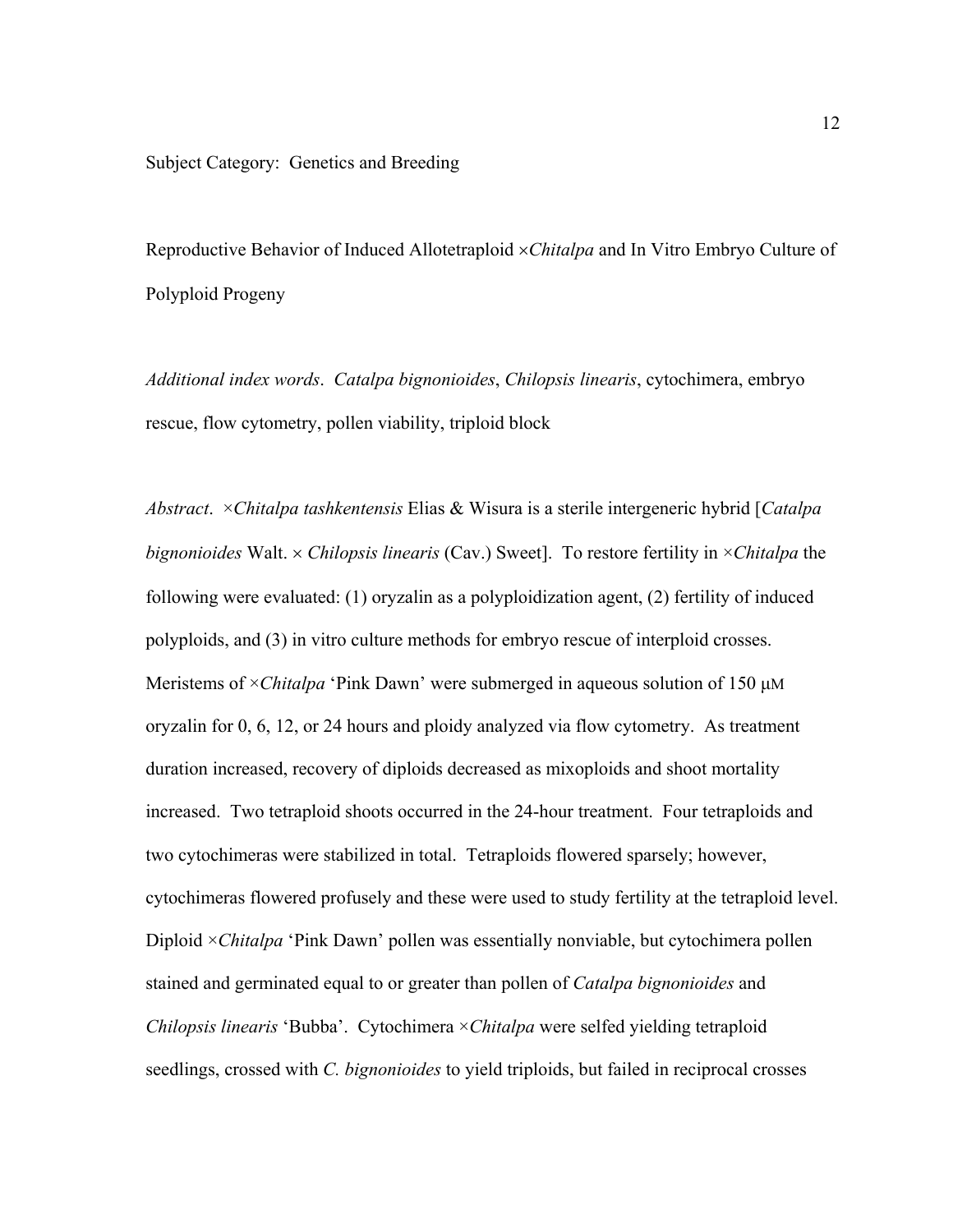Subject Category: Genetics and Breeding

# Reproductive Behavior of Induced Allotetraploid ×*Chitalpa* and In Vitro Embryo Culture of Polyploid Progeny

*Additional index words*. *Catalpa bignonioides*, *Chilopsis linearis*, cytochimera, embryo rescue, flow cytometry, pollen viability, triploid block

*Abstract*. ×*Chitalpa tashkentensis* Elias & Wisura is a sterile intergeneric hybrid [*Catalpa bignonioides* Walt. × *Chilopsis linearis* (Cav.) Sweet]. To restore fertility in ×*Chitalpa* the following were evaluated: (1) oryzalin as a polyploidization agent, (2) fertility of induced polyploids, and (3) in vitro culture methods for embryo rescue of interploid crosses. Meristems of ×*Chitalpa* 'Pink Dawn' were submerged in aqueous solution of 150 μM oryzalin for 0, 6, 12, or 24 hours and ploidy analyzed via flow cytometry. As treatment duration increased, recovery of diploids decreased as mixoploids and shoot mortality increased. Two tetraploid shoots occurred in the 24-hour treatment. Four tetraploids and two cytochimeras were stabilized in total. Tetraploids flowered sparsely; however, cytochimeras flowered profusely and these were used to study fertility at the tetraploid level. Diploid ×*Chitalpa* 'Pink Dawn' pollen was essentially nonviable, but cytochimera pollen stained and germinated equal to or greater than pollen of *Catalpa bignonioides* and *Chilopsis linearis* 'Bubba'. Cytochimera ×*Chitalpa* were selfed yielding tetraploid seedlings, crossed with *C. bignonioides* to yield triploids, but failed in reciprocal crosses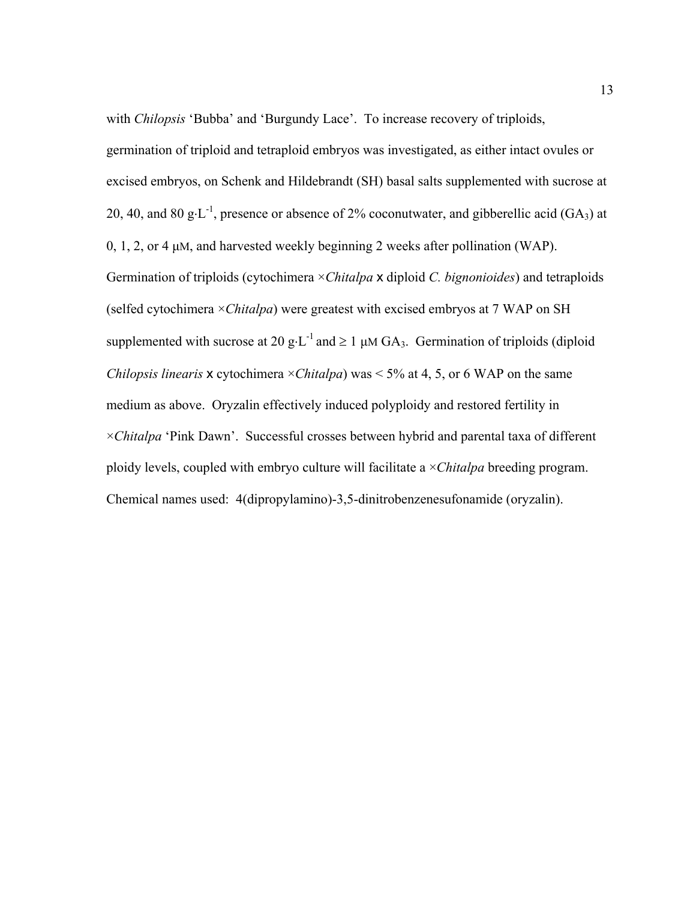with *Chilopsis* 'Bubba' and 'Burgundy Lace'. To increase recovery of triploids, germination of triploid and tetraploid embryos was investigated, as either intact ovules or excised embryos, on Schenk and Hildebrandt (SH) basal salts supplemented with sucrose at 20, 40, and 80 g·L$^{-1}$, presence or absence of 2% coconutwater, and gibberellic acid ($GA_3$) at 0, 1, 2, or 4 μM, and harvested weekly beginning 2 weeks after pollination (WAP). Germination of triploids (cytochimera ×*Chitalpa* x diploid *C. bignonioides*) and tetraploids (selfed cytochimera ×*Chitalpa*) were greatest with excised embryos at 7 WAP on SH supplemented with sucrose at 20 g·L$^{-1}$ and ≥ 1 μM $GA_3$. Germination of triploids (diploid *Chilopsis linearis* x cytochimera ×*Chitalpa*) was < 5% at 4, 5, or 6 WAP on the same medium as above. Oryzalin effectively induced polyploidy and restored fertility in ×*Chitalpa* 'Pink Dawn'. Successful crosses between hybrid and parental taxa of different ploidy levels, coupled with embryo culture will facilitate a ×*Chitalpa* breeding program. Chemical names used: 4(dipropylamino)-3,5-dinitrobenzenesufonamide (oryzalin).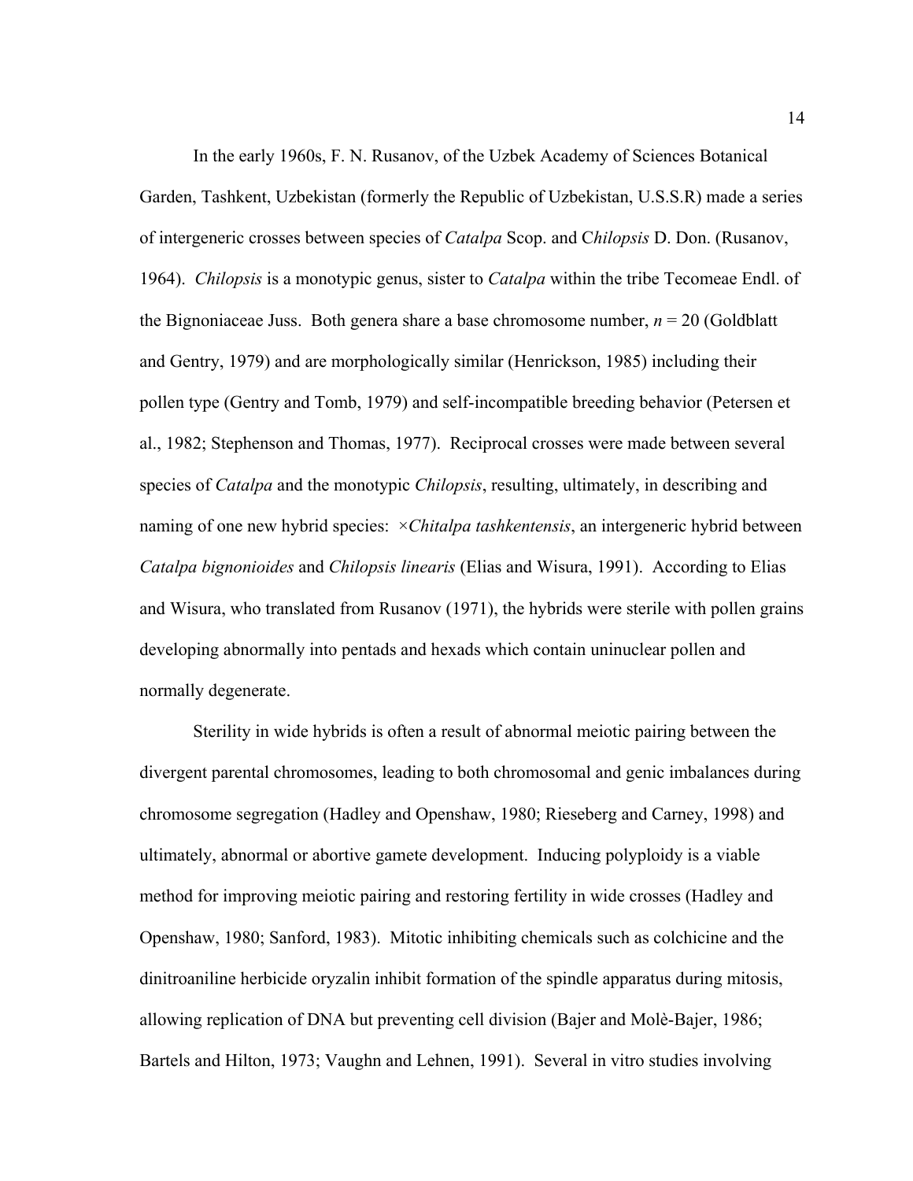In the early 1960s, F. N. Rusanov, of the Uzbek Academy of Sciences Botanical Garden, Tashkent, Uzbekistan (formerly the Republic of Uzbekistan, U.S.S.R) made a series of intergeneric crosses between species of *Catalpa* Scop. and C*hilopsis* D. Don. (Rusanov, 1964). *Chilopsis* is a monotypic genus, sister to *Catalpa* within the tribe Tecomeae Endl. of the Bignoniaceae Juss. Both genera share a base chromosome number, $n = 20$ (Goldblatt and Gentry, 1979) and are morphologically similar (Henrickson, 1985) including their pollen type (Gentry and Tomb, 1979) and self-incompatible breeding behavior (Petersen et al., 1982; Stephenson and Thomas, 1977). Reciprocal crosses were made between several species of *Catalpa* and the monotypic *Chilopsis*, resulting, ultimately, in describing and naming of one new hybrid species: ×*Chitalpa tashkentensis*, an intergeneric hybrid between *Catalpa bignonioides* and *Chilopsis linearis* (Elias and Wisura, 1991). According to Elias and Wisura, who translated from Rusanov (1971), the hybrids were sterile with pollen grains developing abnormally into pentads and hexads which contain uninuclear pollen and normally degenerate.

Sterility in wide hybrids is often a result of abnormal meiotic pairing between the divergent parental chromosomes, leading to both chromosomal and genic imbalances during chromosome segregation (Hadley and Openshaw, 1980; Rieseberg and Carney, 1998) and ultimately, abnormal or abortive gamete development. Inducing polyploidy is a viable method for improving meiotic pairing and restoring fertility in wide crosses (Hadley and Openshaw, 1980; Sanford, 1983). Mitotic inhibiting chemicals such as colchicine and the dinitroaniline herbicide oryzalin inhibit formation of the spindle apparatus during mitosis, allowing replication of DNA but preventing cell division (Bajer and Molè-Bajer, 1986; Bartels and Hilton, 1973; Vaughn and Lehnen, 1991). Several in vitro studies involving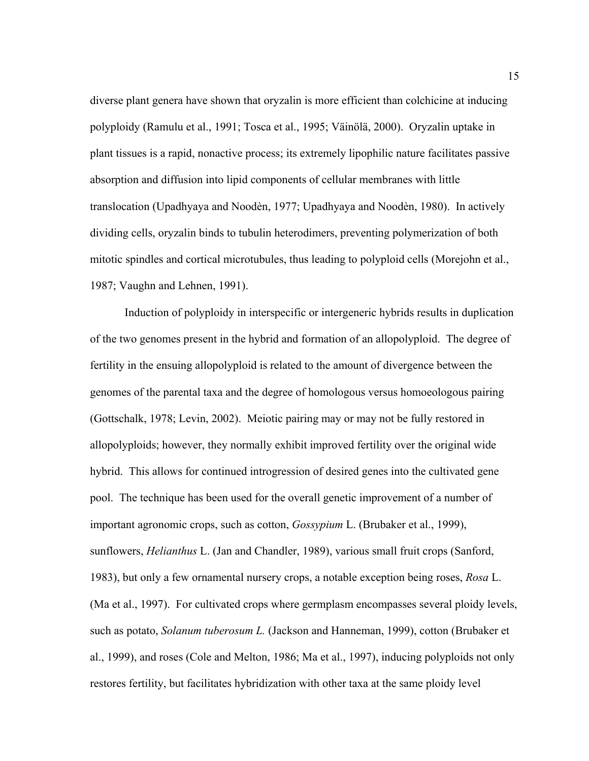diverse plant genera have shown that oryzalin is more efficient than colchicine at inducing polyploidy (Ramulu et al., 1991; Tosca et al., 1995; Väinölä, 2000). Oryzalin uptake in plant tissues is a rapid, nonactive process; its extremely lipophilic nature facilitates passive absorption and diffusion into lipid components of cellular membranes with little translocation (Upadhyaya and Noodèn, 1977; Upadhyaya and Noodèn, 1980). In actively dividing cells, oryzalin binds to tubulin heterodimers, preventing polymerization of both mitotic spindles and cortical microtubules, thus leading to polyploid cells (Morejohn et al., 1987; Vaughn and Lehnen, 1991).

Induction of polyploidy in interspecific or intergeneric hybrids results in duplication of the two genomes present in the hybrid and formation of an allopolyploid. The degree of fertility in the ensuing allopolyploid is related to the amount of divergence between the genomes of the parental taxa and the degree of homologous versus homoeologous pairing (Gottschalk, 1978; Levin, 2002). Meiotic pairing may or may not be fully restored in allopolyploids; however, they normally exhibit improved fertility over the original wide hybrid. This allows for continued introgression of desired genes into the cultivated gene pool. The technique has been used for the overall genetic improvement of a number of important agronomic crops, such as cotton, *Gossypium* L. (Brubaker et al., 1999), sunflowers, *Helianthus* L. (Jan and Chandler, 1989), various small fruit crops (Sanford, 1983), but only a few ornamental nursery crops, a notable exception being roses, *Rosa* L. (Ma et al., 1997). For cultivated crops where germplasm encompasses several ploidy levels, such as potato, *Solanum tuberosum L.* (Jackson and Hanneman, 1999), cotton (Brubaker et al., 1999), and roses (Cole and Melton, 1986; Ma et al., 1997), inducing polyploids not only restores fertility, but facilitates hybridization with other taxa at the same ploidy level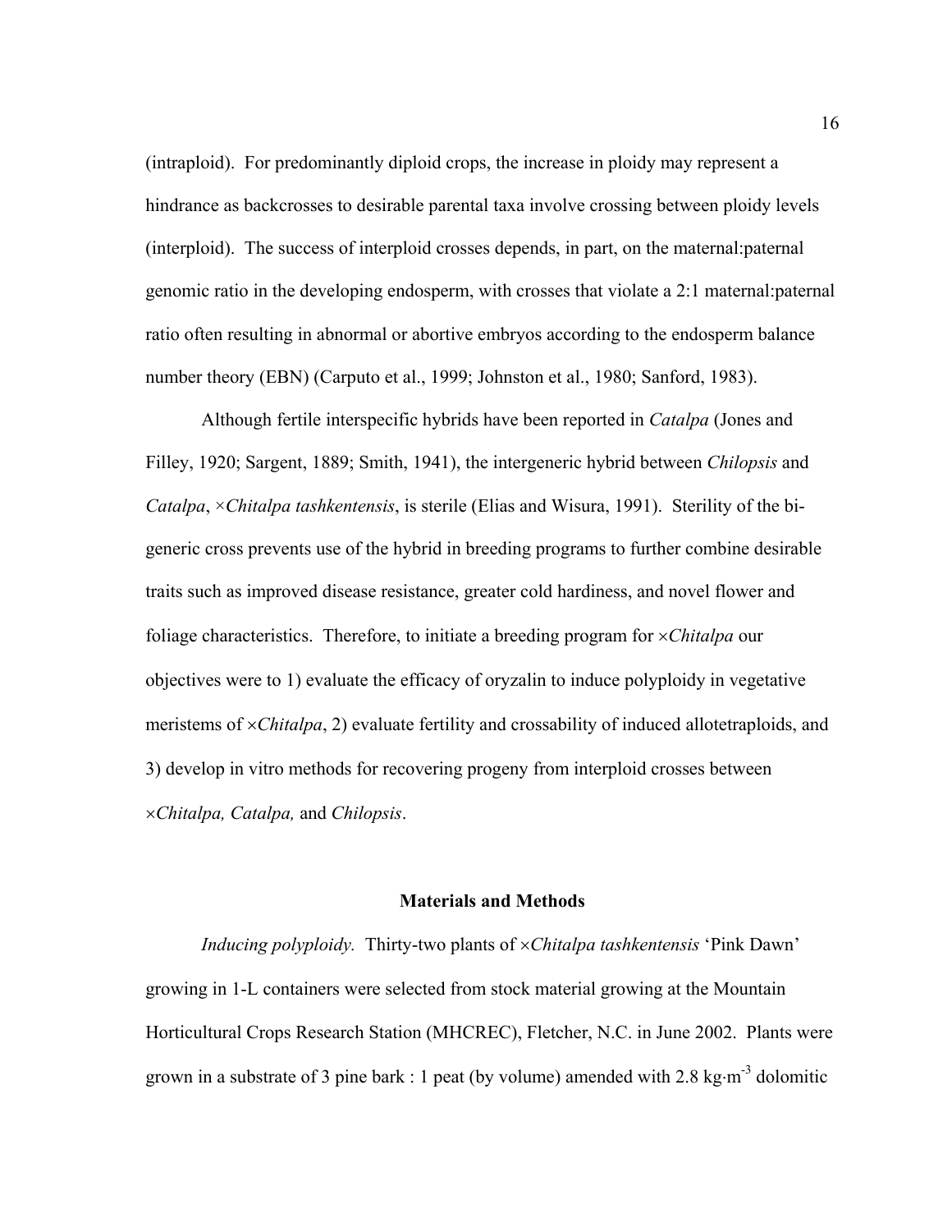(intraploid). For predominantly diploid crops, the increase in ploidy may represent a hindrance as backcrosses to desirable parental taxa involve crossing between ploidy levels (interploid). The success of interploid crosses depends, in part, on the maternal:paternal genomic ratio in the developing endosperm, with crosses that violate a 2:1 maternal:paternal ratio often resulting in abnormal or abortive embryos according to the endosperm balance number theory (EBN) (Carputo et al., 1999; Johnston et al., 1980; Sanford, 1983).

Although fertile interspecific hybrids have been reported in *Catalpa* (Jones and Filley, 1920; Sargent, 1889; Smith, 1941), the intergeneric hybrid between *Chilopsis* and *Catalpa*, ×*Chitalpa tashkentensis*, is sterile (Elias and Wisura, 1991). Sterility of the bi-generic cross prevents use of the hybrid in breeding programs to further combine desirable traits such as improved disease resistance, greater cold hardiness, and novel flower and foliage characteristics. Therefore, to initiate a breeding program for ×*Chitalpa* our objectives were to 1) evaluate the efficacy of oryzalin to induce polyploidy in vegetative meristems of ×*Chitalpa*, 2) evaluate fertility and crossability of induced allotetraploids, and 3) develop in vitro methods for recovering progeny from interploid crosses between ×*Chitalpa, Catalpa,* and *Chilopsis*.

## Materials and Methods

*Inducing polyploidy.* Thirty-two plants of ×*Chitalpa tashkentensis* 'Pink Dawn' growing in 1-L containers were selected from stock material growing at the Mountain Horticultural Crops Research Station (MHCREC), Fletcher, N.C. in June 2002. Plants were grown in a substrate of 3 pine bark : 1 peat (by volume) amended with 2.8 $kg{\cdot}m^{-3}$ dolomitic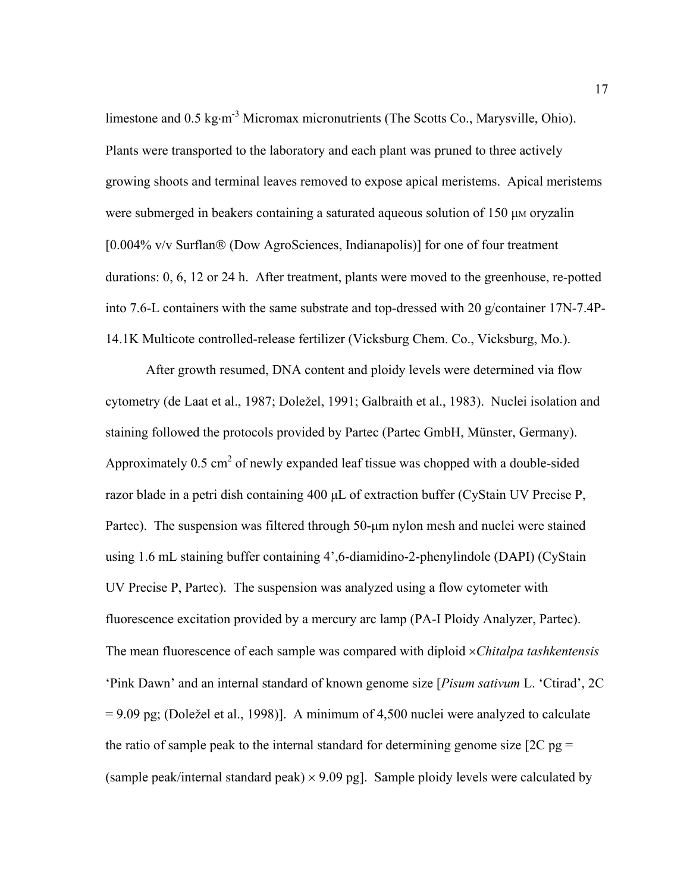limestone and 0.5 kg·m$^{-3}$ Micromax micronutrients (The Scotts Co., Marysville, Ohio). Plants were transported to the laboratory and each plant was pruned to three actively growing shoots and terminal leaves removed to expose apical meristems. Apical meristems were submerged in beakers containing a saturated aqueous solution of 150 μM oryzalin [0.004% v/v Surflan® (Dow AgroSciences, Indianapolis)] for one of four treatment durations: 0, 6, 12 or 24 h. After treatment, plants were moved to the greenhouse, re-potted into 7.6-L containers with the same substrate and top-dressed with 20 g/container 17N-7.4P-14.1K Multicote controlled-release fertilizer (Vicksburg Chem. Co., Vicksburg, Mo.).

After growth resumed, DNA content and ploidy levels were determined via flow cytometry (de Laat et al., 1987; Doležel, 1991; Galbraith et al., 1983). Nuclei isolation and staining followed the protocols provided by Partec (Partec GmbH, Münster, Germany). Approximately 0.5 cm$^2$ of newly expanded leaf tissue was chopped with a double-sided razor blade in a petri dish containing 400 μL of extraction buffer (CyStain UV Precise P, Partec). The suspension was filtered through 50-μm nylon mesh and nuclei were stained using 1.6 mL staining buffer containing 4',6-diamidino-2-phenylindole (DAPI) (CyStain UV Precise P, Partec). The suspension was analyzed using a flow cytometer with fluorescence excitation provided by a mercury arc lamp (PA-I Ploidy Analyzer, Partec). The mean fluorescence of each sample was compared with diploid ×*Chitalpa tashkentensis* 'Pink Dawn' and an internal standard of known genome size [*Pisum sativum* L. 'Ctirad', 2C = 9.09 pg; (Doležel et al., 1998)]. A minimum of 4,500 nuclei were analyzed to calculate the ratio of sample peak to the internal standard for determining genome size [2C pg = (sample peak/internal standard peak) × 9.09 pg]. Sample ploidy levels were calculated by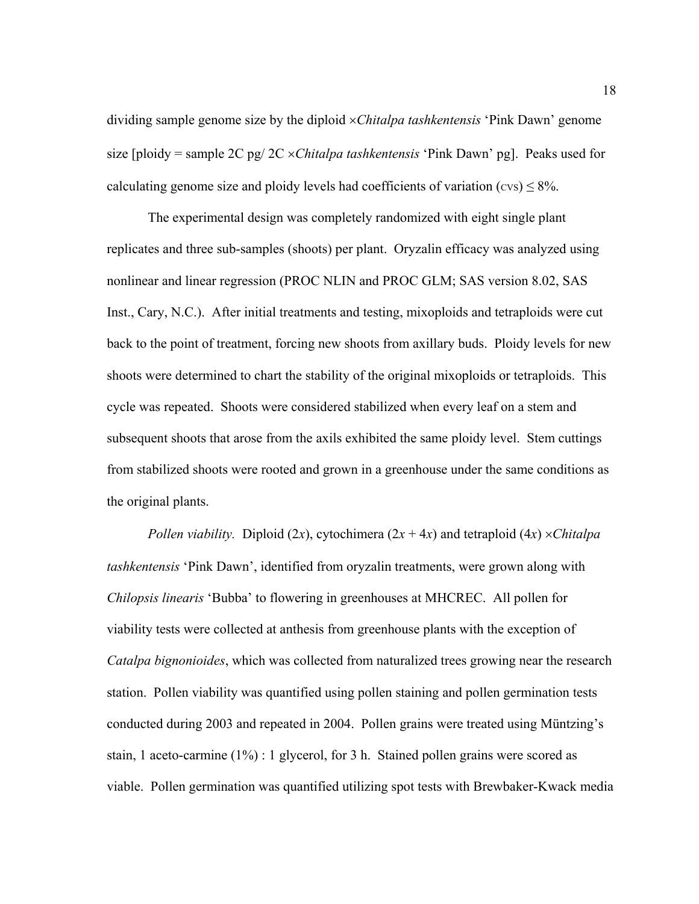dividing sample genome size by the diploid ×*Chitalpa tashkentensis* 'Pink Dawn' genome size [ploidy = sample 2C pg/ 2C ×*Chitalpa tashkentensis* 'Pink Dawn' pg]. Peaks used for calculating genome size and ploidy levels had coefficients of variation (CVS) ≤ 8%.

The experimental design was completely randomized with eight single plant replicates and three sub-samples (shoots) per plant. Oryzalin efficacy was analyzed using nonlinear and linear regression (PROC NLIN and PROC GLM; SAS version 8.02, SAS Inst., Cary, N.C.). After initial treatments and testing, mixoploids and tetraploids were cut back to the point of treatment, forcing new shoots from axillary buds. Ploidy levels for new shoots were determined to chart the stability of the original mixoploids or tetraploids. This cycle was repeated. Shoots were considered stabilized when every leaf on a stem and subsequent shoots that arose from the axils exhibited the same ploidy level. Stem cuttings from stabilized shoots were rooted and grown in a greenhouse under the same conditions as the original plants.

*Pollen viability.* Diploid ($2x$), cytochimera ($2x + 4x$) and tetraploid ($4x$) ×*Chitalpa tashkentensis* 'Pink Dawn', identified from oryzalin treatments, were grown along with *Chilopsis linearis* 'Bubba' to flowering in greenhouses at MHCREC. All pollen for viability tests were collected at anthesis from greenhouse plants with the exception of *Catalpa bignonioides*, which was collected from naturalized trees growing near the research station. Pollen viability was quantified using pollen staining and pollen germination tests conducted during 2003 and repeated in 2004. Pollen grains were treated using Müntzing's stain, 1 aceto-carmine (1%) : 1 glycerol, for 3 h. Stained pollen grains were scored as viable. Pollen germination was quantified utilizing spot tests with Brewbaker-Kwack media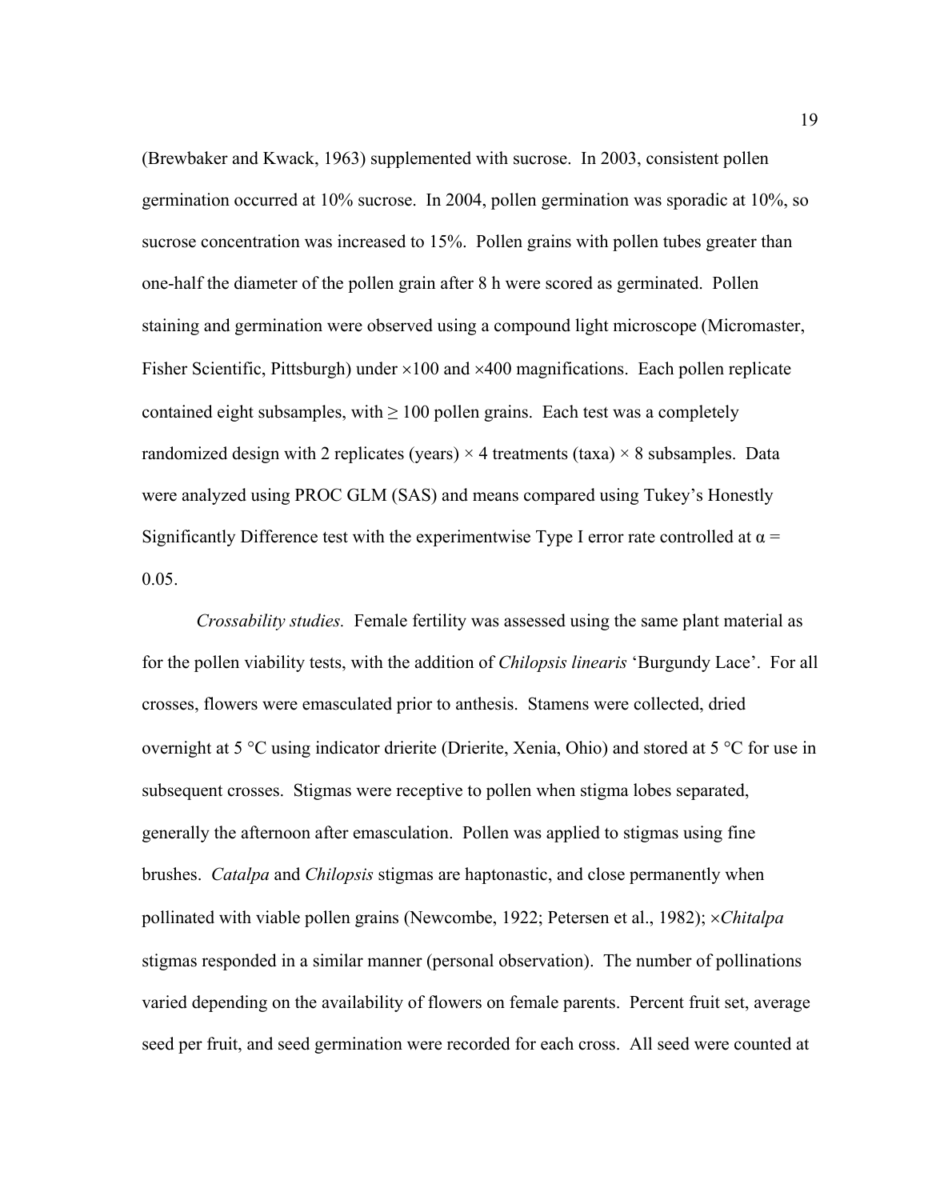(Brewbaker and Kwack, 1963) supplemented with sucrose. In 2003, consistent pollen germination occurred at 10% sucrose. In 2004, pollen germination was sporadic at 10%, so sucrose concentration was increased to 15%. Pollen grains with pollen tubes greater than one-half the diameter of the pollen grain after 8 h were scored as germinated. Pollen staining and germination were observed using a compound light microscope (Micromaster, Fisher Scientific, Pittsburgh) under ×100 and ×400 magnifications. Each pollen replicate contained eight subsamples, with ≥ 100 pollen grains. Each test was a completely randomized design with 2 replicates (years) × 4 treatments (taxa) × 8 subsamples. Data were analyzed using PROC GLM (SAS) and means compared using Tukey's Honestly Significantly Difference test with the experimentwise Type I error rate controlled at $\alpha = 0.05$.

*Crossability studies.* Female fertility was assessed using the same plant material as for the pollen viability tests, with the addition of *Chilopsis linearis* 'Burgundy Lace'. For all crosses, flowers were emasculated prior to anthesis. Stamens were collected, dried overnight at 5 °C using indicator drierite (Drierite, Xenia, Ohio) and stored at 5 °C for use in subsequent crosses. Stigmas were receptive to pollen when stigma lobes separated, generally the afternoon after emasculation. Pollen was applied to stigmas using fine brushes. *Catalpa* and *Chilopsis* stigmas are haptonastic, and close permanently when pollinated with viable pollen grains (Newcombe, 1922; Petersen et al., 1982); ×*Chitalpa* stigmas responded in a similar manner (personal observation). The number of pollinations varied depending on the availability of flowers on female parents. Percent fruit set, average seed per fruit, and seed germination were recorded for each cross. All seed were counted at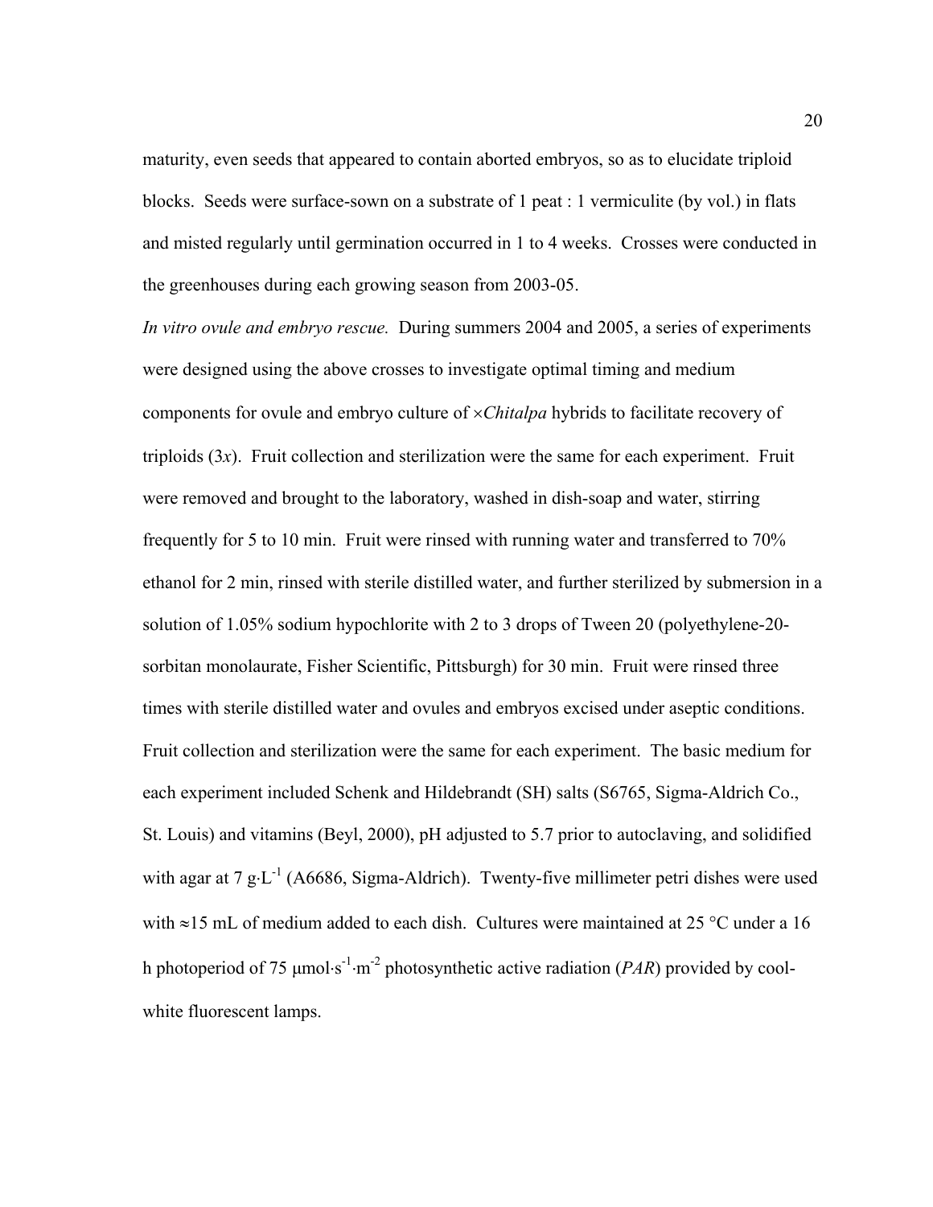maturity, even seeds that appeared to contain aborted embryos, so as to elucidate triploid blocks. Seeds were surface-sown on a substrate of 1 peat : 1 vermiculite (by vol.) in flats and misted regularly until germination occurred in 1 to 4 weeks. Crosses were conducted in the greenhouses during each growing season from 2003-05.

*In vitro ovule and embryo rescue.* During summers 2004 and 2005, a series of experiments were designed using the above crosses to investigate optimal timing and medium components for ovule and embryo culture of ×*Chitalpa* hybrids to facilitate recovery of triploids (3*x*). Fruit collection and sterilization were the same for each experiment. Fruit were removed and brought to the laboratory, washed in dish-soap and water, stirring frequently for 5 to 10 min. Fruit were rinsed with running water and transferred to 70% ethanol for 2 min, rinsed with sterile distilled water, and further sterilized by submersion in a solution of 1.05% sodium hypochlorite with 2 to 3 drops of Tween 20 (polyethylene-20-sorbitan monolaurate, Fisher Scientific, Pittsburgh) for 30 min. Fruit were rinsed three times with sterile distilled water and ovules and embryos excised under aseptic conditions. Fruit collection and sterilization were the same for each experiment. The basic medium for each experiment included Schenk and Hildebrandt (SH) salts (S6765, Sigma-Aldrich Co., St. Louis) and vitamins (Beyl, 2000), pH adjusted to 5.7 prior to autoclaving, and solidified with agar at 7 $g \cdot L^{-1}$ (A6686, Sigma-Aldrich). Twenty-five millimeter petri dishes were used with ≈15 mL of medium added to each dish. Cultures were maintained at 25 °C under a 16 h photoperiod of 75 $\mu mol \cdot s^{-1} \cdot m^{-2}$ photosynthetic active radiation (*PAR*) provided by cool-white fluorescent lamps.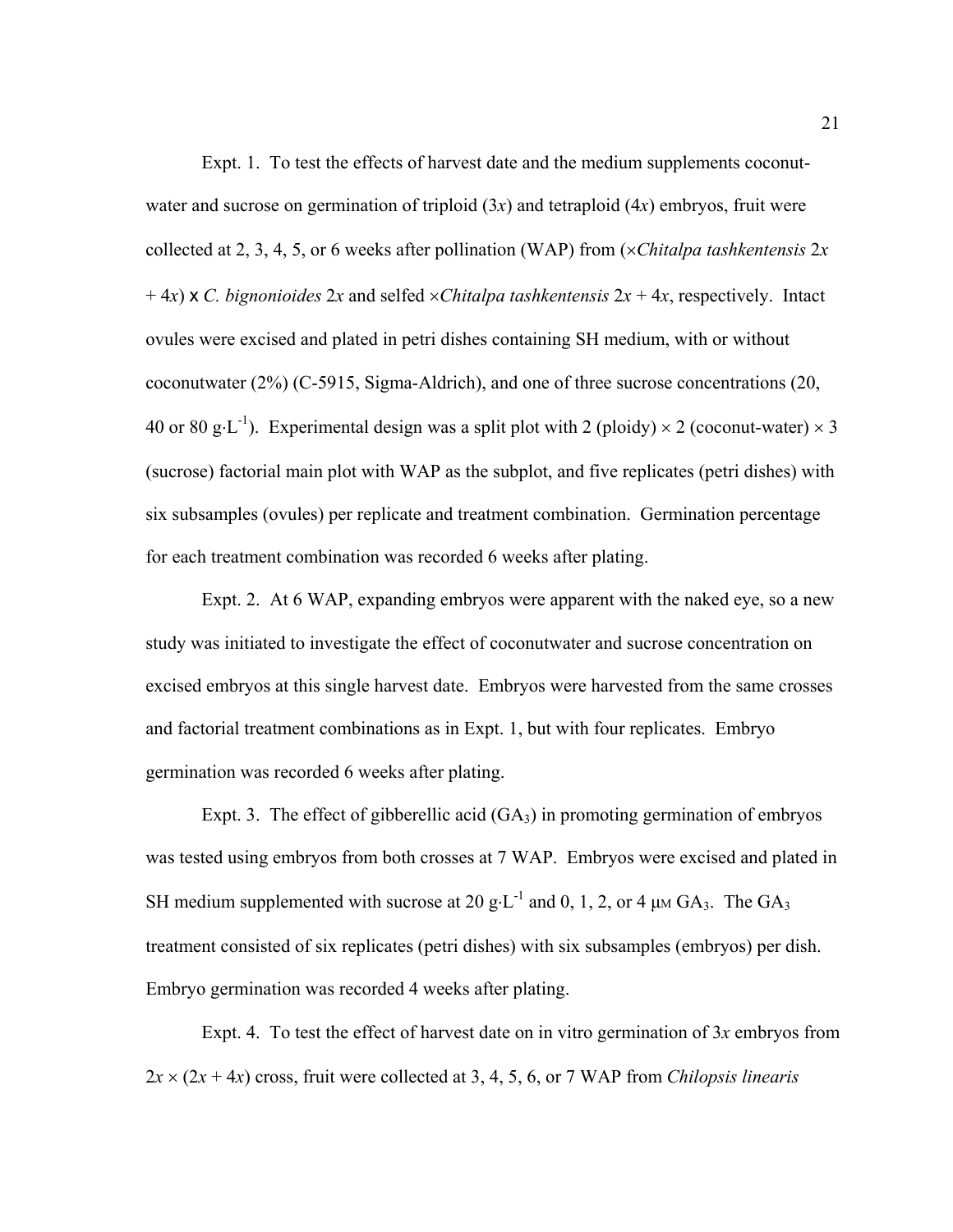Expt. 1. To test the effects of harvest date and the medium supplements coconut-water and sucrose on germination of triploid (3*x*) and tetraploid (4*x*) embryos, fruit were collected at 2, 3, 4, 5, or 6 weeks after pollination (WAP) from (×*Chitalpa tashkentensis* 2*x* + 4*x*) x *C. bignonioides* 2*x* and selfed ×*Chitalpa tashkentensis* 2*x* + 4*x*, respectively. Intact ovules were excised and plated in petri dishes containing SH medium, with or without coconutwater (2%) (C-5915, Sigma-Aldrich), and one of three sucrose concentrations (20, 40 or 80 $g \cdot L^{-1}$). Experimental design was a split plot with 2 (ploidy) × 2 (coconut-water) × 3 (sucrose) factorial main plot with WAP as the subplot, and five replicates (petri dishes) with six subsamples (ovules) per replicate and treatment combination. Germination percentage for each treatment combination was recorded 6 weeks after plating.

Expt. 2. At 6 WAP, expanding embryos were apparent with the naked eye, so a new study was initiated to investigate the effect of coconutwater and sucrose concentration on excised embryos at this single harvest date. Embryos were harvested from the same crosses and factorial treatment combinations as in Expt. 1, but with four replicates. Embryo germination was recorded 6 weeks after plating.

Expt. 3. The effect of gibberellic acid ($GA_3$) in promoting germination of embryos was tested using embryos from both crosses at 7 WAP. Embryos were excised and plated in SH medium supplemented with sucrose at 20 $g \cdot L^{-1}$ and 0, 1, 2, or 4 μM $GA_3$. The $GA_3$ treatment consisted of six replicates (petri dishes) with six subsamples (embryos) per dish. Embryo germination was recorded 4 weeks after plating.

Expt. 4. To test the effect of harvest date on in vitro germination of 3*x* embryos from 2*x* × (2*x* + 4*x*) cross, fruit were collected at 3, 4, 5, 6, or 7 WAP from *Chilopsis linearis*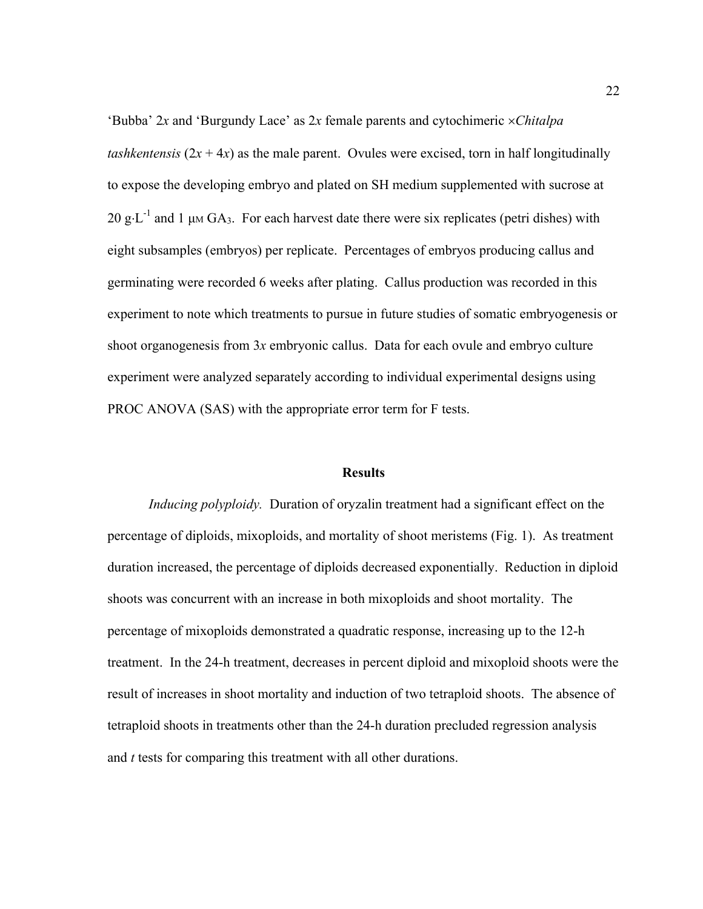'Bubba' 2*x* and 'Burgundy Lace' as 2*x* female parents and cytochimeric ×*Chitalpa tashkentensis* (2*x* + 4*x*) as the male parent. Ovules were excised, torn in half longitudinally to expose the developing embryo and plated on SH medium supplemented with sucrose at 20 $g \cdot L^{-1}$ and 1 μM $GA_3$. For each harvest date there were six replicates (petri dishes) with eight subsamples (embryos) per replicate. Percentages of embryos producing callus and germinating were recorded 6 weeks after plating. Callus production was recorded in this experiment to note which treatments to pursue in future studies of somatic embryogenesis or shoot organogenesis from 3*x* embryonic callus. Data for each ovule and embryo culture experiment were analyzed separately according to individual experimental designs using PROC ANOVA (SAS) with the appropriate error term for F tests.

## Results

*Inducing polyploidy.* Duration of oryzalin treatment had a significant effect on the percentage of diploids, mixoploids, and mortality of shoot meristems (Fig. 1). As treatment duration increased, the percentage of diploids decreased exponentially. Reduction in diploid shoots was concurrent with an increase in both mixoploids and shoot mortality. The percentage of mixoploids demonstrated a quadratic response, increasing up to the 12-h treatment. In the 24-h treatment, decreases in percent diploid and mixoploid shoots were the result of increases in shoot mortality and induction of two tetraploid shoots. The absence of tetraploid shoots in treatments other than the 24-h duration precluded regression analysis and *t* tests for comparing this treatment with all other durations.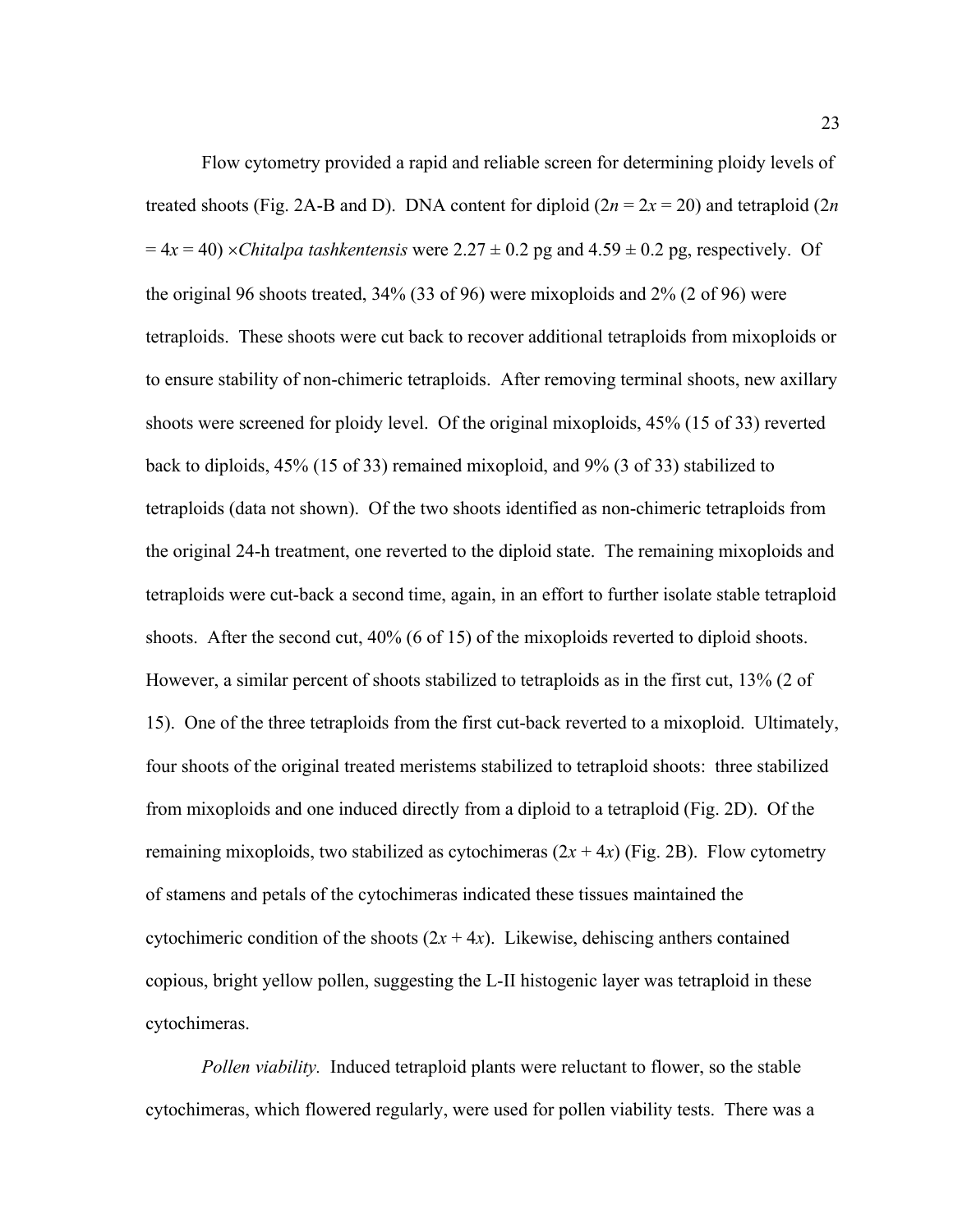Flow cytometry provided a rapid and reliable screen for determining ploidy levels of treated shoots (Fig. 2A-B and D). DNA content for diploid ($2n = 2x = 20$) and tetraploid ($2n = 4x = 40$) ×*Chitalpa tashkentensis* were 2.27 ± 0.2 pg and 4.59 ± 0.2 pg, respectively. Of the original 96 shoots treated, 34% (33 of 96) were mixoploids and 2% (2 of 96) were tetraploids. These shoots were cut back to recover additional tetraploids from mixoploids or to ensure stability of non-chimeric tetraploids. After removing terminal shoots, new axillary shoots were screened for ploidy level. Of the original mixoploids, 45% (15 of 33) reverted back to diploids, 45% (15 of 33) remained mixoploid, and 9% (3 of 33) stabilized to tetraploids (data not shown). Of the two shoots identified as non-chimeric tetraploids from the original 24-h treatment, one reverted to the diploid state. The remaining mixoploids and tetraploids were cut-back a second time, again, in an effort to further isolate stable tetraploid shoots. After the second cut, 40% (6 of 15) of the mixoploids reverted to diploid shoots. However, a similar percent of shoots stabilized to tetraploids as in the first cut, 13% (2 of 15). One of the three tetraploids from the first cut-back reverted to a mixoploid. Ultimately, four shoots of the original treated meristems stabilized to tetraploid shoots: three stabilized from mixoploids and one induced directly from a diploid to a tetraploid (Fig. 2D). Of the remaining mixoploids, two stabilized as cytochimeras ($2x + 4x$) (Fig. 2B). Flow cytometry of stamens and petals of the cytochimeras indicated these tissues maintained the cytochimeric condition of the shoots ($2x + 4x$). Likewise, dehiscing anthers contained copious, bright yellow pollen, suggesting the L-II histogenic layer was tetraploid in these cytochimeras.

*Pollen viability.* Induced tetraploid plants were reluctant to flower, so the stable cytochimeras, which flowered regularly, were used for pollen viability tests. There was a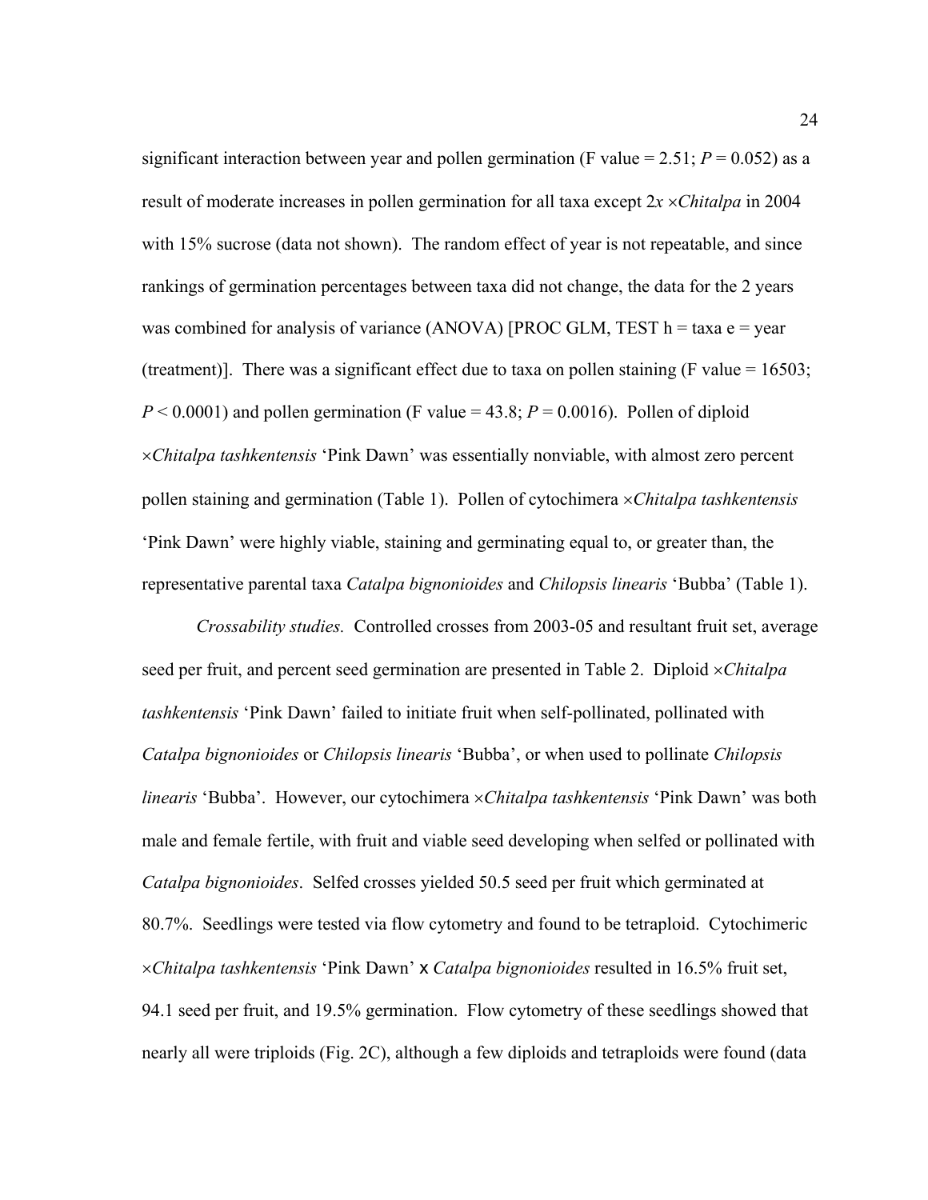significant interaction between year and pollen germination (F value = 2.51; $P = 0.052$) as a result of moderate increases in pollen germination for all taxa except 2*x* ×*Chitalpa* in 2004 with 15% sucrose (data not shown). The random effect of year is not repeatable, and since rankings of germination percentages between taxa did not change, the data for the 2 years was combined for analysis of variance (ANOVA) [PROC GLM, TEST h = taxa e = year (treatment)]. There was a significant effect due to taxa on pollen staining (F value = 16503; $P < 0.0001$) and pollen germination (F value = 43.8; $P = 0.0016$). Pollen of diploid ×*Chitalpa tashkentensis* 'Pink Dawn' was essentially nonviable, with almost zero percent pollen staining and germination (Table 1). Pollen of cytochimera ×*Chitalpa tashkentensis* 'Pink Dawn' were highly viable, staining and germinating equal to, or greater than, the representative parental taxa *Catalpa bignonioides* and *Chilopsis linearis* 'Bubba' (Table 1).

*Crossability studies.* Controlled crosses from 2003-05 and resultant fruit set, average seed per fruit, and percent seed germination are presented in Table 2. Diploid ×*Chitalpa tashkentensis* 'Pink Dawn' failed to initiate fruit when self-pollinated, pollinated with *Catalpa bignonioides* or *Chilopsis linearis* 'Bubba', or when used to pollinate *Chilopsis linearis* 'Bubba'. However, our cytochimera ×*Chitalpa tashkentensis* 'Pink Dawn' was both male and female fertile, with fruit and viable seed developing when selfed or pollinated with *Catalpa bignonioides*. Selfed crosses yielded 50.5 seed per fruit which germinated at 80.7%. Seedlings were tested via flow cytometry and found to be tetraploid. Cytochimeric ×*Chitalpa tashkentensis* 'Pink Dawn' x *Catalpa bignonioides* resulted in 16.5% fruit set, 94.1 seed per fruit, and 19.5% germination. Flow cytometry of these seedlings showed that nearly all were triploids (Fig. 2C), although a few diploids and tetraploids were found (data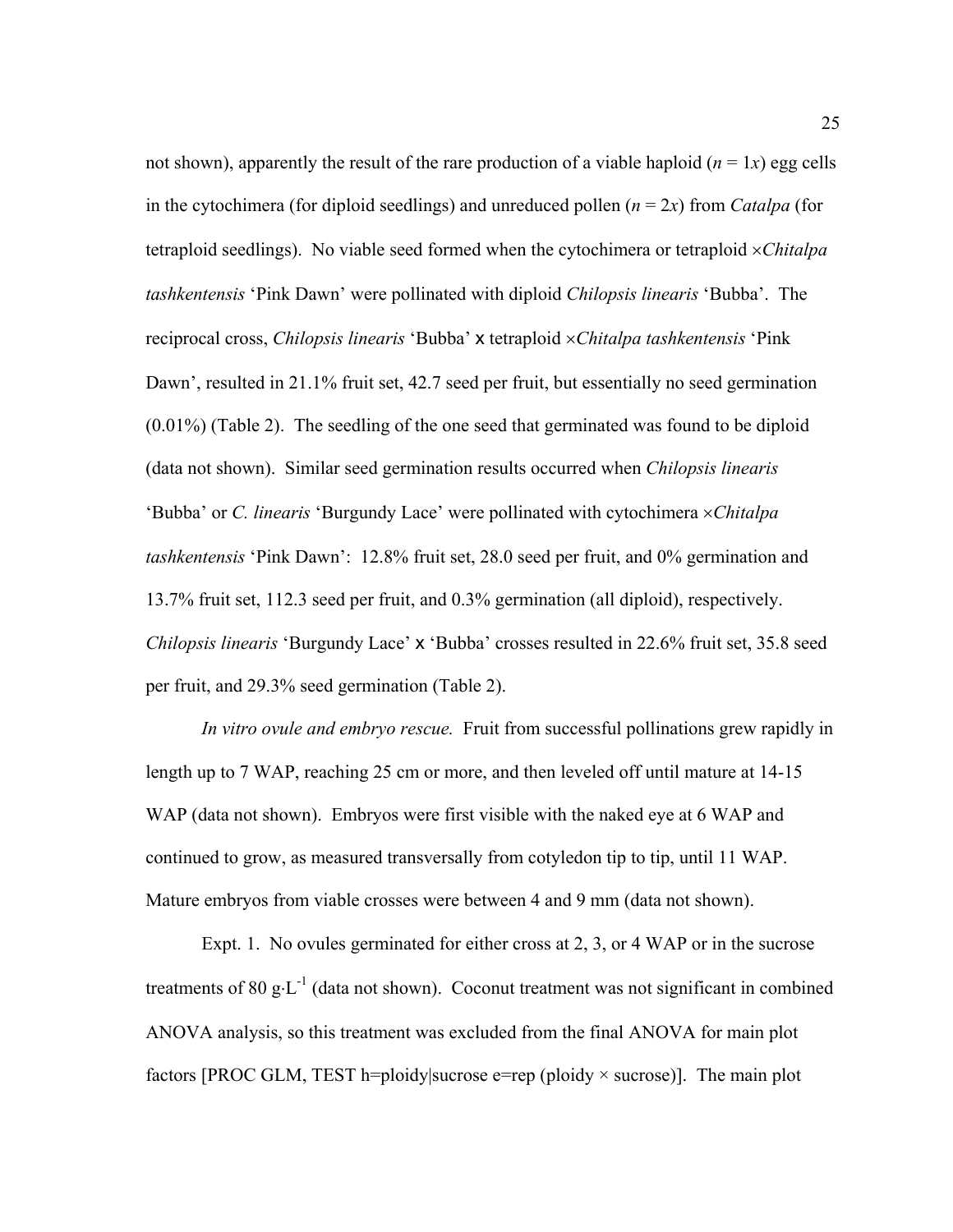not shown), apparently the result of the rare production of a viable haploid ($n$ = 1$x$) egg cells in the cytochimera (for diploid seedlings) and unreduced pollen ($n$ = 2$x$) from *Catalpa* (for tetraploid seedlings). No viable seed formed when the cytochimera or tetraploid ×*Chitalpa tashkentensis* 'Pink Dawn' were pollinated with diploid *Chilopsis linearis* 'Bubba'. The reciprocal cross, *Chilopsis linearis* 'Bubba' x tetraploid ×*Chitalpa tashkentensis* 'Pink Dawn', resulted in 21.1% fruit set, 42.7 seed per fruit, but essentially no seed germination (0.01%) (Table 2). The seedling of the one seed that germinated was found to be diploid (data not shown). Similar seed germination results occurred when *Chilopsis linearis* 'Bubba' or *C. linearis* 'Burgundy Lace' were pollinated with cytochimera ×*Chitalpa tashkentensis* 'Pink Dawn': 12.8% fruit set, 28.0 seed per fruit, and 0% germination and 13.7% fruit set, 112.3 seed per fruit, and 0.3% germination (all diploid), respectively. *Chilopsis linearis* 'Burgundy Lace' x 'Bubba' crosses resulted in 22.6% fruit set, 35.8 seed per fruit, and 29.3% seed germination (Table 2).

*In vitro ovule and embryo rescue.* Fruit from successful pollinations grew rapidly in length up to 7 WAP, reaching 25 cm or more, and then leveled off until mature at 14-15 WAP (data not shown). Embryos were first visible with the naked eye at 6 WAP and continued to grow, as measured transversally from cotyledon tip to tip, until 11 WAP. Mature embryos from viable crosses were between 4 and 9 mm (data not shown).

Expt. 1. No ovules germinated for either cross at 2, 3, or 4 WAP or in the sucrose treatments of 80 $g \cdot L^{-1}$ (data not shown). Coconut treatment was not significant in combined ANOVA analysis, so this treatment was excluded from the final ANOVA for main plot factors [PROC GLM, TEST h=ploidy|sucrose e=rep (ploidy × sucrose)]. The main plot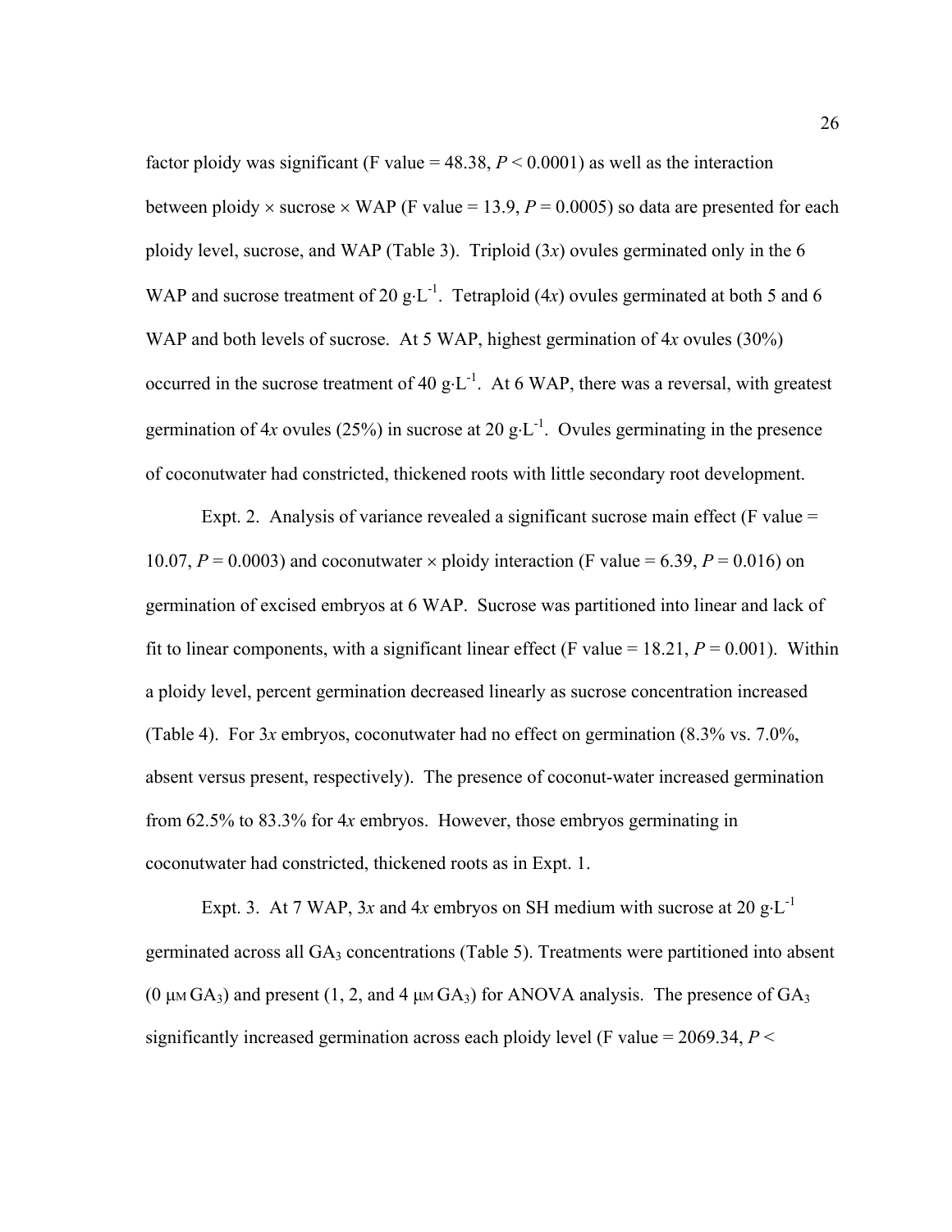factor ploidy was significant (F value = 48.38, $P < 0.0001$) as well as the interaction between ploidy × sucrose × WAP (F value = 13.9, $P = 0.0005$) so data are presented for each ploidy level, sucrose, and WAP (Table 3). Triploid (3*x*) ovules germinated only in the 6 WAP and sucrose treatment of 20 $g \cdot L^{-1}$. Tetraploid (4*x*) ovules germinated at both 5 and 6 WAP and both levels of sucrose. At 5 WAP, highest germination of 4*x* ovules (30%) occurred in the sucrose treatment of 40 $g \cdot L^{-1}$. At 6 WAP, there was a reversal, with greatest germination of 4*x* ovules (25%) in sucrose at 20 $g \cdot L^{-1}$. Ovules germinating in the presence of coconutwater had constricted, thickened roots with little secondary root development.

Expt. 2. Analysis of variance revealed a significant sucrose main effect (F value = 10.07, $P = 0.0003$) and coconutwater × ploidy interaction (F value = 6.39, $P = 0.016$) on germination of excised embryos at 6 WAP. Sucrose was partitioned into linear and lack of fit to linear components, with a significant linear effect (F value = 18.21, $P = 0.001$). Within a ploidy level, percent germination decreased linearly as sucrose concentration increased (Table 4). For 3*x* embryos, coconutwater had no effect on germination (8.3% vs. 7.0%, absent versus present, respectively). The presence of coconut-water increased germination from 62.5% to 83.3% for 4*x* embryos. However, those embryos germinating in coconutwater had constricted, thickened roots as in Expt. 1.

Expt. 3. At 7 WAP, 3*x* and 4*x* embryos on SH medium with sucrose at 20 $g \cdot L^{-1}$ germinated across all $GA_3$ concentrations (Table 5). Treatments were partitioned into absent (0 $\mu M$ $GA_3$) and present (1, 2, and 4 $\mu M$ $GA_3$) for ANOVA analysis. The presence of $GA_3$ significantly increased germination across each ploidy level (F value = 2069.34, $P <$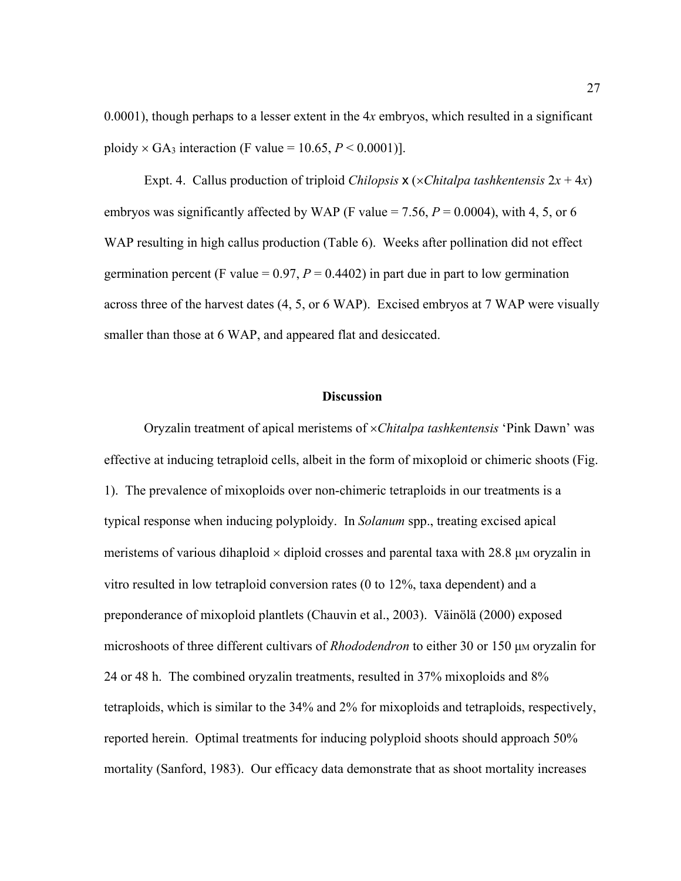0.0001), though perhaps to a lesser extent in the 4*x* embryos, which resulted in a significant ploidy × $GA_3$ interaction (F value = 10.65, $P < 0.0001$)].

Expt. 4. Callus production of triploid *Chilopsis* x (×*Chitalpa tashkentensis* 2*x* + 4*x*) embryos was significantly affected by WAP (F value = 7.56, $P = 0.0004$), with 4, 5, or 6 WAP resulting in high callus production (Table 6). Weeks after pollination did not effect germination percent (F value = 0.97, $P = 0.4402$) in part due in part to low germination across three of the harvest dates (4, 5, or 6 WAP). Excised embryos at 7 WAP were visually smaller than those at 6 WAP, and appeared flat and desiccated.

## Discussion

Oryzalin treatment of apical meristems of ×*Chitalpa tashkentensis* 'Pink Dawn' was effective at inducing tetraploid cells, albeit in the form of mixoploid or chimeric shoots (Fig. 1). The prevalence of mixoploids over non-chimeric tetraploids in our treatments is a typical response when inducing polyploidy. In *Solanum* spp., treating excised apical meristems of various dihaploid × diploid crosses and parental taxa with 28.8 μM oryzalin in vitro resulted in low tetraploid conversion rates (0 to 12%, taxa dependent) and a preponderance of mixoploid plantlets (Chauvin et al., 2003). Väinölä (2000) exposed microshoots of three different cultivars of *Rhododendron* to either 30 or 150 μM oryzalin for 24 or 48 h. The combined oryzalin treatments, resulted in 37% mixoploids and 8% tetraploids, which is similar to the 34% and 2% for mixoploids and tetraploids, respectively, reported herein. Optimal treatments for inducing polyploid shoots should approach 50% mortality (Sanford, 1983). Our efficacy data demonstrate that as shoot mortality increases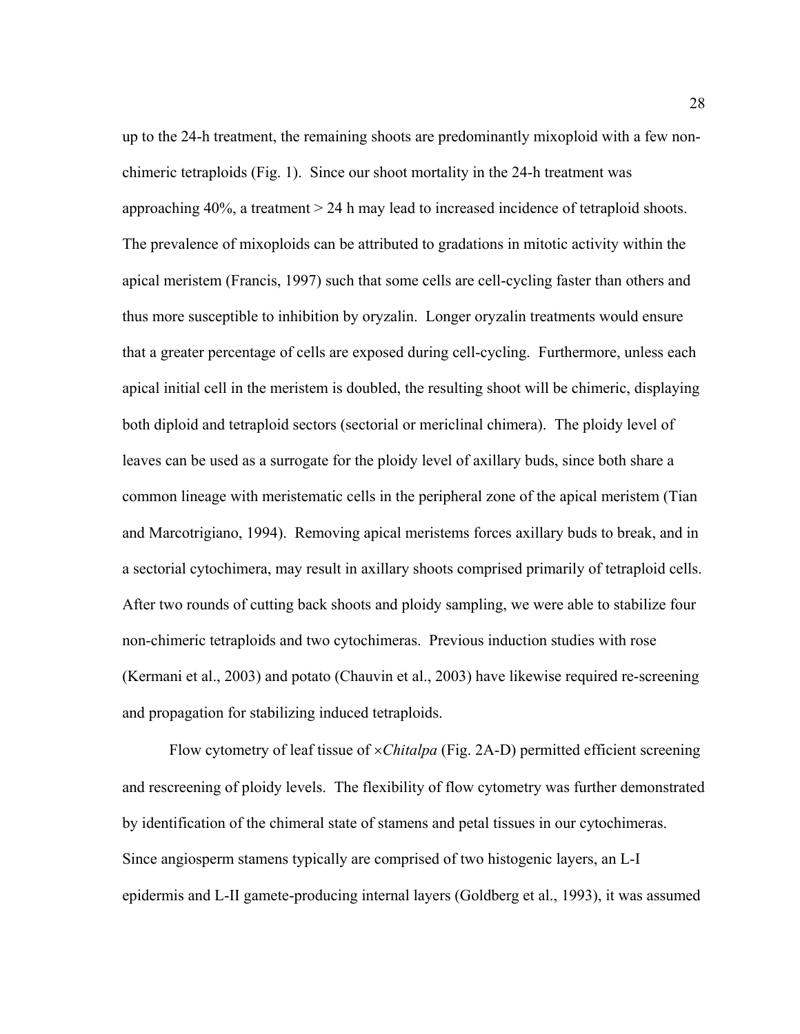up to the 24-h treatment, the remaining shoots are predominantly mixoploid with a few non-chimeric tetraploids (Fig. 1). Since our shoot mortality in the 24-h treatment was approaching 40%, a treatment > 24 h may lead to increased incidence of tetraploid shoots. The prevalence of mixoploids can be attributed to gradations in mitotic activity within the apical meristem (Francis, 1997) such that some cells are cell-cycling faster than others and thus more susceptible to inhibition by oryzalin. Longer oryzalin treatments would ensure that a greater percentage of cells are exposed during cell-cycling. Furthermore, unless each apical initial cell in the meristem is doubled, the resulting shoot will be chimeric, displaying both diploid and tetraploid sectors (sectorial or mericlinal chimera). The ploidy level of leaves can be used as a surrogate for the ploidy level of axillary buds, since both share a common lineage with meristematic cells in the peripheral zone of the apical meristem (Tian and Marcotrigiano, 1994). Removing apical meristems forces axillary buds to break, and in a sectorial cytochimera, may result in axillary shoots comprised primarily of tetraploid cells. After two rounds of cutting back shoots and ploidy sampling, we were able to stabilize four non-chimeric tetraploids and two cytochimeras. Previous induction studies with rose (Kermani et al., 2003) and potato (Chauvin et al., 2003) have likewise required re-screening and propagation for stabilizing induced tetraploids.

Flow cytometry of leaf tissue of ×*Chitalpa* (Fig. 2A-D) permitted efficient screening and rescreening of ploidy levels. The flexibility of flow cytometry was further demonstrated by identification of the chimeral state of stamens and petal tissues in our cytochimeras. Since angiosperm stamens typically are comprised of two histogenic layers, an L-I epidermis and L-II gamete-producing internal layers (Goldberg et al., 1993), it was assumed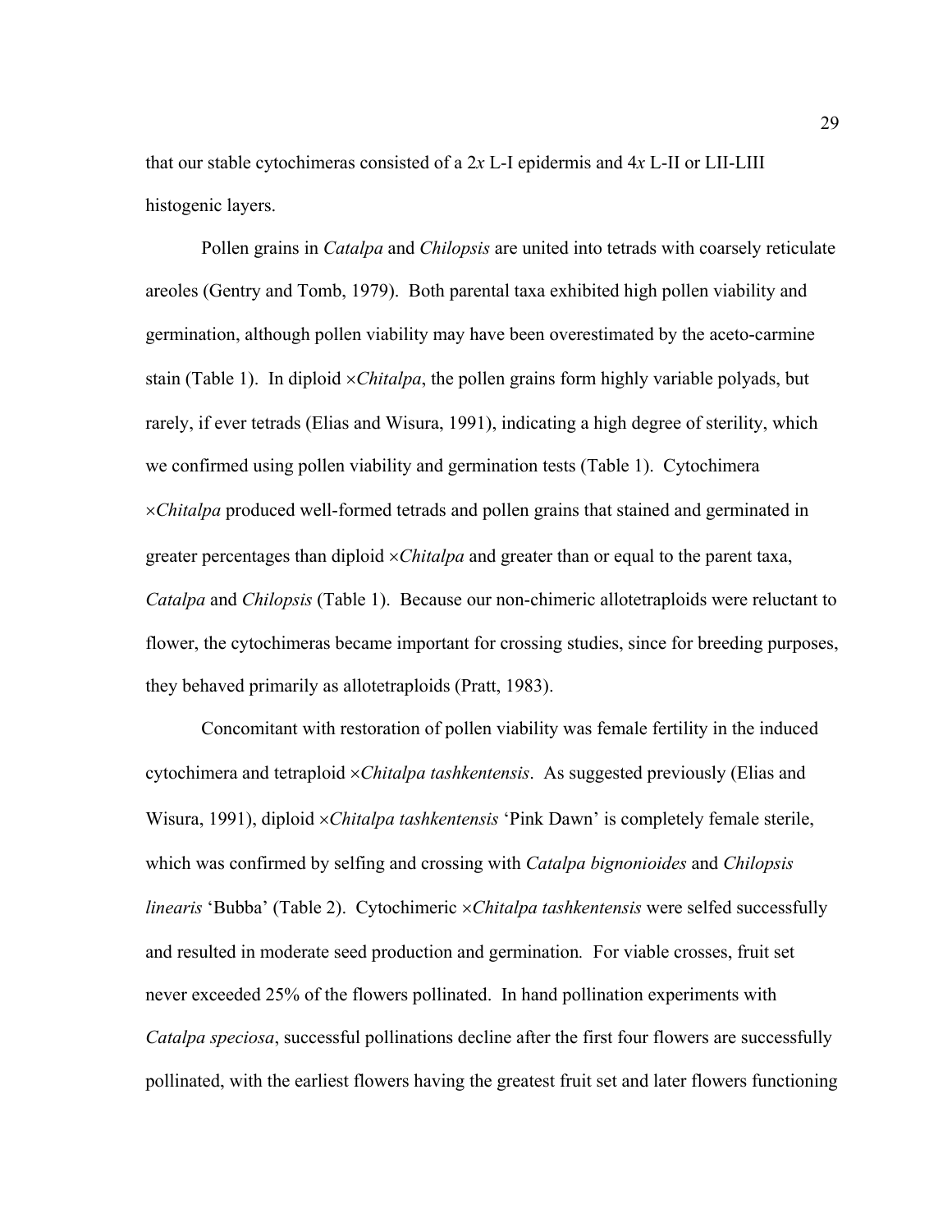that our stable cytochimeras consisted of a 2*x* L-I epidermis and 4*x* L-II or LII-LIII histogenic layers.

Pollen grains in *Catalpa* and *Chilopsis* are united into tetrads with coarsely reticulate areoles (Gentry and Tomb, 1979). Both parental taxa exhibited high pollen viability and germination, although pollen viability may have been overestimated by the aceto-carmine stain (Table 1). In diploid ×*Chitalpa*, the pollen grains form highly variable polyads, but rarely, if ever tetrads (Elias and Wisura, 1991), indicating a high degree of sterility, which we confirmed using pollen viability and germination tests (Table 1). Cytochimera ×*Chitalpa* produced well-formed tetrads and pollen grains that stained and germinated in greater percentages than diploid ×*Chitalpa* and greater than or equal to the parent taxa, *Catalpa* and *Chilopsis* (Table 1). Because our non-chimeric allotetraploids were reluctant to flower, the cytochimeras became important for crossing studies, since for breeding purposes, they behaved primarily as allotetraploids (Pratt, 1983).

Concomitant with restoration of pollen viability was female fertility in the induced cytochimera and tetraploid ×*Chitalpa tashkentensis*. As suggested previously (Elias and Wisura, 1991), diploid ×*Chitalpa tashkentensis* 'Pink Dawn' is completely female sterile, which was confirmed by selfing and crossing with *Catalpa bignonioides* and *Chilopsis linearis* 'Bubba' (Table 2). Cytochimeric ×*Chitalpa tashkentensis* were selfed successfully and resulted in moderate seed production and germination. For viable crosses, fruit set never exceeded 25% of the flowers pollinated. In hand pollination experiments with *Catalpa speciosa*, successful pollinations decline after the first four flowers are successfully pollinated, with the earliest flowers having the greatest fruit set and later flowers functioning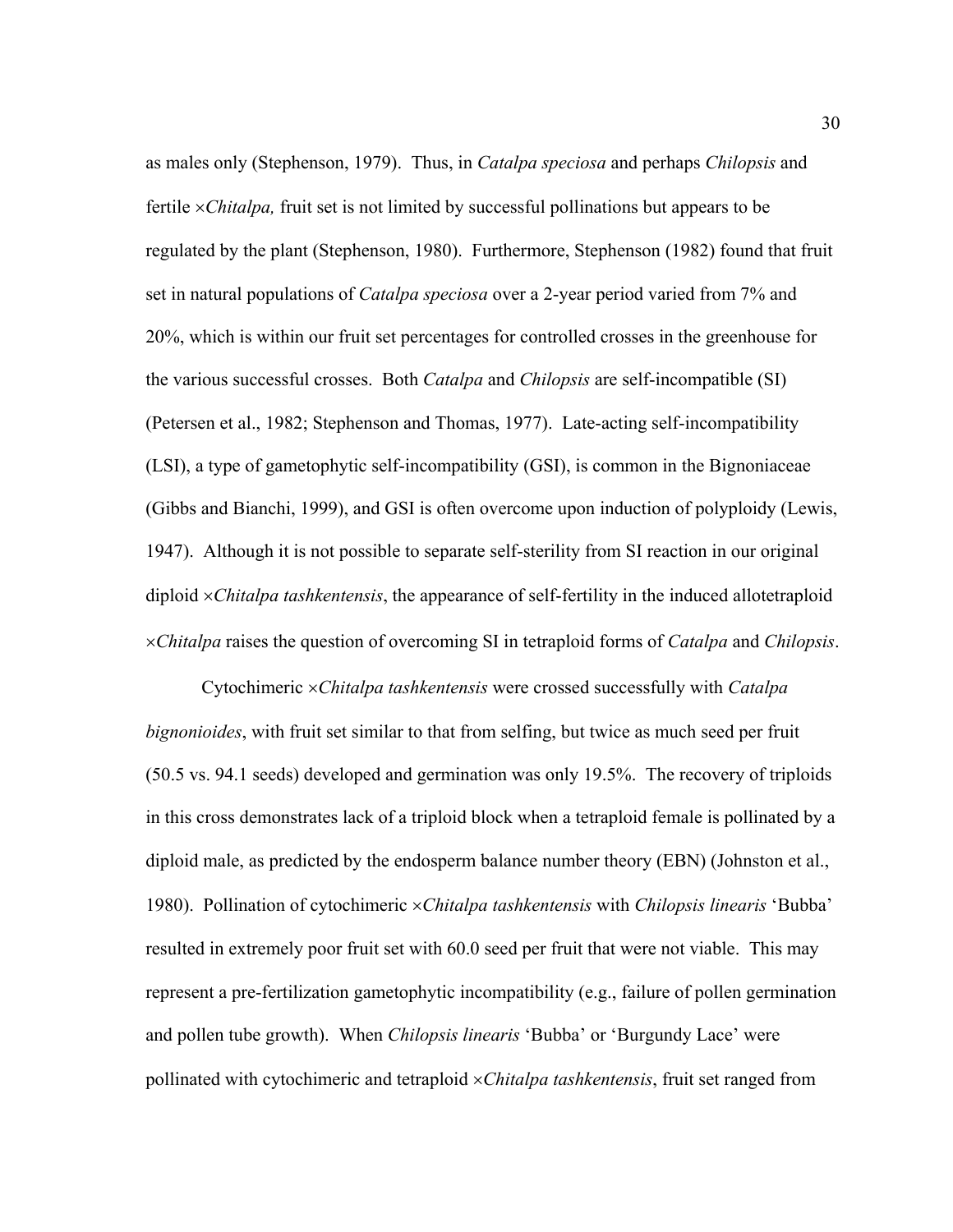as males only (Stephenson, 1979). Thus, in *Catalpa speciosa* and perhaps *Chilopsis* and fertile ×*Chitalpa,* fruit set is not limited by successful pollinations but appears to be regulated by the plant (Stephenson, 1980). Furthermore, Stephenson (1982) found that fruit set in natural populations of *Catalpa speciosa* over a 2-year period varied from 7% and 20%, which is within our fruit set percentages for controlled crosses in the greenhouse for the various successful crosses. Both *Catalpa* and *Chilopsis* are self-incompatible (SI) (Petersen et al., 1982; Stephenson and Thomas, 1977). Late-acting self-incompatibility (LSI), a type of gametophytic self-incompatibility (GSI), is common in the Bignoniaceae (Gibbs and Bianchi, 1999), and GSI is often overcome upon induction of polyploidy (Lewis, 1947). Although it is not possible to separate self-sterility from SI reaction in our original diploid ×*Chitalpa tashkentensis*, the appearance of self-fertility in the induced allotetraploid ×*Chitalpa* raises the question of overcoming SI in tetraploid forms of *Catalpa* and *Chilopsis*.

Cytochimeric ×*Chitalpa tashkentensis* were crossed successfully with *Catalpa bignonioides*, with fruit set similar to that from selfing, but twice as much seed per fruit (50.5 vs. 94.1 seeds) developed and germination was only 19.5%. The recovery of triploids in this cross demonstrates lack of a triploid block when a tetraploid female is pollinated by a diploid male, as predicted by the endosperm balance number theory (EBN) (Johnston et al., 1980). Pollination of cytochimeric ×*Chitalpa tashkentensis* with *Chilopsis linearis* 'Bubba' resulted in extremely poor fruit set with 60.0 seed per fruit that were not viable. This may represent a pre-fertilization gametophytic incompatibility (e.g., failure of pollen germination and pollen tube growth). When *Chilopsis linearis* 'Bubba' or 'Burgundy Lace' were pollinated with cytochimeric and tetraploid ×*Chitalpa tashkentensis*, fruit set ranged from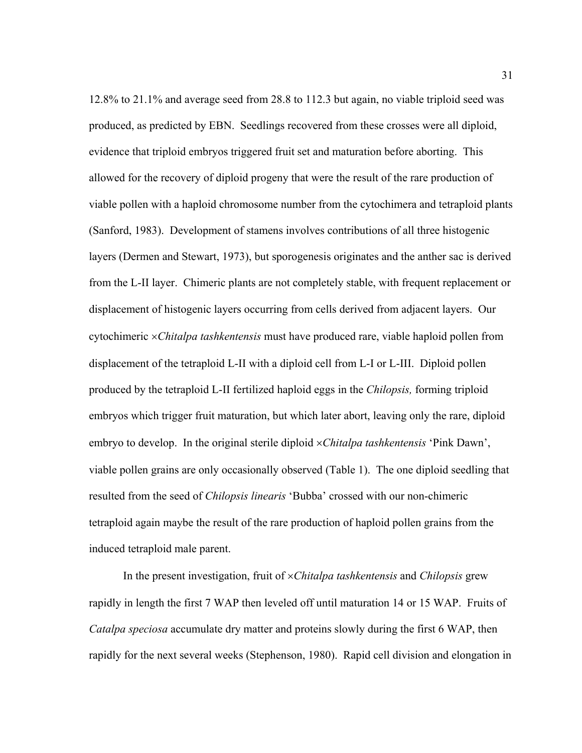12.8% to 21.1% and average seed from 28.8 to 112.3 but again, no viable triploid seed was produced, as predicted by EBN. Seedlings recovered from these crosses were all diploid, evidence that triploid embryos triggered fruit set and maturation before aborting. This allowed for the recovery of diploid progeny that were the result of the rare production of viable pollen with a haploid chromosome number from the cytochimera and tetraploid plants (Sanford, 1983). Development of stamens involves contributions of all three histogenic layers (Dermen and Stewart, 1973), but sporogenesis originates and the anther sac is derived from the L-II layer. Chimeric plants are not completely stable, with frequent replacement or displacement of histogenic layers occurring from cells derived from adjacent layers. Our cytochimeric ×*Chitalpa tashkentensis* must have produced rare, viable haploid pollen from displacement of the tetraploid L-II with a diploid cell from L-I or L-III. Diploid pollen produced by the tetraploid L-II fertilized haploid eggs in the *Chilopsis,* forming triploid embryos which trigger fruit maturation, but which later abort, leaving only the rare, diploid embryo to develop. In the original sterile diploid ×*Chitalpa tashkentensis* 'Pink Dawn', viable pollen grains are only occasionally observed (Table 1). The one diploid seedling that resulted from the seed of *Chilopsis linearis* 'Bubba' crossed with our non-chimeric tetraploid again maybe the result of the rare production of haploid pollen grains from the induced tetraploid male parent.

In the present investigation, fruit of ×*Chitalpa tashkentensis* and *Chilopsis* grew rapidly in length the first 7 WAP then leveled off until maturation 14 or 15 WAP. Fruits of *Catalpa speciosa* accumulate dry matter and proteins slowly during the first 6 WAP, then rapidly for the next several weeks (Stephenson, 1980). Rapid cell division and elongation in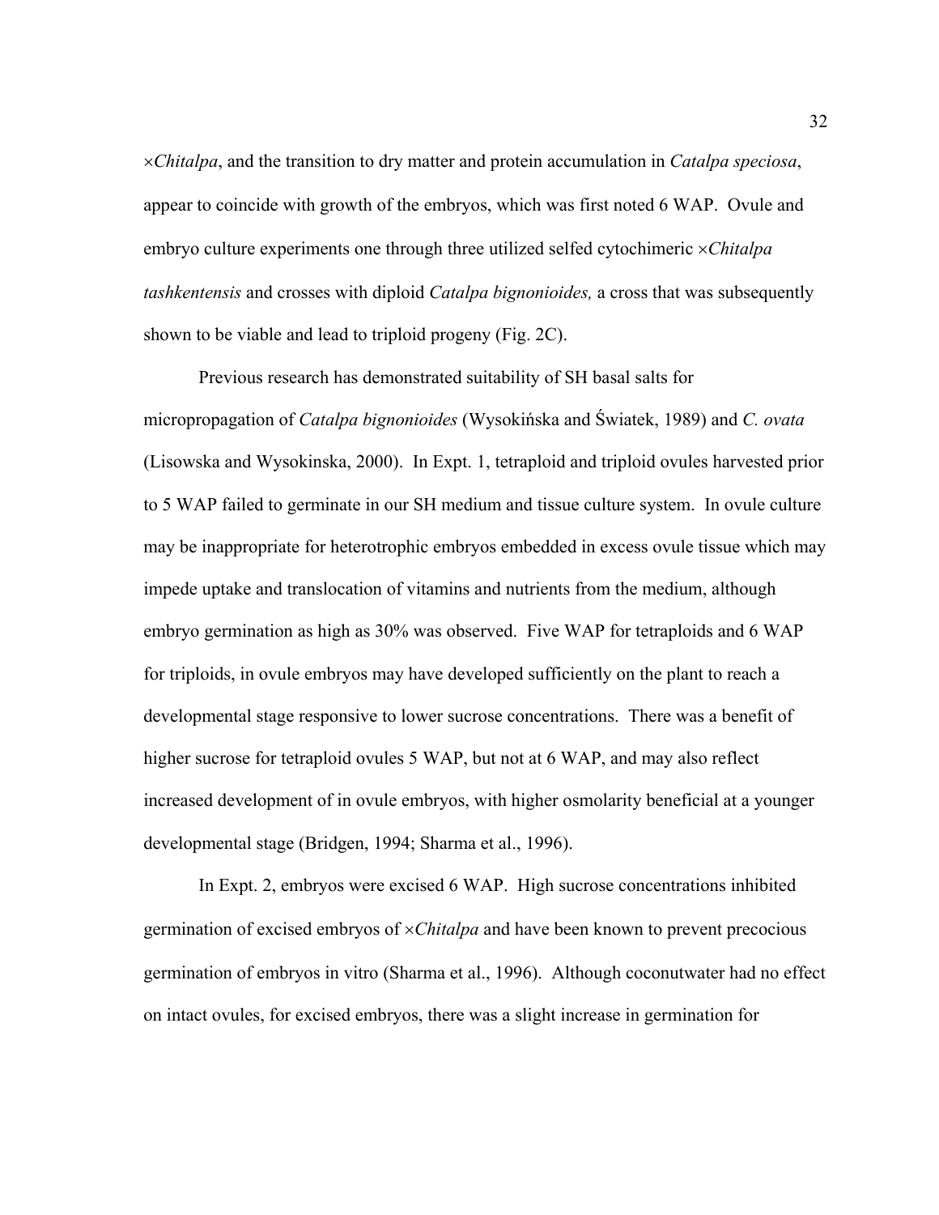×*Chitalpa*, and the transition to dry matter and protein accumulation in *Catalpa speciosa*, appear to coincide with growth of the embryos, which was first noted 6 WAP. Ovule and embryo culture experiments one through three utilized selfed cytochimeric ×*Chitalpa tashkentensis* and crosses with diploid *Catalpa bignonioides,* a cross that was subsequently shown to be viable and lead to triploid progeny (Fig. 2C).

Previous research has demonstrated suitability of SH basal salts for micropropagation of *Catalpa bignonioides* (Wysokińska and Świątek, 1989) and *C. ovata* (Lisowska and Wysokinska, 2000). In Expt. 1, tetraploid and triploid ovules harvested prior to 5 WAP failed to germinate in our SH medium and tissue culture system. In ovule culture may be inappropriate for heterotrophic embryos embedded in excess ovule tissue which may impede uptake and translocation of vitamins and nutrients from the medium, although embryo germination as high as 30% was observed. Five WAP for tetraploids and 6 WAP for triploids, in ovule embryos may have developed sufficiently on the plant to reach a developmental stage responsive to lower sucrose concentrations. There was a benefit of higher sucrose for tetraploid ovules 5 WAP, but not at 6 WAP, and may also reflect increased development of in ovule embryos, with higher osmolarity beneficial at a younger developmental stage (Bridgen, 1994; Sharma et al., 1996).

In Expt. 2, embryos were excised 6 WAP. High sucrose concentrations inhibited germination of excised embryos of ×*Chitalpa* and have been known to prevent precocious germination of embryos in vitro (Sharma et al., 1996). Although coconutwater had no effect on intact ovules, for excised embryos, there was a slight increase in germination for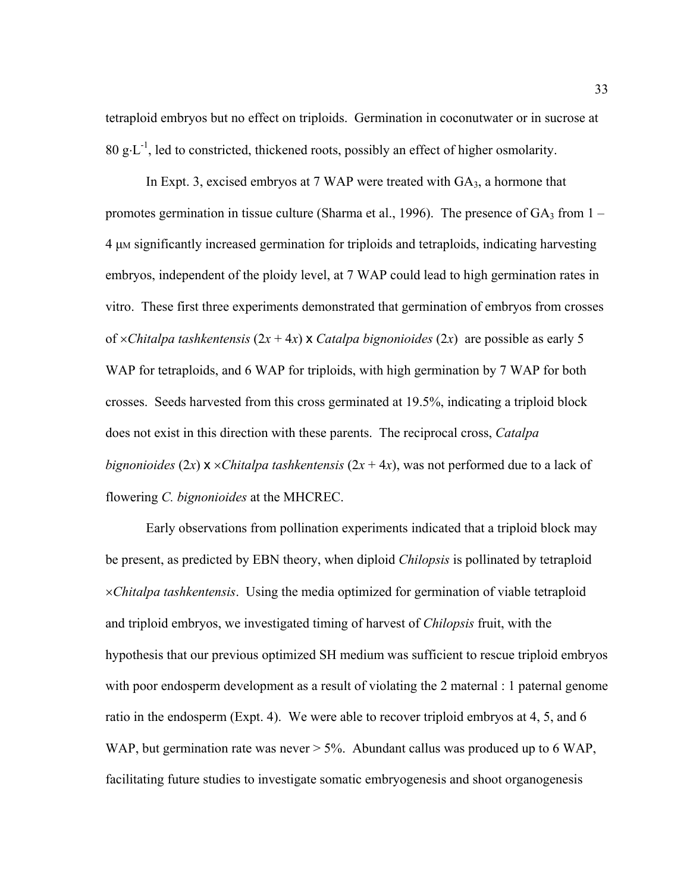tetraploid embryos but no effect on triploids. Germination in coconutwater or in sucrose at 80 $g \cdot L^{-1}$, led to constricted, thickened roots, possibly an effect of higher osmolarity.

In Expt. 3, excised embryos at 7 WAP were treated with $GA_3$, a hormone that promotes germination in tissue culture (Sharma et al., 1996). The presence of $GA_3$ from 1 – 4 $\mu$M significantly increased germination for triploids and tetraploids, indicating harvesting embryos, independent of the ploidy level, at 7 WAP could lead to high germination rates in vitro. These first three experiments demonstrated that germination of embryos from crosses of ×*Chitalpa tashkentensis* ($2x + 4x$) x *Catalpa bignonioides* ($2x$) are possible as early 5 WAP for tetraploids, and 6 WAP for triploids, with high germination by 7 WAP for both crosses. Seeds harvested from this cross germinated at 19.5%, indicating a triploid block does not exist in this direction with these parents. The reciprocal cross, *Catalpa bignonioides* ($2x$) x ×*Chitalpa tashkentensis* ($2x + 4x$), was not performed due to a lack of flowering *C. bignonioides* at the MHCREC.

Early observations from pollination experiments indicated that a triploid block may be present, as predicted by EBN theory, when diploid *Chilopsis* is pollinated by tetraploid ×*Chitalpa tashkentensis*. Using the media optimized for germination of viable tetraploid and triploid embryos, we investigated timing of harvest of *Chilopsis* fruit, with the hypothesis that our previous optimized SH medium was sufficient to rescue triploid embryos with poor endosperm development as a result of violating the 2 maternal : 1 paternal genome ratio in the endosperm (Expt. 4). We were able to recover triploid embryos at 4, 5, and 6 WAP, but germination rate was never > 5%. Abundant callus was produced up to 6 WAP, facilitating future studies to investigate somatic embryogenesis and shoot organogenesis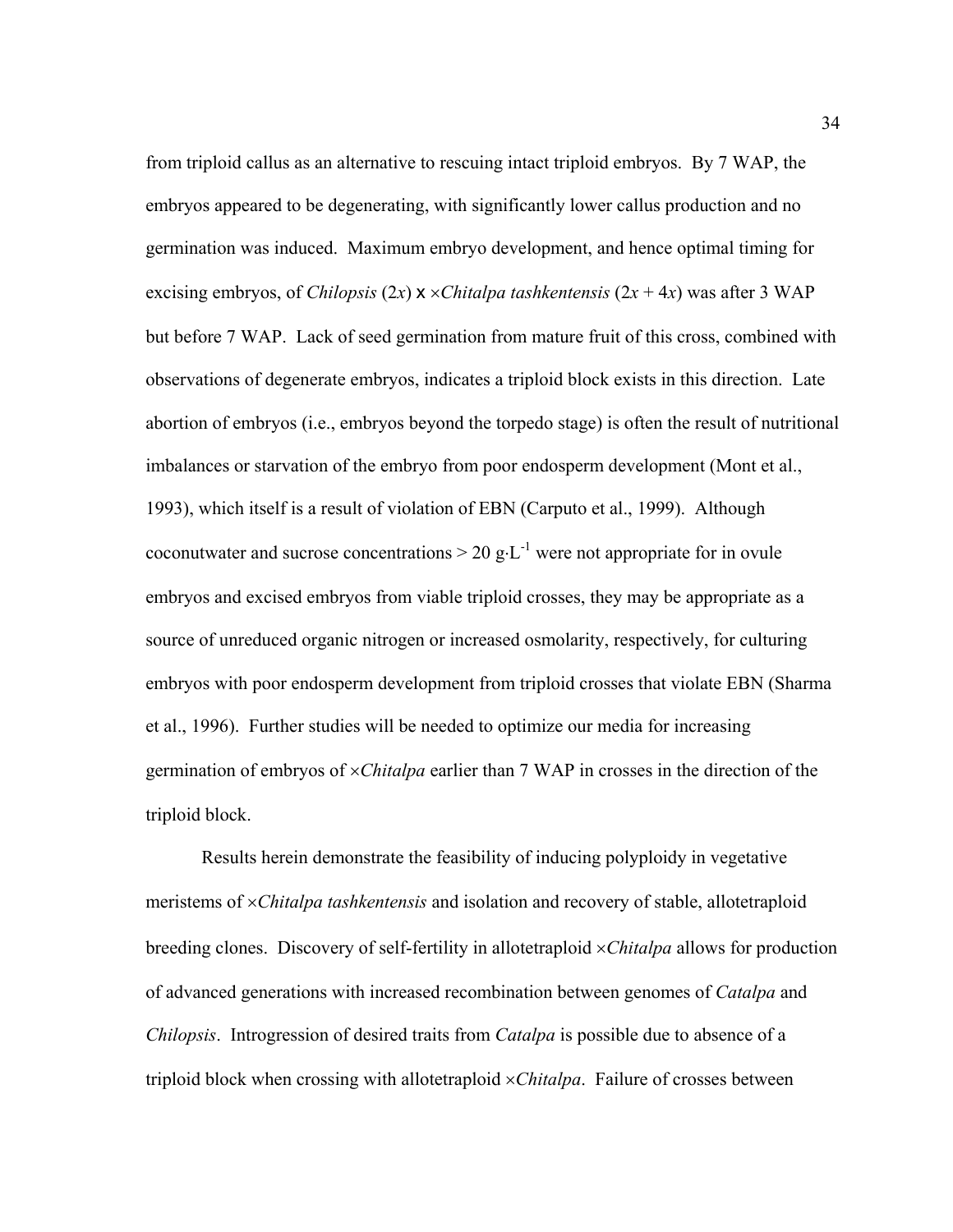from triploid callus as an alternative to rescuing intact triploid embryos. By 7 WAP, the embryos appeared to be degenerating, with significantly lower callus production and no germination was induced. Maximum embryo development, and hence optimal timing for excising embryos, of *Chilopsis* (2*x*) x ×*Chitalpa tashkentensis* (2*x* + 4*x*) was after 3 WAP but before 7 WAP. Lack of seed germination from mature fruit of this cross, combined with observations of degenerate embryos, indicates a triploid block exists in this direction. Late abortion of embryos (i.e., embryos beyond the torpedo stage) is often the result of nutritional imbalances or starvation of the embryo from poor endosperm development (Mont et al., 1993), which itself is a result of violation of EBN (Carputo et al., 1999). Although coconutwater and sucrose concentrations > 20 $g·L^{-1}$ were not appropriate for in ovule embryos and excised embryos from viable triploid crosses, they may be appropriate as a source of unreduced organic nitrogen or increased osmolarity, respectively, for culturing embryos with poor endosperm development from triploid crosses that violate EBN (Sharma et al., 1996). Further studies will be needed to optimize our media for increasing germination of embryos of ×*Chitalpa* earlier than 7 WAP in crosses in the direction of the triploid block.

Results herein demonstrate the feasibility of inducing polyploidy in vegetative meristems of ×*Chitalpa tashkentensis* and isolation and recovery of stable, allotetraploid breeding clones. Discovery of self-fertility in allotetraploid ×*Chitalpa* allows for production of advanced generations with increased recombination between genomes of *Catalpa* and *Chilopsis*. Introgression of desired traits from *Catalpa* is possible due to absence of a triploid block when crossing with allotetraploid ×*Chitalpa*. Failure of crosses between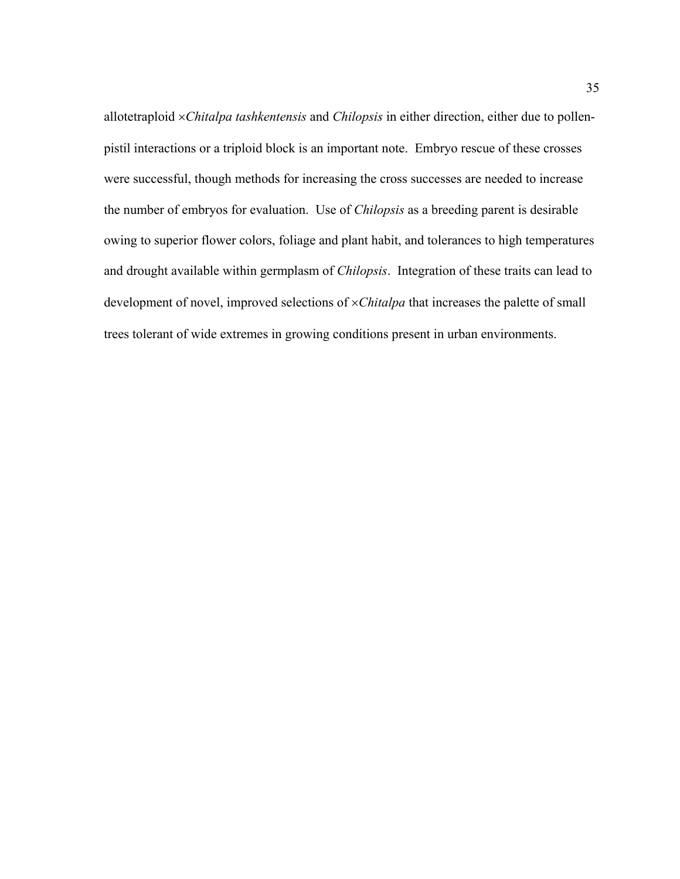allotetraploid ×*Chitalpa tashkentensis* and *Chilopsis* in either direction, either due to pollen-pistil interactions or a triploid block is an important note. Embryo rescue of these crosses were successful, though methods for increasing the cross successes are needed to increase the number of embryos for evaluation. Use of *Chilopsis* as a breeding parent is desirable owing to superior flower colors, foliage and plant habit, and tolerances to high temperatures and drought available within germplasm of *Chilopsis*. Integration of these traits can lead to development of novel, improved selections of ×*Chitalpa* that increases the palette of small trees tolerant of wide extremes in growing conditions present in urban environments.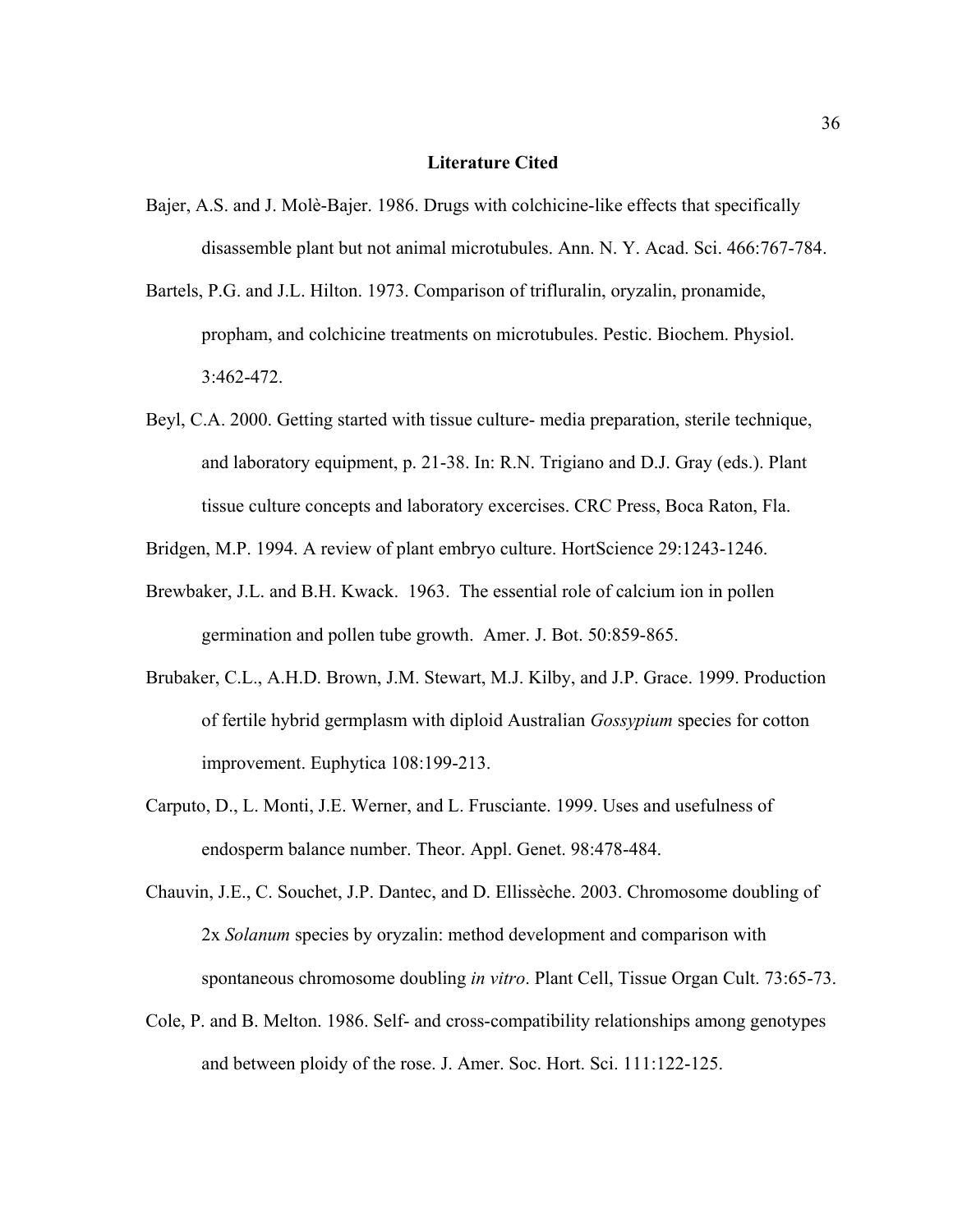## Literature Cited

Bajer, A.S. and J. Molè-Bajer. 1986. Drugs with colchicine-like effects that specifically disassemble plant but not animal microtubules. Ann. N. Y. Acad. Sci. 466:767-784.

Bartels, P.G. and J.L. Hilton. 1973. Comparison of trifluralin, oryzalin, pronamide, propham, and colchicine treatments on microtubules. Pestic. Biochem. Physiol. 3:462-472.

Beyl, C.A. 2000. Getting started with tissue culture- media preparation, sterile technique, and laboratory equipment, p. 21-38. In: R.N. Trigiano and D.J. Gray (eds.). Plant tissue culture concepts and laboratory excercises. CRC Press, Boca Raton, Fla.

Bridgen, M.P. 1994. A review of plant embryo culture. HortScience 29:1243-1246.

Brewbaker, J.L. and B.H. Kwack. 1963. The essential role of calcium ion in pollen germination and pollen tube growth. Amer. J. Bot. 50:859-865.

Brubaker, C.L., A.H.D. Brown, J.M. Stewart, M.J. Kilby, and J.P. Grace. 1999. Production of fertile hybrid germplasm with diploid Australian *Gossypium* species for cotton improvement. Euphytica 108:199-213.

Carputo, D., L. Monti, J.E. Werner, and L. Frusciante. 1999. Uses and usefulness of endosperm balance number. Theor. Appl. Genet. 98:478-484.

Chauvin, J.E., C. Souchet, J.P. Dantec, and D. Ellissèche. 2003. Chromosome doubling of 2x *Solanum* species by oryzalin: method development and comparison with spontaneous chromosome doubling *in vitro*. Plant Cell, Tissue Organ Cult. 73:65-73.

Cole, P. and B. Melton. 1986. Self- and cross-compatibility relationships among genotypes and between ploidy of the rose. J. Amer. Soc. Hort. Sci. 111:122-125.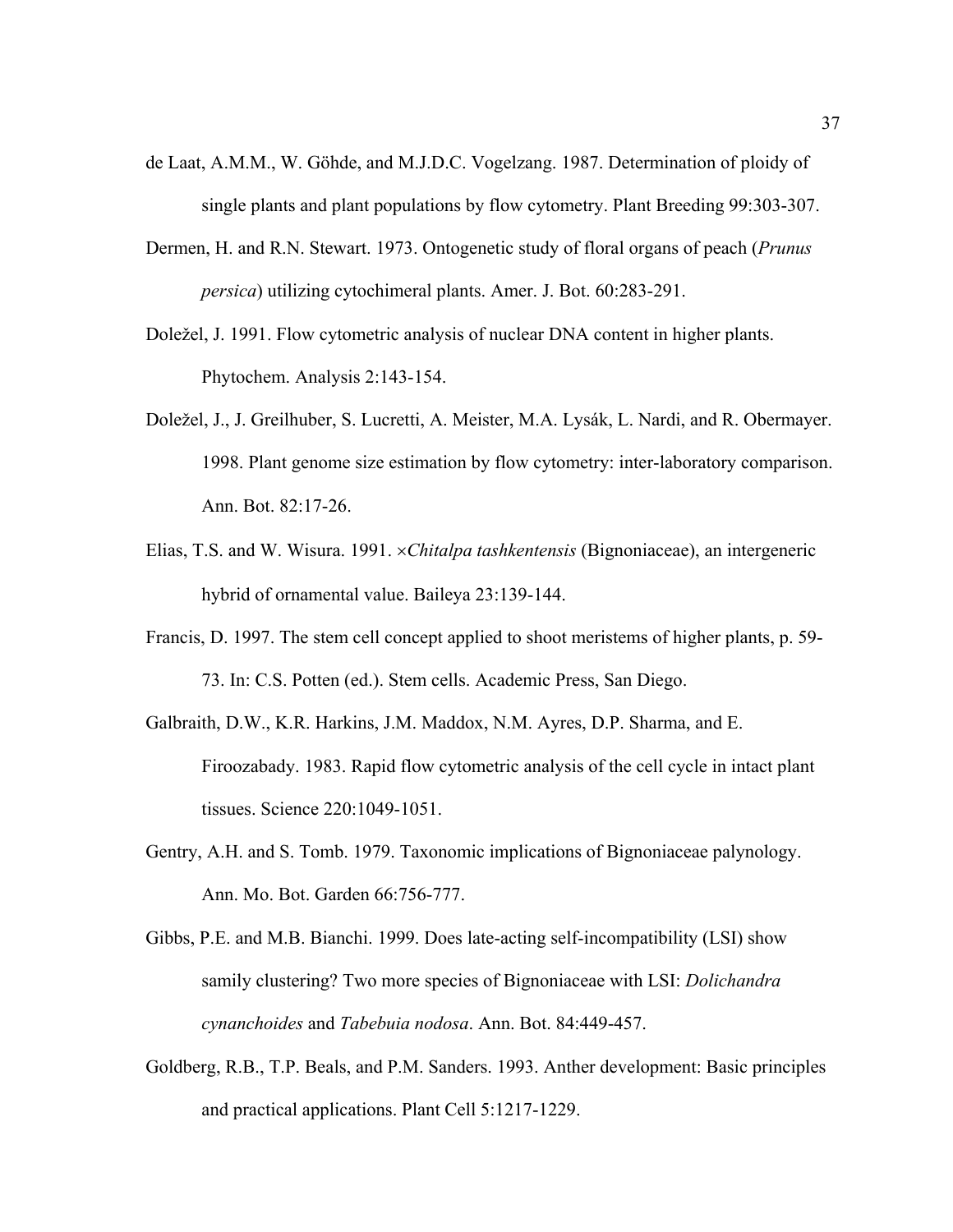de Laat, A.M.M., W. Göhde, and M.J.D.C. Vogelzang. 1987. Determination of ploidy of single plants and plant populations by flow cytometry. Plant Breeding 99:303-307.

Dermen, H. and R.N. Stewart. 1973. Ontogenetic study of floral organs of peach (*Prunus persica*) utilizing cytochimeral plants. Amer. J. Bot. 60:283-291.

Doležel, J. 1991. Flow cytometric analysis of nuclear DNA content in higher plants. Phytochem. Analysis 2:143-154.

Doležel, J., J. Greilhuber, S. Lucretti, A. Meister, M.A. Lysák, L. Nardi, and R. Obermayer. 1998. Plant genome size estimation by flow cytometry: inter-laboratory comparison. Ann. Bot. 82:17-26.

Elias, T.S. and W. Wisura. 1991. ×*Chitalpa tashkentensis* (Bignoniaceae), an intergeneric hybrid of ornamental value. Baileya 23:139-144.

Francis, D. 1997. The stem cell concept applied to shoot meristems of higher plants, p. 59-73. In: C.S. Potten (ed.). Stem cells. Academic Press, San Diego.

Galbraith, D.W., K.R. Harkins, J.M. Maddox, N.M. Ayres, D.P. Sharma, and E. Firoozabady. 1983. Rapid flow cytometric analysis of the cell cycle in intact plant tissues. Science 220:1049-1051.

Gentry, A.H. and S. Tomb. 1979. Taxonomic implications of Bignoniaceae palynology. Ann. Mo. Bot. Garden 66:756-777.

Gibbs, P.E. and M.B. Bianchi. 1999. Does late-acting self-incompatibility (LSI) show samily clustering? Two more species of Bignoniaceae with LSI: *Dolichandra cynanchoides* and *Tabebuia nodosa*. Ann. Bot. 84:449-457.

Goldberg, R.B., T.P. Beals, and P.M. Sanders. 1993. Anther development: Basic principles and practical applications. Plant Cell 5:1217-1229.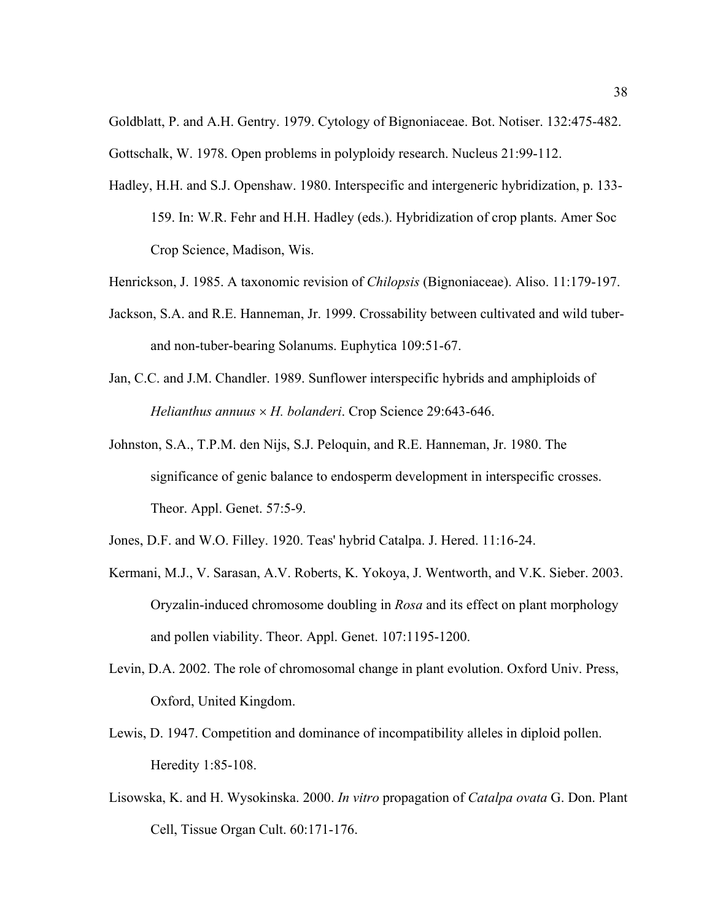Goldblatt, P. and A.H. Gentry. 1979. Cytology of Bignoniaceae. Bot. Notiser. 132:475-482.

Gottschalk, W. 1978. Open problems in polyploidy research. Nucleus 21:99-112.

Hadley, H.H. and S.J. Openshaw. 1980. Interspecific and intergeneric hybridization, p. 133-159. In: W.R. Fehr and H.H. Hadley (eds.). Hybridization of crop plants. Amer Soc Crop Science, Madison, Wis.

Henrickson, J. 1985. A taxonomic revision of *Chilopsis* (Bignoniaceae). Aliso. 11:179-197.

Jackson, S.A. and R.E. Hanneman, Jr. 1999. Crossability between cultivated and wild tuber- and non-tuber-bearing Solanums. Euphytica 109:51-67.

Jan, C.C. and J.M. Chandler. 1989. Sunflower interspecific hybrids and amphiploids of *Helianthus annuus* × *H. bolanderi*. Crop Science 29:643-646.

Johnston, S.A., T.P.M. den Nijs, S.J. Peloquin, and R.E. Hanneman, Jr. 1980. The significance of genic balance to endosperm development in interspecific crosses. Theor. Appl. Genet. 57:5-9.

Jones, D.F. and W.O. Filley. 1920. Teas' hybrid Catalpa. J. Hered. 11:16-24.

Kermani, M.J., V. Sarasan, A.V. Roberts, K. Yokoya, J. Wentworth, and V.K. Sieber. 2003. Oryzalin-induced chromosome doubling in *Rosa* and its effect on plant morphology and pollen viability. Theor. Appl. Genet. 107:1195-1200.

Levin, D.A. 2002. The role of chromosomal change in plant evolution. Oxford Univ. Press, Oxford, United Kingdom.

Lewis, D. 1947. Competition and dominance of incompatibility alleles in diploid pollen. Heredity 1:85-108.

Lisowska, K. and H. Wysokinska. 2000. *In vitro* propagation of *Catalpa ovata* G. Don. Plant Cell, Tissue Organ Cult. 60:171-176.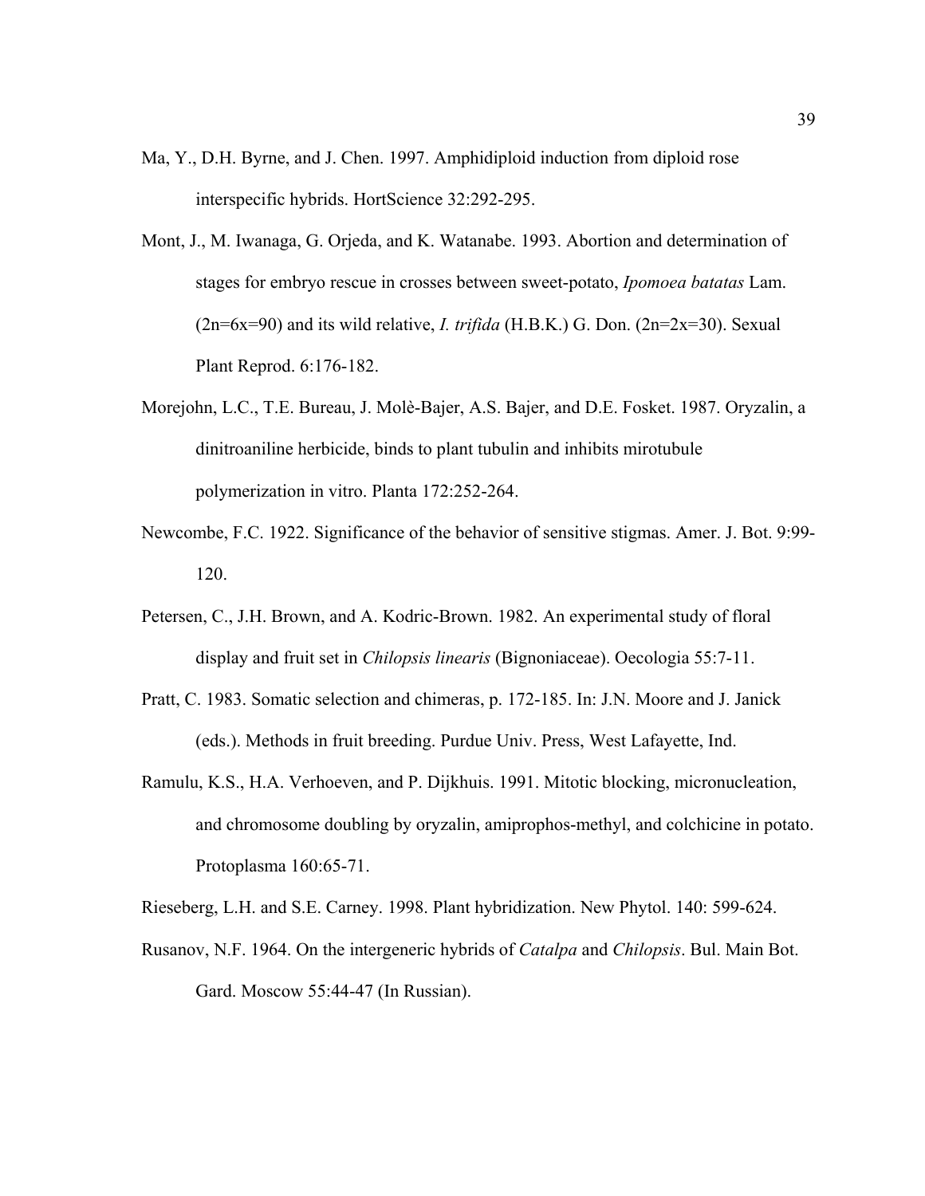Ma, Y., D.H. Byrne, and J. Chen. 1997. Amphidiploid induction from diploid rose interspecific hybrids. HortScience 32:292-295.

Mont, J., M. Iwanaga, G. Orjeda, and K. Watanabe. 1993. Abortion and determination of stages for embryo rescue in crosses between sweet-potato, *Ipomoea batatas* Lam. (2n=6x=90) and its wild relative, *I. trifida* (H.B.K.) G. Don. (2n=2x=30). Sexual Plant Reprod. 6:176-182.

Morejohn, L.C., T.E. Bureau, J. Molè-Bajer, A.S. Bajer, and D.E. Fosket. 1987. Oryzalin, a dinitroaniline herbicide, binds to plant tubulin and inhibits mirotubule polymerization in vitro. Planta 172:252-264.

Newcombe, F.C. 1922. Significance of the behavior of sensitive stigmas. Amer. J. Bot. 9:99-120.

Petersen, C., J.H. Brown, and A. Kodric-Brown. 1982. An experimental study of floral display and fruit set in *Chilopsis linearis* (Bignoniaceae). Oecologia 55:7-11.

Pratt, C. 1983. Somatic selection and chimeras, p. 172-185. In: J.N. Moore and J. Janick (eds.). Methods in fruit breeding. Purdue Univ. Press, West Lafayette, Ind.

Ramulu, K.S., H.A. Verhoeven, and P. Dijkhuis. 1991. Mitotic blocking, micronucleation, and chromosome doubling by oryzalin, amiprophos-methyl, and colchicine in potato. Protoplasma 160:65-71.

Rieseberg, L.H. and S.E. Carney. 1998. Plant hybridization. New Phytol. 140: 599-624.

Rusanov, N.F. 1964. On the intergeneric hybrids of *Catalpa* and *Chilopsis*. Bul. Main Bot. Gard. Moscow 55:44-47 (In Russian).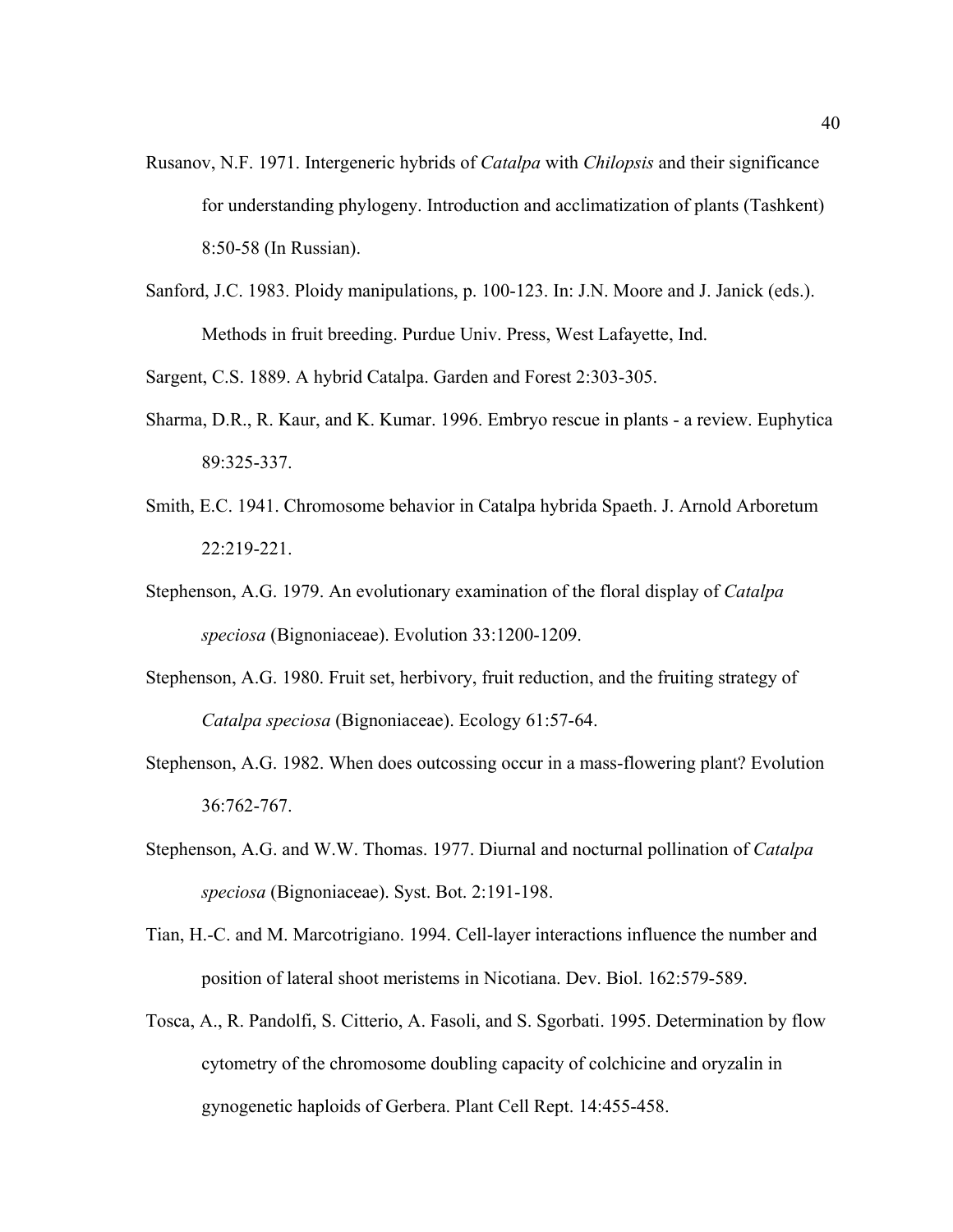Rusanov, N.F. 1971. Intergeneric hybrids of *Catalpa* with *Chilopsis* and their significance for understanding phylogeny. Introduction and acclimatization of plants (Tashkent) 8:50-58 (In Russian).

Sanford, J.C. 1983. Ploidy manipulations, p. 100-123. In: J.N. Moore and J. Janick (eds.). Methods in fruit breeding. Purdue Univ. Press, West Lafayette, Ind.

Sargent, C.S. 1889. A hybrid Catalpa. Garden and Forest 2:303-305.

Sharma, D.R., R. Kaur, and K. Kumar. 1996. Embryo rescue in plants - a review. Euphytica 89:325-337.

Smith, E.C. 1941. Chromosome behavior in Catalpa hybrida Spaeth. J. Arnold Arboretum 22:219-221.

Stephenson, A.G. 1979. An evolutionary examination of the floral display of *Catalpa speciosa* (Bignoniaceae). Evolution 33:1200-1209.

Stephenson, A.G. 1980. Fruit set, herbivory, fruit reduction, and the fruiting strategy of *Catalpa speciosa* (Bignoniaceae). Ecology 61:57-64.

Stephenson, A.G. 1982. When does outcossing occur in a mass-flowering plant? Evolution 36:762-767.

Stephenson, A.G. and W.W. Thomas. 1977. Diurnal and nocturnal pollination of *Catalpa speciosa* (Bignoniaceae). Syst. Bot. 2:191-198.

Tian, H.-C. and M. Marcotrigiano. 1994. Cell-layer interactions influence the number and position of lateral shoot meristems in Nicotiana. Dev. Biol. 162:579-589.

Tosca, A., R. Pandolfi, S. Citterio, A. Fasoli, and S. Sgorbati. 1995. Determination by flow cytometry of the chromosome doubling capacity of colchicine and oryzalin in gynogenetic haploids of Gerbera. Plant Cell Rept. 14:455-458.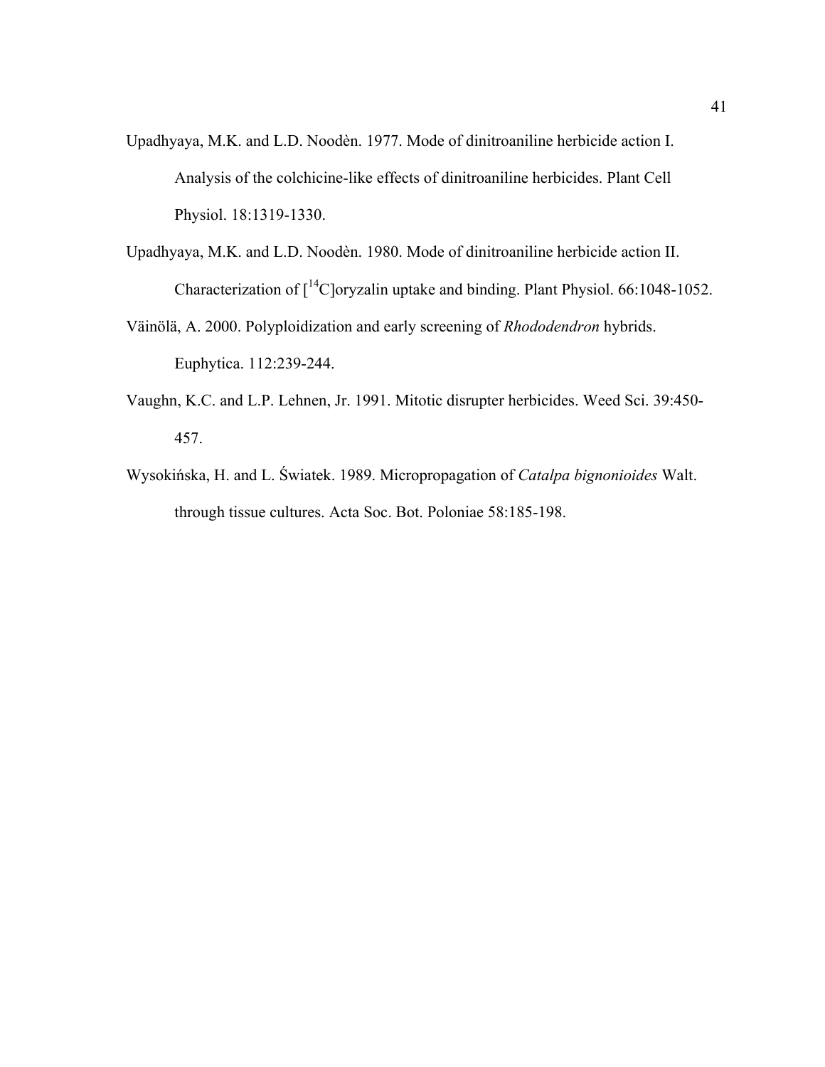Upadhyaya, M.K. and L.D. Noodèn. 1977. Mode of dinitroaniline herbicide action I. Analysis of the colchicine-like effects of dinitroaniline herbicides. Plant Cell Physiol. 18:1319-1330.

Upadhyaya, M.K. and L.D. Noodèn. 1980. Mode of dinitroaniline herbicide action II. Characterization of [$^{14}C$]oryzalin uptake and binding. Plant Physiol. 66:1048-1052.

Väinölä, A. 2000. Polyploidization and early screening of *Rhododendron* hybrids. Euphytica. 112:239-244.

Vaughn, K.C. and L.P. Lehnen, Jr. 1991. Mitotic disrupter herbicides. Weed Sci. 39:450-457.

Wysokińska, H. and L. Światek. 1989. Micropropagation of *Catalpa bignonioides* Walt. through tissue cultures. Acta Soc. Bot. Poloniae 58:185-198.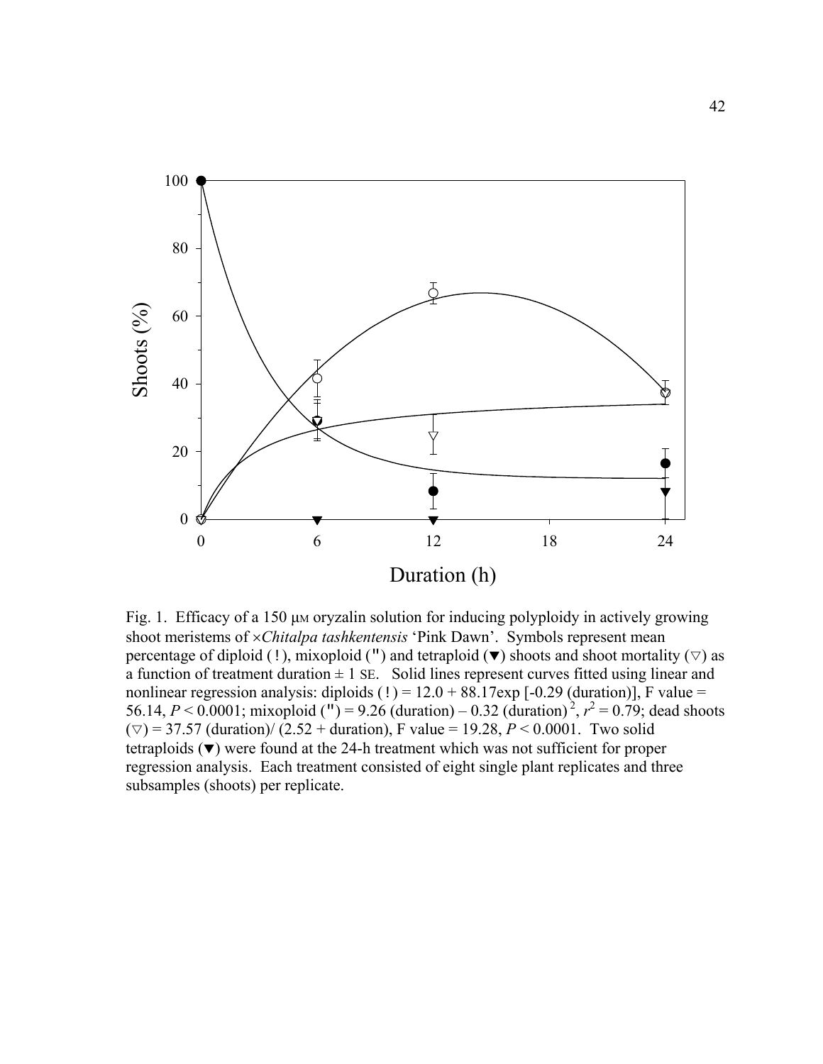Fig. 1. Efficacy of a 150 μM oryzalin solution for inducing polyploidy in actively growing shoot meristems of ×*Chitalpa tashkentensis* 'Pink Dawn'. Symbols represent mean percentage of diploid (!), mixoploid (") and tetraploid (▼) shoots and shoot mortality (▽) as a function of treatment duration ± 1 SE. Solid lines represent curves fitted using linear and nonlinear regression analysis: diploids (!) = 12.0 + 88.17exp [-0.29 (duration)], F value = 56.14, $P < 0.0001$; mixoploid (") = 9.26 (duration) – 0.32 (duration)$^2$, $r^2 = 0.79$; dead shoots (▽) = 37.57 (duration)/ (2.52 + duration), F value = 19.28, $P < 0.0001$. Two solid tetraploids (▼) were found at the 24-h treatment which was not sufficient for proper regression analysis. Each treatment consisted of eight single plant replicates and three subsamples (shoots) per replicate.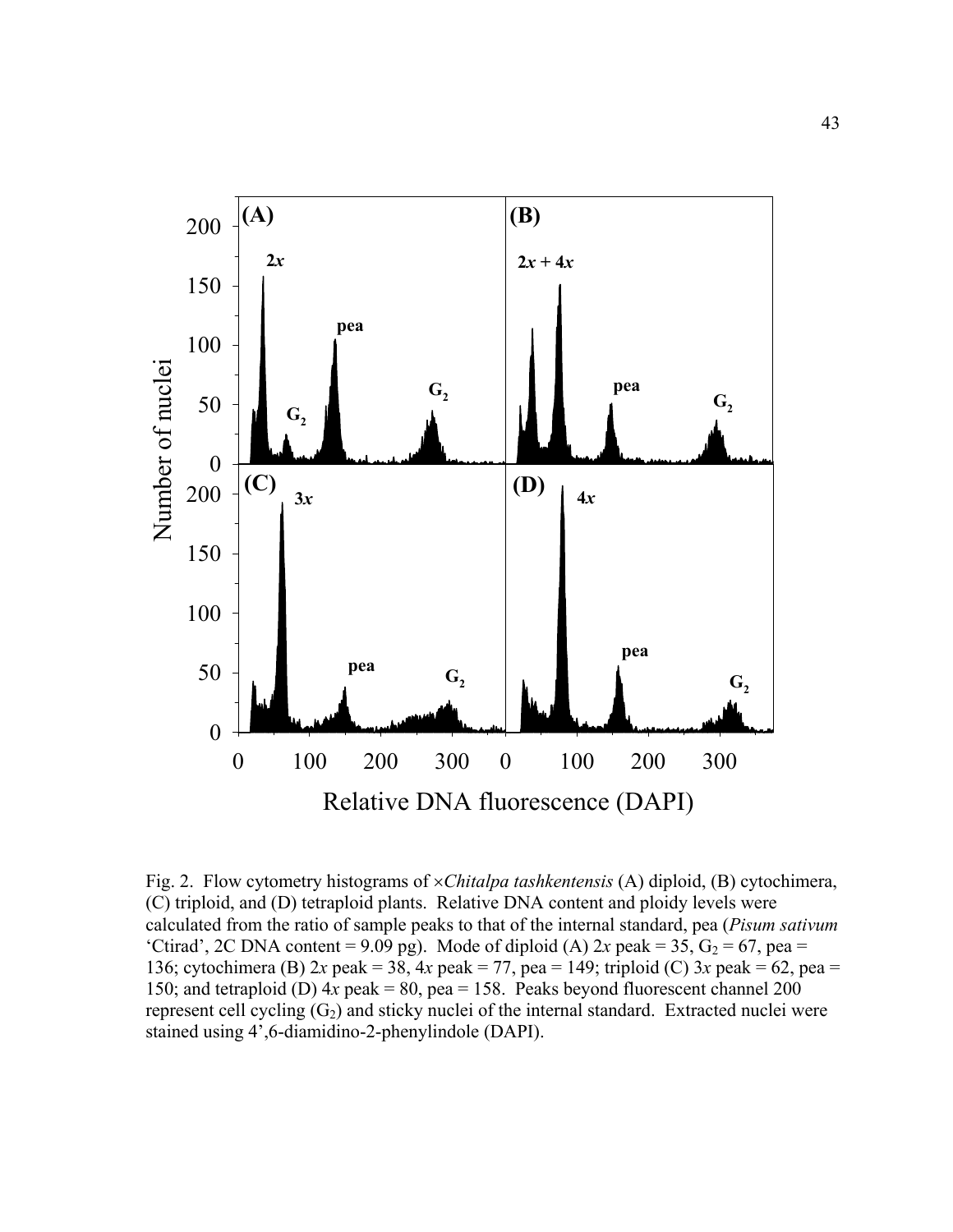Fig. 2. Flow cytometry histograms of ×*Chitalpa tashkentensis* (A) diploid, (B) cytochimera, (C) triploid, and (D) tetraploid plants. Relative DNA content and ploidy levels were calculated from the ratio of sample peaks to that of the internal standard, pea (*Pisum sativum* 'Ctirad', 2C DNA content = 9.09 pg). Mode of diploid (A) 2*x* peak = 35, $G_2$ = 67, pea = 136; cytochimera (B) 2*x* peak = 38, 4*x* peak = 77, pea = 149; triploid (C) 3*x* peak = 62, pea = 150; and tetraploid (D) 4*x* peak = 80, pea = 158. Peaks beyond fluorescent channel 200 represent cell cycling ($G_2$) and sticky nuclei of the internal standard. Extracted nuclei were stained using 4',6-diamidino-2-phenylindole (DAPI).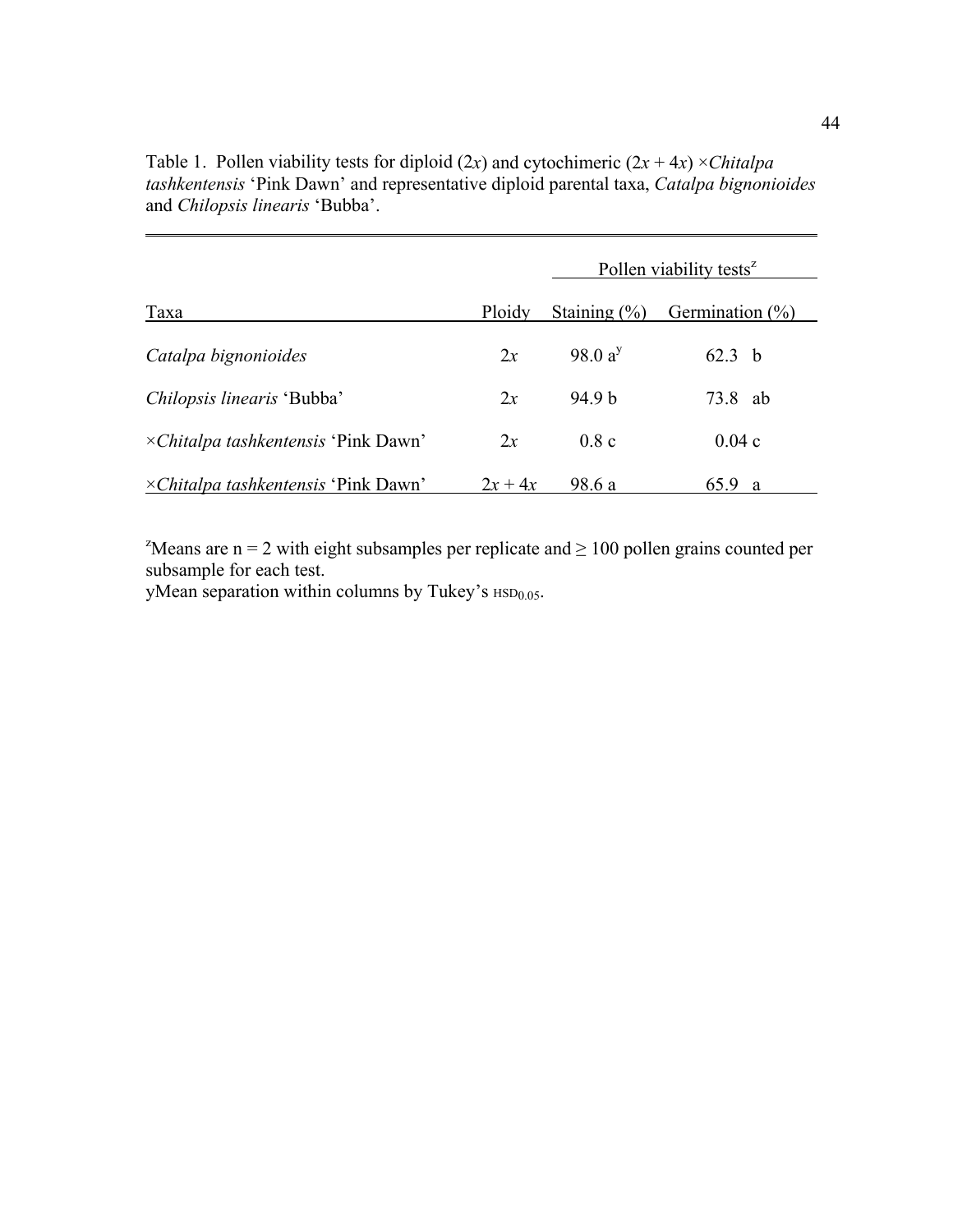Table 1. Pollen viability tests for diploid ($2x$) and cytochimeric ($2x + 4x$) ×*Chitalpa tashkentensis* 'Pink Dawn' and representative diploid parental taxa, *Catalpa bignonioides* and *Chilopsis linearis* 'Bubba'.

| | | Pollen viability tests[z] | |
|---|---|---|---|
| Taxa | Ploidy | Staining (%) | Germination (%) |
| *Catalpa bignonioides* | $2x$ | 98.0 a[y] | 62.3 b |
| *Chilopsis linearis* 'Bubba' | $2x$ | 94.9 b | 73.8 ab |
| ×*Chitalpa tashkentensis* 'Pink Dawn' | $2x$ | 0.8 c | 0.04 c |
| ×*Chitalpa tashkentensis* 'Pink Dawn' | $2x + 4x$ | 98.6 a | 65.9 a |

[z]Means are n = 2 with eight subsamples per replicate and ≥ 100 pollen grains counted per subsample for each test.
yMean separation within columns by Tukey's $HSD_{0.05}$.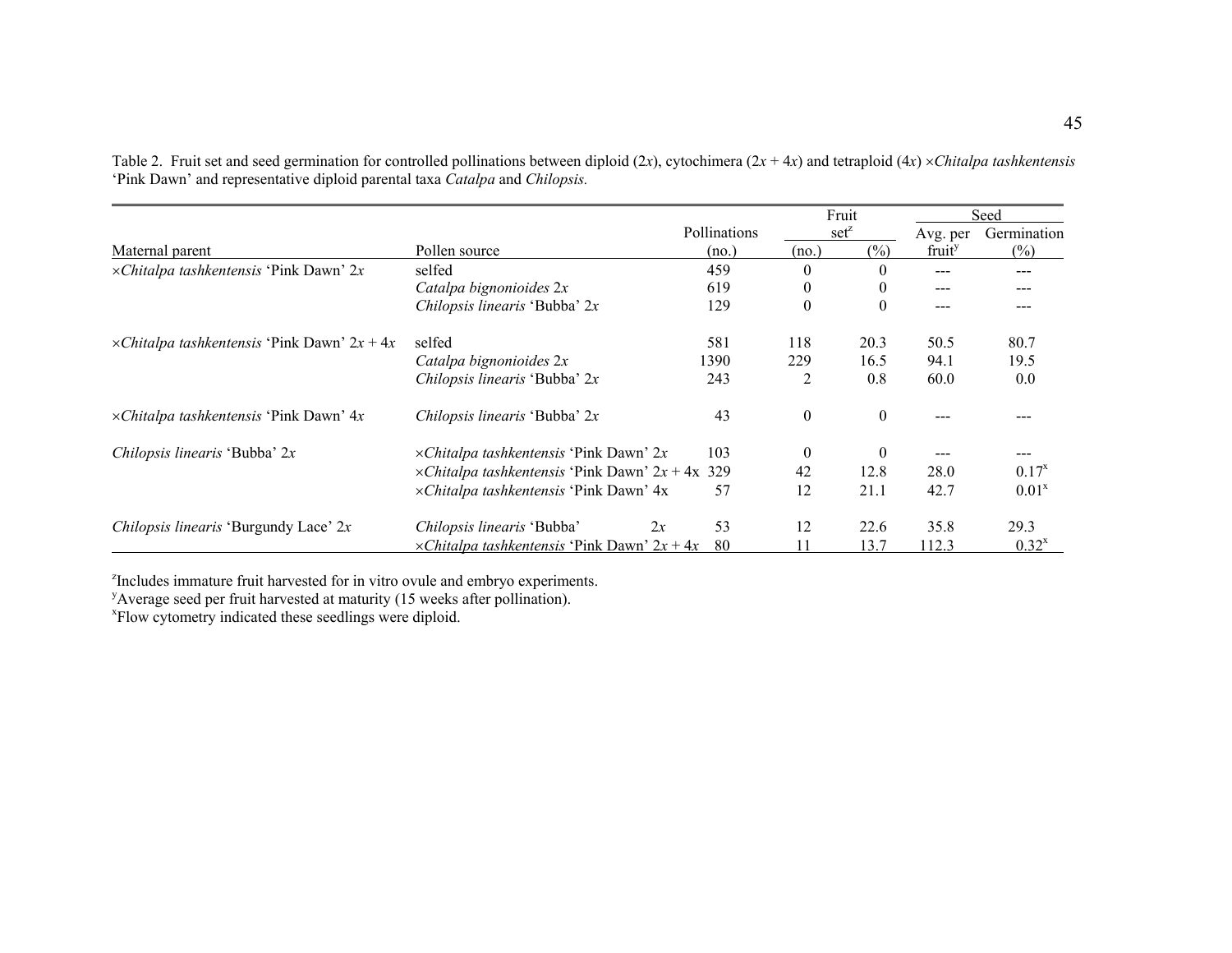Table 2. Fruit set and seed germination for controlled pollinations between diploid (2*x*), cytochimera (2*x* + 4*x*) and tetraploid (4*x*) ×*Chitalpa tashkentensis* 'Pink Dawn' and representative diploid parental taxa *Catalpa* and *Chilopsis.*

| | | | Fruit set[z] | | Seed | |
|---|---|---|---|---|---|---|
| Maternal parent | Pollen source | Pollinations (no.) | (no.) | (%) | Avg. per fruit[y] | Germination (%) |
| ×*Chitalpa tashkentensis* 'Pink Dawn' 2*x* | selfed | 459 | 0 | 0 | --- | --- |
| | *Catalpa bignonioides* 2*x* | 619 | 0 | 0 | --- | --- |
| | *Chilopsis linearis* 'Bubba' 2*x* | 129 | 0 | 0 | --- | --- |
| ×*Chitalpa tashkentensis* 'Pink Dawn' 2*x* + 4*x* | selfed | 581 | 118 | 20.3 | 50.5 | 80.7 |
| | *Catalpa bignonioides* 2*x* | 1390 | 229 | 16.5 | 94.1 | 19.5 |
| | *Chilopsis linearis* 'Bubba' 2*x* | 243 | 2 | 0.8 | 60.0 | 0.0 |
| ×*Chitalpa tashkentensis* 'Pink Dawn' 4*x* | *Chilopsis linearis* 'Bubba' 2*x* | 43 | 0 | 0 | --- | --- |
| *Chilopsis linearis* 'Bubba' 2*x* | ×*Chitalpa tashkentensis* 'Pink Dawn' 2*x* | 103 | 0 | 0 | --- | --- |
| | ×*Chitalpa tashkentensis* 'Pink Dawn' 2*x* + 4x | 329 | 42 | 12.8 | 28.0 | 0.17[x] |
| | ×*Chitalpa tashkentensis* 'Pink Dawn' 4x | 57 | 12 | 21.1 | 42.7 | 0.01[x] |
| *Chilopsis linearis* 'Burgundy Lace' 2*x* | *Chilopsis linearis* 'Bubba' 2*x* | 53 | 12 | 22.6 | 35.8 | 29.3 |
| | ×*Chitalpa tashkentensis* 'Pink Dawn' 2*x* + 4*x* | 80 | 11 | 13.7 | 112.3 | 0.32[x] |

[z]Includes immature fruit harvested for in vitro ovule and embryo experiments.
[y]Average seed per fruit harvested at maturity (15 weeks after pollination).
[x]Flow cytometry indicated these seedlings were diploid.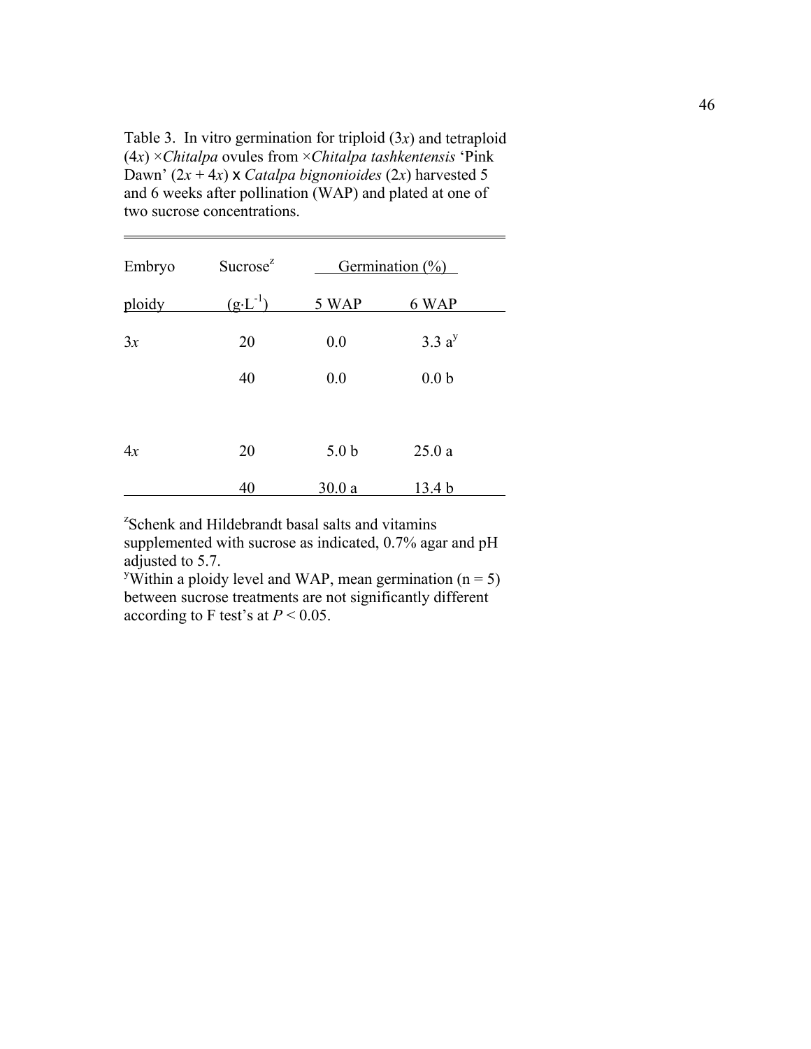Table 3. In vitro germination for triploid ($3x$) and tetraploid ($4x$) ×*Chitalpa* ovules from ×*Chitalpa tashkentensis* 'Pink Dawn' ($2x + 4x$) x *Catalpa bignonioides* ($2x$) harvested 5 and 6 weeks after pollination (WAP) and plated at one of two sucrose concentrations.

| Embryo ploidy | Sucrose[z] ($g \cdot L^{-1}$) | Germination (%) | |
|---|---|---|---|
| | | 5 WAP | 6 WAP |
| $3x$ | 20 | 0.0 | 3.3 a[y] |
| | 40 | 0.0 | 0.0 b |
| $4x$ | 20 | 5.0 b | 25.0 a |
| | 40 | 30.0 a | 13.4 b |

[z]Schenk and Hildebrandt basal salts and vitamins supplemented with sucrose as indicated, 0.7% agar and pH adjusted to 5.7.
[y]Within a ploidy level and WAP, mean germination (n = 5) between sucrose treatments are not significantly different according to F test's at $P < 0.05$.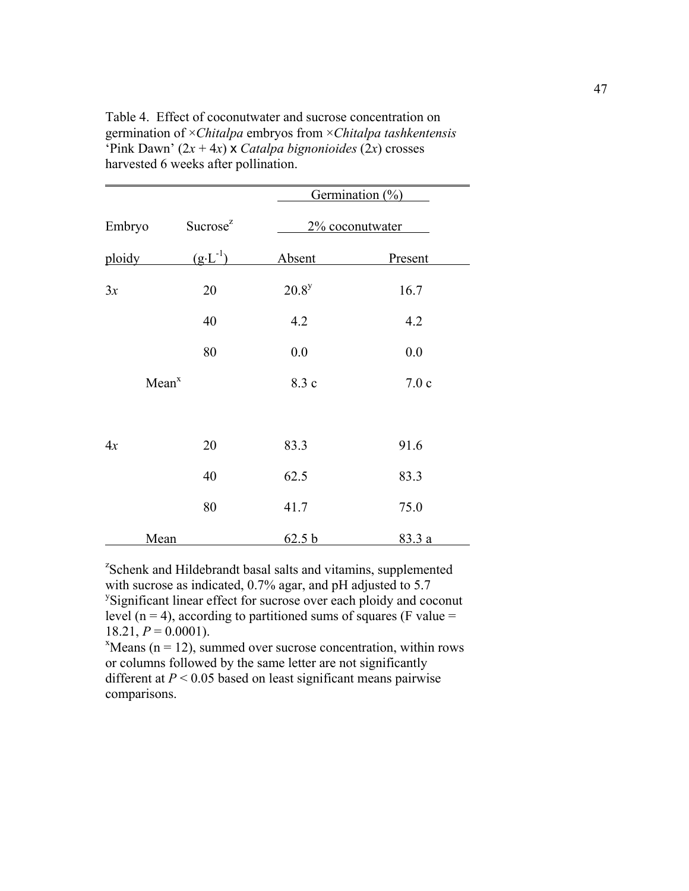Table 4. Effect of coconutwater and sucrose concentration on germination of ×*Chitalpa* embryos from ×*Chitalpa tashkentensis* 'Pink Dawn' (2*x* + 4*x*) x *Catalpa bignonioides* (2*x*) crosses harvested 6 weeks after pollination.

| | | Germination (%) | |
|---|---|---|---|
| Embryo | Sucrose[z] | 2% coconutwater | |
| ploidy | ($g \cdot L^{-1}$) | Absent | Present |
| 3*x* | 20 | 20.8[y] | 16.7 |
| | 40 | 4.2 | 4.2 |
| | 80 | 0.0 | 0.0 |
| Mean[x] | | 8.3 c | 7.0 c |
| 4*x* | 20 | 83.3 | 91.6 |
| | 40 | 62.5 | 83.3 |
| | 80 | 41.7 | 75.0 |
| Mean | | 62.5 b | 83.3 a |

[z]Schenk and Hildebrandt basal salts and vitamins, supplemented with sucrose as indicated, 0.7% agar, and pH adjusted to 5.7

[y]Significant linear effect for sucrose over each ploidy and coconut level (n = 4), according to partitioned sums of squares (F value = 18.21, $P = 0.0001$).

[x]Means (n = 12), summed over sucrose concentration, within rows or columns followed by the same letter are not significantly different at $P < 0.05$ based on least significant means pairwise comparisons.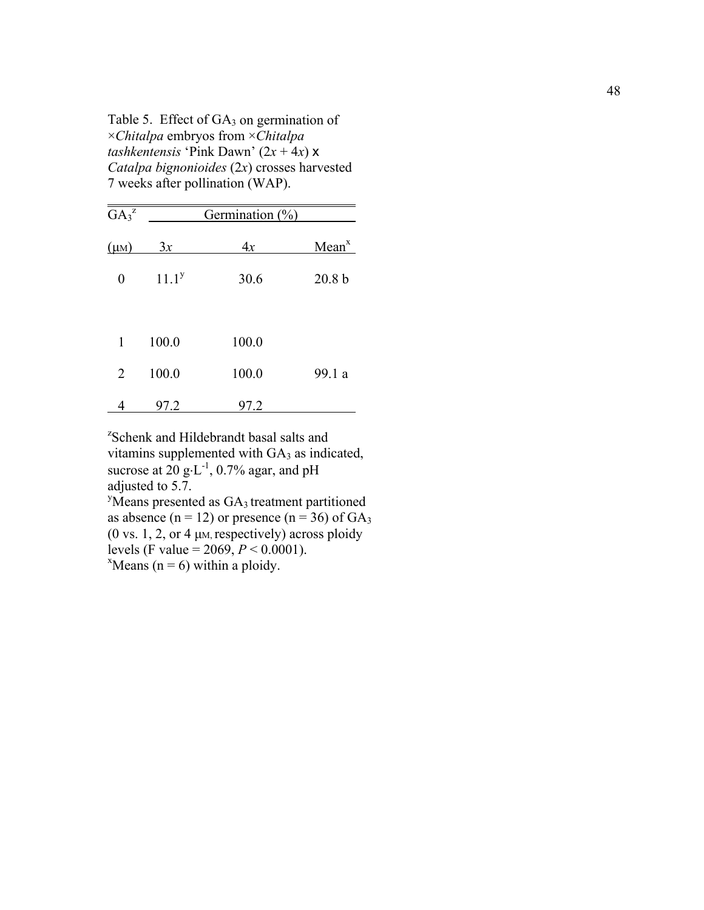Table 5. Effect of $GA_3$ on germination of ×*Chitalpa* embryos from ×*Chitalpa tashkentensis* 'Pink Dawn' (2*x* + 4*x*) x *Catalpa bignonioides* (2*x*) crosses harvested 7 weeks after pollination (WAP).

| $GA_3$[z] | Germination (%) | | |
|---|---|---|---|
| (μM) | 3*x* | 4*x* | Mean[x] |
| 0 | 11.1[y] | 30.6 | 20.8 b |
| 1 | 100.0 | 100.0 | |
| 2 | 100.0 | 100.0 | 99.1 a |
| 4 | 97.2 | 97.2 | |

[z]Schenk and Hildebrandt basal salts and vitamins supplemented with $GA_3$ as indicated, sucrose at 20 $g \cdot L^{-1}$, 0.7% agar, and pH adjusted to 5.7.

[y]Means presented as $GA_3$ treatment partitioned as absence (n = 12) or presence (n = 36) of $GA_3$ (0 vs. 1, 2, or 4 μM, respectively) across ploidy levels (F value = 2069, $P < 0.0001$).

[x]Means (n = 6) within a ploidy.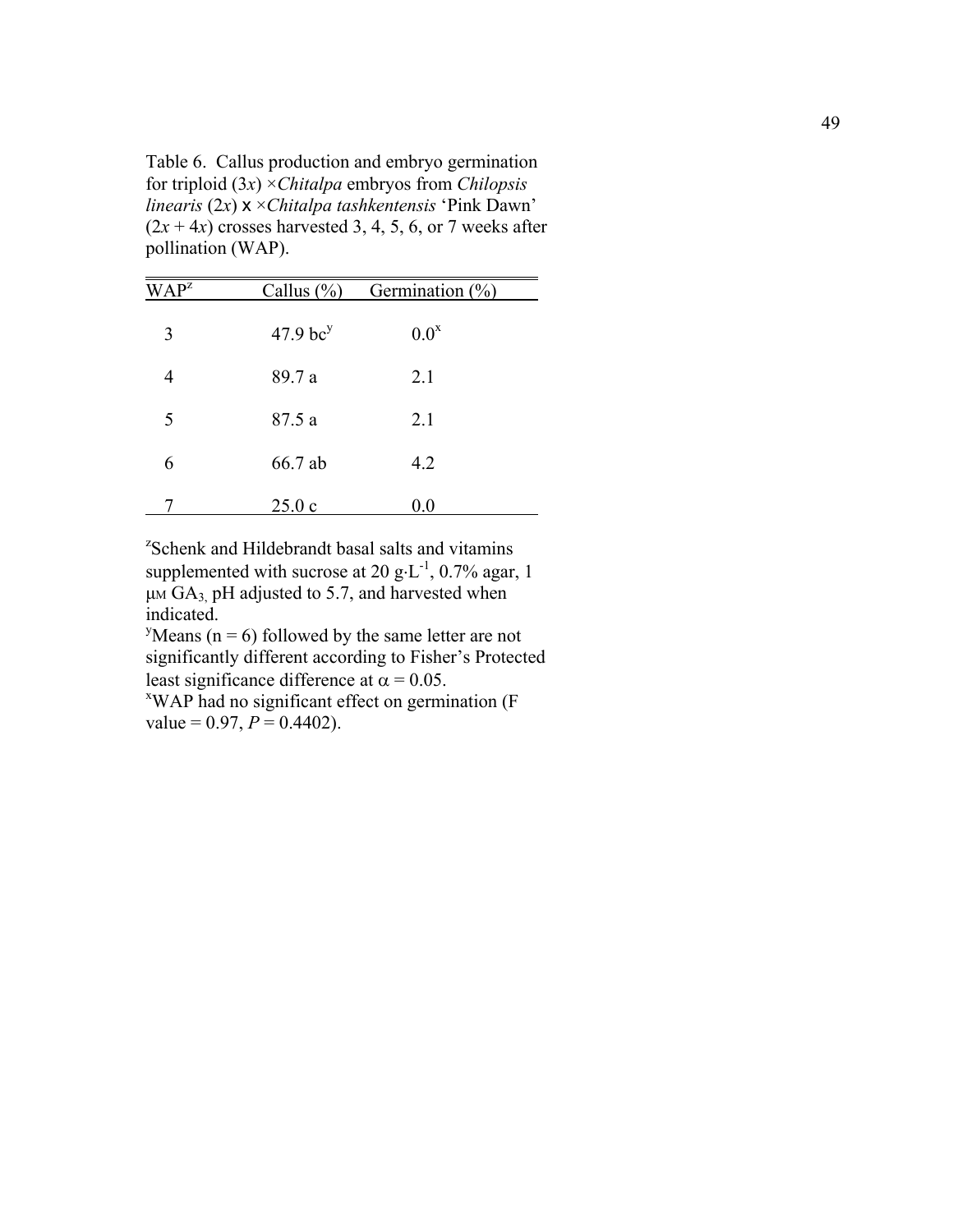Table 6. Callus production and embryo germination for triploid ($3x$) ×*Chitalpa* embryos from *Chilopsis linearis* ($2x$) x ×*Chitalpa tashkentensis* 'Pink Dawn' ($2x + 4x$) crosses harvested 3, 4, 5, 6, or 7 weeks after pollination (WAP).

| WAP[z] | Callus (%) | Germination (%) |
|---|---|---|
| 3 | 47.9 bc[y] | 0.0[x] |
| 4 | 89.7 a | 2.1 |
| 5 | 87.5 a | 2.1 |
| 6 | 66.7 ab | 4.2 |
| 7 | 25.0 c | 0.0 |

[z]Schenk and Hildebrandt basal salts and vitamins supplemented with sucrose at 20 $g \cdot L^{-1}$, 0.7% agar, 1 $\mu$M $GA_3$, pH adjusted to 5.7, and harvested when indicated.

[y]Means (n = 6) followed by the same letter are not significantly different according to Fisher's Protected least significance difference at $\alpha = 0.05$.

[x]WAP had no significant effect on germination (F value = 0.97, $P = 0.4402$).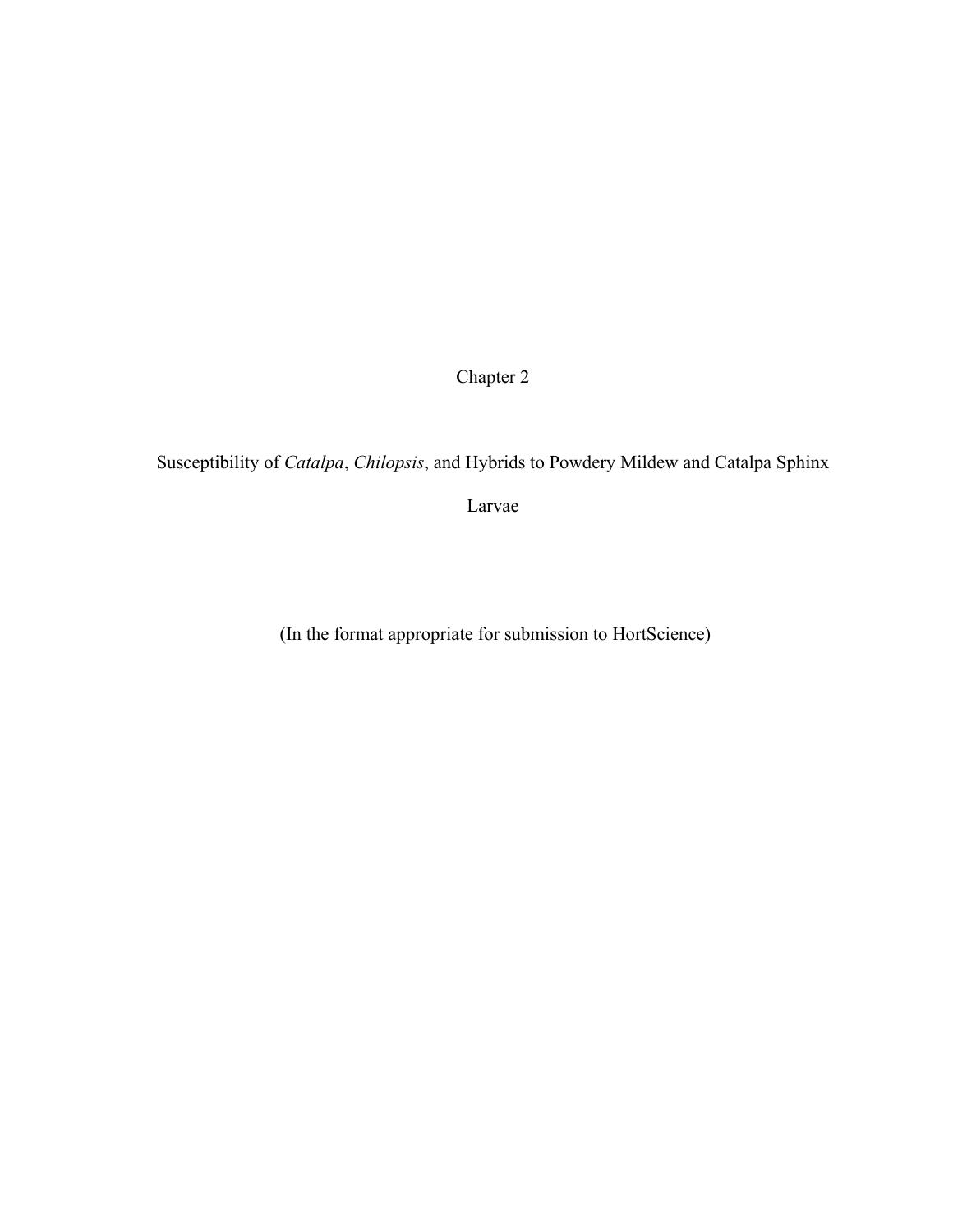# Chapter 2

## Susceptibility of *Catalpa*, *Chilopsis*, and Hybrids to Powdery Mildew and Catalpa Sphinx Larvae

(In the format appropriate for submission to HortScience)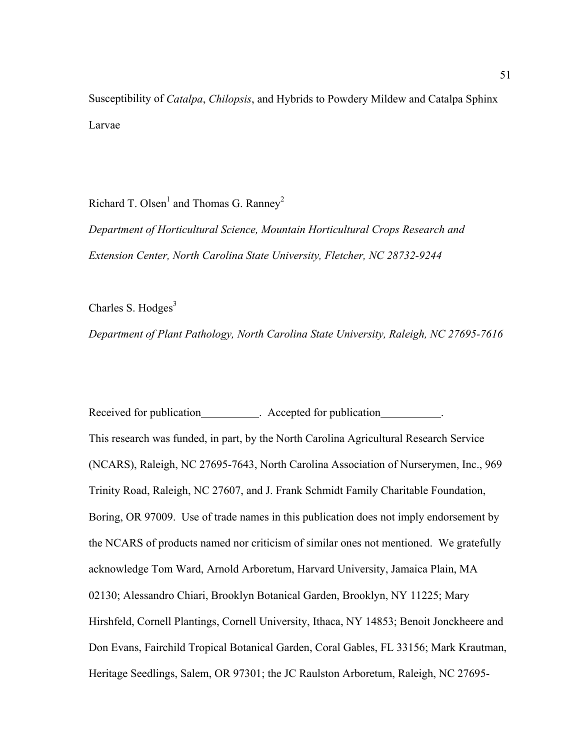# Susceptibility of *Catalpa*, *Chilopsis*, and Hybrids to Powdery Mildew and Catalpa Sphinx Larvae

Richard T. Olsen[1] and Thomas G. Ranney[2]

*Department of Horticultural Science, Mountain Horticultural Crops Research and Extension Center, North Carolina State University, Fletcher, NC 28732-9244*

Charles S. Hodges[3]

*Department of Plant Pathology, North Carolina State University, Raleigh, NC 27695-7616*

Received for publication__________. Accepted for publication__________.

This research was funded, in part, by the North Carolina Agricultural Research Service (NCARS), Raleigh, NC 27695-7643, North Carolina Association of Nurserymen, Inc., 969 Trinity Road, Raleigh, NC 27607, and J. Frank Schmidt Family Charitable Foundation, Boring, OR 97009. Use of trade names in this publication does not imply endorsement by the NCARS of products named nor criticism of similar ones not mentioned. We gratefully acknowledge Tom Ward, Arnold Arboretum, Harvard University, Jamaica Plain, MA 02130; Alessandro Chiari, Brooklyn Botanical Garden, Brooklyn, NY 11225; Mary Hirshfeld, Cornell Plantings, Cornell University, Ithaca, NY 14853; Benoit Jonckheere and Don Evans, Fairchild Tropical Botanical Garden, Coral Gables, FL 33156; Mark Krautman, Heritage Seedlings, Salem, OR 97301; the JC Raulston Arboretum, Raleigh, NC 27695-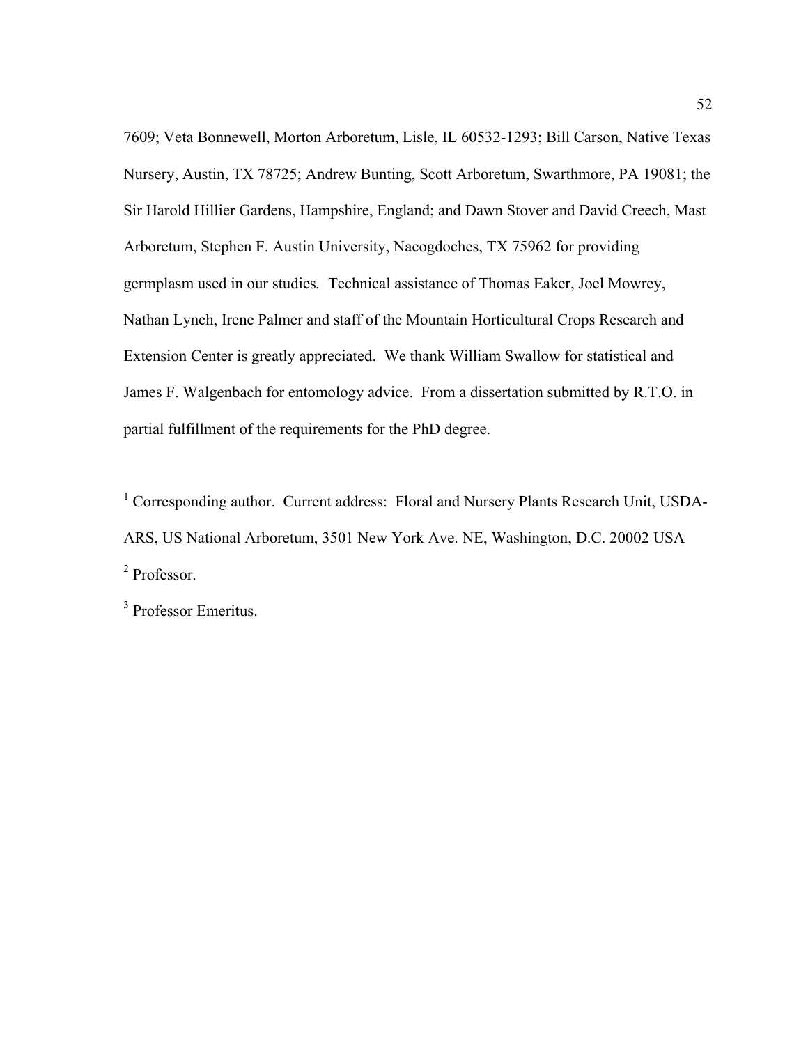7609; Veta Bonnewell, Morton Arboretum, Lisle, IL 60532-1293; Bill Carson, Native Texas Nursery, Austin, TX 78725; Andrew Bunting, Scott Arboretum, Swarthmore, PA 19081; the Sir Harold Hillier Gardens, Hampshire, England; and Dawn Stover and David Creech, Mast Arboretum, Stephen F. Austin University, Nacogdoches, TX 75962 for providing germplasm used in our studies. Technical assistance of Thomas Eaker, Joel Mowrey, Nathan Lynch, Irene Palmer and staff of the Mountain Horticultural Crops Research and Extension Center is greatly appreciated. We thank William Swallow for statistical and James F. Walgenbach for entomology advice. From a dissertation submitted by R.T.O. in partial fulfillment of the requirements for the PhD degree.

[1] Corresponding author. Current address: Floral and Nursery Plants Research Unit, USDA-ARS, US National Arboretum, 3501 New York Ave. NE, Washington, D.C. 20002 USA

[2] Professor.

[3] Professor Emeritus.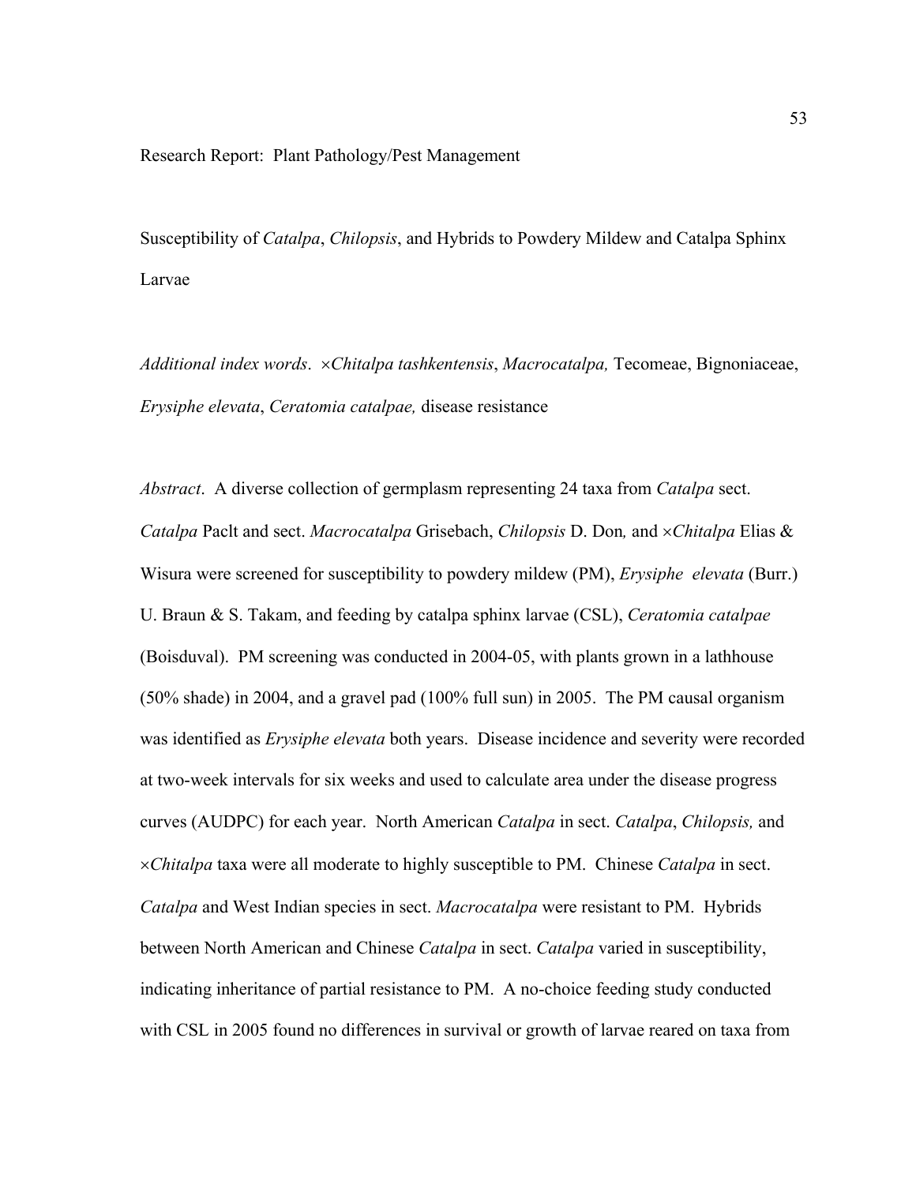Research Report: Plant Pathology/Pest Management

# Susceptibility of *Catalpa*, *Chilopsis*, and Hybrids to Powdery Mildew and Catalpa Sphinx Larvae

*Additional index words*. ×*Chitalpa tashkentensis*, *Macrocatalpa,* Tecomeae, Bignoniaceae, *Erysiphe elevata*, *Ceratomia catalpae,* disease resistance

*Abstract*. A diverse collection of germplasm representing 24 taxa from *Catalpa* sect. *Catalpa* Paclt and sect. *Macrocatalpa* Grisebach, *Chilopsis* D. Don*,* and ×*Chitalpa* Elias & Wisura were screened for susceptibility to powdery mildew (PM), *Erysiphe elevata* (Burr.) U. Braun & S. Takam, and feeding by catalpa sphinx larvae (CSL), *Ceratomia catalpae* (Boisduval). PM screening was conducted in 2004-05, with plants grown in a lathhouse (50% shade) in 2004, and a gravel pad (100% full sun) in 2005. The PM causal organism was identified as *Erysiphe elevata* both years. Disease incidence and severity were recorded at two-week intervals for six weeks and used to calculate area under the disease progress curves (AUDPC) for each year. North American *Catalpa* in sect. *Catalpa*, *Chilopsis,* and ×*Chitalpa* taxa were all moderate to highly susceptible to PM. Chinese *Catalpa* in sect. *Catalpa* and West Indian species in sect. *Macrocatalpa* were resistant to PM. Hybrids between North American and Chinese *Catalpa* in sect. *Catalpa* varied in susceptibility, indicating inheritance of partial resistance to PM. A no-choice feeding study conducted with CSL in 2005 found no differences in survival or growth of larvae reared on taxa from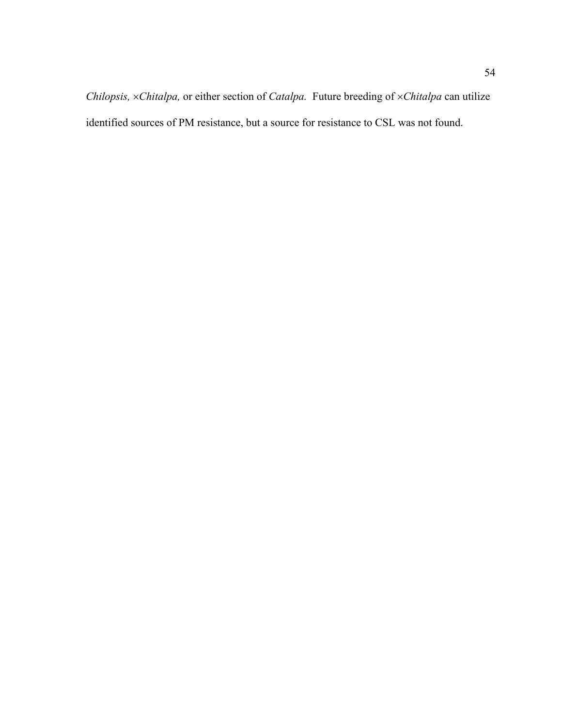*Chilopsis,* ×*Chitalpa,* or either section of *Catalpa.* Future breeding of ×*Chitalpa* can utilize identified sources of PM resistance, but a source for resistance to CSL was not found.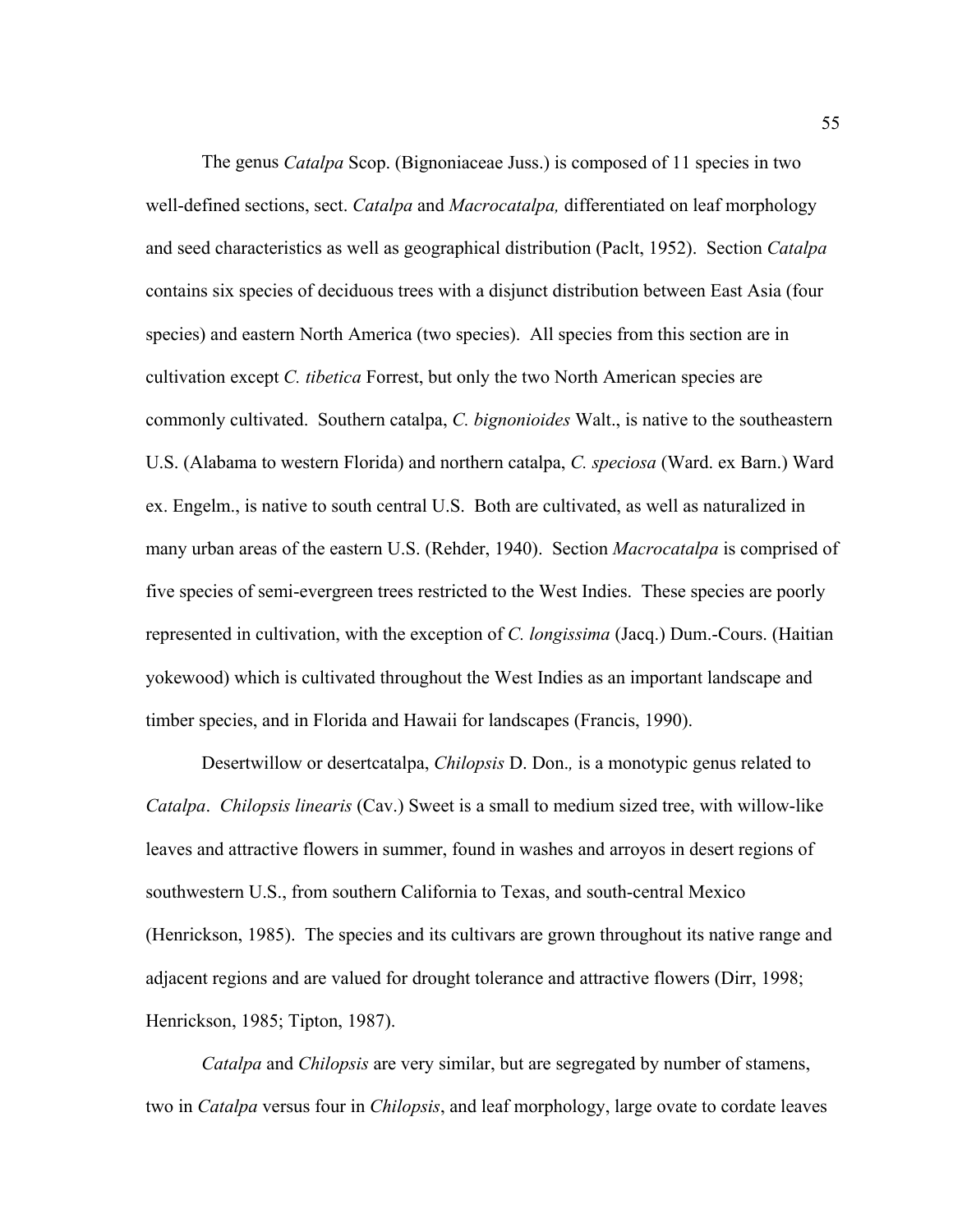The genus *Catalpa* Scop. (Bignoniaceae Juss.) is composed of 11 species in two well-defined sections, sect. *Catalpa* and *Macrocatalpa,* differentiated on leaf morphology and seed characteristics as well as geographical distribution (Paclt, 1952). Section *Catalpa* contains six species of deciduous trees with a disjunct distribution between East Asia (four species) and eastern North America (two species). All species from this section are in cultivation except *C. tibetica* Forrest, but only the two North American species are commonly cultivated. Southern catalpa, *C. bignonioides* Walt., is native to the southeastern U.S. (Alabama to western Florida) and northern catalpa, *C. speciosa* (Ward. ex Barn.) Ward ex. Engelm., is native to south central U.S. Both are cultivated, as well as naturalized in many urban areas of the eastern U.S. (Rehder, 1940). Section *Macrocatalpa* is comprised of five species of semi-evergreen trees restricted to the West Indies. These species are poorly represented in cultivation, with the exception of *C. longissima* (Jacq.) Dum.-Cours. (Haitian yokewood) which is cultivated throughout the West Indies as an important landscape and timber species, and in Florida and Hawaii for landscapes (Francis, 1990).

Desertwillow or desertcatalpa, *Chilopsis* D. Don*.,* is a monotypic genus related to *Catalpa*. *Chilopsis linearis* (Cav.) Sweet is a small to medium sized tree, with willow-like leaves and attractive flowers in summer, found in washes and arroyos in desert regions of southwestern U.S., from southern California to Texas, and south-central Mexico (Henrickson, 1985). The species and its cultivars are grown throughout its native range and adjacent regions and are valued for drought tolerance and attractive flowers (Dirr, 1998; Henrickson, 1985; Tipton, 1987).

*Catalpa* and *Chilopsis* are very similar, but are segregated by number of stamens, two in *Catalpa* versus four in *Chilopsis*, and leaf morphology, large ovate to cordate leaves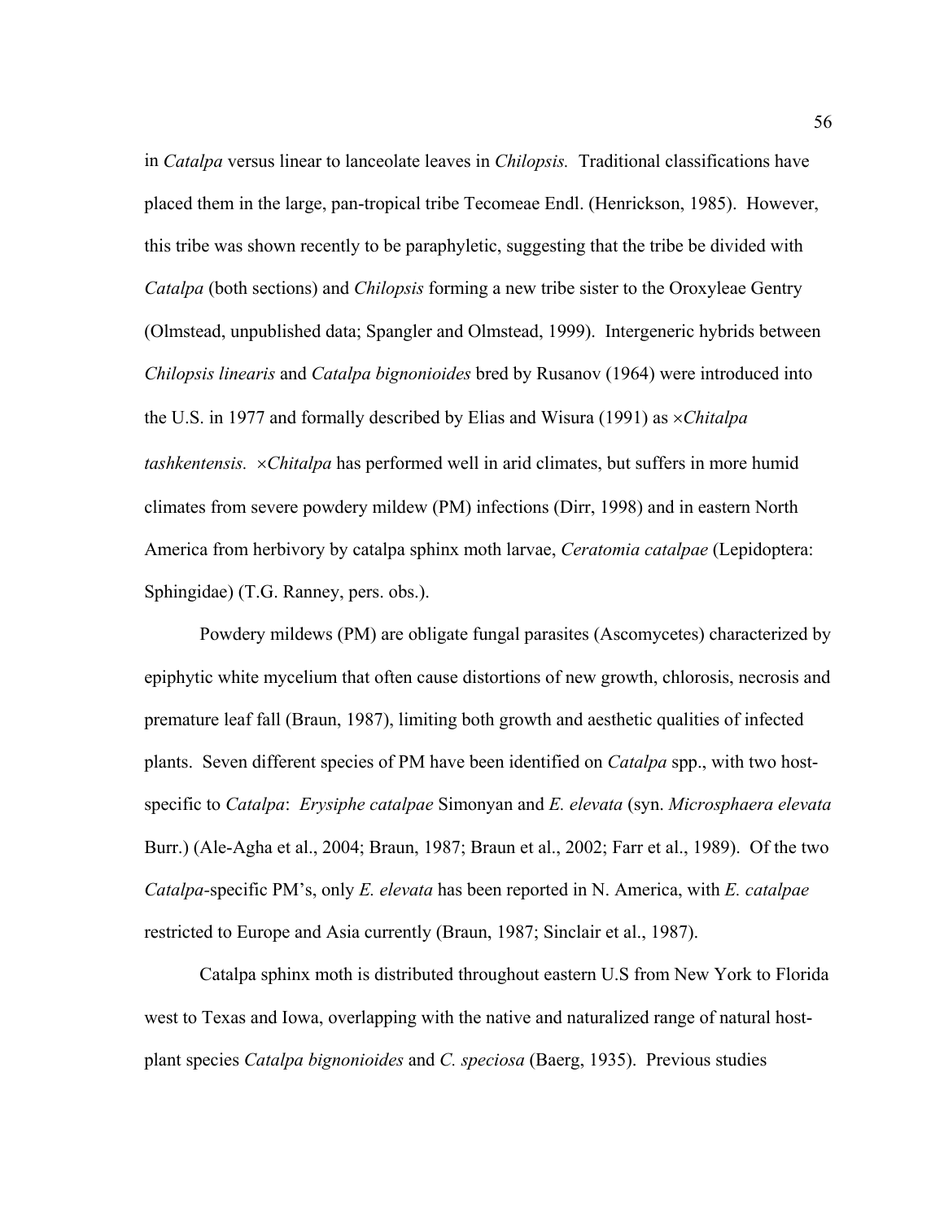in *Catalpa* versus linear to lanceolate leaves in *Chilopsis.* Traditional classifications have placed them in the large, pan-tropical tribe Tecomeae Endl. (Henrickson, 1985). However, this tribe was shown recently to be paraphyletic, suggesting that the tribe be divided with *Catalpa* (both sections) and *Chilopsis* forming a new tribe sister to the Oroxyleae Gentry (Olmstead, unpublished data; Spangler and Olmstead, 1999). Intergeneric hybrids between *Chilopsis linearis* and *Catalpa bignonioides* bred by Rusanov (1964) were introduced into the U.S. in 1977 and formally described by Elias and Wisura (1991) as ×*Chitalpa tashkentensis.* ×*Chitalpa* has performed well in arid climates, but suffers in more humid climates from severe powdery mildew (PM) infections (Dirr, 1998) and in eastern North America from herbivory by catalpa sphinx moth larvae, *Ceratomia catalpae* (Lepidoptera: Sphingidae) (T.G. Ranney, pers. obs.).

Powdery mildews (PM) are obligate fungal parasites (Ascomycetes) characterized by epiphytic white mycelium that often cause distortions of new growth, chlorosis, necrosis and premature leaf fall (Braun, 1987), limiting both growth and aesthetic qualities of infected plants. Seven different species of PM have been identified on *Catalpa* spp., with two host-specific to *Catalpa*: *Erysiphe catalpae* Simonyan and *E. elevata* (syn. *Microsphaera elevata* Burr.) (Ale-Agha et al., 2004; Braun, 1987; Braun et al., 2002; Farr et al., 1989). Of the two *Catalpa*-specific PM's, only *E. elevata* has been reported in N. America, with *E. catalpae* restricted to Europe and Asia currently (Braun, 1987; Sinclair et al., 1987).

Catalpa sphinx moth is distributed throughout eastern U.S from New York to Florida west to Texas and Iowa, overlapping with the native and naturalized range of natural host-plant species *Catalpa bignonioides* and *C. speciosa* (Baerg, 1935). Previous studies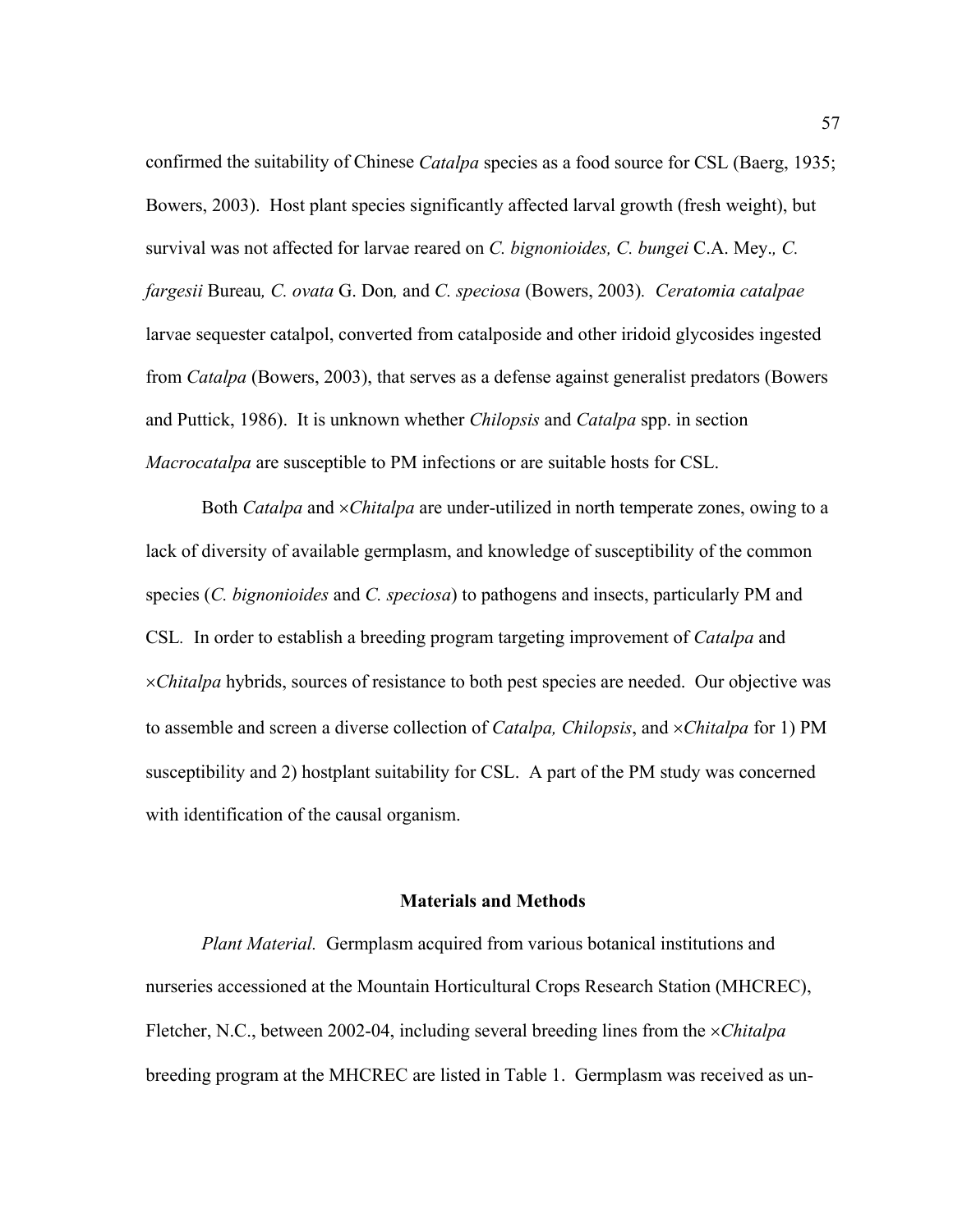confirmed the suitability of Chinese *Catalpa* species as a food source for CSL (Baerg, 1935; Bowers, 2003). Host plant species significantly affected larval growth (fresh weight), but survival was not affected for larvae reared on *C. bignonioides, C. bungei* C.A. Mey.*, C. fargesii* Bureau*, C. ovata* G. Don*,* and *C. speciosa* (Bowers, 2003)*. Ceratomia catalpae* larvae sequester catalpol, converted from catalposide and other iridoid glycosides ingested from *Catalpa* (Bowers, 2003), that serves as a defense against generalist predators (Bowers and Puttick, 1986). It is unknown whether *Chilopsis* and *Catalpa* spp. in section *Macrocatalpa* are susceptible to PM infections or are suitable hosts for CSL.

Both *Catalpa* and ×*Chitalpa* are under-utilized in north temperate zones, owing to a lack of diversity of available germplasm, and knowledge of susceptibility of the common species (*C. bignonioides* and *C. speciosa*) to pathogens and insects, particularly PM and CSL. In order to establish a breeding program targeting improvement of *Catalpa* and ×*Chitalpa* hybrids, sources of resistance to both pest species are needed. Our objective was to assemble and screen a diverse collection of *Catalpa, Chilopsis*, and ×*Chitalpa* for 1) PM susceptibility and 2) hostplant suitability for CSL. A part of the PM study was concerned with identification of the causal organism.

## Materials and Methods

*Plant Material.* Germplasm acquired from various botanical institutions and nurseries accessioned at the Mountain Horticultural Crops Research Station (MHCREC), Fletcher, N.C., between 2002-04, including several breeding lines from the ×*Chitalpa* breeding program at the MHCREC are listed in Table 1. Germplasm was received as un-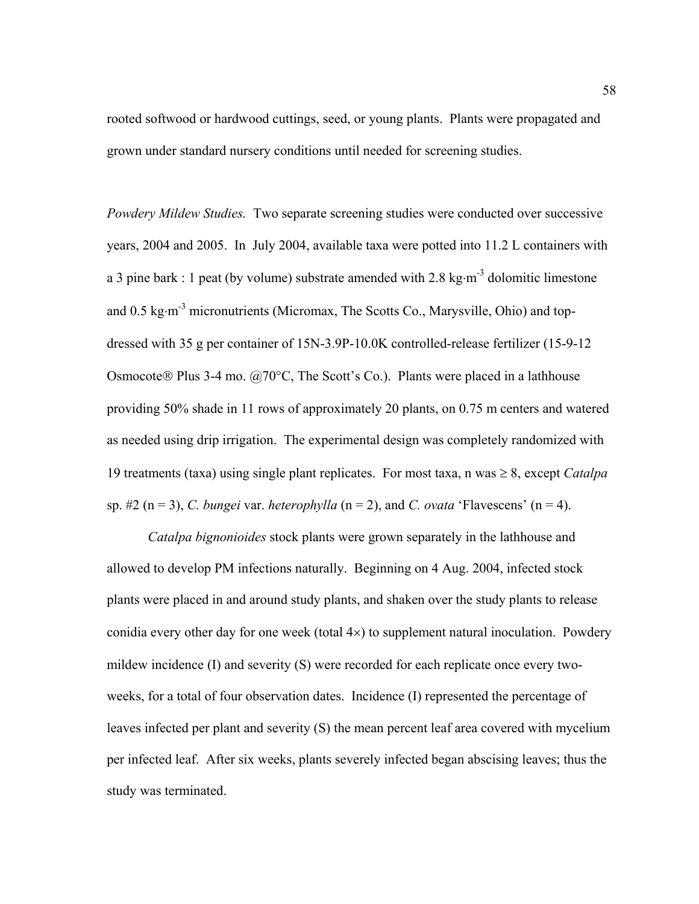rooted softwood or hardwood cuttings, seed, or young plants. Plants were propagated and grown under standard nursery conditions until needed for screening studies.

*Powdery Mildew Studies.* Two separate screening studies were conducted over successive years, 2004 and 2005. In July 2004, available taxa were potted into 11.2 L containers with a 3 pine bark : 1 peat (by volume) substrate amended with 2.8 $kg \cdot m^{-3}$ dolomitic limestone and 0.5 $kg \cdot m^{-3}$ micronutrients (Micromax, The Scotts Co., Marysville, Ohio) and top-dressed with 35 g per container of 15N-3.9P-10.0K controlled-release fertilizer (15-9-12 Osmocote® Plus 3-4 mo. @70°C, The Scott's Co.). Plants were placed in a lathhouse providing 50% shade in 11 rows of approximately 20 plants, on 0.75 m centers and watered as needed using drip irrigation. The experimental design was completely randomized with 19 treatments (taxa) using single plant replicates. For most taxa, n was ≥ 8, except *Catalpa* sp. #2 (n = 3), *C. bungei* var. *heterophylla* (n = 2), and *C. ovata* 'Flavescens' (n = 4).

*Catalpa bignonioides* stock plants were grown separately in the lathhouse and allowed to develop PM infections naturally. Beginning on 4 Aug. 2004, infected stock plants were placed in and around study plants, and shaken over the study plants to release conidia every other day for one week (total 4×) to supplement natural inoculation. Powdery mildew incidence (I) and severity (S) were recorded for each replicate once every two-weeks, for a total of four observation dates. Incidence (I) represented the percentage of leaves infected per plant and severity (S) the mean percent leaf area covered with mycelium per infected leaf. After six weeks, plants severely infected began abscising leaves; thus the study was terminated.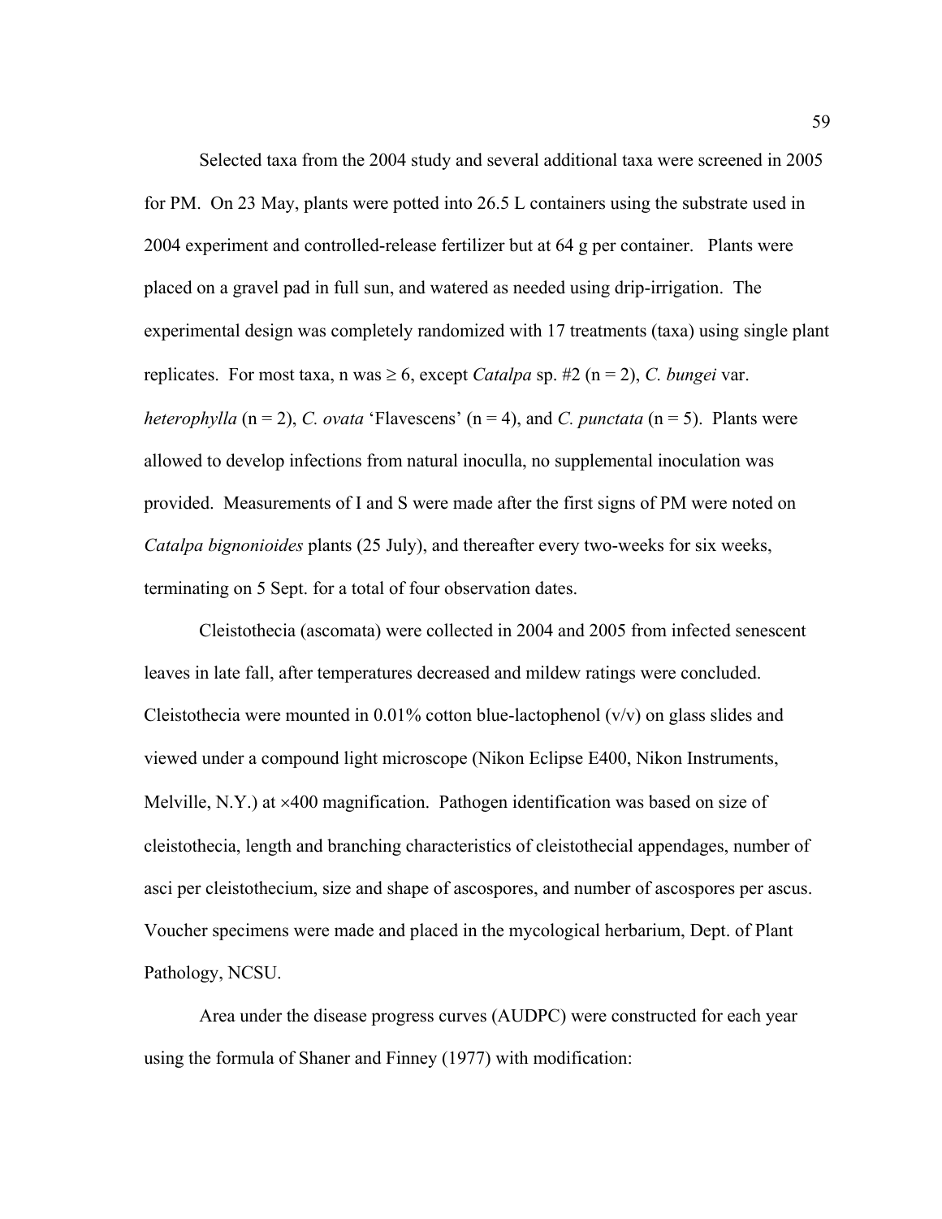Selected taxa from the 2004 study and several additional taxa were screened in 2005 for PM. On 23 May, plants were potted into 26.5 L containers using the substrate used in 2004 experiment and controlled-release fertilizer but at 64 g per container. Plants were placed on a gravel pad in full sun, and watered as needed using drip-irrigation. The experimental design was completely randomized with 17 treatments (taxa) using single plant replicates. For most taxa, n was ≥ 6, except *Catalpa* sp. #2 (n = 2), *C. bungei* var. *heterophylla* (n = 2), *C. ovata* 'Flavescens' (n = 4), and *C. punctata* (n = 5). Plants were allowed to develop infections from natural inoculla, no supplemental inoculation was provided. Measurements of I and S were made after the first signs of PM were noted on *Catalpa bignonioides* plants (25 July), and thereafter every two-weeks for six weeks, terminating on 5 Sept. for a total of four observation dates.

Cleistothecia (ascomata) were collected in 2004 and 2005 from infected senescent leaves in late fall, after temperatures decreased and mildew ratings were concluded. Cleistothecia were mounted in 0.01% cotton blue-lactophenol (v/v) on glass slides and viewed under a compound light microscope (Nikon Eclipse E400, Nikon Instruments, Melville, N.Y.) at ×400 magnification. Pathogen identification was based on size of cleistothecia, length and branching characteristics of cleistothecial appendages, number of asci per cleistothecium, size and shape of ascospores, and number of ascospores per ascus. Voucher specimens were made and placed in the mycological herbarium, Dept. of Plant Pathology, NCSU.

Area under the disease progress curves (AUDPC) were constructed for each year using the formula of Shaner and Finney (1977) with modification: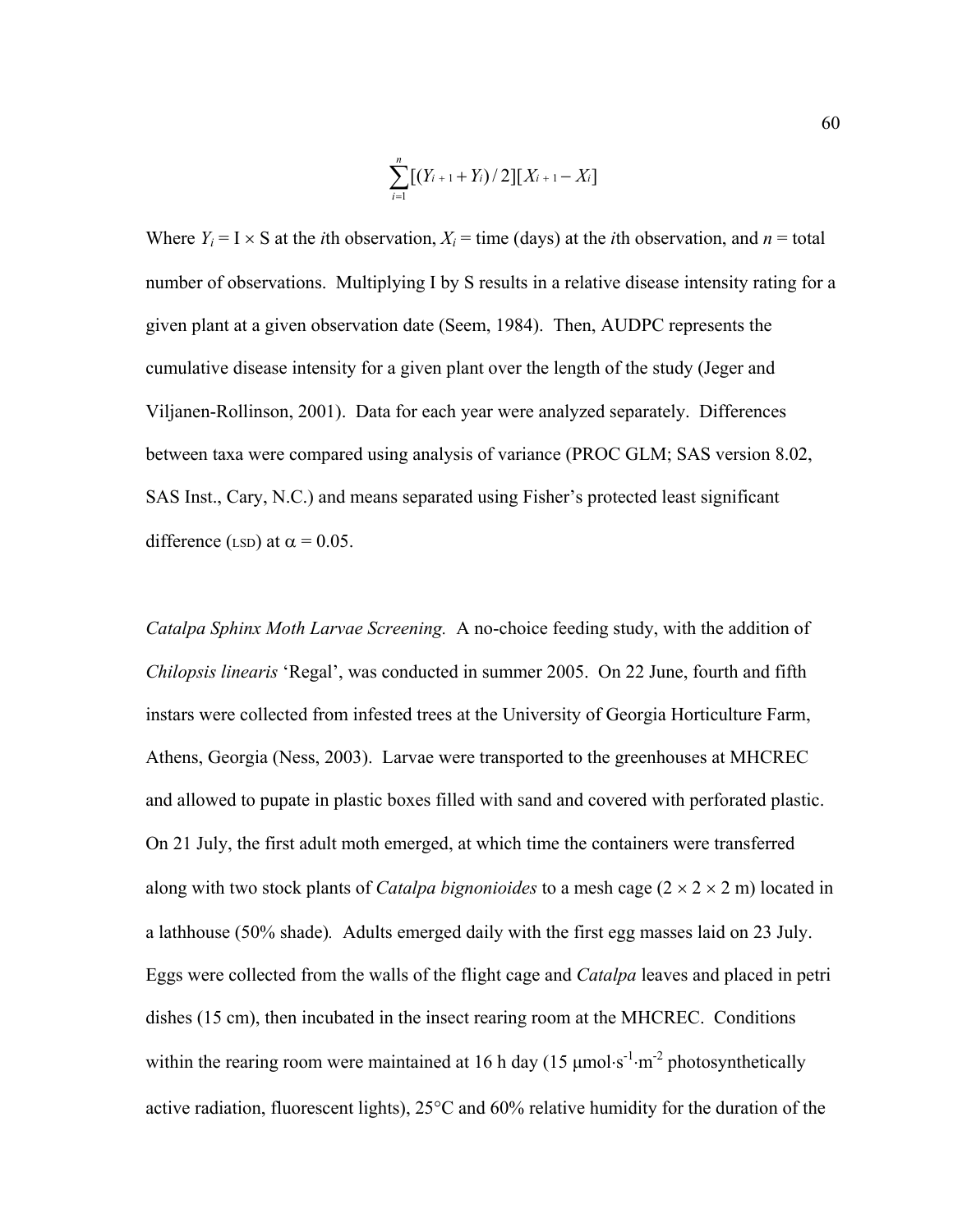$$\sum_{i=1}^{n}[(Y_{i+1}+Y_i)/2][X_{i+1}-X_i]$$

Where $Y_i = \text{I} \times \text{S}$ at the *i*th observation, $X_i$ = time (days) at the *i*th observation, and $n$ = total number of observations. Multiplying I by S results in a relative disease intensity rating for a given plant at a given observation date (Seem, 1984). Then, AUDPC represents the cumulative disease intensity for a given plant over the length of the study (Jeger and Viljanen-Rollinson, 2001). Data for each year were analyzed separately. Differences between taxa were compared using analysis of variance (PROC GLM; SAS version 8.02, SAS Inst., Cary, N.C.) and means separated using Fisher's protected least significant difference (LSD) at $\alpha = 0.05$.

*Catalpa Sphinx Moth Larvae Screening.* A no-choice feeding study, with the addition of *Chilopsis linearis* 'Regal', was conducted in summer 2005. On 22 June, fourth and fifth instars were collected from infested trees at the University of Georgia Horticulture Farm, Athens, Georgia (Ness, 2003). Larvae were transported to the greenhouses at MHCREC and allowed to pupate in plastic boxes filled with sand and covered with perforated plastic. On 21 July, the first adult moth emerged, at which time the containers were transferred along with two stock plants of *Catalpa bignonioides* to a mesh cage ($2 \times 2 \times 2$ m) located in a lathhouse (50% shade). Adults emerged daily with the first egg masses laid on 23 July. Eggs were collected from the walls of the flight cage and *Catalpa* leaves and placed in petri dishes (15 cm), then incubated in the insect rearing room at the MHCREC. Conditions within the rearing room were maintained at 16 h day (15 $\mu\text{mol}\cdot\text{s}^{-1}\cdot\text{m}^{-2}$ photosynthetically active radiation, fluorescent lights), 25°C and 60% relative humidity for the duration of the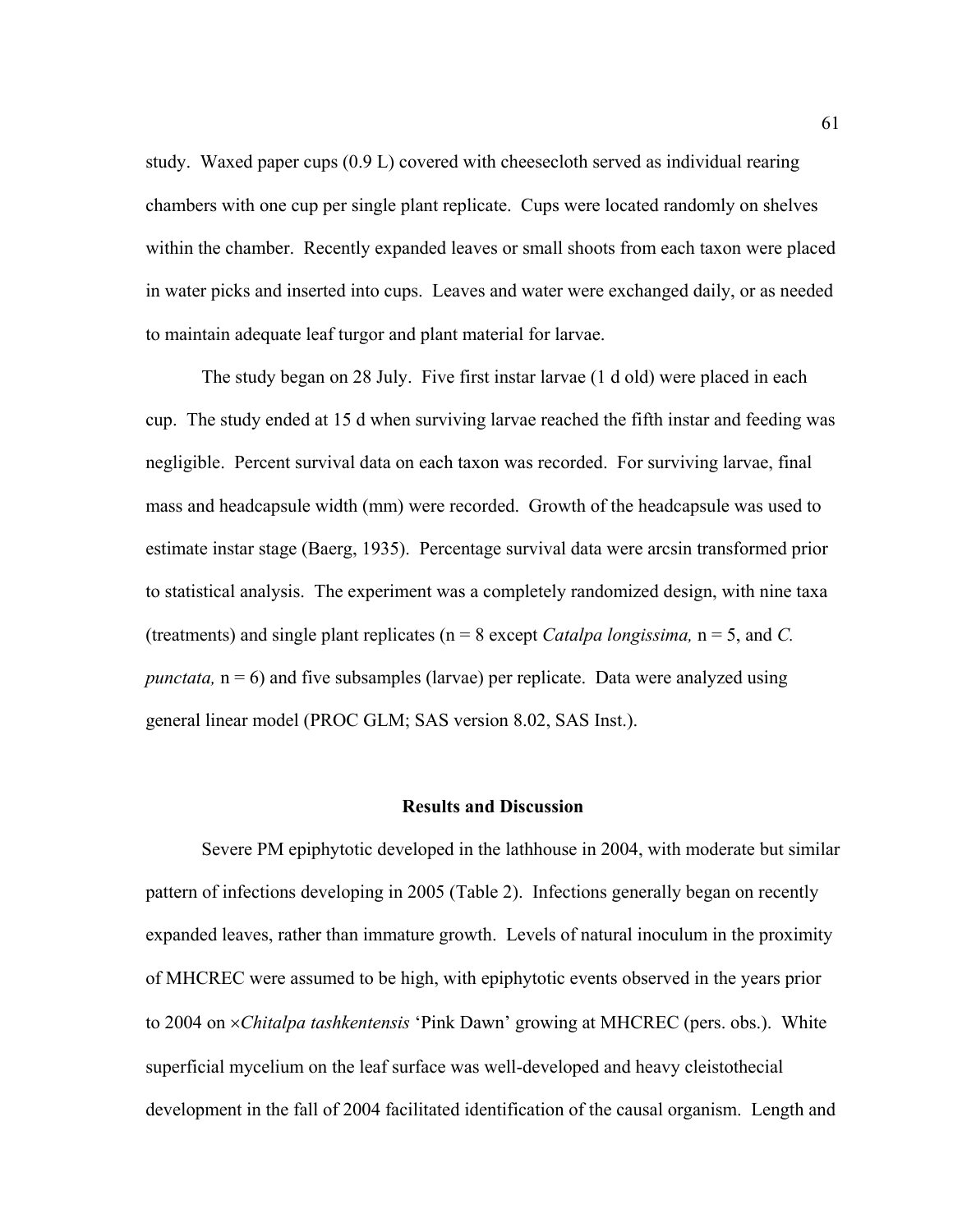study. Waxed paper cups (0.9 L) covered with cheesecloth served as individual rearing chambers with one cup per single plant replicate. Cups were located randomly on shelves within the chamber. Recently expanded leaves or small shoots from each taxon were placed in water picks and inserted into cups. Leaves and water were exchanged daily, or as needed to maintain adequate leaf turgor and plant material for larvae.

The study began on 28 July. Five first instar larvae (1 d old) were placed in each cup. The study ended at 15 d when surviving larvae reached the fifth instar and feeding was negligible. Percent survival data on each taxon was recorded. For surviving larvae, final mass and headcapsule width (mm) were recorded. Growth of the headcapsule was used to estimate instar stage (Baerg, 1935). Percentage survival data were arcsin transformed prior to statistical analysis. The experiment was a completely randomized design, with nine taxa (treatments) and single plant replicates (n = 8 except *Catalpa longissima,* n = 5, and *C. punctata,* n = 6) and five subsamples (larvae) per replicate. Data were analyzed using general linear model (PROC GLM; SAS version 8.02, SAS Inst.).

## Results and Discussion

Severe PM epiphytotic developed in the lathhouse in 2004, with moderate but similar pattern of infections developing in 2005 (Table 2). Infections generally began on recently expanded leaves, rather than immature growth. Levels of natural inoculum in the proximity of MHCREC were assumed to be high, with epiphytotic events observed in the years prior to 2004 on ×*Chitalpa tashkentensis* 'Pink Dawn' growing at MHCREC (pers. obs.). White superficial mycelium on the leaf surface was well-developed and heavy cleistothecial development in the fall of 2004 facilitated identification of the causal organism. Length and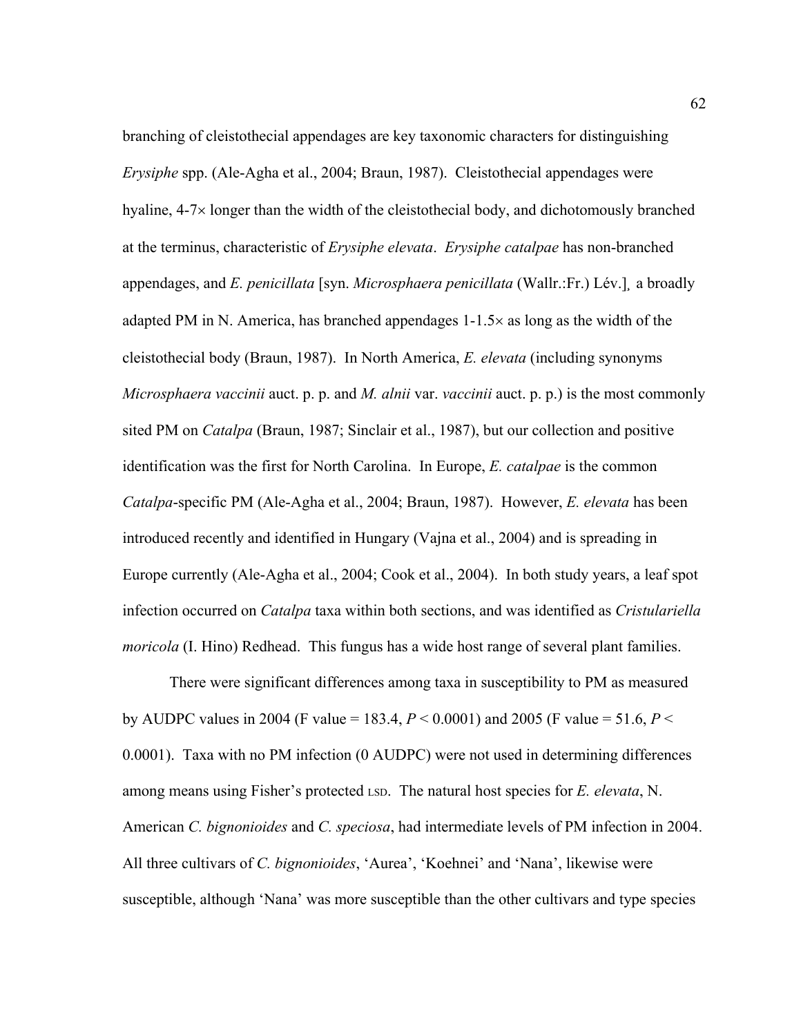branching of cleistothecial appendages are key taxonomic characters for distinguishing *Erysiphe* spp. (Ale-Agha et al., 2004; Braun, 1987). Cleistothecial appendages were hyaline, 4-7× longer than the width of the cleistothecial body, and dichotomously branched at the terminus, characteristic of *Erysiphe elevata*. *Erysiphe catalpae* has non-branched appendages, and *E. penicillata* [syn. *Microsphaera penicillata* (Wallr.:Fr.) Lév.]¸ a broadly adapted PM in N. America, has branched appendages 1-1.5× as long as the width of the cleistothecial body (Braun, 1987). In North America, *E. elevata* (including synonyms *Microsphaera vaccinii* auct. p. p. and *M. alnii* var. *vaccinii* auct. p. p.) is the most commonly sited PM on *Catalpa* (Braun, 1987; Sinclair et al., 1987), but our collection and positive identification was the first for North Carolina. In Europe, *E. catalpae* is the common *Catalpa*-specific PM (Ale-Agha et al., 2004; Braun, 1987). However, *E. elevata* has been introduced recently and identified in Hungary (Vajna et al., 2004) and is spreading in Europe currently (Ale-Agha et al., 2004; Cook et al., 2004). In both study years, a leaf spot infection occurred on *Catalpa* taxa within both sections, and was identified as *Cristulariella moricola* (I. Hino) Redhead. This fungus has a wide host range of several plant families.

There were significant differences among taxa in susceptibility to PM as measured by AUDPC values in 2004 (F value = 183.4, $P < 0.0001$) and 2005 (F value = 51.6, $P < 0.0001$). Taxa with no PM infection (0 AUDPC) were not used in determining differences among means using Fisher's protected LSD. The natural host species for *E. elevata*, N. American *C. bignonioides* and *C. speciosa*, had intermediate levels of PM infection in 2004. All three cultivars of *C. bignonioides*, 'Aurea', 'Koehnei' and 'Nana', likewise were susceptible, although 'Nana' was more susceptible than the other cultivars and type species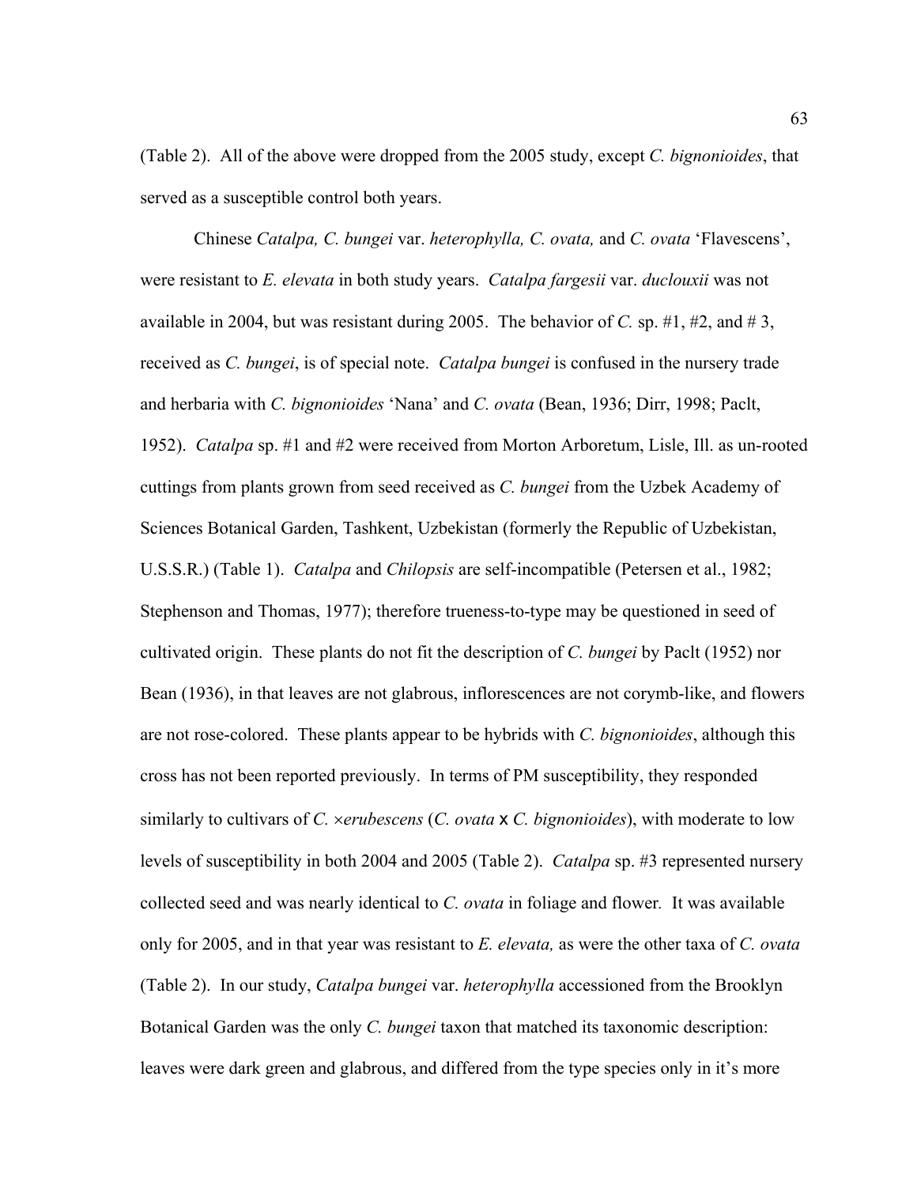(Table 2). All of the above were dropped from the 2005 study, except *C. bignonioides*, that served as a susceptible control both years.

Chinese *Catalpa, C. bungei* var. *heterophylla, C. ovata,* and *C. ovata* 'Flavescens', were resistant to *E. elevata* in both study years. *Catalpa fargesii* var. *duclouxii* was not available in 2004, but was resistant during 2005. The behavior of *C.* sp. #1, #2, and # 3, received as *C. bungei*, is of special note. *Catalpa bungei* is confused in the nursery trade and herbaria with *C. bignonioides* 'Nana' and *C. ovata* (Bean, 1936; Dirr, 1998; Paclt, 1952). *Catalpa* sp. #1 and #2 were received from Morton Arboretum, Lisle, Ill. as un-rooted cuttings from plants grown from seed received as *C. bungei* from the Uzbek Academy of Sciences Botanical Garden, Tashkent, Uzbekistan (formerly the Republic of Uzbekistan, U.S.S.R.) (Table 1). *Catalpa* and *Chilopsis* are self-incompatible (Petersen et al., 1982; Stephenson and Thomas, 1977); therefore trueness-to-type may be questioned in seed of cultivated origin. These plants do not fit the description of *C. bungei* by Paclt (1952) nor Bean (1936), in that leaves are not glabrous, inflorescences are not corymb-like, and flowers are not rose-colored. These plants appear to be hybrids with *C. bignonioides*, although this cross has not been reported previously. In terms of PM susceptibility, they responded similarly to cultivars of *C.* ×*erubescens* (*C. ovata* x *C. bignonioides*), with moderate to low levels of susceptibility in both 2004 and 2005 (Table 2). *Catalpa* sp. #3 represented nursery collected seed and was nearly identical to *C. ovata* in foliage and flower. It was available only for 2005, and in that year was resistant to *E. elevata,* as were the other taxa of *C. ovata* (Table 2). In our study, *Catalpa bungei* var. *heterophylla* accessioned from the Brooklyn Botanical Garden was the only *C. bungei* taxon that matched its taxonomic description: leaves were dark green and glabrous, and differed from the type species only in it's more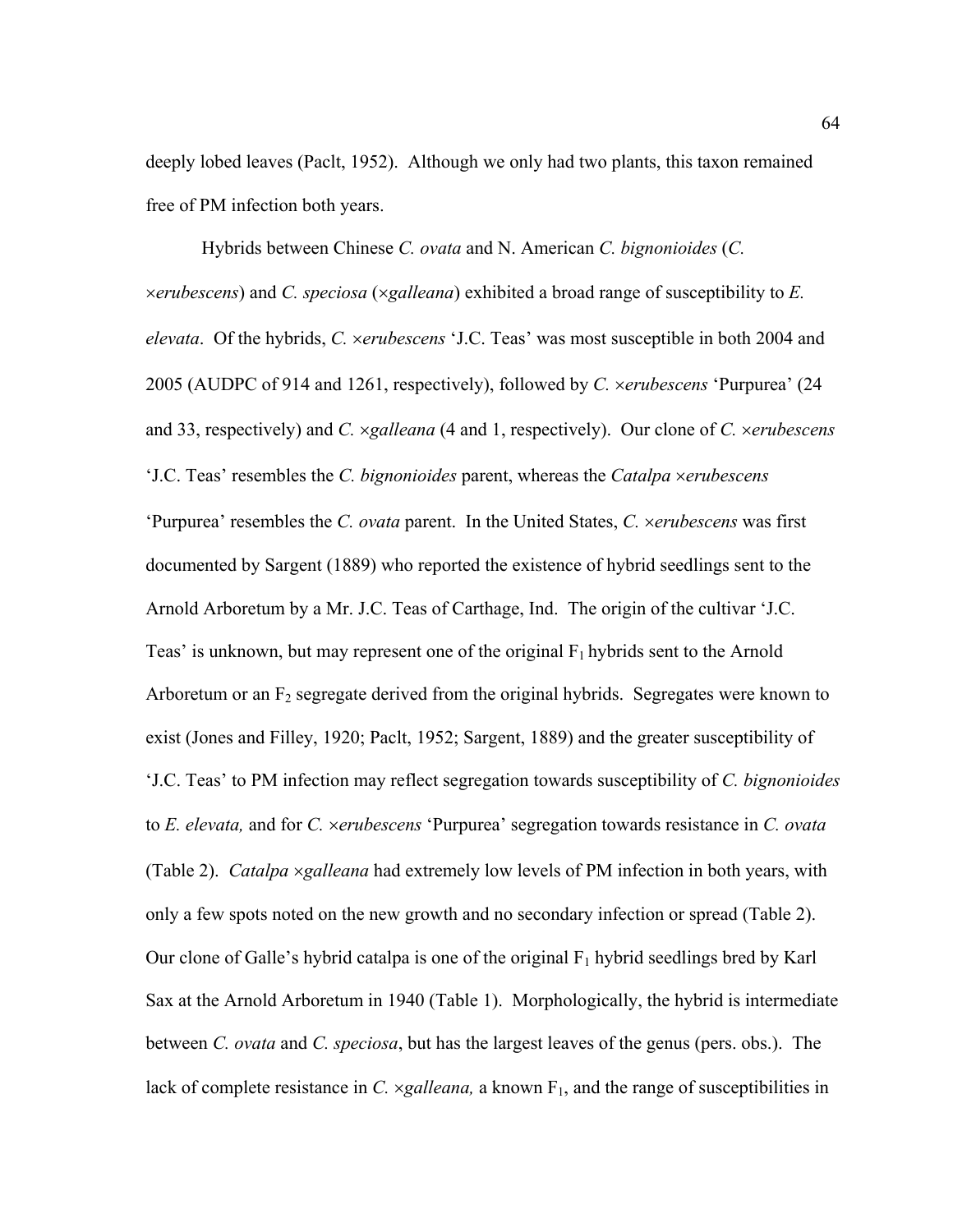deeply lobed leaves (Paclt, 1952). Although we only had two plants, this taxon remained free of PM infection both years.

Hybrids between Chinese *C. ovata* and N. American *C. bignonioides* (*C. ×erubescens*) and *C. speciosa* (*×galleana*) exhibited a broad range of susceptibility to *E. elevata*. Of the hybrids, *C. ×erubescens* 'J.C. Teas' was most susceptible in both 2004 and 2005 (AUDPC of 914 and 1261, respectively), followed by *C. ×erubescens* 'Purpurea' (24 and 33, respectively) and *C. ×galleana* (4 and 1, respectively). Our clone of *C. ×erubescens* 'J.C. Teas' resembles the *C. bignonioides* parent, whereas the *Catalpa ×erubescens* 'Purpurea' resembles the *C. ovata* parent. In the United States, *C. ×erubescens* was first documented by Sargent (1889) who reported the existence of hybrid seedlings sent to the Arnold Arboretum by a Mr. J.C. Teas of Carthage, Ind. The origin of the cultivar 'J.C. Teas' is unknown, but may represent one of the original $F_1$ hybrids sent to the Arnold Arboretum or an $F_2$ segregate derived from the original hybrids. Segregates were known to exist (Jones and Filley, 1920; Paclt, 1952; Sargent, 1889) and the greater susceptibility of 'J.C. Teas' to PM infection may reflect segregation towards susceptibility of *C. bignonioides* to *E. elevata,* and for *C. ×erubescens* 'Purpurea' segregation towards resistance in *C. ovata* (Table 2). *Catalpa ×galleana* had extremely low levels of PM infection in both years, with only a few spots noted on the new growth and no secondary infection or spread (Table 2). Our clone of Galle's hybrid catalpa is one of the original $F_1$ hybrid seedlings bred by Karl Sax at the Arnold Arboretum in 1940 (Table 1). Morphologically, the hybrid is intermediate between *C. ovata* and *C. speciosa*, but has the largest leaves of the genus (pers. obs.). The lack of complete resistance in *C. ×galleana,* a known $F_1$, and the range of susceptibilities in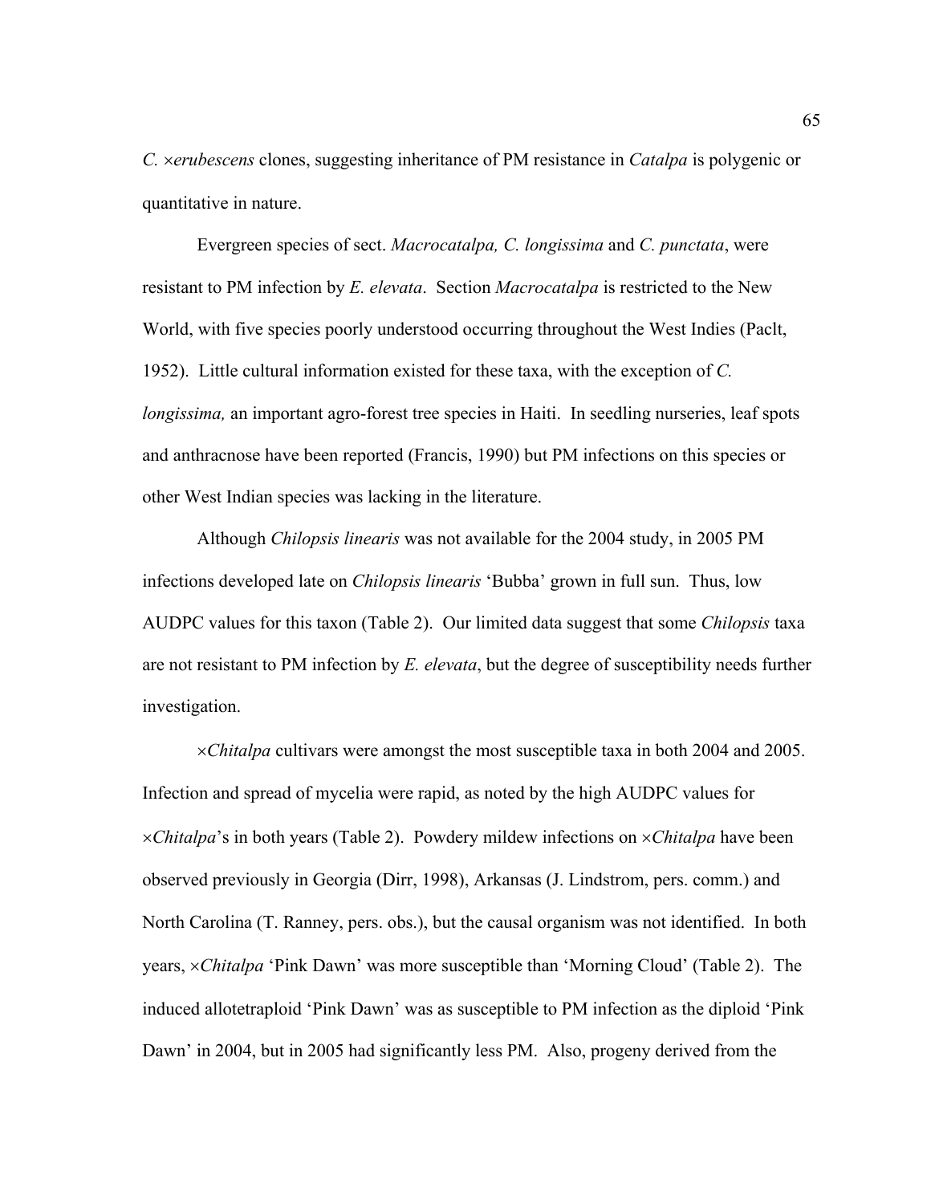*C.* ×*erubescens* clones, suggesting inheritance of PM resistance in *Catalpa* is polygenic or quantitative in nature.

Evergreen species of sect. *Macrocatalpa, C. longissima* and *C. punctata*, were resistant to PM infection by *E. elevata*. Section *Macrocatalpa* is restricted to the New World, with five species poorly understood occurring throughout the West Indies (Paclt, 1952). Little cultural information existed for these taxa, with the exception of *C. longissima,* an important agro-forest tree species in Haiti. In seedling nurseries, leaf spots and anthracnose have been reported (Francis, 1990) but PM infections on this species or other West Indian species was lacking in the literature.

Although *Chilopsis linearis* was not available for the 2004 study, in 2005 PM infections developed late on *Chilopsis linearis* 'Bubba' grown in full sun. Thus, low AUDPC values for this taxon (Table 2). Our limited data suggest that some *Chilopsis* taxa are not resistant to PM infection by *E. elevata*, but the degree of susceptibility needs further investigation.

×*Chitalpa* cultivars were amongst the most susceptible taxa in both 2004 and 2005. Infection and spread of mycelia were rapid, as noted by the high AUDPC values for ×*Chitalpa*'s in both years (Table 2). Powdery mildew infections on ×*Chitalpa* have been observed previously in Georgia (Dirr, 1998), Arkansas (J. Lindstrom, pers. comm.) and North Carolina (T. Ranney, pers. obs.), but the causal organism was not identified. In both years, ×*Chitalpa* 'Pink Dawn' was more susceptible than 'Morning Cloud' (Table 2). The induced allotetraploid 'Pink Dawn' was as susceptible to PM infection as the diploid 'Pink Dawn' in 2004, but in 2005 had significantly less PM. Also, progeny derived from the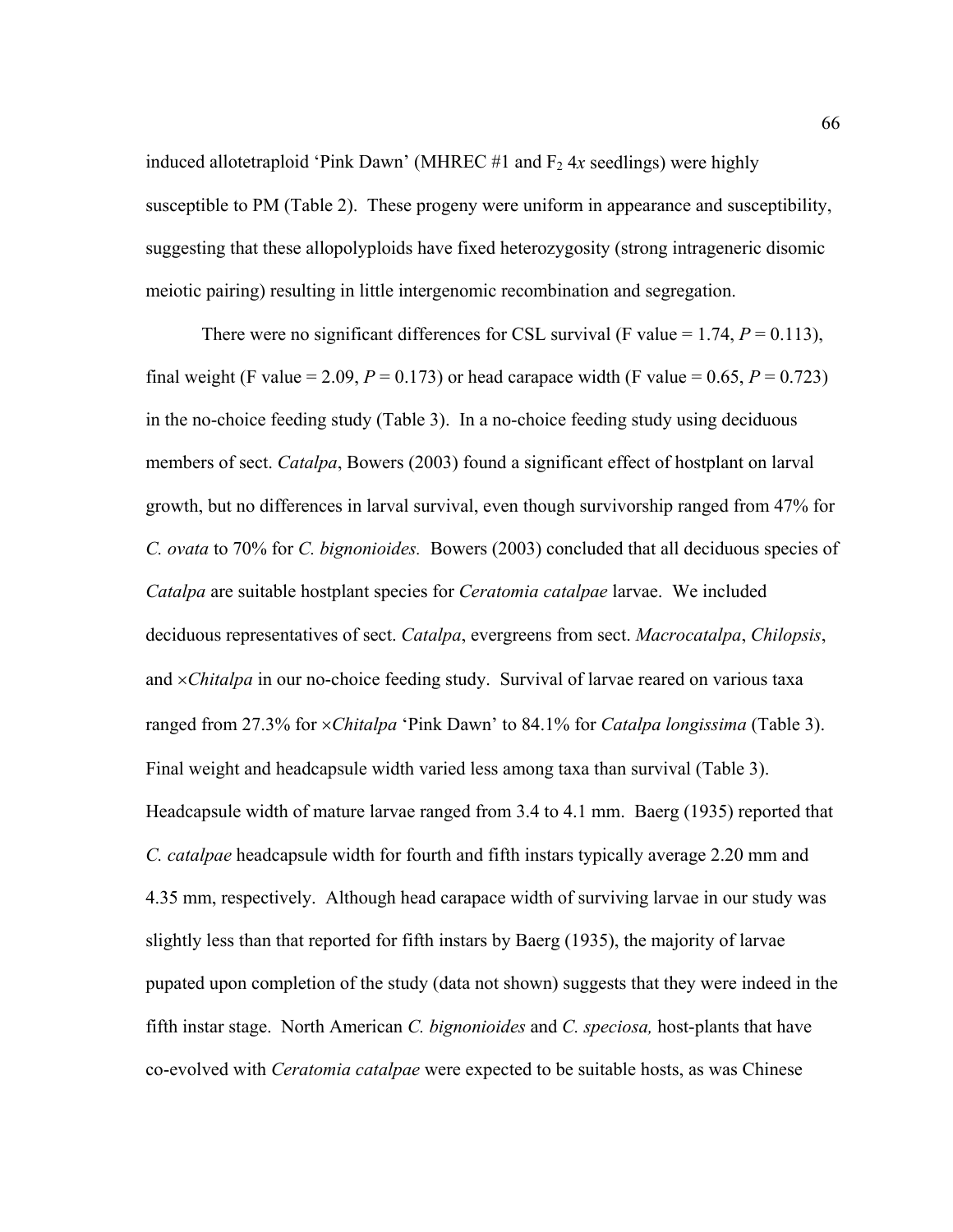induced allotetraploid 'Pink Dawn' (MHREC #1 and $F_2$ 4*x* seedlings) were highly susceptible to PM (Table 2). These progeny were uniform in appearance and susceptibility, suggesting that these allopolyploids have fixed heterozygosity (strong intrageneric disomic meiotic pairing) resulting in little intergenomic recombination and segregation.

There were no significant differences for CSL survival (F value = 1.74, $P = 0.113$), final weight (F value = 2.09, $P = 0.173$) or head carapace width (F value = 0.65, $P = 0.723$) in the no-choice feeding study (Table 3). In a no-choice feeding study using deciduous members of sect. *Catalpa*, Bowers (2003) found a significant effect of hostplant on larval growth, but no differences in larval survival, even though survivorship ranged from 47% for *C. ovata* to 70% for *C. bignonioides.* Bowers (2003) concluded that all deciduous species of *Catalpa* are suitable hostplant species for *Ceratomia catalpae* larvae. We included deciduous representatives of sect. *Catalpa*, evergreens from sect. *Macrocatalpa*, *Chilopsis*, and ×*Chitalpa* in our no-choice feeding study. Survival of larvae reared on various taxa ranged from 27.3% for ×*Chitalpa* 'Pink Dawn' to 84.1% for *Catalpa longissima* (Table 3). Final weight and headcapsule width varied less among taxa than survival (Table 3). Headcapsule width of mature larvae ranged from 3.4 to 4.1 mm. Baerg (1935) reported that *C. catalpae* headcapsule width for fourth and fifth instars typically average 2.20 mm and 4.35 mm, respectively. Although head carapace width of surviving larvae in our study was slightly less than that reported for fifth instars by Baerg (1935), the majority of larvae pupated upon completion of the study (data not shown) suggests that they were indeed in the fifth instar stage. North American *C. bignonioides* and *C. speciosa,* host-plants that have co-evolved with *Ceratomia catalpae* were expected to be suitable hosts, as was Chinese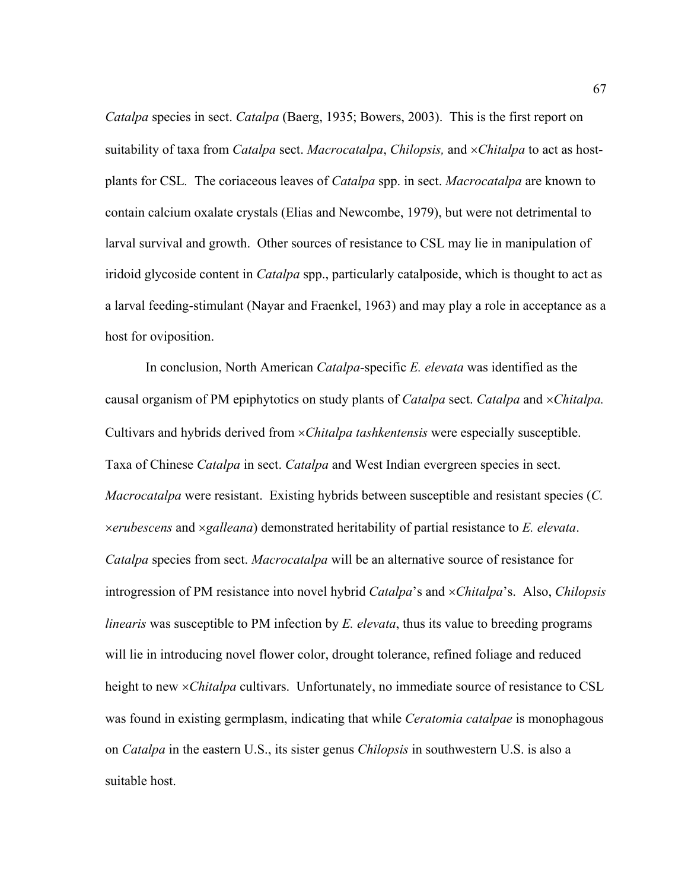*Catalpa* species in sect. *Catalpa* (Baerg, 1935; Bowers, 2003). This is the first report on suitability of taxa from *Catalpa* sect. *Macrocatalpa*, *Chilopsis,* and ×*Chitalpa* to act as host-plants for CSL. The coriaceous leaves of *Catalpa* spp. in sect. *Macrocatalpa* are known to contain calcium oxalate crystals (Elias and Newcombe, 1979), but were not detrimental to larval survival and growth. Other sources of resistance to CSL may lie in manipulation of iridoid glycoside content in *Catalpa* spp., particularly catalposide, which is thought to act as a larval feeding-stimulant (Nayar and Fraenkel, 1963) and may play a role in acceptance as a host for oviposition.

In conclusion, North American *Catalpa*-specific *E. elevata* was identified as the causal organism of PM epiphytotics on study plants of *Catalpa* sect. *Catalpa* and ×*Chitalpa.* Cultivars and hybrids derived from ×*Chitalpa tashkentensis* were especially susceptible. Taxa of Chinese *Catalpa* in sect. *Catalpa* and West Indian evergreen species in sect. *Macrocatalpa* were resistant. Existing hybrids between susceptible and resistant species (*C.* ×*erubescens* and ×*galleana*) demonstrated heritability of partial resistance to *E. elevata*. *Catalpa* species from sect. *Macrocatalpa* will be an alternative source of resistance for introgression of PM resistance into novel hybrid *Catalpa*'s and ×*Chitalpa*'s. Also, *Chilopsis linearis* was susceptible to PM infection by *E. elevata*, thus its value to breeding programs will lie in introducing novel flower color, drought tolerance, refined foliage and reduced height to new ×*Chitalpa* cultivars. Unfortunately, no immediate source of resistance to CSL was found in existing germplasm, indicating that while *Ceratomia catalpae* is monophagous on *Catalpa* in the eastern U.S., its sister genus *Chilopsis* in southwestern U.S. is also a suitable host.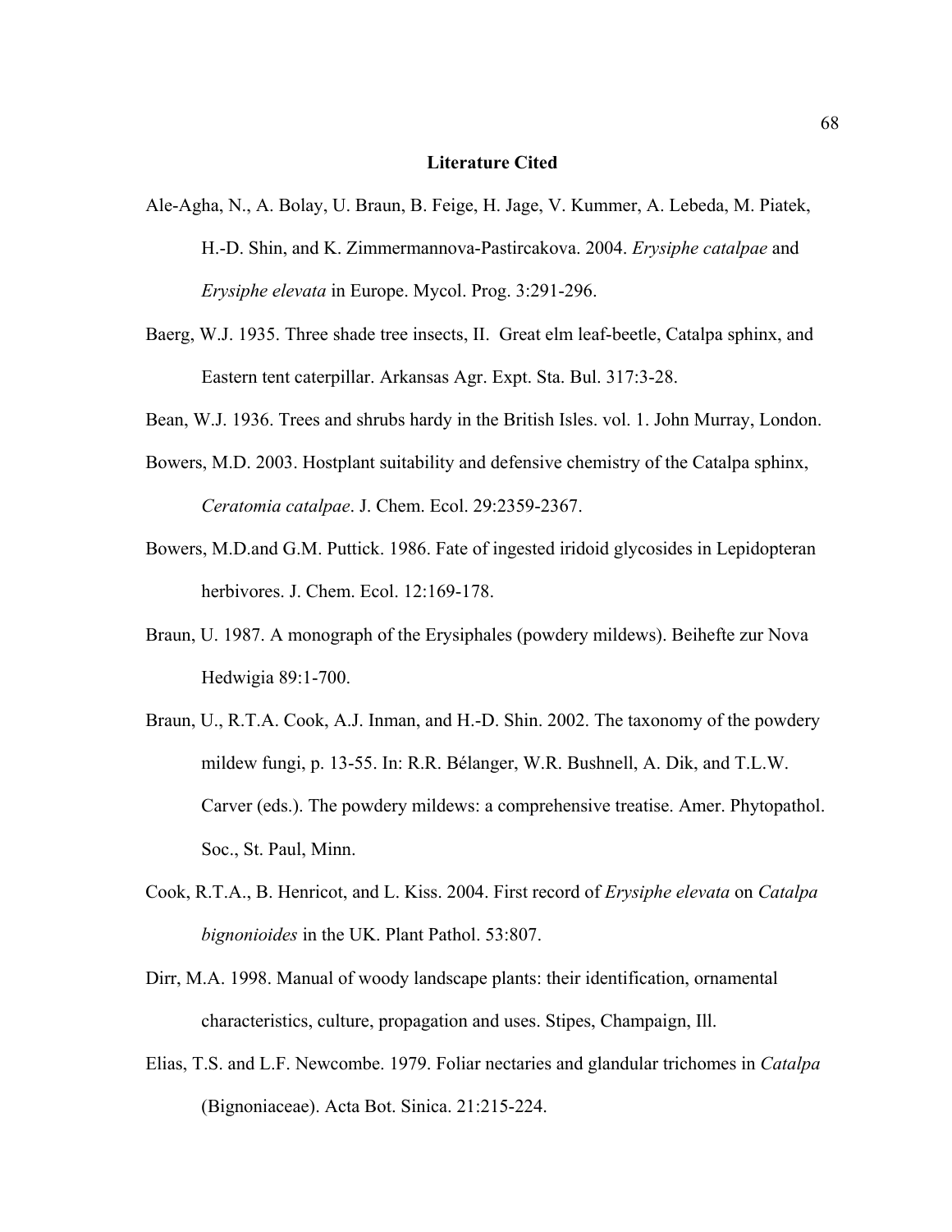## Literature Cited

Ale-Agha, N., A. Bolay, U. Braun, B. Feige, H. Jage, V. Kummer, A. Lebeda, M. Piatek, H.-D. Shin, and K. Zimmermannova-Pastircakova. 2004. *Erysiphe catalpae* and *Erysiphe elevata* in Europe. Mycol. Prog. 3:291-296.

Baerg, W.J. 1935. Three shade tree insects, II. Great elm leaf-beetle, Catalpa sphinx, and Eastern tent caterpillar. Arkansas Agr. Expt. Sta. Bul. 317:3-28.

Bean, W.J. 1936. Trees and shrubs hardy in the British Isles. vol. 1. John Murray, London.

Bowers, M.D. 2003. Hostplant suitability and defensive chemistry of the Catalpa sphinx, *Ceratomia catalpae*. J. Chem. Ecol. 29:2359-2367.

Bowers, M.D.and G.M. Puttick. 1986. Fate of ingested iridoid glycosides in Lepidopteran herbivores. J. Chem. Ecol. 12:169-178.

Braun, U. 1987. A monograph of the Erysiphales (powdery mildews). Beihefte zur Nova Hedwigia 89:1-700.

Braun, U., R.T.A. Cook, A.J. Inman, and H.-D. Shin. 2002. The taxonomy of the powdery mildew fungi, p. 13-55. In: R.R. Bélanger, W.R. Bushnell, A. Dik, and T.L.W. Carver (eds.). The powdery mildews: a comprehensive treatise. Amer. Phytopathol. Soc., St. Paul, Minn.

Cook, R.T.A., B. Henricot, and L. Kiss. 2004. First record of *Erysiphe elevata* on *Catalpa bignonioides* in the UK. Plant Pathol. 53:807.

Dirr, M.A. 1998. Manual of woody landscape plants: their identification, ornamental characteristics, culture, propagation and uses. Stipes, Champaign, Ill.

Elias, T.S. and L.F. Newcombe. 1979. Foliar nectaries and glandular trichomes in *Catalpa* (Bignoniaceae). Acta Bot. Sinica. 21:215-224.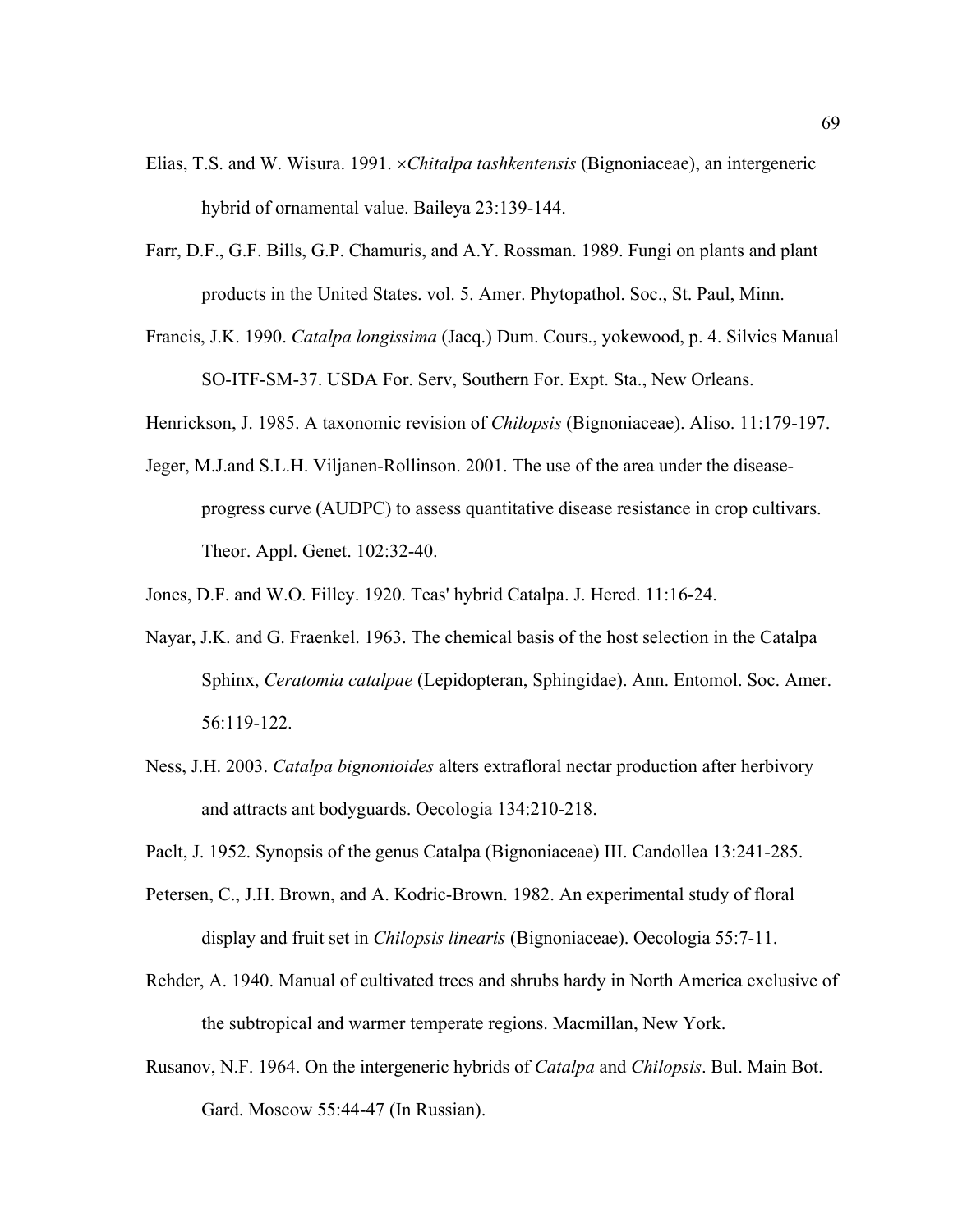Elias, T.S. and W. Wisura. 1991. ×*Chitalpa tashkentensis* (Bignoniaceae), an intergeneric hybrid of ornamental value. Baileya 23:139-144.

Farr, D.F., G.F. Bills, G.P. Chamuris, and A.Y. Rossman. 1989. Fungi on plants and plant products in the United States. vol. 5. Amer. Phytopathol. Soc., St. Paul, Minn.

Francis, J.K. 1990. *Catalpa longissima* (Jacq.) Dum. Cours., yokewood, p. 4. Silvics Manual SO-ITF-SM-37. USDA For. Serv, Southern For. Expt. Sta., New Orleans.

Henrickson, J. 1985. A taxonomic revision of *Chilopsis* (Bignoniaceae). Aliso. 11:179-197.

Jeger, M.J.and S.L.H. Viljanen-Rollinson. 2001. The use of the area under the disease-progress curve (AUDPC) to assess quantitative disease resistance in crop cultivars. Theor. Appl. Genet. 102:32-40.

Jones, D.F. and W.O. Filley. 1920. Teas' hybrid Catalpa. J. Hered. 11:16-24.

Nayar, J.K. and G. Fraenkel. 1963. The chemical basis of the host selection in the Catalpa Sphinx, *Ceratomia catalpae* (Lepidopteran, Sphingidae). Ann. Entomol. Soc. Amer. 56:119-122.

Ness, J.H. 2003. *Catalpa bignonioides* alters extrafloral nectar production after herbivory and attracts ant bodyguards. Oecologia 134:210-218.

Paclt, J. 1952. Synopsis of the genus Catalpa (Bignoniaceae) III. Candollea 13:241-285.

Petersen, C., J.H. Brown, and A. Kodric-Brown. 1982. An experimental study of floral display and fruit set in *Chilopsis linearis* (Bignoniaceae). Oecologia 55:7-11.

Rehder, A. 1940. Manual of cultivated trees and shrubs hardy in North America exclusive of the subtropical and warmer temperate regions. Macmillan, New York.

Rusanov, N.F. 1964. On the intergeneric hybrids of *Catalpa* and *Chilopsis*. Bul. Main Bot. Gard. Moscow 55:44-47 (In Russian).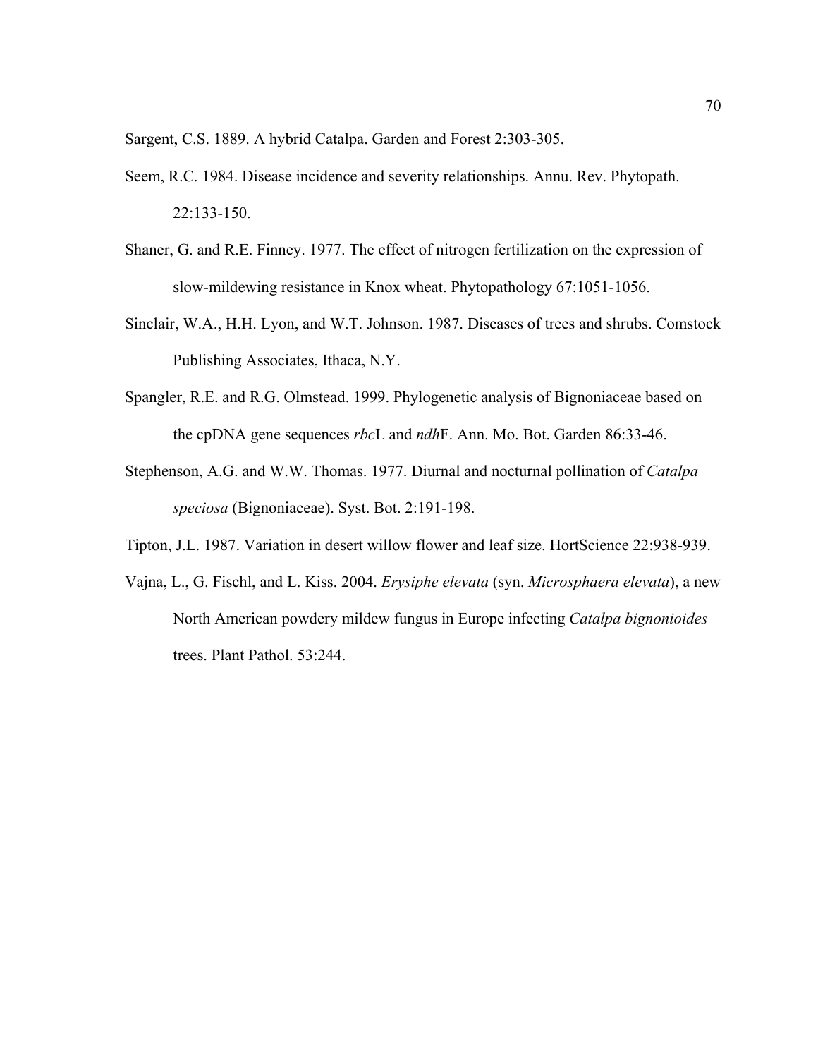Sargent, C.S. 1889. A hybrid Catalpa. Garden and Forest 2:303-305.

Seem, R.C. 1984. Disease incidence and severity relationships. Annu. Rev. Phytopath. 22:133-150.

Shaner, G. and R.E. Finney. 1977. The effect of nitrogen fertilization on the expression of slow-mildewing resistance in Knox wheat. Phytopathology 67:1051-1056.

Sinclair, W.A., H.H. Lyon, and W.T. Johnson. 1987. Diseases of trees and shrubs. Comstock Publishing Associates, Ithaca, N.Y.

Spangler, R.E. and R.G. Olmstead. 1999. Phylogenetic analysis of Bignoniaceae based on the cpDNA gene sequences *rbc*L and *ndh*F. Ann. Mo. Bot. Garden 86:33-46.

Stephenson, A.G. and W.W. Thomas. 1977. Diurnal and nocturnal pollination of *Catalpa speciosa* (Bignoniaceae). Syst. Bot. 2:191-198.

Tipton, J.L. 1987. Variation in desert willow flower and leaf size. HortScience 22:938-939.

Vajna, L., G. Fischl, and L. Kiss. 2004. *Erysiphe elevata* (syn. *Microsphaera elevata*), a new North American powdery mildew fungus in Europe infecting *Catalpa bignonioides* trees. Plant Pathol. 53:244.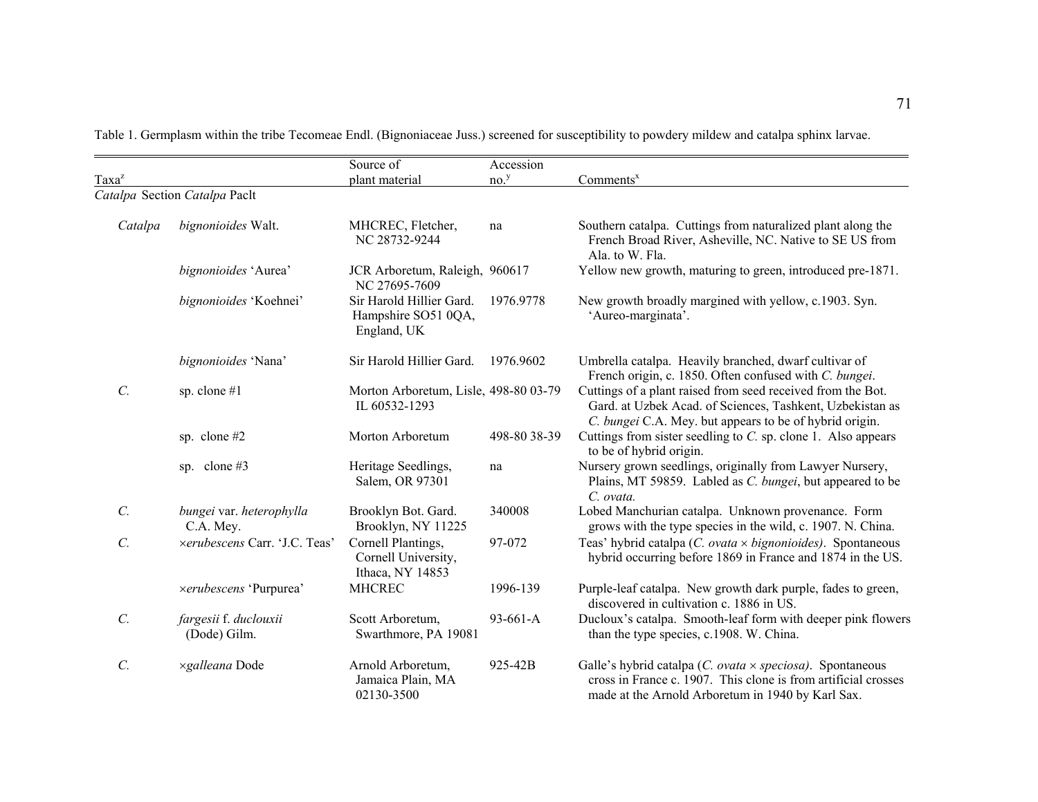Table 1. Germplasm within the tribe Tecomeae Endl. (Bignoniaceae Juss.) screened for susceptibility to powdery mildew and catalpa sphinx larvae.

| Taxa[z] | | Source of plant material | Accession no.[y] | Comments[x] |
|---|---|---|---|---|
| *Catalpa* Section *Catalpa* Paclt | | | | |
| *Catalpa* | *bignonioides* Walt. | MHCREC, Fletcher, NC 28732-9244 | na | Southern catalpa. Cuttings from naturalized plant along the French Broad River, Asheville, NC. Native to SE US from Ala. to W. Fla. |
| | *bignonioides* 'Aurea' | JCR Arboretum, Raleigh, NC 27695-7609 | 960617 | Yellow new growth, maturing to green, introduced pre-1871. |
| | *bignonioides* 'Koehnei' | Sir Harold Hillier Gard. Hampshire SO51 0QA, England, UK | 1976.9778 | New growth broadly margined with yellow, c.1903. Syn. 'Aureo-marginata'. |
| | *bignonioides* 'Nana' | Sir Harold Hillier Gard. | 1976.9602 | Umbrella catalpa. Heavily branched, dwarf cultivar of French origin, c. 1850. Often confused with *C. bungei*. |
| *C.* | sp. clone #1 | Morton Arboretum, Lisle, IL 60532-1293 | 498-80 03-79 | Cuttings of a plant raised from seed received from the Bot. Gard. at Uzbek Acad. of Sciences, Tashkent, Uzbekistan as *C. bungei* C.A. Mey. but appears to be of hybrid origin. |
| | sp. clone #2 | Morton Arboretum | 498-80 38-39 | Cuttings from sister seedling to *C.* sp. clone 1. Also appears to be of hybrid origin. |
| | sp. clone #3 | Heritage Seedlings, Salem, OR 97301 | na | Nursery grown seedlings, originally from Lawyer Nursery, Plains, MT 59859. Labled as *C. bungei*, but appeared to be *C. ovata.* |
| *C.* | *bungei* var. *heterophylla* C.A. Mey. | Brooklyn Bot. Gard. Brooklyn, NY 11225 | 340008 | Lobed Manchurian catalpa. Unknown provenance. Form grows with the type species in the wild, c. 1907. N. China. |
| *C.* | ×*erubescens* Carr. 'J.C. Teas' | Cornell Plantings, Cornell University, Ithaca, NY 14853 | 97-072 | Teas' hybrid catalpa (*C. ovata* × *bignonioides)*. Spontaneous hybrid occurring before 1869 in France and 1874 in the US. |
| | ×*erubescens* 'Purpurea' | MHCREC | 1996-139 | Purple-leaf catalpa. New growth dark purple, fades to green, discovered in cultivation c. 1886 in US. |
| *C.* | *fargesii* f. *duclouxii* (Dode) Gilm. | Scott Arboretum, Swarthmore, PA 19081 | 93-661-A | Ducloux's catalpa. Smooth-leaf form with deeper pink flowers than the type species, c.1908. W. China. |
| *C.* | ×*galleana* Dode | Arnold Arboretum, Jamaica Plain, MA 02130-3500 | 925-42B | Galle's hybrid catalpa (*C. ovata* × *speciosa)*. Spontaneous cross in France c. 1907. This clone is from artificial crosses made at the Arnold Arboretum in 1940 by Karl Sax. |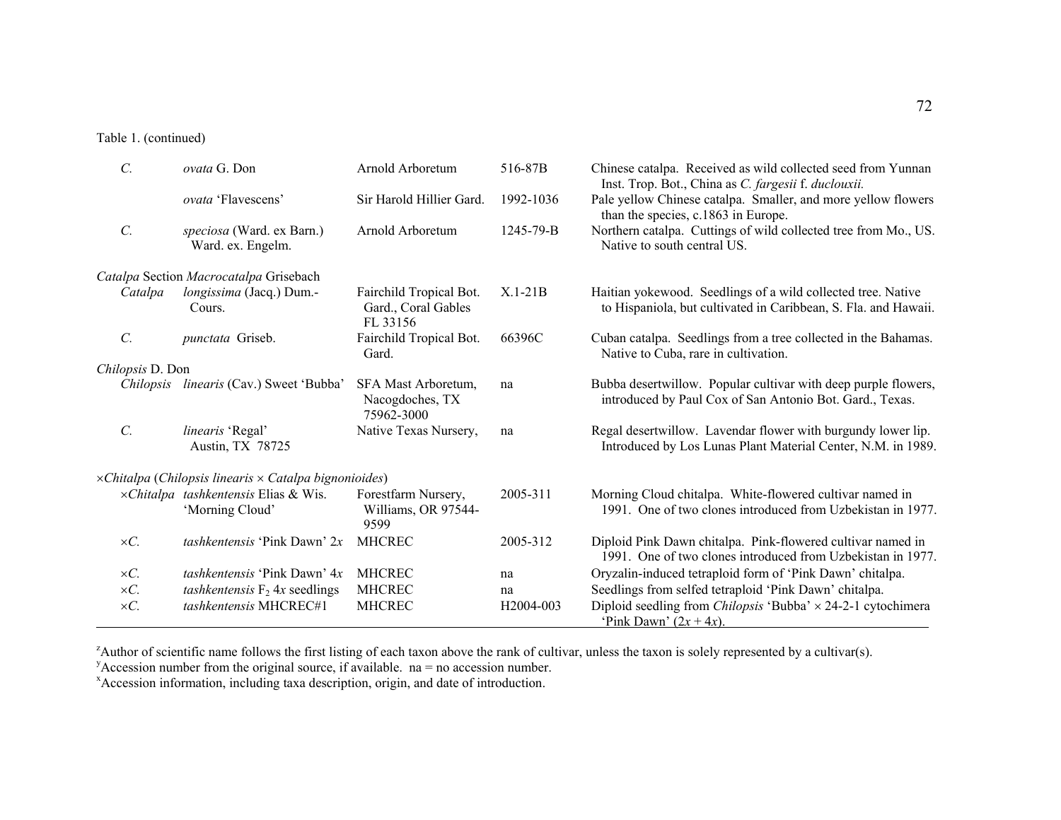Table 1. (continued)

| | | | | |
|---|---|---|---|---|
| *C.* | *ovata* G. Don | Arnold Arboretum | 516-87B | Chinese catalpa. Received as wild collected seed from Yunnan Inst. Trop. Bot., China as *C. fargesii* f. *duclouxii.* |
| | *ovata* 'Flavescens' | Sir Harold Hillier Gard. | 1992-1036 | Pale yellow Chinese catalpa. Smaller, and more yellow flowers than the species, c.1863 in Europe. |
| *C.* | *speciosa* (Ward. ex Barn.) Ward. ex. Engelm. | Arnold Arboretum | 1245-79-B | Northern catalpa. Cuttings of wild collected tree from Mo., US. Native to south central US. |
| *Catalpa* Section *Macrocatalpa* Grisebach | | | | |
| *Catalpa* | *longissima* (Jacq.) Dum.-Cours. | Fairchild Tropical Bot. Gard., Coral Gables FL 33156 | X.1-21B | Haitian yokewood. Seedlings of a wild collected tree. Native to Hispaniola, but cultivated in Caribbean, S. Fla. and Hawaii. |
| *C.* | *punctata* Griseb. | Fairchild Tropical Bot. Gard. | 66396C | Cuban catalpa. Seedlings from a tree collected in the Bahamas. Native to Cuba, rare in cultivation. |
| *Chilopsis* D. Don | | | | |
| *Chilopsis* | *linearis* (Cav.) Sweet 'Bubba' | SFA Mast Arboretum, Nacogdoches, TX 75962-3000 | na | Bubba desertwillow. Popular cultivar with deep purple flowers, introduced by Paul Cox of San Antonio Bot. Gard., Texas. |
| *C.* | *linearis* 'Regal' | Native Texas Nursery, Austin, TX 78725 | na | Regal desertwillow. Lavendar flower with burgundy lower lip. Introduced by Los Lunas Plant Material Center, N.M. in 1989. |
| ×*Chitalpa* (*Chilopsis linearis* × *Catalpa bignonioides*) | | | | |
| ×*Chitalpa* | *tashkentensis* Elias & Wis. 'Morning Cloud' | Forestfarm Nursery, Williams, OR 97544-9599 | 2005-311 | Morning Cloud chitalpa. White-flowered cultivar named in 1991. One of two clones introduced from Uzbekistan in 1977. |
| ×*C.* | *tashkentensis* 'Pink Dawn' 2*x* | MHCREC | 2005-312 | Diploid Pink Dawn chitalpa. Pink-flowered cultivar named in 1991. One of two clones introduced from Uzbekistan in 1977. |
| ×*C.* | *tashkentensis* 'Pink Dawn' 4*x* | MHCREC | na | Oryzalin-induced tetraploid form of 'Pink Dawn' chitalpa. |
| ×*C.* | *tashkentensis* $F_2$ 4*x* seedlings | MHCREC | na | Seedlings from selfed tetraploid 'Pink Dawn' chitalpa. |
| ×*C.* | *tashkentensis* MHCREC#1 | MHCREC | H2004-003 | Diploid seedling from *Chilopsis* 'Bubba' × 24-2-1 cytochimera 'Pink Dawn' (2*x* + 4*x*). |

[z]Author of scientific name follows the first listing of each taxon above the rank of cultivar, unless the taxon is solely represented by a cultivar(s).
[y]Accession number from the original source, if available. na = no accession number.
[x]Accession information, including taxa description, origin, and date of introduction.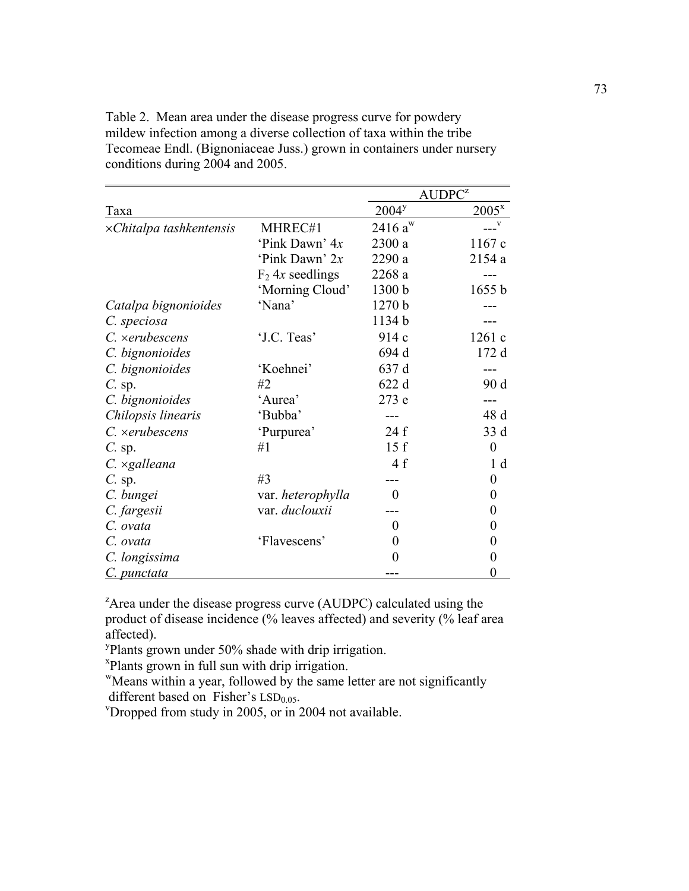Table 2. Mean area under the disease progress curve for powdery mildew infection among a diverse collection of taxa within the tribe Tecomeae Endl. (Bignoniaceae Juss.) grown in containers under nursery conditions during 2004 and 2005.

| | | AUDPC[z] | |
|---|---|---|---|
| Taxa | | 2004[y] | 2005[x] |
| ×*Chitalpa tashkentensis* | MHREC#1 | 2416 a[w] | ---[v] |
| | 'Pink Dawn' 4*x* | 2300 a | 1167 c |
| | 'Pink Dawn' 2*x* | 2290 a | 2154 a |
| | $F_2$ 4*x* seedlings | 2268 a | --- |
| | 'Morning Cloud' | 1300 b | 1655 b |
| *Catalpa bignonioides* | 'Nana' | 1270 b | --- |
| *C. speciosa* | | 1134 b | --- |
| *C.* ×*erubescens* | 'J.C. Teas' | 914 c | 1261 c |
| *C. bignonioides* | | 694 d | 172 d |
| *C. bignonioides* | 'Koehnei' | 637 d | --- |
| *C.* sp. | #2 | 622 d | 90 d |
| *C. bignonioides* | 'Aurea' | 273 e | --- |
| *Chilopsis linearis* | 'Bubba' | --- | 48 d |
| *C.* ×*erubescens* | 'Purpurea' | 24 f | 33 d |
| *C.* sp. | #1 | 15 f | 0 |
| *C.* ×*galleana* | | 4 f | 1 d |
| *C.* sp. | #3 | --- | 0 |
| *C. bungei* | var. *heterophylla* | 0 | 0 |
| *C. fargesii* | var. *duclouxii* | --- | 0 |
| *C. ovata* | | 0 | 0 |
| *C. ovata* | 'Flavescens' | 0 | 0 |
| *C. longissima* | | 0 | 0 |
| *C. punctata* | | --- | 0 |

[z]Area under the disease progress curve (AUDPC) calculated using the product of disease incidence (% leaves affected) and severity (% leaf area affected).

[y]Plants grown under 50% shade with drip irrigation.

[x]Plants grown in full sun with drip irrigation.

[w]Means within a year, followed by the same letter are not significantly different based on Fisher's $LSD_{0.05}$.

[v]Dropped from study in 2005, or in 2004 not available.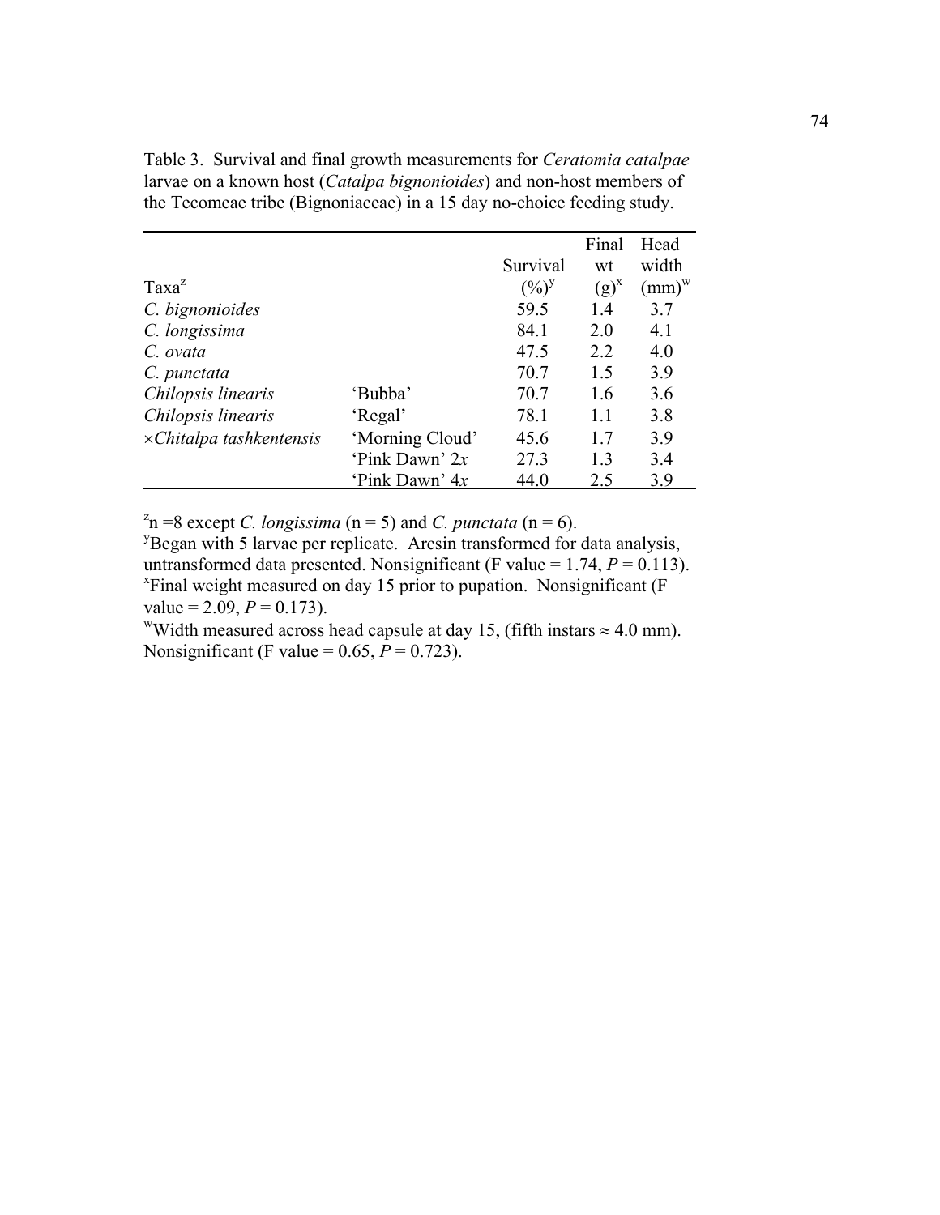Table 3. Survival and final growth measurements for *Ceratomia catalpae* larvae on a known host (*Catalpa bignonioides*) and non-host members of the Tecomeae tribe (Bignoniaceae) in a 15 day no-choice feeding study.

| Taxa[z] | | Survival (%)[y] | Final wt (g)[x] | Head width (mm)[w] |
|---|---|---|---|---|
| *C. bignonioides* | | 59.5 | 1.4 | 3.7 |
| *C. longissima* | | 84.1 | 2.0 | 4.1 |
| *C. ovata* | | 47.5 | 2.2 | 4.0 |
| *C. punctata* | | 70.7 | 1.5 | 3.9 |
| *Chilopsis linearis* | 'Bubba' | 70.7 | 1.6 | 3.6 |
| *Chilopsis linearis* | 'Regal' | 78.1 | 1.1 | 3.8 |
| ×*Chitalpa tashkentensis* | 'Morning Cloud' | 45.6 | 1.7 | 3.9 |
| | 'Pink Dawn' 2*x* | 27.3 | 1.3 | 3.4 |
| | 'Pink Dawn' 4*x* | 44.0 | 2.5 | 3.9 |

[z]n =8 except *C. longissima* (n = 5) and *C. punctata* (n = 6).
[y]Began with 5 larvae per replicate. Arcsin transformed for data analysis, untransformed data presented. Nonsignificant (F value = 1.74, *P* = 0.113).
[x]Final weight measured on day 15 prior to pupation. Nonsignificant (F value = 2.09, *P* = 0.173).
[w]Width measured across head capsule at day 15, (fifth instars ≈ 4.0 mm). Nonsignificant (F value = 0.65, *P* = 0.723).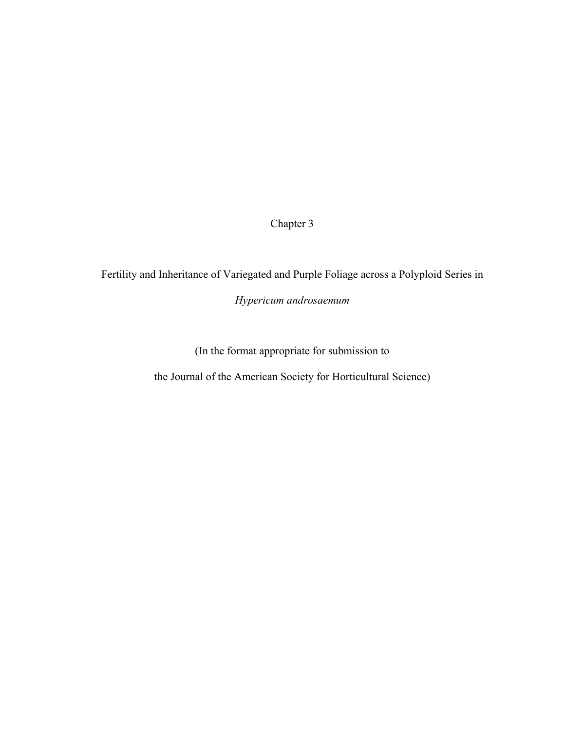# Chapter 3

## Fertility and Inheritance of Variegated and Purple Foliage across a Polyploid Series in *Hypericum androsaemum*

(In the format appropriate for submission to

the Journal of the American Society for Horticultural Science)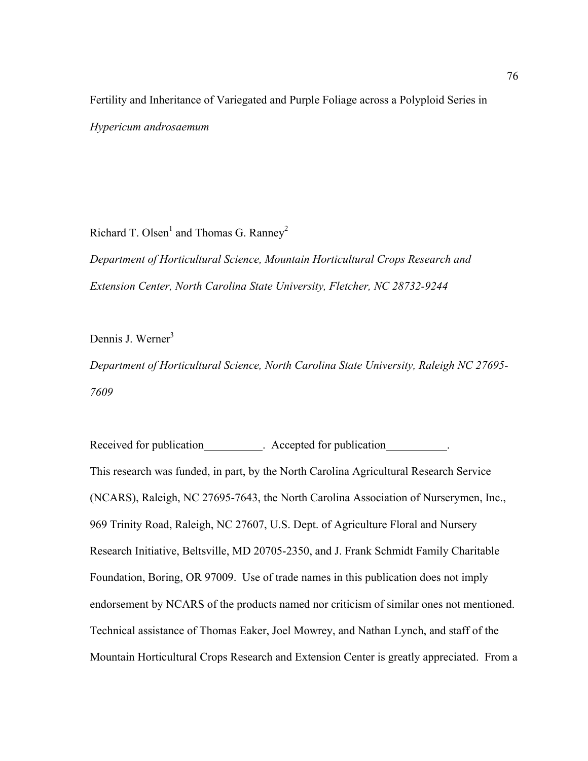# Fertility and Inheritance of Variegated and Purple Foliage across a Polyploid Series in *Hypericum androsaemum*

Richard T. Olsen[1] and Thomas G. Ranney[2]

*Department of Horticultural Science, Mountain Horticultural Crops Research and Extension Center, North Carolina State University, Fletcher, NC 28732-9244*

Dennis J. Werner[3]

*Department of Horticultural Science, North Carolina State University, Raleigh NC 27695-7609*

Received for publication__________. Accepted for publication__________.

This research was funded, in part, by the North Carolina Agricultural Research Service (NCARS), Raleigh, NC 27695-7643, the North Carolina Association of Nurserymen, Inc., 969 Trinity Road, Raleigh, NC 27607, U.S. Dept. of Agriculture Floral and Nursery Research Initiative, Beltsville, MD 20705-2350, and J. Frank Schmidt Family Charitable Foundation, Boring, OR 97009. Use of trade names in this publication does not imply endorsement by NCARS of the products named nor criticism of similar ones not mentioned. Technical assistance of Thomas Eaker, Joel Mowrey, and Nathan Lynch, and staff of the Mountain Horticultural Crops Research and Extension Center is greatly appreciated. From a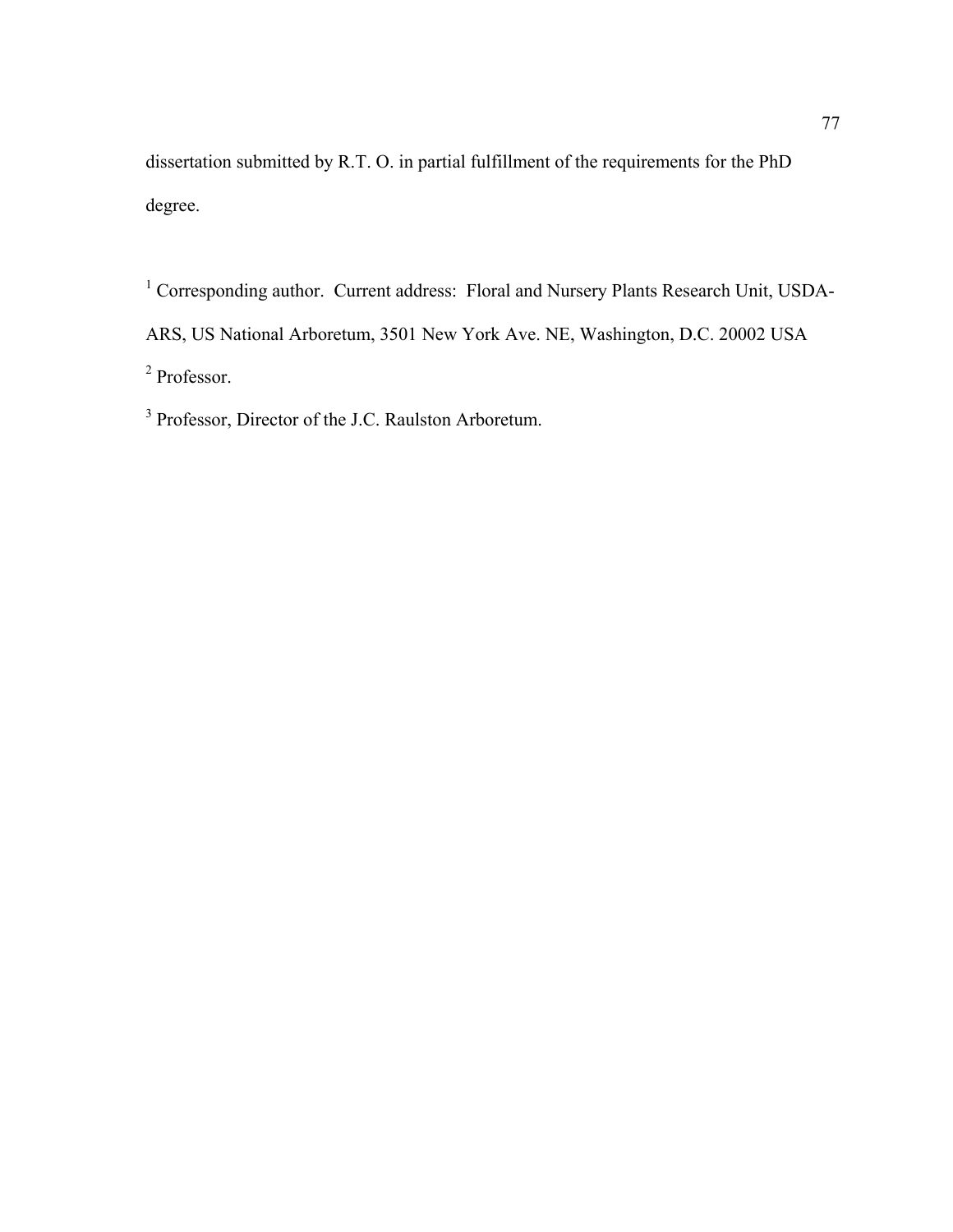dissertation submitted by R.T. O. in partial fulfillment of the requirements for the PhD degree.

[1] Corresponding author. Current address: Floral and Nursery Plants Research Unit, USDA-ARS, US National Arboretum, 3501 New York Ave. NE, Washington, D.C. 20002 USA

[2] Professor.

[3] Professor, Director of the J.C. Raulston Arboretum.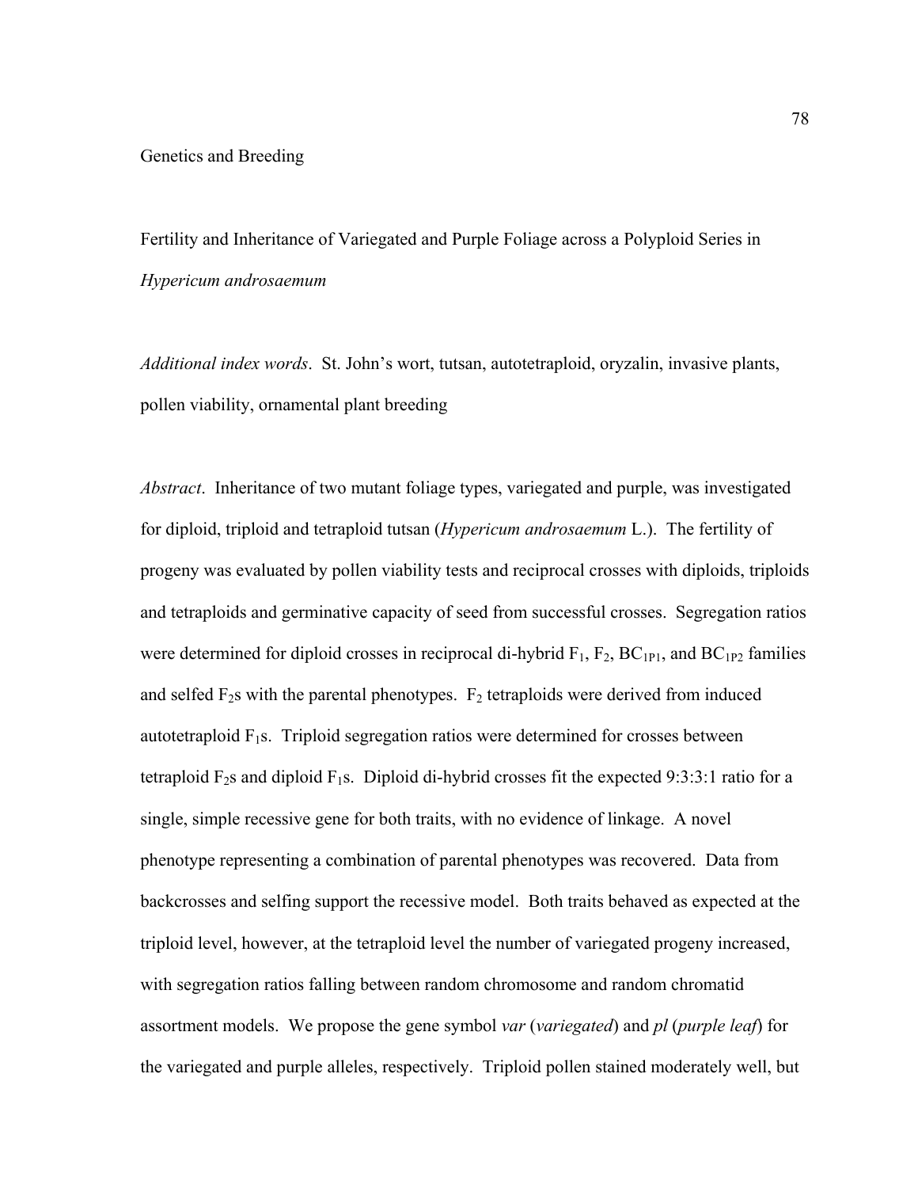Genetics and Breeding

Fertility and Inheritance of Variegated and Purple Foliage across a Polyploid Series in *Hypericum androsaemum*

*Additional index words*. St. John's wort, tutsan, autotetraploid, oryzalin, invasive plants, pollen viability, ornamental plant breeding

*Abstract*. Inheritance of two mutant foliage types, variegated and purple, was investigated for diploid, triploid and tetraploid tutsan (*Hypericum androsaemum* L.). The fertility of progeny was evaluated by pollen viability tests and reciprocal crosses with diploids, triploids and tetraploids and germinative capacity of seed from successful crosses. Segregation ratios were determined for diploid crosses in reciprocal di-hybrid $F_1$, $F_2$, $BC_{1P1}$, and $BC_{1P2}$ families and selfed $F_2$s with the parental phenotypes. $F_2$ tetraploids were derived from induced autotetraploid $F_1$s. Triploid segregation ratios were determined for crosses between tetraploid $F_2$s and diploid $F_1$s. Diploid di-hybrid crosses fit the expected 9:3:3:1 ratio for a single, simple recessive gene for both traits, with no evidence of linkage. A novel phenotype representing a combination of parental phenotypes was recovered. Data from backcrosses and selfing support the recessive model. Both traits behaved as expected at the triploid level, however, at the tetraploid level the number of variegated progeny increased, with segregation ratios falling between random chromosome and random chromatid assortment models. We propose the gene symbol *var* (*variegated*) and *pl* (*purple leaf*) for the variegated and purple alleles, respectively. Triploid pollen stained moderately well, but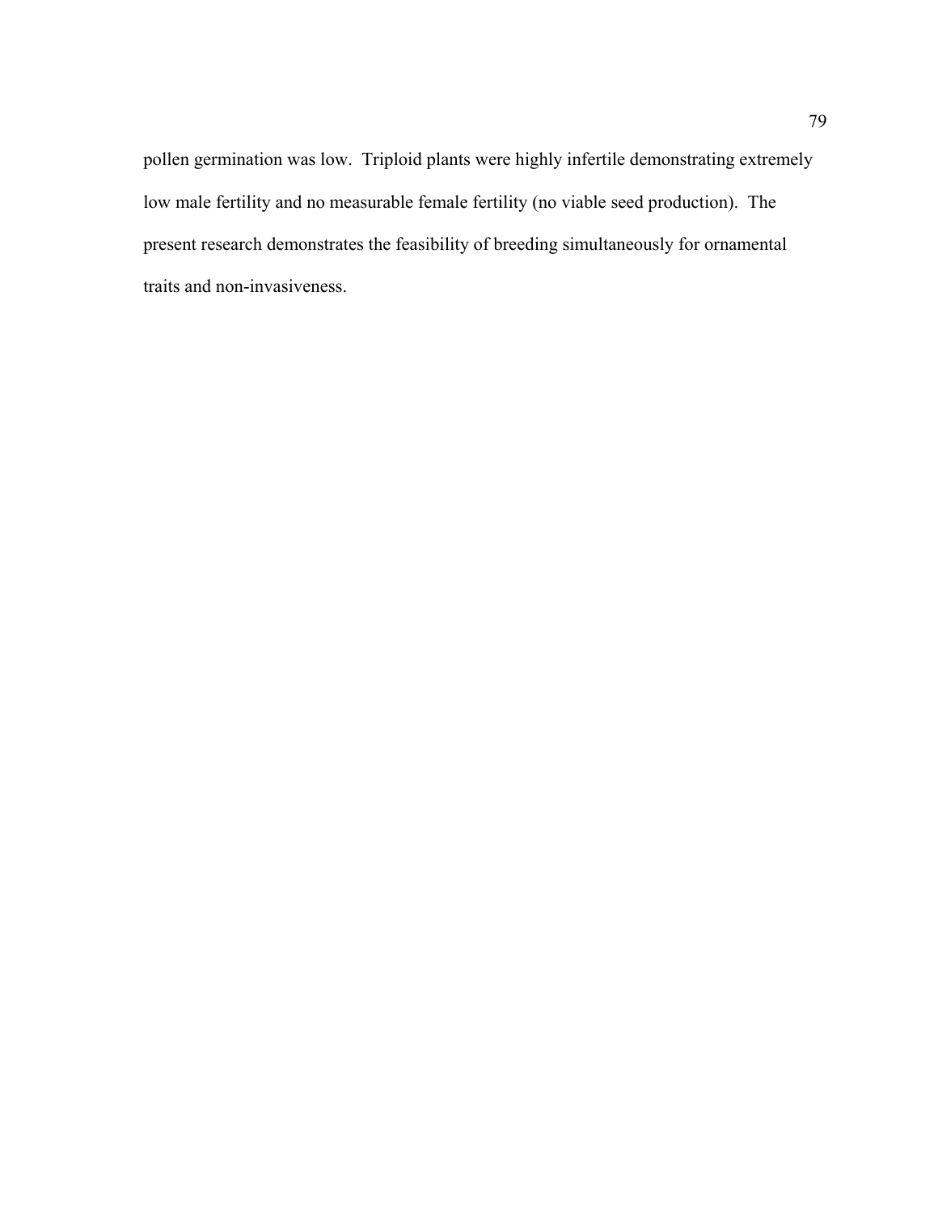pollen germination was low. Triploid plants were highly infertile demonstrating extremely low male fertility and no measurable female fertility (no viable seed production). The present research demonstrates the feasibility of breeding simultaneously for ornamental traits and non-invasiveness.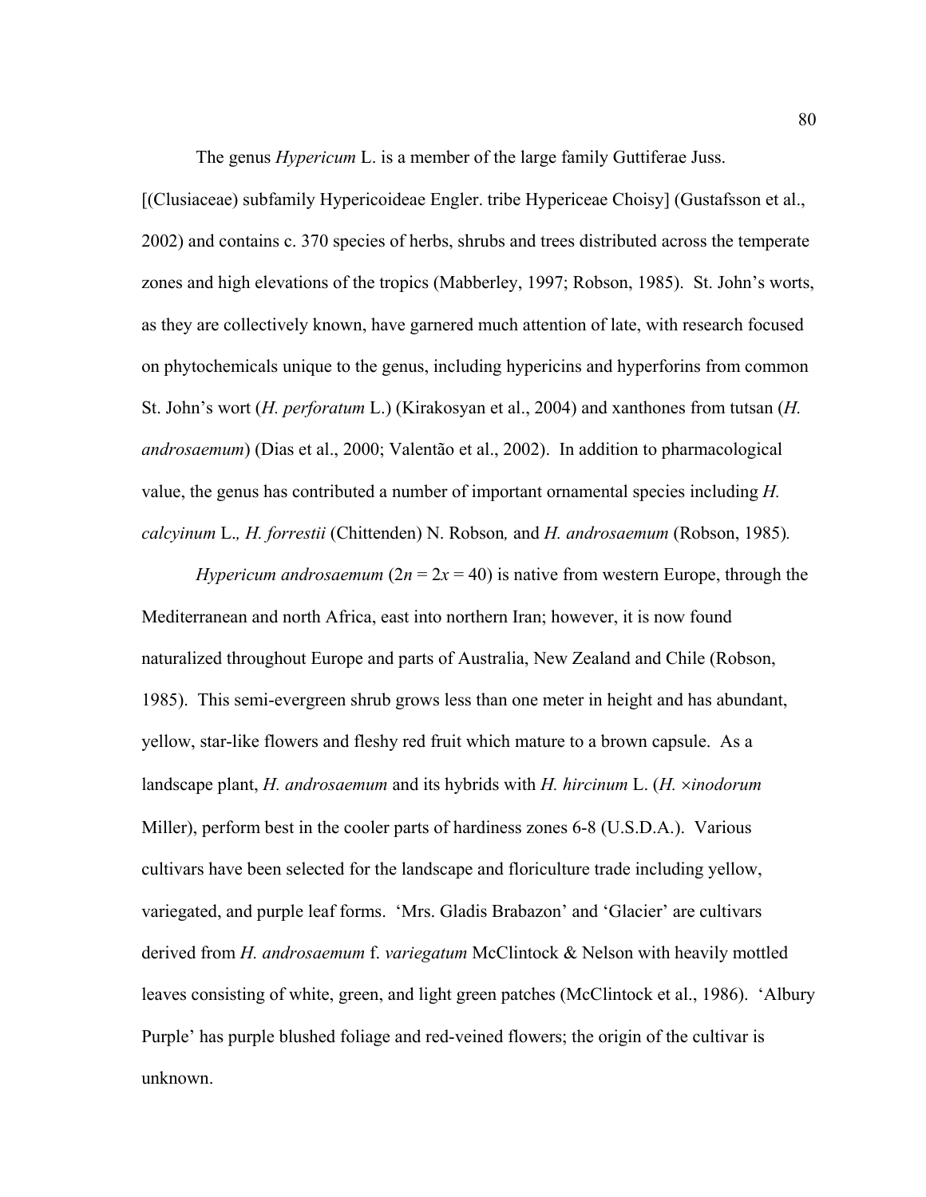The genus *Hypericum* L. is a member of the large family Guttiferae Juss. [(Clusiaceae) subfamily Hypericoideae Engler. tribe Hypericeae Choisy] (Gustafsson et al., 2002) and contains c. 370 species of herbs, shrubs and trees distributed across the temperate zones and high elevations of the tropics (Mabberley, 1997; Robson, 1985). St. John's worts, as they are collectively known, have garnered much attention of late, with research focused on phytochemicals unique to the genus, including hypericins and hyperforins from common St. John's wort (*H. perforatum* L.) (Kirakosyan et al., 2004) and xanthones from tutsan (*H. androsaemum*) (Dias et al., 2000; Valentão et al., 2002). In addition to pharmacological value, the genus has contributed a number of important ornamental species including *H. calcyinum* L., *H. forrestii* (Chittenden) N. Robson, and *H. androsaemum* (Robson, 1985).

*Hypericum androsaemum* ($2n = 2x = 40$) is native from western Europe, through the Mediterranean and north Africa, east into northern Iran; however, it is now found naturalized throughout Europe and parts of Australia, New Zealand and Chile (Robson, 1985). This semi-evergreen shrub grows less than one meter in height and has abundant, yellow, star-like flowers and fleshy red fruit which mature to a brown capsule. As a landscape plant, *H. androsaemum* and its hybrids with *H. hircinum* L. (*H. ×inodorum* Miller), perform best in the cooler parts of hardiness zones 6-8 (U.S.D.A.). Various cultivars have been selected for the landscape and floriculture trade including yellow, variegated, and purple leaf forms. 'Mrs. Gladis Brabazon' and 'Glacier' are cultivars derived from *H. androsaemum* f. *variegatum* McClintock & Nelson with heavily mottled leaves consisting of white, green, and light green patches (McClintock et al., 1986). 'Albury Purple' has purple blushed foliage and red-veined flowers; the origin of the cultivar is unknown.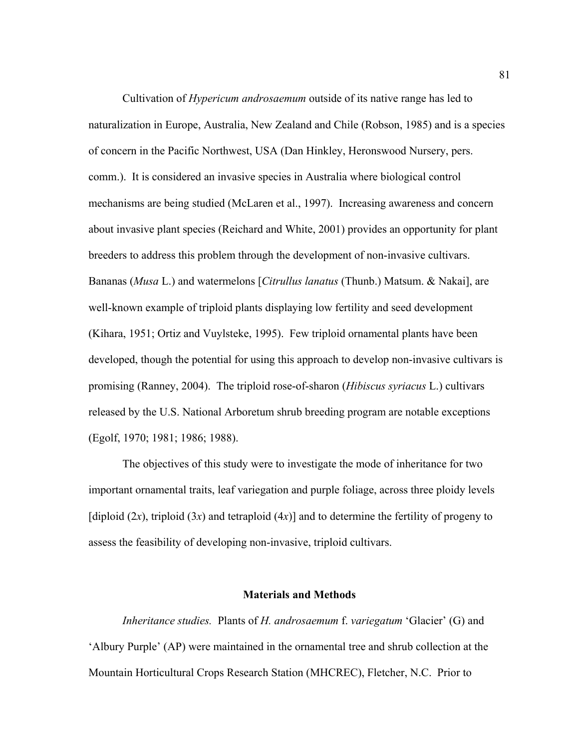Cultivation of *Hypericum androsaemum* outside of its native range has led to naturalization in Europe, Australia, New Zealand and Chile (Robson, 1985) and is a species of concern in the Pacific Northwest, USA (Dan Hinkley, Heronswood Nursery, pers. comm.). It is considered an invasive species in Australia where biological control mechanisms are being studied (McLaren et al., 1997). Increasing awareness and concern about invasive plant species (Reichard and White, 2001) provides an opportunity for plant breeders to address this problem through the development of non-invasive cultivars. Bananas (*Musa* L.) and watermelons [*Citrullus lanatus* (Thunb.) Matsum. & Nakai], are well-known example of triploid plants displaying low fertility and seed development (Kihara, 1951; Ortiz and Vuylsteke, 1995). Few triploid ornamental plants have been developed, though the potential for using this approach to develop non-invasive cultivars is promising (Ranney, 2004). The triploid rose-of-sharon (*Hibiscus syriacus* L.) cultivars released by the U.S. National Arboretum shrub breeding program are notable exceptions (Egolf, 1970; 1981; 1986; 1988).

The objectives of this study were to investigate the mode of inheritance for two important ornamental traits, leaf variegation and purple foliage, across three ploidy levels [diploid (2*x*), triploid (3*x*) and tetraploid (4*x*)] and to determine the fertility of progeny to assess the feasibility of developing non-invasive, triploid cultivars.

## Materials and Methods

*Inheritance studies.* Plants of *H. androsaemum* f. *variegatum* 'Glacier' (G) and 'Albury Purple' (AP) were maintained in the ornamental tree and shrub collection at the Mountain Horticultural Crops Research Station (MHCREC), Fletcher, N.C. Prior to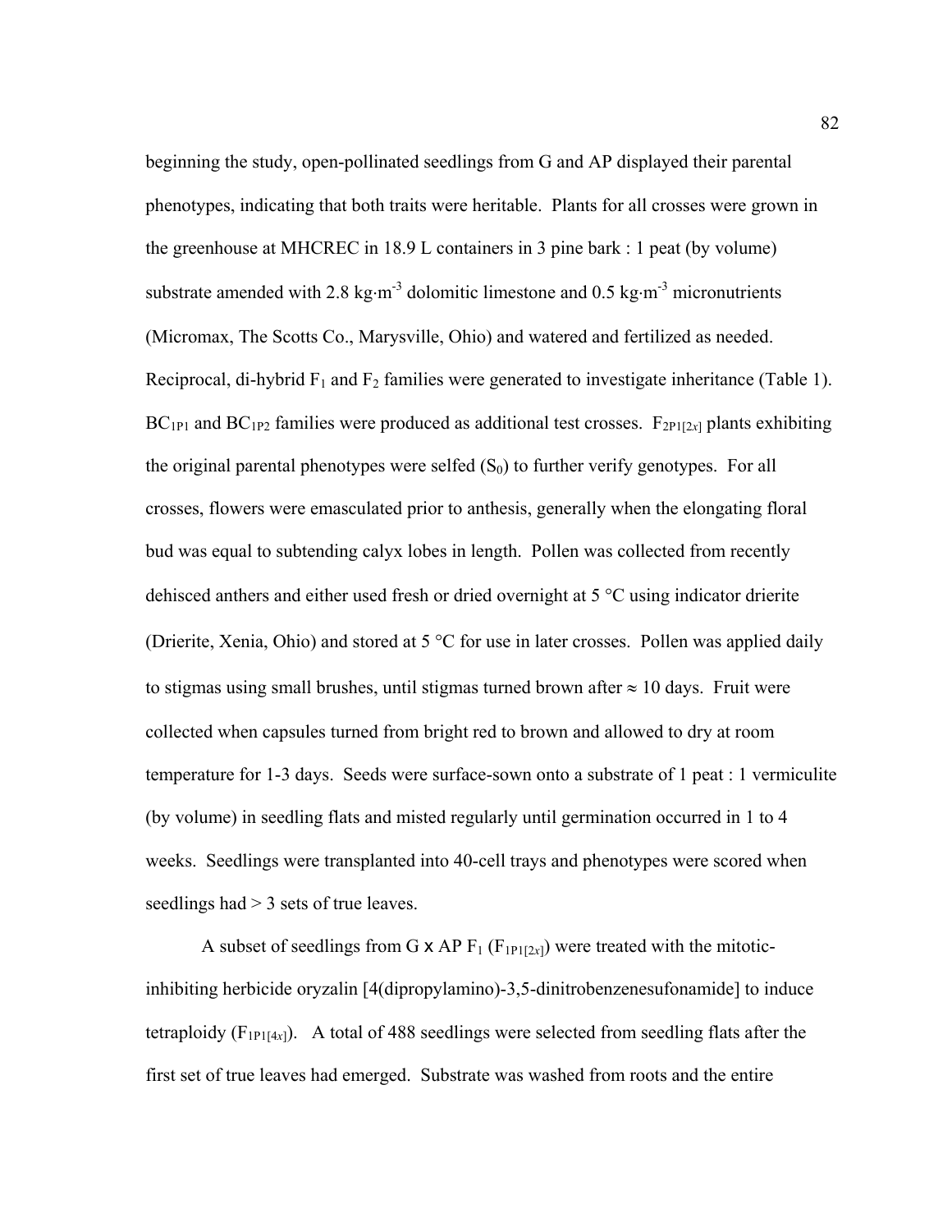beginning the study, open-pollinated seedlings from G and AP displayed their parental phenotypes, indicating that both traits were heritable. Plants for all crosses were grown in the greenhouse at MHCREC in 18.9 L containers in 3 pine bark : 1 peat (by volume) substrate amended with 2.8 $kg \cdot m^{-3}$ dolomitic limestone and 0.5 $kg \cdot m^{-3}$ micronutrients (Micromax, The Scotts Co., Marysville, Ohio) and watered and fertilized as needed. Reciprocal, di-hybrid $F_1$ and $F_2$ families were generated to investigate inheritance (Table 1). $BC_{1P1}$ and $BC_{1P2}$ families were produced as additional test crosses. $F_{2P1[2x]}$ plants exhibiting the original parental phenotypes were selfed ($S_0$) to further verify genotypes. For all crosses, flowers were emasculated prior to anthesis, generally when the elongating floral bud was equal to subtending calyx lobes in length. Pollen was collected from recently dehisced anthers and either used fresh or dried overnight at 5 °C using indicator drierite (Drierite, Xenia, Ohio) and stored at 5 °C for use in later crosses. Pollen was applied daily to stigmas using small brushes, until stigmas turned brown after ≈ 10 days. Fruit were collected when capsules turned from bright red to brown and allowed to dry at room temperature for 1-3 days. Seeds were surface-sown onto a substrate of 1 peat : 1 vermiculite (by volume) in seedling flats and misted regularly until germination occurred in 1 to 4 weeks. Seedlings were transplanted into 40-cell trays and phenotypes were scored when seedlings had > 3 sets of true leaves.

A subset of seedlings from G x AP $F_1$ ($F_{1P1[2x]}$) were treated with the mitotic-inhibiting herbicide oryzalin [4(dipropylamino)-3,5-dinitrobenzenesufonamide] to induce tetraploidy ($F_{1P1[4x]}$). A total of 488 seedlings were selected from seedling flats after the first set of true leaves had emerged. Substrate was washed from roots and the entire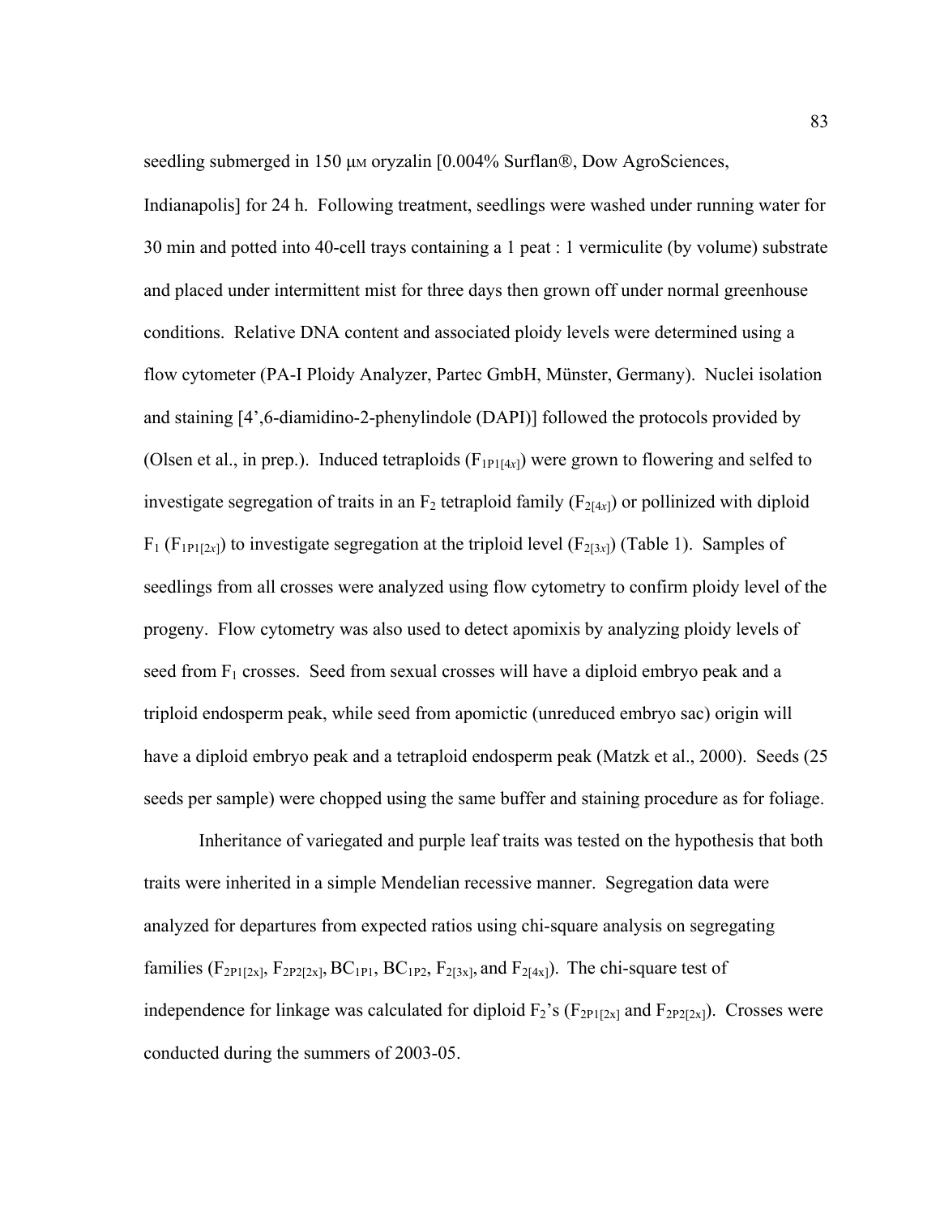seedling submerged in 150 μM oryzalin [0.004% Surflan®, Dow AgroSciences, Indianapolis] for 24 h. Following treatment, seedlings were washed under running water for 30 min and potted into 40-cell trays containing a 1 peat : 1 vermiculite (by volume) substrate and placed under intermittent mist for three days then grown off under normal greenhouse conditions. Relative DNA content and associated ploidy levels were determined using a flow cytometer (PA-I Ploidy Analyzer, Partec GmbH, Münster, Germany). Nuclei isolation and staining [4',6-diamidino-2-phenylindole (DAPI)] followed the protocols provided by (Olsen et al., in prep.). Induced tetraploids ($F_{1P1[4x]}$) were grown to flowering and selfed to investigate segregation of traits in an $F_2$ tetraploid family ($F_{2[4x]}$) or pollinized with diploid $F_1$ ($F_{1P1[2x]}$) to investigate segregation at the triploid level ($F_{2[3x]}$) (Table 1). Samples of seedlings from all crosses were analyzed using flow cytometry to confirm ploidy level of the progeny. Flow cytometry was also used to detect apomixis by analyzing ploidy levels of seed from $F_1$ crosses. Seed from sexual crosses will have a diploid embryo peak and a triploid endosperm peak, while seed from apomictic (unreduced embryo sac) origin will have a diploid embryo peak and a tetraploid endosperm peak (Matzk et al., 2000). Seeds (25 seeds per sample) were chopped using the same buffer and staining procedure as for foliage.

Inheritance of variegated and purple leaf traits was tested on the hypothesis that both traits were inherited in a simple Mendelian recessive manner. Segregation data were analyzed for departures from expected ratios using chi-square analysis on segregating families ($F_{2P1[2x]}$, $F_{2P2[2x]}$, $BC_{1P1}$, $BC_{1P2}$, $F_{2[3x]}$, and $F_{2[4x]}$). The chi-square test of independence for linkage was calculated for diploid $F_2$'s ($F_{2P1[2x]}$ and $F_{2P2[2x]}$). Crosses were conducted during the summers of 2003-05.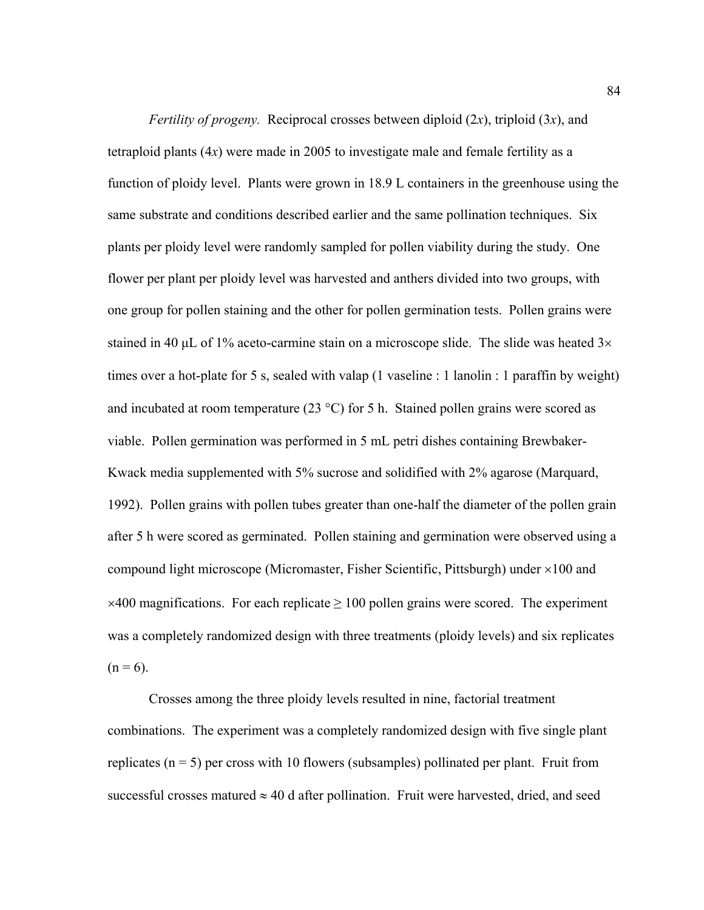*Fertility of progeny.* Reciprocal crosses between diploid (2*x*), triploid (3*x*), and tetraploid plants (4*x*) were made in 2005 to investigate male and female fertility as a function of ploidy level. Plants were grown in 18.9 L containers in the greenhouse using the same substrate and conditions described earlier and the same pollination techniques. Six plants per ploidy level were randomly sampled for pollen viability during the study. One flower per plant per ploidy level was harvested and anthers divided into two groups, with one group for pollen staining and the other for pollen germination tests. Pollen grains were stained in 40 μL of 1% aceto-carmine stain on a microscope slide. The slide was heated 3× times over a hot-plate for 5 s, sealed with valap (1 vaseline : 1 lanolin : 1 paraffin by weight) and incubated at room temperature (23 °C) for 5 h. Stained pollen grains were scored as viable. Pollen germination was performed in 5 mL petri dishes containing Brewbaker-Kwack media supplemented with 5% sucrose and solidified with 2% agarose (Marquard, 1992). Pollen grains with pollen tubes greater than one-half the diameter of the pollen grain after 5 h were scored as germinated. Pollen staining and germination were observed using a compound light microscope (Micromaster, Fisher Scientific, Pittsburgh) under ×100 and ×400 magnifications. For each replicate ≥ 100 pollen grains were scored. The experiment was a completely randomized design with three treatments (ploidy levels) and six replicates (n = 6).

Crosses among the three ploidy levels resulted in nine, factorial treatment combinations. The experiment was a completely randomized design with five single plant replicates (n = 5) per cross with 10 flowers (subsamples) pollinated per plant. Fruit from successful crosses matured ≈ 40 d after pollination. Fruit were harvested, dried, and seed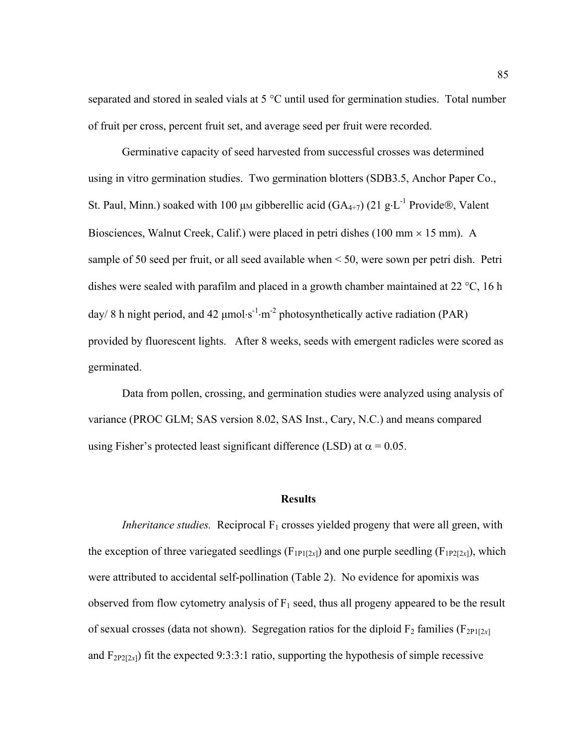separated and stored in sealed vials at 5 °C until used for germination studies. Total number of fruit per cross, percent fruit set, and average seed per fruit were recorded.

Germinative capacity of seed harvested from successful crosses was determined using in vitro germination studies. Two germination blotters (SDB3.5, Anchor Paper Co., St. Paul, Minn.) soaked with 100 μM gibberellic acid ($GA_{4+7}$) (21 $g \cdot L^{-1}$ Provide®, Valent Biosciences, Walnut Creek, Calif.) were placed in petri dishes (100 mm × 15 mm). A sample of 50 seed per fruit, or all seed available when < 50, were sown per petri dish. Petri dishes were sealed with parafilm and placed in a growth chamber maintained at 22 °C, 16 h day/ 8 h night period, and 42 $\mu mol \cdot s^{-1} \cdot m^{-2}$ photosynthetically active radiation (PAR) provided by fluorescent lights. After 8 weeks, seeds with emergent radicles were scored as germinated.

Data from pollen, crossing, and germination studies were analyzed using analysis of variance (PROC GLM; SAS version 8.02, SAS Inst., Cary, N.C.) and means compared using Fisher's protected least significant difference (LSD) at $\alpha = 0.05$.

## Results

*Inheritance studies.* Reciprocal $F_1$ crosses yielded progeny that were all green, with the exception of three variegated seedlings ($F_{1P1[2x]}$) and one purple seedling ($F_{1P2[2x]}$), which were attributed to accidental self-pollination (Table 2). No evidence for apomixis was observed from flow cytometry analysis of $F_1$ seed, thus all progeny appeared to be the result of sexual crosses (data not shown). Segregation ratios for the diploid $F_2$ families ($F_{2P1[2x]}$ and $F_{2P2[2x]}$) fit the expected 9:3:3:1 ratio, supporting the hypothesis of simple recessive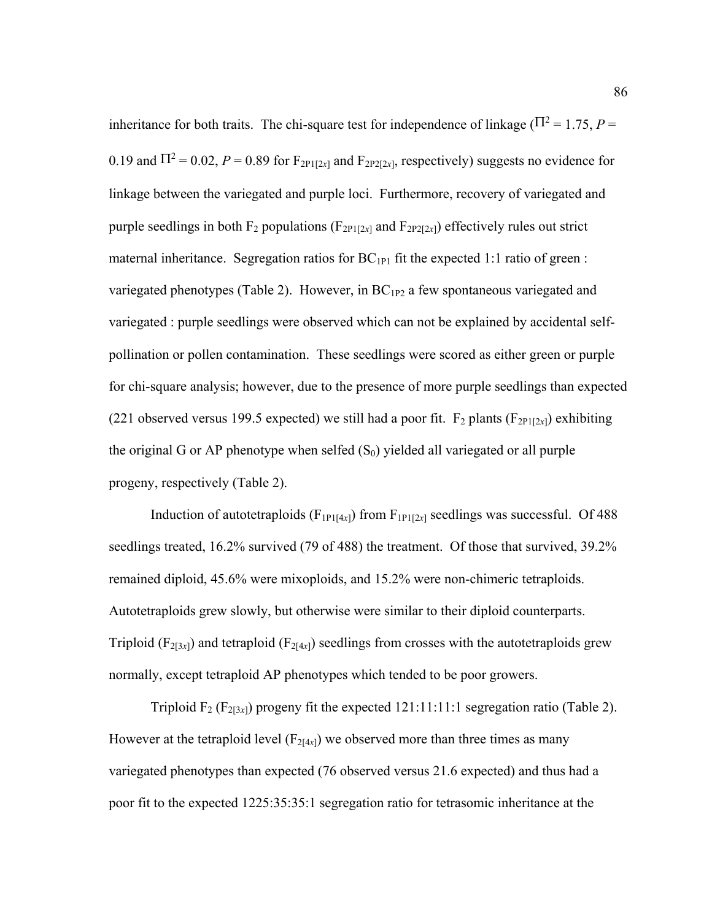inheritance for both traits. The chi-square test for independence of linkage ($\Pi^2 = 1.75$, $P = 0.19$ and $\Pi^2 = 0.02$, $P = 0.89$ for $F_{2P1[2x]}$ and $F_{2P2[2x]}$, respectively) suggests no evidence for linkage between the variegated and purple loci. Furthermore, recovery of variegated and purple seedlings in both $F_2$ populations ($F_{2P1[2x]}$ and $F_{2P2[2x]}$) effectively rules out strict maternal inheritance. Segregation ratios for $BC_{1P1}$ fit the expected 1:1 ratio of green : variegated phenotypes (Table 2). However, in $BC_{1P2}$ a few spontaneous variegated and variegated : purple seedlings were observed which can not be explained by accidental self-pollination or pollen contamination. These seedlings were scored as either green or purple for chi-square analysis; however, due to the presence of more purple seedlings than expected (221 observed versus 199.5 expected) we still had a poor fit. $F_2$ plants ($F_{2P1[2x]}$) exhibiting the original G or AP phenotype when selfed ($S_0$) yielded all variegated or all purple progeny, respectively (Table 2).

Induction of autotetraploids ($F_{1P1[4x]}$) from $F_{1P1[2x]}$ seedlings was successful. Of 488 seedlings treated, 16.2% survived (79 of 488) the treatment. Of those that survived, 39.2% remained diploid, 45.6% were mixoploids, and 15.2% were non-chimeric tetraploids. Autotetraploids grew slowly, but otherwise were similar to their diploid counterparts. Triploid ($F_{2[3x]}$) and tetraploid ($F_{2[4x]}$) seedlings from crosses with the autotetraploids grew normally, except tetraploid AP phenotypes which tended to be poor growers.

Triploid $F_2$ ($F_{2[3x]}$) progeny fit the expected 121:11:11:1 segregation ratio (Table 2). However at the tetraploid level ($F_{2[4x]}$) we observed more than three times as many variegated phenotypes than expected (76 observed versus 21.6 expected) and thus had a poor fit to the expected 1225:35:35:1 segregation ratio for tetrasomic inheritance at the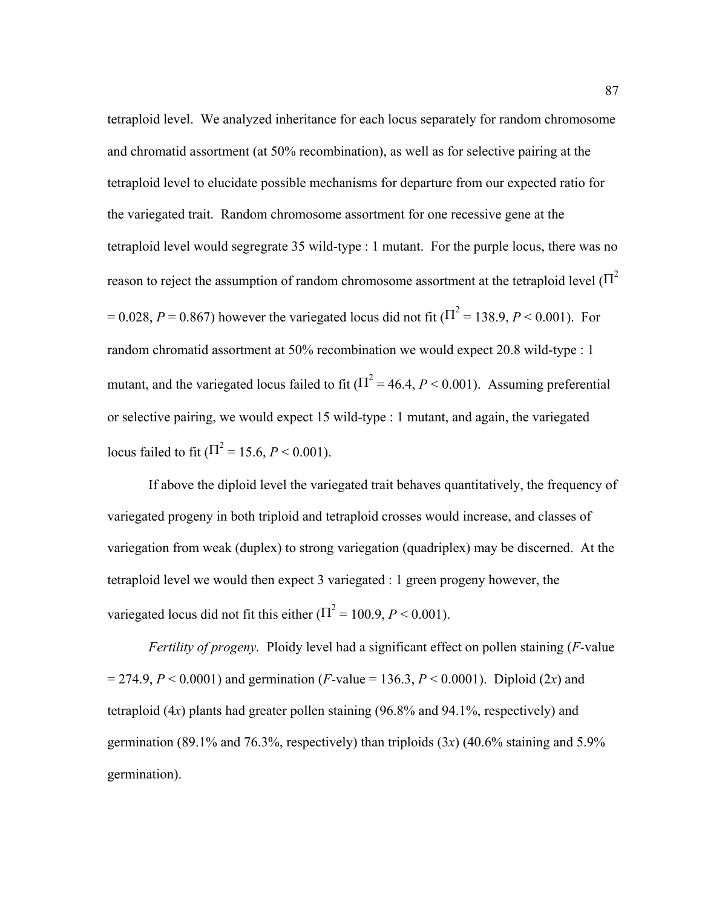tetraploid level. We analyzed inheritance for each locus separately for random chromosome and chromatid assortment (at 50% recombination), as well as for selective pairing at the tetraploid level to elucidate possible mechanisms for departure from our expected ratio for the variegated trait. Random chromosome assortment for one recessive gene at the tetraploid level would segregrate 35 wild-type : 1 mutant. For the purple locus, there was no reason to reject the assumption of random chromosome assortment at the tetraploid level ($\Pi^2 = 0.028$, $P = 0.867$) however the variegated locus did not fit ($\Pi^2 = 138.9$, $P < 0.001$). For random chromatid assortment at 50% recombination we would expect 20.8 wild-type : 1 mutant, and the variegated locus failed to fit ($\Pi^2 = 46.4$, $P < 0.001$). Assuming preferential or selective pairing, we would expect 15 wild-type : 1 mutant, and again, the variegated locus failed to fit ($\Pi^2 = 15.6$, $P < 0.001$).

If above the diploid level the variegated trait behaves quantitatively, the frequency of variegated progeny in both triploid and tetraploid crosses would increase, and classes of variegation from weak (duplex) to strong variegation (quadriplex) may be discerned. At the tetraploid level we would then expect 3 variegated : 1 green progeny however, the variegated locus did not fit this either ($\Pi^2 = 100.9$, $P < 0.001$).

*Fertility of progeny.* Ploidy level had a significant effect on pollen staining (*F*-value = 274.9, $P < 0.0001$) and germination (*F*-value = 136.3, $P < 0.0001$). Diploid ($2x$) and tetraploid ($4x$) plants had greater pollen staining (96.8% and 94.1%, respectively) and germination (89.1% and 76.3%, respectively) than triploids ($3x$) (40.6% staining and 5.9% germination).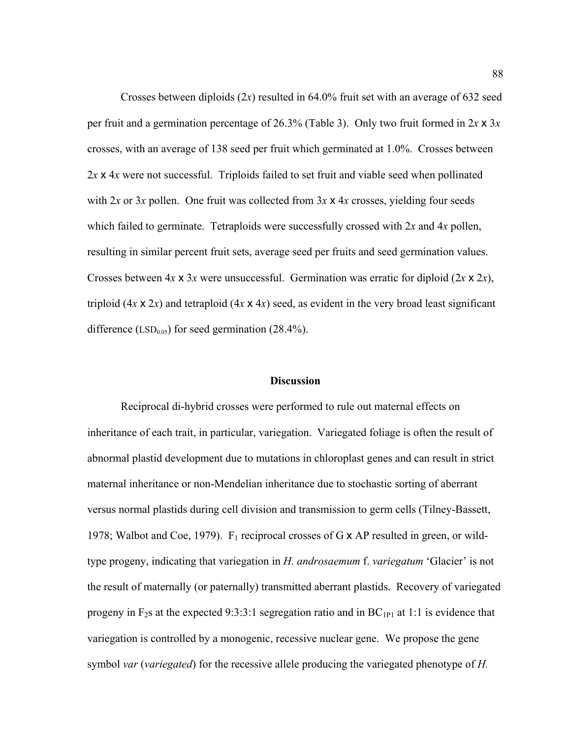Crosses between diploids (2*x*) resulted in 64.0% fruit set with an average of 632 seed per fruit and a germination percentage of 26.3% (Table 3). Only two fruit formed in 2*x* x 3*x* crosses, with an average of 138 seed per fruit which germinated at 1.0%. Crosses between 2*x* x 4*x* were not successful. Triploids failed to set fruit and viable seed when pollinated with 2*x* or 3*x* pollen. One fruit was collected from 3*x* x 4*x* crosses, yielding four seeds which failed to germinate. Tetraploids were successfully crossed with 2*x* and 4*x* pollen, resulting in similar percent fruit sets, average seed per fruits and seed germination values. Crosses between 4*x* x 3*x* were unsuccessful. Germination was erratic for diploid (2*x* x 2*x*), triploid (4*x* x 2*x*) and tetraploid (4*x* x 4*x*) seed, as evident in the very broad least significant difference ($LSD_{0.05}$) for seed germination (28.4%).

## Discussion

Reciprocal di-hybrid crosses were performed to rule out maternal effects on inheritance of each trait, in particular, variegation. Variegated foliage is often the result of abnormal plastid development due to mutations in chloroplast genes and can result in strict maternal inheritance or non-Mendelian inheritance due to stochastic sorting of aberrant versus normal plastids during cell division and transmission to germ cells (Tilney-Bassett, 1978; Walbot and Coe, 1979). $F_1$ reciprocal crosses of G x AP resulted in green, or wild-type progeny, indicating that variegation in *H. androsaemum* f. *variegatum* 'Glacier' is not the result of maternally (or paternally) transmitted aberrant plastids. Recovery of variegated progeny in $F_2$s at the expected 9:3:3:1 segregation ratio and in $BC_{1P1}$ at 1:1 is evidence that variegation is controlled by a monogenic, recessive nuclear gene. We propose the gene symbol *var* (*variegated*) for the recessive allele producing the variegated phenotype of *H.*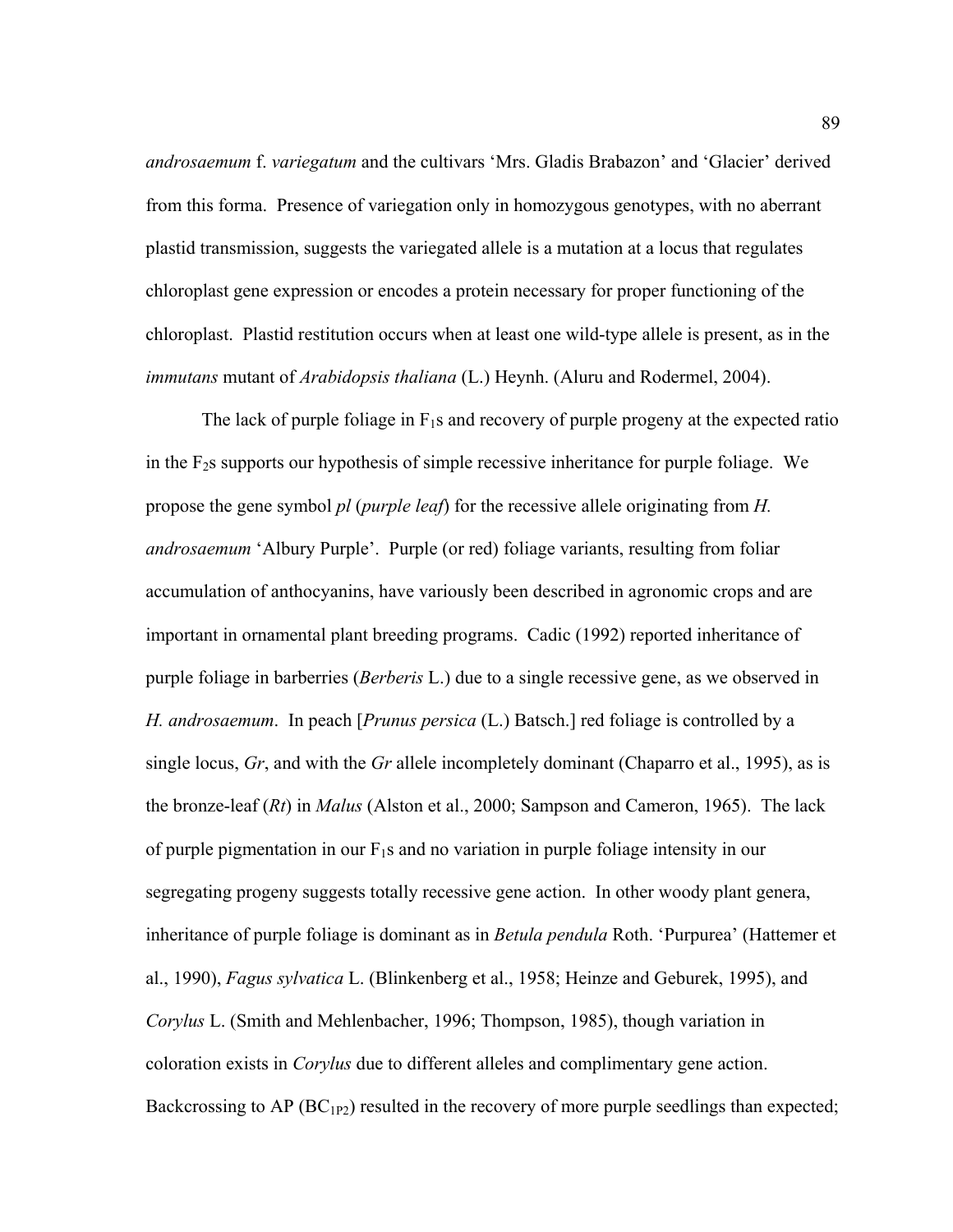*androsaemum* f. *variegatum* and the cultivars 'Mrs. Gladis Brabazon' and 'Glacier' derived from this forma. Presence of variegation only in homozygous genotypes, with no aberrant plastid transmission, suggests the variegated allele is a mutation at a locus that regulates chloroplast gene expression or encodes a protein necessary for proper functioning of the chloroplast. Plastid restitution occurs when at least one wild-type allele is present, as in the *immutans* mutant of *Arabidopsis thaliana* (L.) Heynh. (Aluru and Rodermel, 2004).

The lack of purple foliage in $F_1$s and recovery of purple progeny at the expected ratio in the $F_2$s supports our hypothesis of simple recessive inheritance for purple foliage. We propose the gene symbol *pl* (*purple leaf*) for the recessive allele originating from *H. androsaemum* 'Albury Purple'. Purple (or red) foliage variants, resulting from foliar accumulation of anthocyanins, have variously been described in agronomic crops and are important in ornamental plant breeding programs. Cadic (1992) reported inheritance of purple foliage in barberries (*Berberis* L.) due to a single recessive gene, as we observed in *H. androsaemum*. In peach [*Prunus persica* (L.) Batsch.] red foliage is controlled by a single locus, *Gr*, and with the *Gr* allele incompletely dominant (Chaparro et al., 1995), as is the bronze-leaf (*Rt*) in *Malus* (Alston et al., 2000; Sampson and Cameron, 1965). The lack of purple pigmentation in our $F_1$s and no variation in purple foliage intensity in our segregating progeny suggests totally recessive gene action. In other woody plant genera, inheritance of purple foliage is dominant as in *Betula pendula* Roth. 'Purpurea' (Hattemer et al., 1990), *Fagus sylvatica* L. (Blinkenberg et al., 1958; Heinze and Geburek, 1995), and *Corylus* L. (Smith and Mehlenbacher, 1996; Thompson, 1985), though variation in coloration exists in *Corylus* due to different alleles and complimentary gene action. Backcrossing to AP ($BC_{1P2}$) resulted in the recovery of more purple seedlings than expected;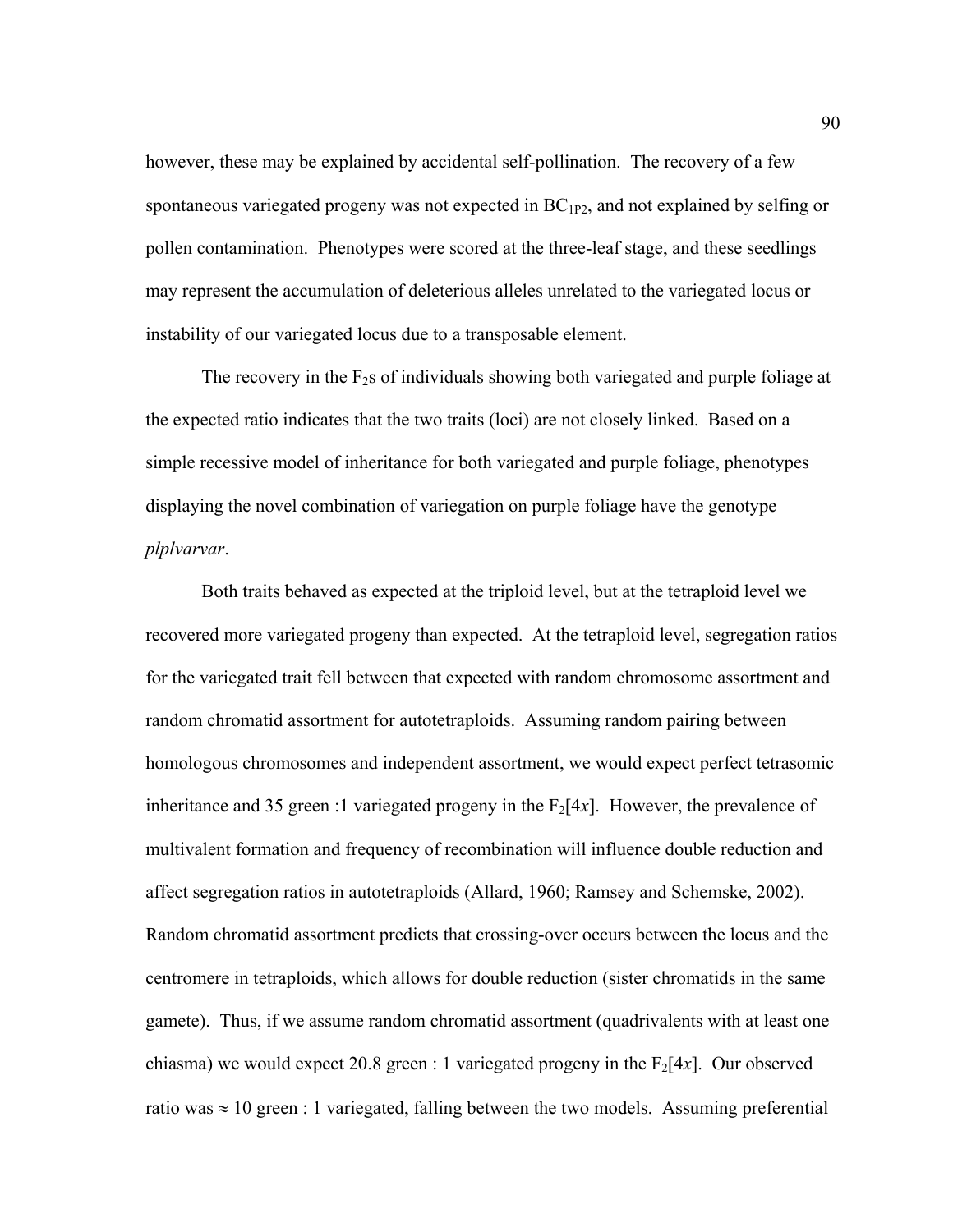however, these may be explained by accidental self-pollination. The recovery of a few spontaneous variegated progeny was not expected in $BC_{1P2}$, and not explained by selfing or pollen contamination. Phenotypes were scored at the three-leaf stage, and these seedlings may represent the accumulation of deleterious alleles unrelated to the variegated locus or instability of our variegated locus due to a transposable element.

The recovery in the $F_2$s of individuals showing both variegated and purple foliage at the expected ratio indicates that the two traits (loci) are not closely linked. Based on a simple recessive model of inheritance for both variegated and purple foliage, phenotypes displaying the novel combination of variegation on purple foliage have the genotype *plplvarvar*.

Both traits behaved as expected at the triploid level, but at the tetraploid level we recovered more variegated progeny than expected. At the tetraploid level, segregation ratios for the variegated trait fell between that expected with random chromosome assortment and random chromatid assortment for autotetraploids. Assuming random pairing between homologous chromosomes and independent assortment, we would expect perfect tetrasomic inheritance and 35 green :1 variegated progeny in the $F_2[4x]$. However, the prevalence of multivalent formation and frequency of recombination will influence double reduction and affect segregation ratios in autotetraploids (Allard, 1960; Ramsey and Schemske, 2002). Random chromatid assortment predicts that crossing-over occurs between the locus and the centromere in tetraploids, which allows for double reduction (sister chromatids in the same gamete). Thus, if we assume random chromatid assortment (quadrivalents with at least one chiasma) we would expect 20.8 green : 1 variegated progeny in the $F_2[4x]$. Our observed ratio was $\approx$ 10 green : 1 variegated, falling between the two models. Assuming preferential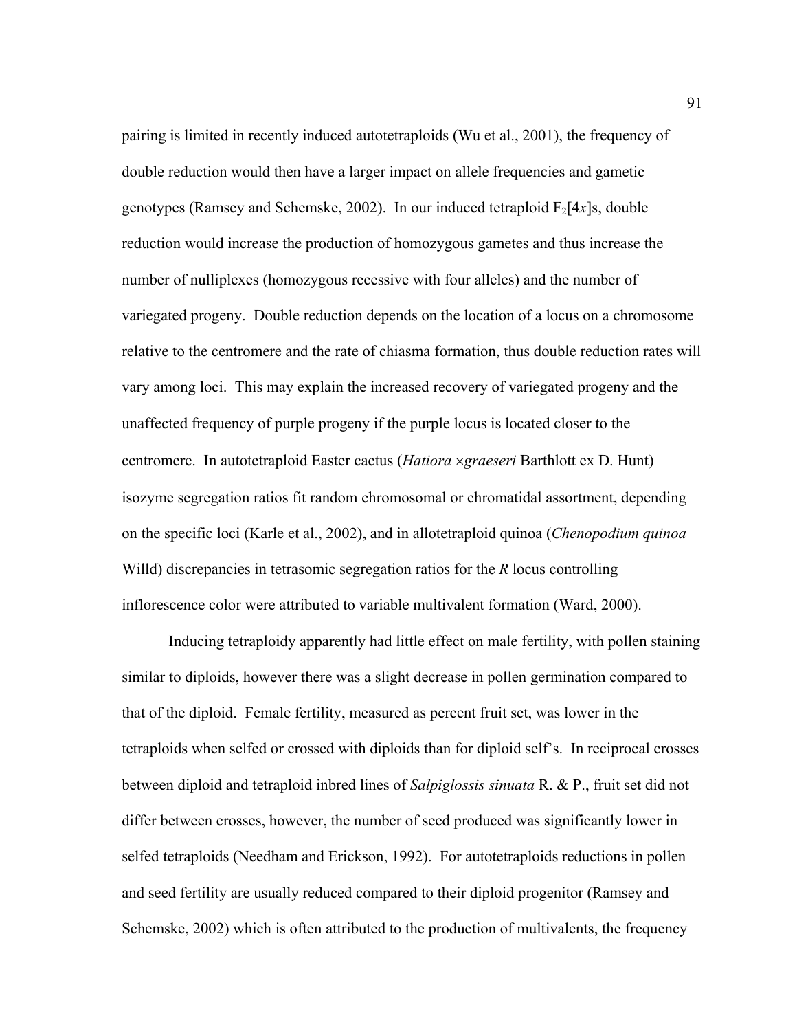pairing is limited in recently induced autotetraploids (Wu et al., 2001), the frequency of double reduction would then have a larger impact on allele frequencies and gametic genotypes (Ramsey and Schemske, 2002). In our induced tetraploid $F_2[4x]$s, double reduction would increase the production of homozygous gametes and thus increase the number of nulliplexes (homozygous recessive with four alleles) and the number of variegated progeny. Double reduction depends on the location of a locus on a chromosome relative to the centromere and the rate of chiasma formation, thus double reduction rates will vary among loci. This may explain the increased recovery of variegated progeny and the unaffected frequency of purple progeny if the purple locus is located closer to the centromere. In autotetraploid Easter cactus (*Hatiora ×graeseri* Barthlott ex D. Hunt) isozyme segregation ratios fit random chromosomal or chromatidal assortment, depending on the specific loci (Karle et al., 2002), and in allotetraploid quinoa (*Chenopodium quinoa* Willd) discrepancies in tetrasomic segregation ratios for the *R* locus controlling inflorescence color were attributed to variable multivalent formation (Ward, 2000).

Inducing tetraploidy apparently had little effect on male fertility, with pollen staining similar to diploids, however there was a slight decrease in pollen germination compared to that of the diploid. Female fertility, measured as percent fruit set, was lower in the tetraploids when selfed or crossed with diploids than for diploid self's. In reciprocal crosses between diploid and tetraploid inbred lines of *Salpiglossis sinuata* R. & P., fruit set did not differ between crosses, however, the number of seed produced was significantly lower in selfed tetraploids (Needham and Erickson, 1992). For autotetraploids reductions in pollen and seed fertility are usually reduced compared to their diploid progenitor (Ramsey and Schemske, 2002) which is often attributed to the production of multivalents, the frequency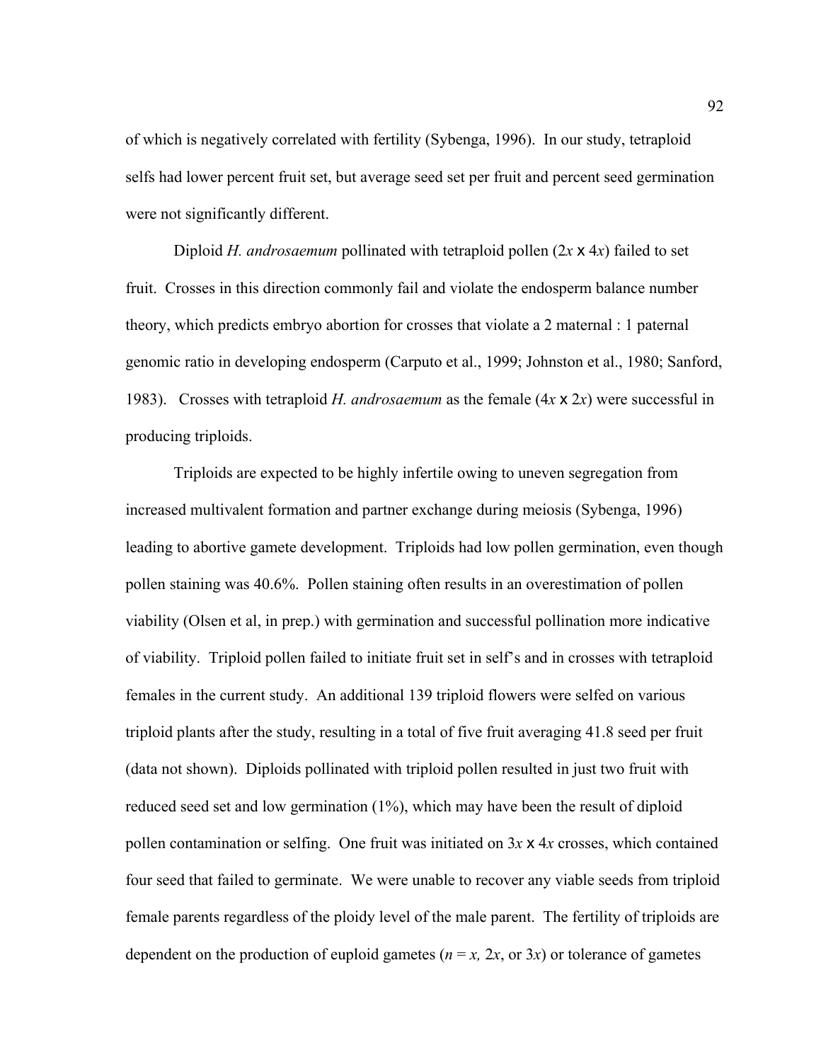of which is negatively correlated with fertility (Sybenga, 1996). In our study, tetraploid selfs had lower percent fruit set, but average seed set per fruit and percent seed germination were not significantly different.

Diploid *H. androsaemum* pollinated with tetraploid pollen ($2x$ x $4x$) failed to set fruit. Crosses in this direction commonly fail and violate the endosperm balance number theory, which predicts embryo abortion for crosses that violate a 2 maternal : 1 paternal genomic ratio in developing endosperm (Carputo et al., 1999; Johnston et al., 1980; Sanford, 1983). Crosses with tetraploid *H. androsaemum* as the female ($4x$ x $2x$) were successful in producing triploids.

Triploids are expected to be highly infertile owing to uneven segregation from increased multivalent formation and partner exchange during meiosis (Sybenga, 1996) leading to abortive gamete development. Triploids had low pollen germination, even though pollen staining was 40.6%. Pollen staining often results in an overestimation of pollen viability (Olsen et al, in prep.) with germination and successful pollination more indicative of viability. Triploid pollen failed to initiate fruit set in self's and in crosses with tetraploid females in the current study. An additional 139 triploid flowers were selfed on various triploid plants after the study, resulting in a total of five fruit averaging 41.8 seed per fruit (data not shown). Diploids pollinated with triploid pollen resulted in just two fruit with reduced seed set and low germination (1%), which may have been the result of diploid pollen contamination or selfing. One fruit was initiated on $3x$ x $4x$ crosses, which contained four seed that failed to germinate. We were unable to recover any viable seeds from triploid female parents regardless of the ploidy level of the male parent. The fertility of triploids are dependent on the production of euploid gametes ($n = x$, $2x$, or $3x$) or tolerance of gametes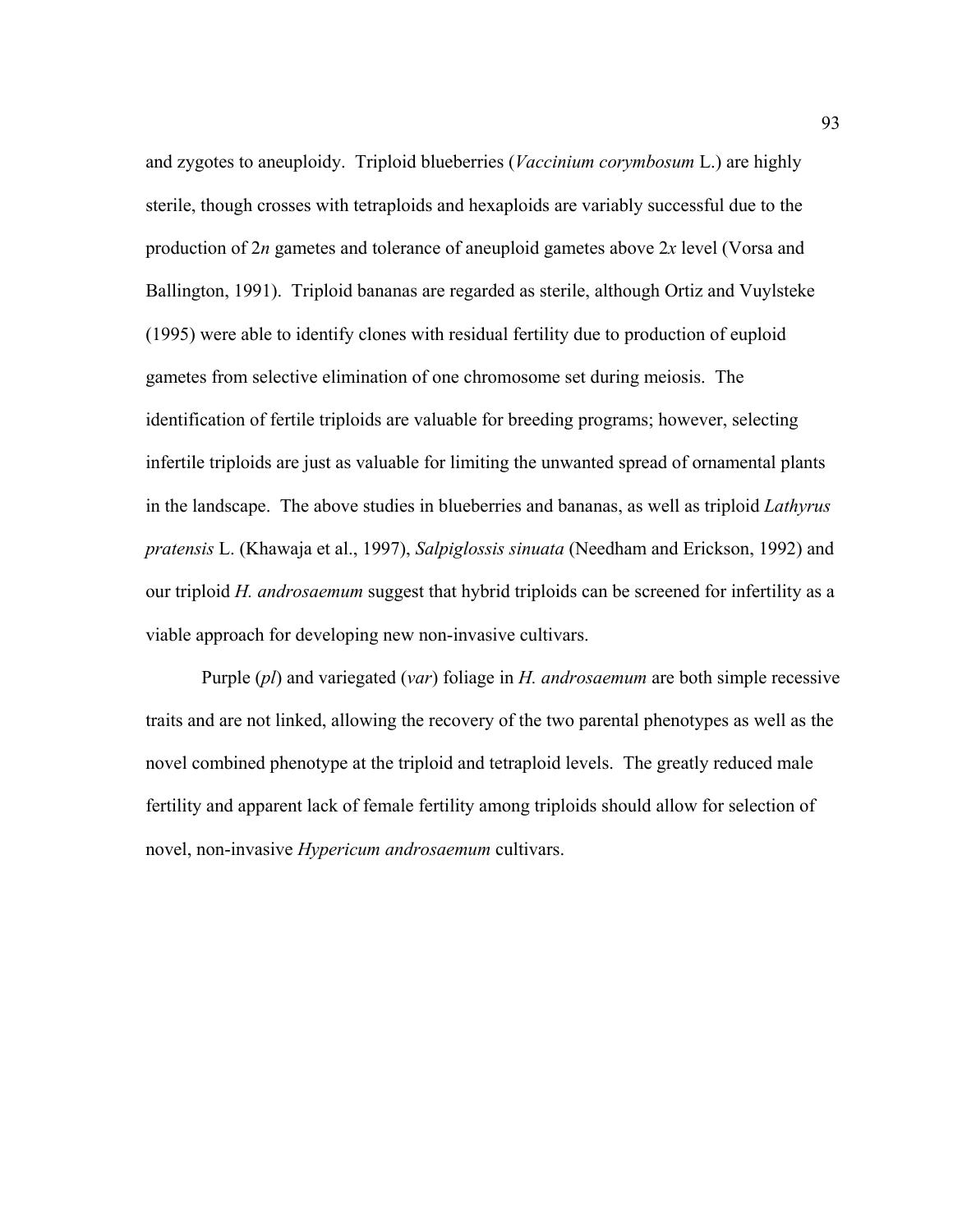and zygotes to aneuploidy. Triploid blueberries (*Vaccinium corymbosum* L.) are highly sterile, though crosses with tetraploids and hexaploids are variably successful due to the production of 2*n* gametes and tolerance of aneuploid gametes above 2*x* level (Vorsa and Ballington, 1991). Triploid bananas are regarded as sterile, although Ortiz and Vuylsteke (1995) were able to identify clones with residual fertility due to production of euploid gametes from selective elimination of one chromosome set during meiosis. The identification of fertile triploids are valuable for breeding programs; however, selecting infertile triploids are just as valuable for limiting the unwanted spread of ornamental plants in the landscape. The above studies in blueberries and bananas, as well as triploid *Lathyrus pratensis* L. (Khawaja et al., 1997), *Salpiglossis sinuata* (Needham and Erickson, 1992) and our triploid *H. androsaemum* suggest that hybrid triploids can be screened for infertility as a viable approach for developing new non-invasive cultivars.

Purple (*pl*) and variegated (*var*) foliage in *H. androsaemum* are both simple recessive traits and are not linked, allowing the recovery of the two parental phenotypes as well as the novel combined phenotype at the triploid and tetraploid levels. The greatly reduced male fertility and apparent lack of female fertility among triploids should allow for selection of novel, non-invasive *Hypericum androsaemum* cultivars.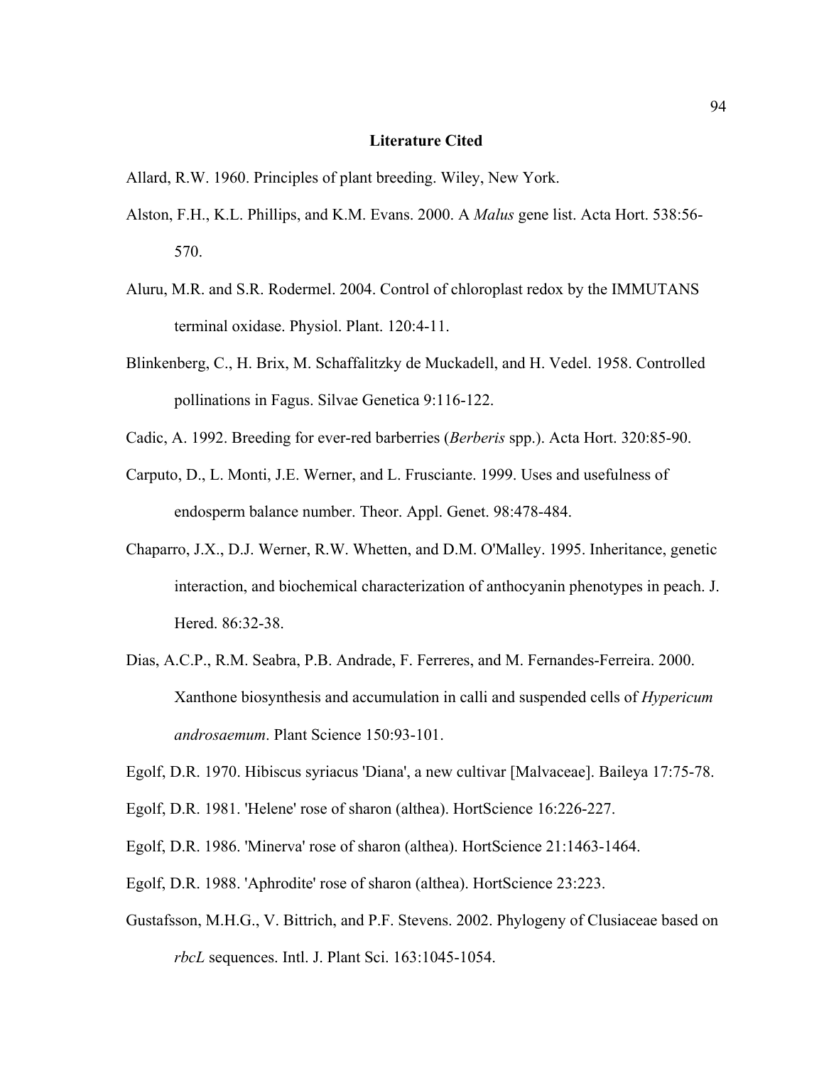# Literature Cited

Allard, R.W. 1960. Principles of plant breeding. Wiley, New York.

Alston, F.H., K.L. Phillips, and K.M. Evans. 2000. A *Malus* gene list. Acta Hort. 538:56-570.

Aluru, M.R. and S.R. Rodermel. 2004. Control of chloroplast redox by the IMMUTANS terminal oxidase. Physiol. Plant. 120:4-11.

Blinkenberg, C., H. Brix, M. Schaffalitzky de Muckadell, and H. Vedel. 1958. Controlled pollinations in Fagus. Silvae Genetica 9:116-122.

Cadic, A. 1992. Breeding for ever-red barberries (*Berberis* spp.). Acta Hort. 320:85-90.

Carputo, D., L. Monti, J.E. Werner, and L. Frusciante. 1999. Uses and usefulness of endosperm balance number. Theor. Appl. Genet. 98:478-484.

Chaparro, J.X., D.J. Werner, R.W. Whetten, and D.M. O'Malley. 1995. Inheritance, genetic interaction, and biochemical characterization of anthocyanin phenotypes in peach. J. Hered. 86:32-38.

Dias, A.C.P., R.M. Seabra, P.B. Andrade, F. Ferreres, and M. Fernandes-Ferreira. 2000. Xanthone biosynthesis and accumulation in calli and suspended cells of *Hypericum androsaemum*. Plant Science 150:93-101.

Egolf, D.R. 1970. Hibiscus syriacus 'Diana', a new cultivar [Malvaceae]. Baileya 17:75-78.

Egolf, D.R. 1981. 'Helene' rose of sharon (althea). HortScience 16:226-227.

Egolf, D.R. 1986. 'Minerva' rose of sharon (althea). HortScience 21:1463-1464.

Egolf, D.R. 1988. 'Aphrodite' rose of sharon (althea). HortScience 23:223.

Gustafsson, M.H.G., V. Bittrich, and P.F. Stevens. 2002. Phylogeny of Clusiaceae based on *rbcL* sequences. Intl. J. Plant Sci. 163:1045-1054.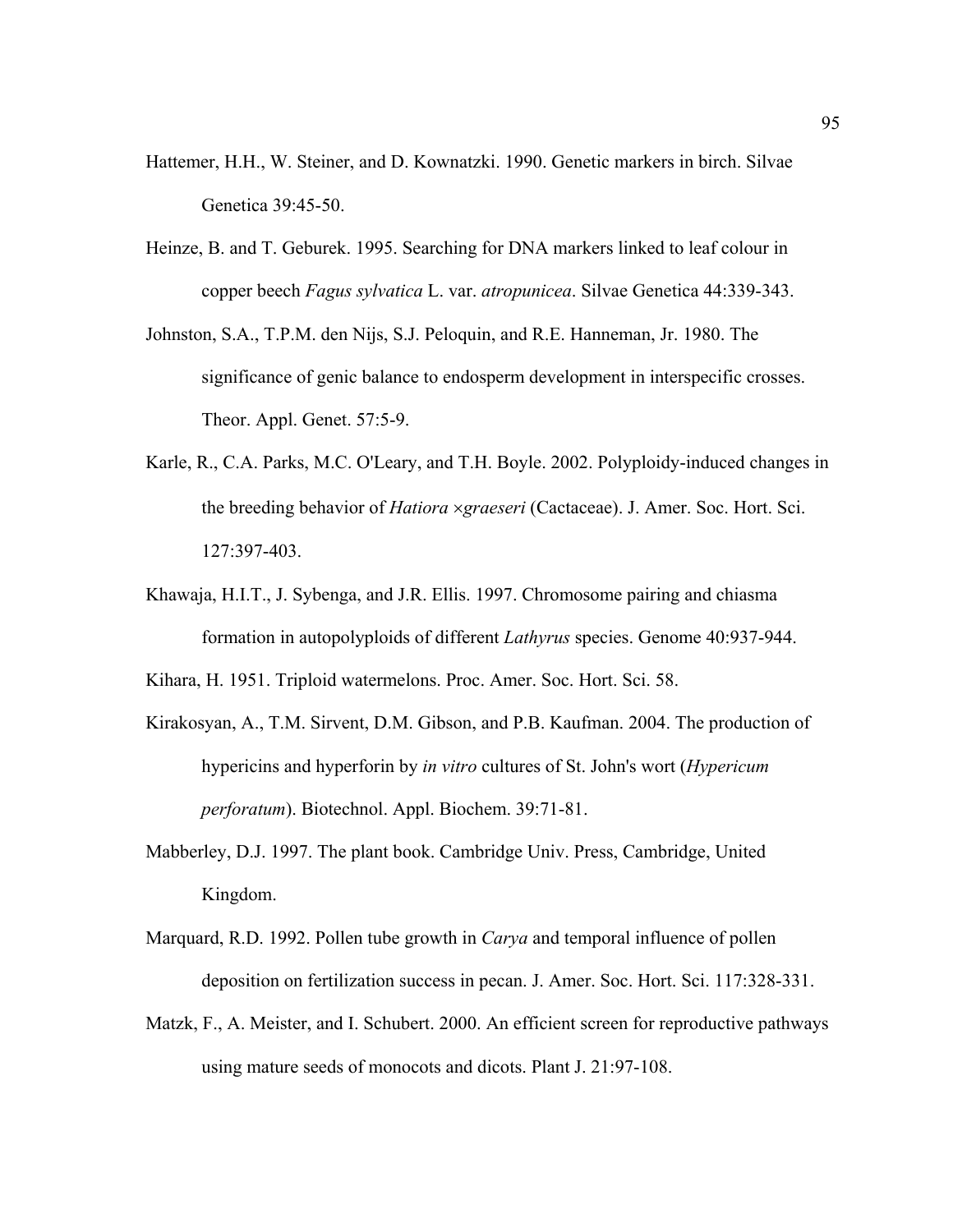Hattemer, H.H., W. Steiner, and D. Kownatzki. 1990. Genetic markers in birch. Silvae Genetica 39:45-50.

Heinze, B. and T. Geburek. 1995. Searching for DNA markers linked to leaf colour in copper beech *Fagus sylvatica* L. var. *atropunicea*. Silvae Genetica 44:339-343.

Johnston, S.A., T.P.M. den Nijs, S.J. Peloquin, and R.E. Hanneman, Jr. 1980. The significance of genic balance to endosperm development in interspecific crosses. Theor. Appl. Genet. 57:5-9.

Karle, R., C.A. Parks, M.C. O'Leary, and T.H. Boyle. 2002. Polyploidy-induced changes in the breeding behavior of *Hatiora ×graeseri* (Cactaceae). J. Amer. Soc. Hort. Sci. 127:397-403.

Khawaja, H.I.T., J. Sybenga, and J.R. Ellis. 1997. Chromosome pairing and chiasma formation in autopolyploids of different *Lathyrus* species. Genome 40:937-944.

Kihara, H. 1951. Triploid watermelons. Proc. Amer. Soc. Hort. Sci. 58.

Kirakosyan, A., T.M. Sirvent, D.M. Gibson, and P.B. Kaufman. 2004. The production of hypericins and hyperforin by *in vitro* cultures of St. John's wort (*Hypericum perforatum*). Biotechnol. Appl. Biochem. 39:71-81.

Mabberley, D.J. 1997. The plant book. Cambridge Univ. Press, Cambridge, United Kingdom.

Marquard, R.D. 1992. Pollen tube growth in *Carya* and temporal influence of pollen deposition on fertilization success in pecan. J. Amer. Soc. Hort. Sci. 117:328-331.

Matzk, F., A. Meister, and I. Schubert. 2000. An efficient screen for reproductive pathways using mature seeds of monocots and dicots. Plant J. 21:97-108.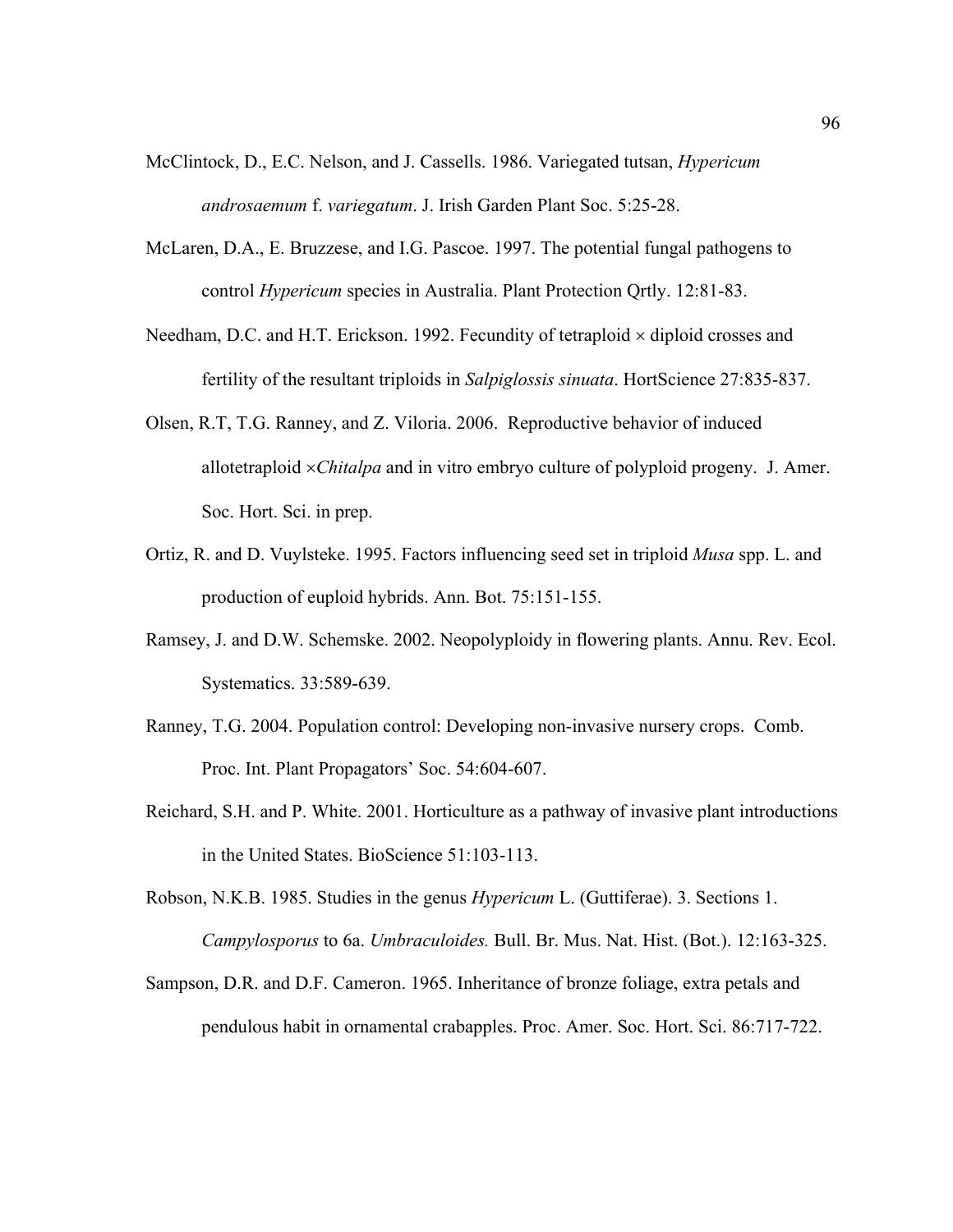McClintock, D., E.C. Nelson, and J. Cassells. 1986. Variegated tutsan, *Hypericum androsaemum* f. *variegatum*. J. Irish Garden Plant Soc. 5:25-28.

McLaren, D.A., E. Bruzzese, and I.G. Pascoe. 1997. The potential fungal pathogens to control *Hypericum* species in Australia. Plant Protection Qrtly. 12:81-83.

Needham, D.C. and H.T. Erickson. 1992. Fecundity of tetraploid × diploid crosses and fertility of the resultant triploids in *Salpiglossis sinuata*. HortScience 27:835-837.

Olsen, R.T, T.G. Ranney, and Z. Viloria. 2006. Reproductive behavior of induced allotetraploid ×*Chitalpa* and in vitro embryo culture of polyploid progeny. J. Amer. Soc. Hort. Sci. in prep.

Ortiz, R. and D. Vuylsteke. 1995. Factors influencing seed set in triploid *Musa* spp. L. and production of euploid hybrids. Ann. Bot. 75:151-155.

Ramsey, J. and D.W. Schemske. 2002. Neopolyploidy in flowering plants. Annu. Rev. Ecol. Systematics. 33:589-639.

Ranney, T.G. 2004. Population control: Developing non-invasive nursery crops. Comb. Proc. Int. Plant Propagators' Soc. 54:604-607.

Reichard, S.H. and P. White. 2001. Horticulture as a pathway of invasive plant introductions in the United States. BioScience 51:103-113.

Robson, N.K.B. 1985. Studies in the genus *Hypericum* L. (Guttiferae). 3. Sections 1. *Campylosporus* to 6a. *Umbraculoides.* Bull. Br. Mus. Nat. Hist. (Bot.). 12:163-325.

Sampson, D.R. and D.F. Cameron. 1965. Inheritance of bronze foliage, extra petals and pendulous habit in ornamental crabapples. Proc. Amer. Soc. Hort. Sci. 86:717-722.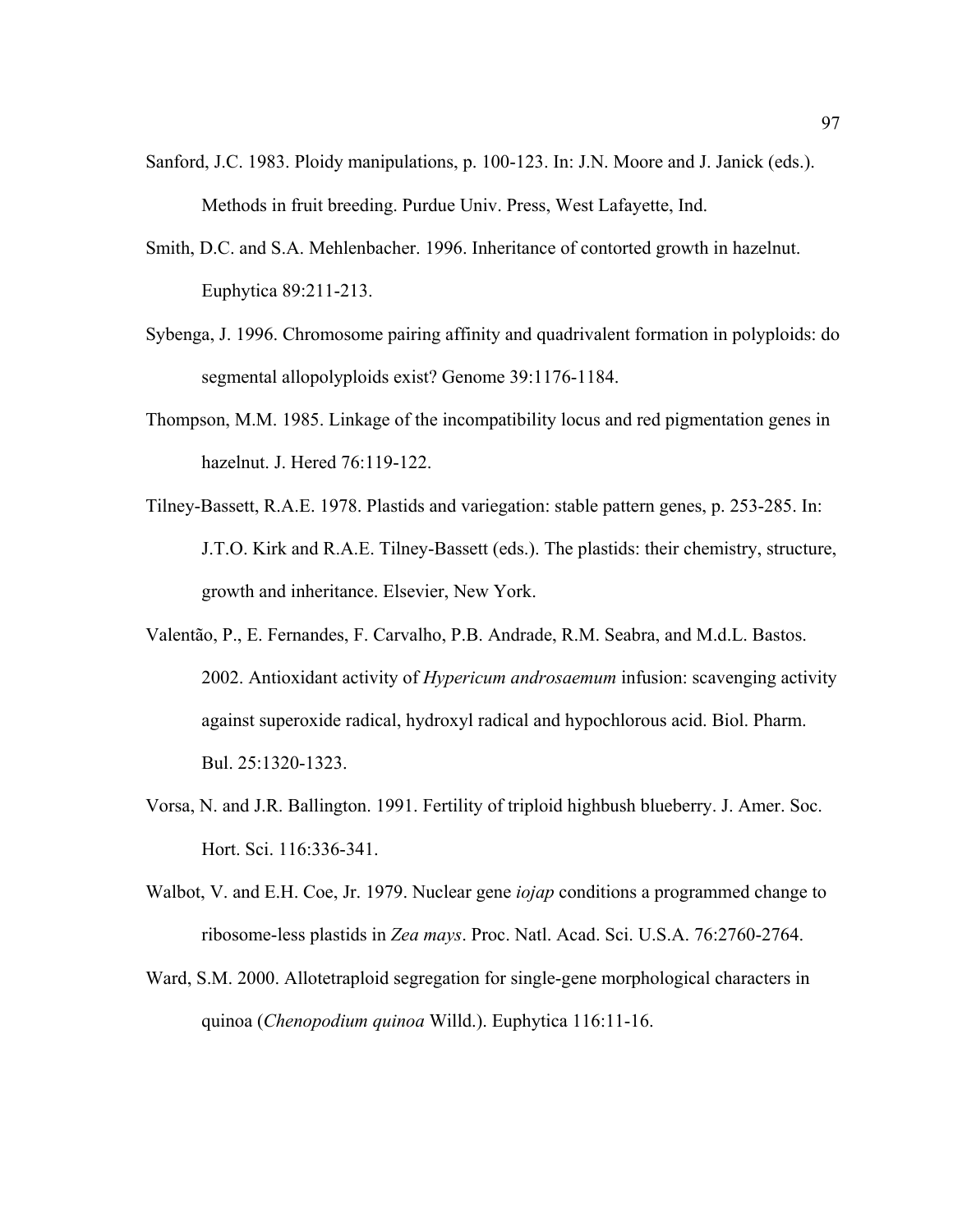Sanford, J.C. 1983. Ploidy manipulations, p. 100-123. In: J.N. Moore and J. Janick (eds.). Methods in fruit breeding. Purdue Univ. Press, West Lafayette, Ind.

Smith, D.C. and S.A. Mehlenbacher. 1996. Inheritance of contorted growth in hazelnut. Euphytica 89:211-213.

Sybenga, J. 1996. Chromosome pairing affinity and quadrivalent formation in polyploids: do segmental allopolyploids exist? Genome 39:1176-1184.

Thompson, M.M. 1985. Linkage of the incompatibility locus and red pigmentation genes in hazelnut. J. Hered 76:119-122.

Tilney-Bassett, R.A.E. 1978. Plastids and variegation: stable pattern genes, p. 253-285. In: J.T.O. Kirk and R.A.E. Tilney-Bassett (eds.). The plastids: their chemistry, structure, growth and inheritance. Elsevier, New York.

Valentão, P., E. Fernandes, F. Carvalho, P.B. Andrade, R.M. Seabra, and M.d.L. Bastos. 2002. Antioxidant activity of *Hypericum androsaemum* infusion: scavenging activity against superoxide radical, hydroxyl radical and hypochlorous acid. Biol. Pharm. Bul. 25:1320-1323.

Vorsa, N. and J.R. Ballington. 1991. Fertility of triploid highbush blueberry. J. Amer. Soc. Hort. Sci. 116:336-341.

Walbot, V. and E.H. Coe, Jr. 1979. Nuclear gene *iojap* conditions a programmed change to ribosome-less plastids in *Zea mays*. Proc. Natl. Acad. Sci. U.S.A. 76:2760-2764.

Ward, S.M. 2000. Allotetraploid segregation for single-gene morphological characters in quinoa (*Chenopodium quinoa* Willd.). Euphytica 116:11-16.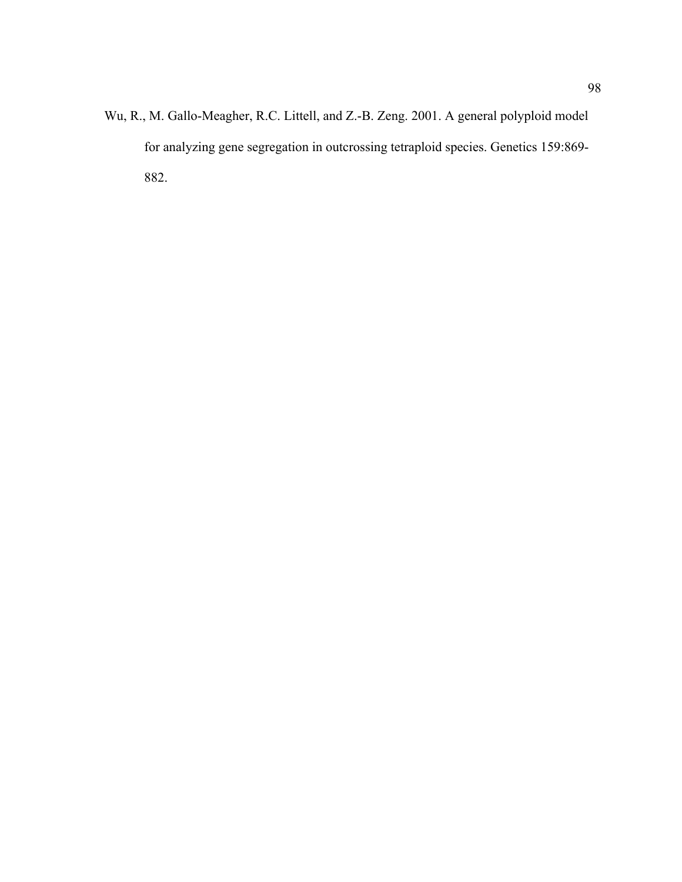Wu, R., M. Gallo-Meagher, R.C. Littell, and Z.-B. Zeng. 2001. A general polyploid model for analyzing gene segregation in outcrossing tetraploid species. Genetics 159:869-882.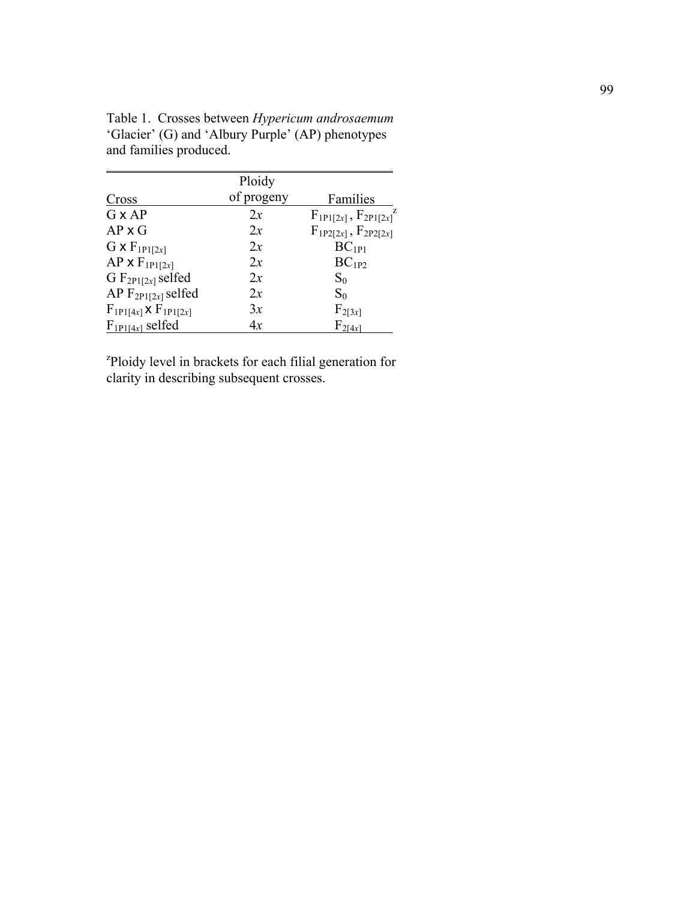Table 1. Crosses between *Hypericum androsaemum* 'Glacier' (G) and 'Albury Purple' (AP) phenotypes and families produced.

| Cross | Ploidy of progeny | Families |
|---|---|---|
| G x AP | $2x$ | $F_{1P1[2x]}$ , $F_{2P1[2x]}$[z] |
| AP x G | $2x$ | $F_{1P2[2x]}$ , $F_{2P2[2x]}$ |
| G x $F_{1P1[2x]}$ | $2x$ | $BC_{1P1}$ |
| AP x $F_{1P1[2x]}$ | $2x$ | $BC_{1P2}$ |
| G $F_{2P1[2x]}$ selfed | $2x$ | $S_0$ |
| AP $F_{2P1[2x]}$ selfed | $2x$ | $S_0$ |
| $F_{1P1[4x]}$ x $F_{1P1[2x]}$ | $3x$ | $F_{2[3x]}$ |
| $F_{1P1[4x]}$ selfed | $4x$ | $F_{2[4x]}$ |

[z]Ploidy level in brackets for each filial generation for clarity in describing subsequent crosses.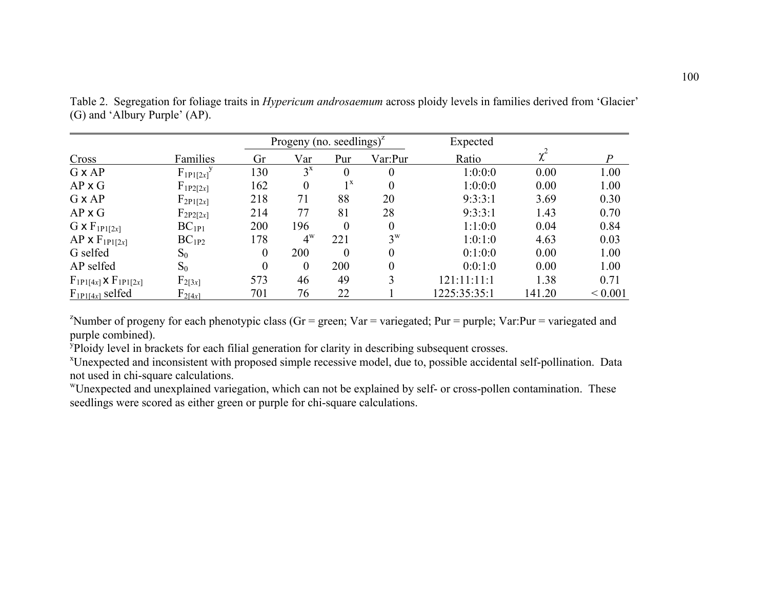Table 2. Segregation for foliage traits in *Hypericum androsaemum* across ploidy levels in families derived from 'Glacier' (G) and 'Albury Purple' (AP).

| Cross | Families | Progeny (no. seedlings)[z] | | | | Expected | | |
|---|---|---|---|---|---|---|---|---|
| | | Gr | Var | Pur | Var:Pur | Ratio | $\chi^2$ | *P* |
| G x AP | $F_{1P1[2x]}$[y] | 130 | 3[x] | 0 | 0 | 1:0:0:0 | 0.00 | 1.00 |
| AP x G | $F_{1P2[2x]}$ | 162 | 0 | 1[x] | 0 | 1:0:0:0 | 0.00 | 1.00 |
| G x AP | $F_{2P1[2x]}$ | 218 | 71 | 88 | 20 | 9:3:3:1 | 3.69 | 0.30 |
| AP x G | $F_{2P2[2x]}$ | 214 | 77 | 81 | 28 | 9:3:3:1 | 1.43 | 0.70 |
| G x $F_{1P1[2x]}$ | $BC_{1P1}$ | 200 | 196 | 0 | 0 | 1:1:0:0 | 0.04 | 0.84 |
| AP x $F_{1P1[2x]}$ | $BC_{1P2}$ | 178 | 4[w] | 221 | 3[w] | 1:0:1:0 | 4.63 | 0.03 |
| G selfed | $S_0$ | 0 | 200 | 0 | 0 | 0:1:0:0 | 0.00 | 1.00 |
| AP selfed | $S_0$ | 0 | 0 | 200 | 0 | 0:0:1:0 | 0.00 | 1.00 |
| $F_{1P1[4x]}$ x $F_{1P1[2x]}$ | $F_{2[3x]}$ | 573 | 46 | 49 | 3 | 121:11:11:1 | 1.38 | 0.71 |
| $F_{1P1[4x]}$ selfed | $F_{2[4x]}$ | 701 | 76 | 22 | 1 | 1225:35:35:1 | 141.20 | < 0.001 |

[z]Number of progeny for each phenotypic class (Gr = green; Var = variegated; Pur = purple; Var:Pur = variegated and purple combined).

[y]Ploidy level in brackets for each filial generation for clarity in describing subsequent crosses.

[x]Unexpected and inconsistent with proposed simple recessive model, due to, possible accidental self-pollination. Data not used in chi-square calculations.

[w]Unexpected and unexplained variegation, which can not be explained by self- or cross-pollen contamination. These seedlings were scored as either green or purple for chi-square calculations.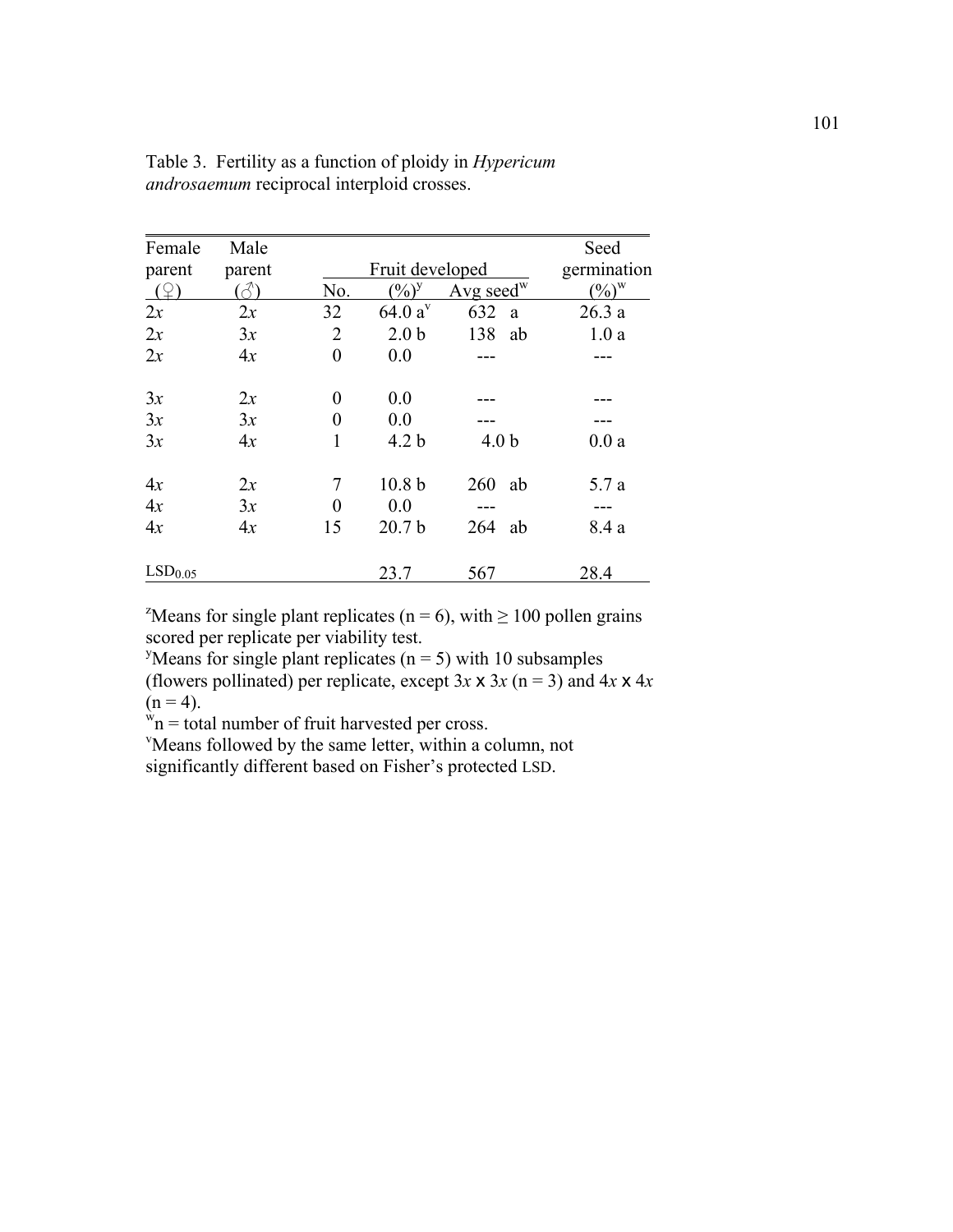Table 3. Fertility as a function of ploidy in *Hypericum androsaemum* reciprocal interploid crosses.

| Female parent (♀) | Male parent (♂) | Fruit developed No. | Fruit developed (%)[y] | Fruit developed Avg seed[w] | Seed germination (%)[w] |
|---|---|---|---|---|---|
| 2*x* | 2*x* | 32 | 64.0 a[v] | 632 a | 26.3 a |
| 2*x* | 3*x* | 2 | 2.0 b | 138 ab | 1.0 a |
| 2*x* | 4*x* | 0 | 0.0 | --- | --- |
| 3*x* | 2*x* | 0 | 0.0 | --- | --- |
| 3*x* | 3*x* | 0 | 0.0 | --- | --- |
| 3*x* | 4*x* | 1 | 4.2 b | 4.0 b | 0.0 a |
| 4*x* | 2*x* | 7 | 10.8 b | 260 ab | 5.7 a |
| 4*x* | 3*x* | 0 | 0.0 | --- | --- |
| 4*x* | 4*x* | 15 | 20.7 b | 264 ab | 8.4 a |
| $LSD_{0.05}$ | | | 23.7 | 567 | 28.4 |

[z]Means for single plant replicates (n = 6), with ≥ 100 pollen grains scored per replicate per viability test.
[y]Means for single plant replicates (n = 5) with 10 subsamples (flowers pollinated) per replicate, except 3*x* x 3*x* (n = 3) and 4*x* x 4*x* (n = 4).
[w]n = total number of fruit harvested per cross.
[v]Means followed by the same letter, within a column, not significantly different based on Fisher's protected LSD.